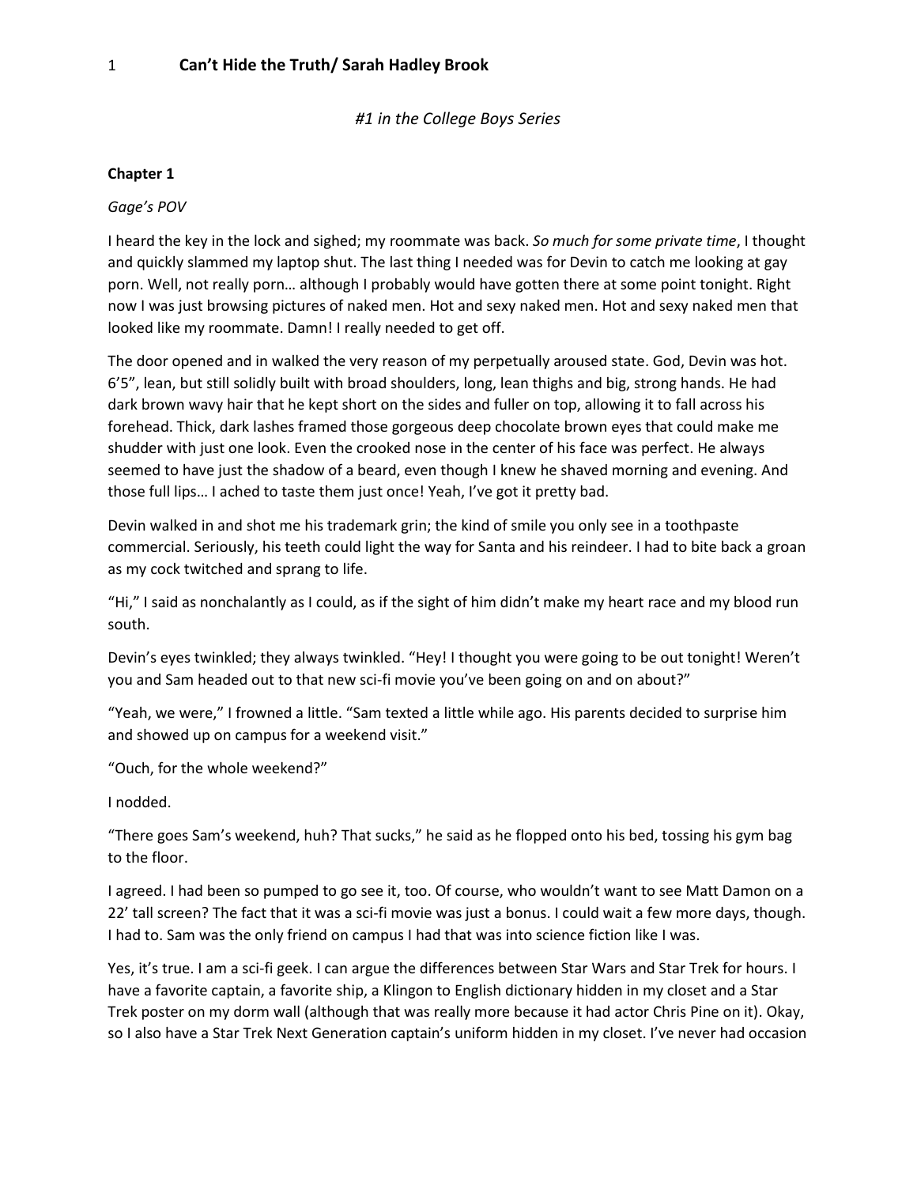# Can't Hide the Truth/ Sarah Hadley Brook

*#1 in the College Boys Series*

## Chapter 1

*Gage's POV*

I heard the key in the lock and sighed; my roommate was back. *So much for some private time*, I thought and quickly slammed my laptop shut. The last thing I needed was for Devin to catch me looking at gay porn. Well, not really porn… although I probably would have gotten there at some point tonight. Right now I was just browsing pictures of naked men. Hot and sexy naked men. Hot and sexy naked men that looked like my roommate. Damn! I really needed to get off.

The door opened and in walked the very reason of my perpetually aroused state. God, Devin was hot. 6'5", lean, but still solidly built with broad shoulders, long, lean thighs and big, strong hands. He had dark brown wavy hair that he kept short on the sides and fuller on top, allowing it to fall across his forehead. Thick, dark lashes framed those gorgeous deep chocolate brown eyes that could make me shudder with just one look. Even the crooked nose in the center of his face was perfect. He always seemed to have just the shadow of a beard, even though I knew he shaved morning and evening. And those full lips… I ached to taste them just once! Yeah, I've got it pretty bad.

Devin walked in and shot me his trademark grin; the kind of smile you only see in a toothpaste commercial. Seriously, his teeth could light the way for Santa and his reindeer. I had to bite back a groan as my cock twitched and sprang to life.

"Hi," I said as nonchalantly as I could, as if the sight of him didn't make my heart race and my blood run south.

Devin's eyes twinkled; they always twinkled. "Hey! I thought you were going to be out tonight! Weren't you and Sam headed out to that new sci-fi movie you've been going on and on about?"

"Yeah, we were," I frowned a little. "Sam texted a little while ago. His parents decided to surprise him and showed up on campus for a weekend visit."

"Ouch, for the whole weekend?"

I nodded.

"There goes Sam's weekend, huh? That sucks," he said as he flopped onto his bed, tossing his gym bag to the floor.

I agreed. I had been so pumped to go see it, too. Of course, who wouldn't want to see Matt Damon on a 22' tall screen? The fact that it was a sci-fi movie was just a bonus. I could wait a few more days, though. I had to. Sam was the only friend on campus I had that was into science fiction like I was.

Yes, it's true. I am a sci-fi geek. I can argue the differences between Star Wars and Star Trek for hours. I have a favorite captain, a favorite ship, a Klingon to English dictionary hidden in my closet and a Star Trek poster on my dorm wall (although that was really more because it had actor Chris Pine on it). Okay, so I also have a Star Trek Next Generation captain's uniform hidden in my closet. I've never had occasion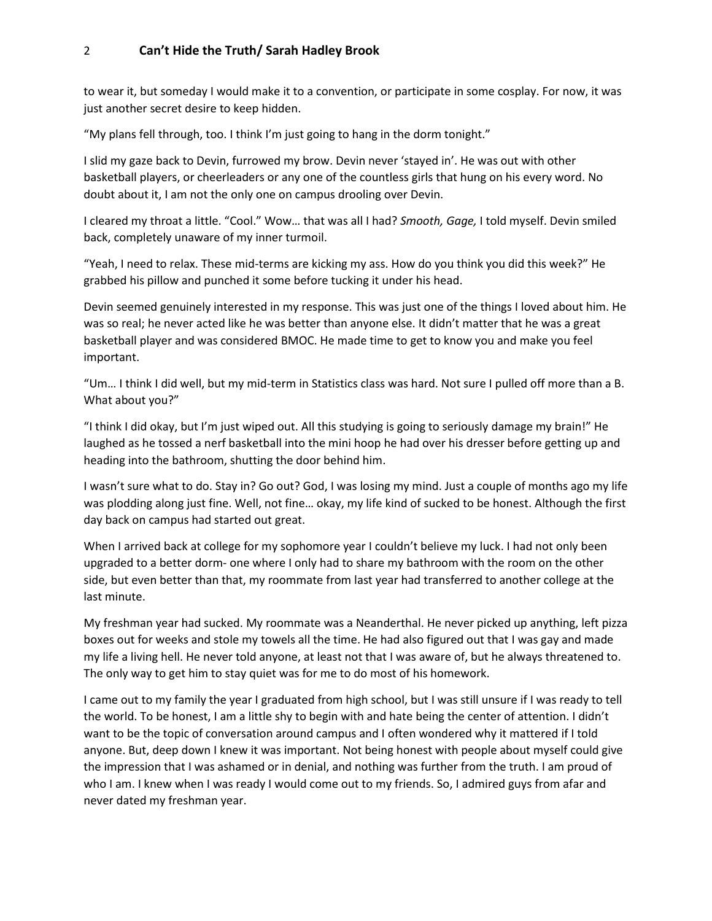to wear it, but someday I would make it to a convention, or participate in some cosplay. For now, it was just another secret desire to keep hidden.

"My plans fell through, too. I think I'm just going to hang in the dorm tonight."

I slid my gaze back to Devin, furrowed my brow. Devin never 'stayed in'. He was out with other basketball players, or cheerleaders or any one of the countless girls that hung on his every word. No doubt about it, I am not the only one on campus drooling over Devin.

I cleared my throat a little. "Cool." Wow… that was all I had? *Smooth, Gage,* I told myself. Devin smiled back, completely unaware of my inner turmoil.

"Yeah, I need to relax. These mid-terms are kicking my ass. How do you think you did this week?" He grabbed his pillow and punched it some before tucking it under his head.

Devin seemed genuinely interested in my response. This was just one of the things I loved about him. He was so real; he never acted like he was better than anyone else. It didn't matter that he was a great basketball player and was considered BMOC. He made time to get to know you and make you feel important.

"Um… I think I did well, but my mid-term in Statistics class was hard. Not sure I pulled off more than a B. What about you?"

"I think I did okay, but I'm just wiped out. All this studying is going to seriously damage my brain!" He laughed as he tossed a nerf basketball into the mini hoop he had over his dresser before getting up and heading into the bathroom, shutting the door behind him.

I wasn't sure what to do. Stay in? Go out? God, I was losing my mind. Just a couple of months ago my life was plodding along just fine. Well, not fine… okay, my life kind of sucked to be honest. Although the first day back on campus had started out great.

When I arrived back at college for my sophomore year I couldn't believe my luck. I had not only been upgraded to a better dorm- one where I only had to share my bathroom with the room on the other side, but even better than that, my roommate from last year had transferred to another college at the last minute.

My freshman year had sucked. My roommate was a Neanderthal. He never picked up anything, left pizza boxes out for weeks and stole my towels all the time. He had also figured out that I was gay and made my life a living hell. He never told anyone, at least not that I was aware of, but he always threatened to. The only way to get him to stay quiet was for me to do most of his homework.

I came out to my family the year I graduated from high school, but I was still unsure if I was ready to tell the world. To be honest, I am a little shy to begin with and hate being the center of attention. I didn't want to be the topic of conversation around campus and I often wondered why it mattered if I told anyone. But, deep down I knew it was important. Not being honest with people about myself could give the impression that I was ashamed or in denial, and nothing was further from the truth. I am proud of who I am. I knew when I was ready I would come out to my friends. So, I admired guys from afar and never dated my freshman year.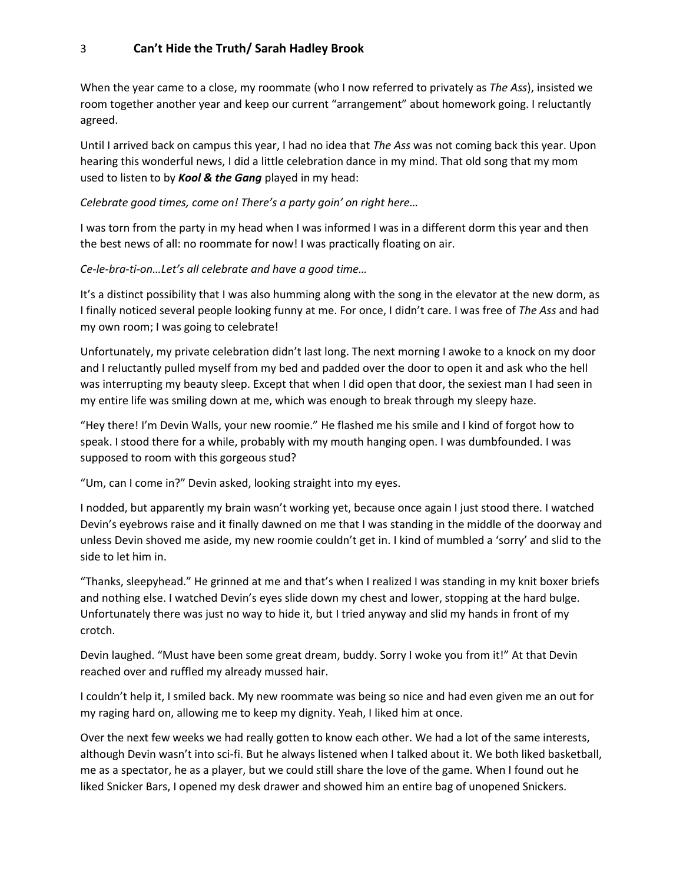When the year came to a close, my roommate (who I now referred to privately as *The Ass*), insisted we room together another year and keep our current "arrangement" about homework going. I reluctantly agreed.

Until I arrived back on campus this year, I had no idea that *The Ass* was not coming back this year. Upon hearing this wonderful news, I did a little celebration dance in my mind. That old song that my mom used to listen to by ***Kool & the Gang*** played in my head:

*Celebrate good times, come on! There's a party goin' on right here…*

I was torn from the party in my head when I was informed I was in a different dorm this year and then the best news of all: no roommate for now! I was practically floating on air.

*Ce-le-bra-ti-on…Let's all celebrate and have a good time…*

It's a distinct possibility that I was also humming along with the song in the elevator at the new dorm, as I finally noticed several people looking funny at me. For once, I didn't care. I was free of *The Ass* and had my own room; I was going to celebrate!

Unfortunately, my private celebration didn't last long. The next morning I awoke to a knock on my door and I reluctantly pulled myself from my bed and padded over the door to open it and ask who the hell was interrupting my beauty sleep. Except that when I did open that door, the sexiest man I had seen in my entire life was smiling down at me, which was enough to break through my sleepy haze.

"Hey there! I'm Devin Walls, your new roomie." He flashed me his smile and I kind of forgot how to speak. I stood there for a while, probably with my mouth hanging open. I was dumbfounded. I was supposed to room with this gorgeous stud?

"Um, can I come in?" Devin asked, looking straight into my eyes.

I nodded, but apparently my brain wasn't working yet, because once again I just stood there. I watched Devin's eyebrows raise and it finally dawned on me that I was standing in the middle of the doorway and unless Devin shoved me aside, my new roomie couldn't get in. I kind of mumbled a 'sorry' and slid to the side to let him in.

"Thanks, sleepyhead." He grinned at me and that's when I realized I was standing in my knit boxer briefs and nothing else. I watched Devin's eyes slide down my chest and lower, stopping at the hard bulge. Unfortunately there was just no way to hide it, but I tried anyway and slid my hands in front of my crotch.

Devin laughed. "Must have been some great dream, buddy. Sorry I woke you from it!" At that Devin reached over and ruffled my already mussed hair.

I couldn't help it, I smiled back. My new roommate was being so nice and had even given me an out for my raging hard on, allowing me to keep my dignity. Yeah, I liked him at once.

Over the next few weeks we had really gotten to know each other. We had a lot of the same interests, although Devin wasn't into sci-fi. But he always listened when I talked about it. We both liked basketball, me as a spectator, he as a player, but we could still share the love of the game. When I found out he liked Snicker Bars, I opened my desk drawer and showed him an entire bag of unopened Snickers.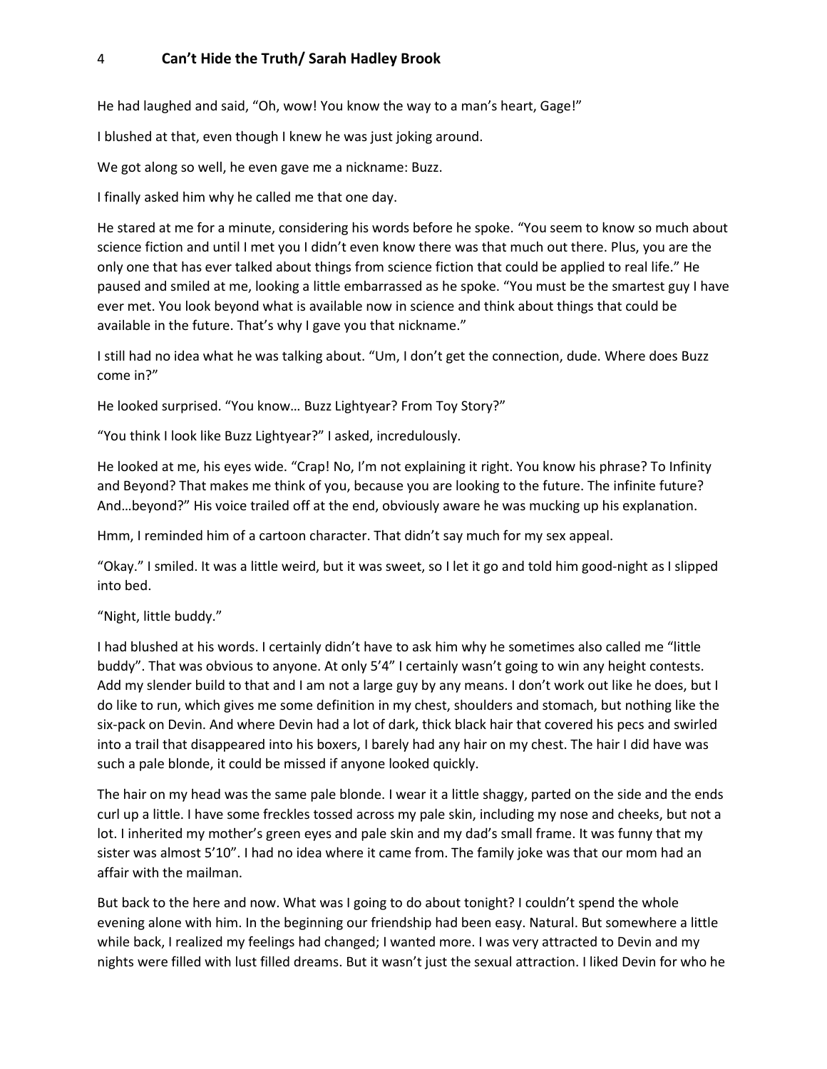He had laughed and said, "Oh, wow! You know the way to a man's heart, Gage!"

I blushed at that, even though I knew he was just joking around.

We got along so well, he even gave me a nickname: Buzz.

I finally asked him why he called me that one day.

He stared at me for a minute, considering his words before he spoke. "You seem to know so much about science fiction and until I met you I didn't even know there was that much out there. Plus, you are the only one that has ever talked about things from science fiction that could be applied to real life." He paused and smiled at me, looking a little embarrassed as he spoke. "You must be the smartest guy I have ever met. You look beyond what is available now in science and think about things that could be available in the future. That's why I gave you that nickname."

I still had no idea what he was talking about. "Um, I don't get the connection, dude. Where does Buzz come in?"

He looked surprised. "You know… Buzz Lightyear? From Toy Story?"

"You think I look like Buzz Lightyear?" I asked, incredulously.

He looked at me, his eyes wide. "Crap! No, I'm not explaining it right. You know his phrase? To Infinity and Beyond? That makes me think of you, because you are looking to the future. The infinite future? And…beyond?" His voice trailed off at the end, obviously aware he was mucking up his explanation.

Hmm, I reminded him of a cartoon character. That didn't say much for my sex appeal.

"Okay." I smiled. It was a little weird, but it was sweet, so I let it go and told him good-night as I slipped into bed.

"Night, little buddy."

I had blushed at his words. I certainly didn't have to ask him why he sometimes also called me "little buddy". That was obvious to anyone. At only 5'4" I certainly wasn't going to win any height contests. Add my slender build to that and I am not a large guy by any means. I don't work out like he does, but I do like to run, which gives me some definition in my chest, shoulders and stomach, but nothing like the six-pack on Devin. And where Devin had a lot of dark, thick black hair that covered his pecs and swirled into a trail that disappeared into his boxers, I barely had any hair on my chest. The hair I did have was such a pale blonde, it could be missed if anyone looked quickly.

The hair on my head was the same pale blonde. I wear it a little shaggy, parted on the side and the ends curl up a little. I have some freckles tossed across my pale skin, including my nose and cheeks, but not a lot. I inherited my mother's green eyes and pale skin and my dad's small frame. It was funny that my sister was almost 5'10". I had no idea where it came from. The family joke was that our mom had an affair with the mailman.

But back to the here and now. What was I going to do about tonight? I couldn't spend the whole evening alone with him. In the beginning our friendship had been easy. Natural. But somewhere a little while back, I realized my feelings had changed; I wanted more. I was very attracted to Devin and my nights were filled with lust filled dreams. But it wasn't just the sexual attraction. I liked Devin for who he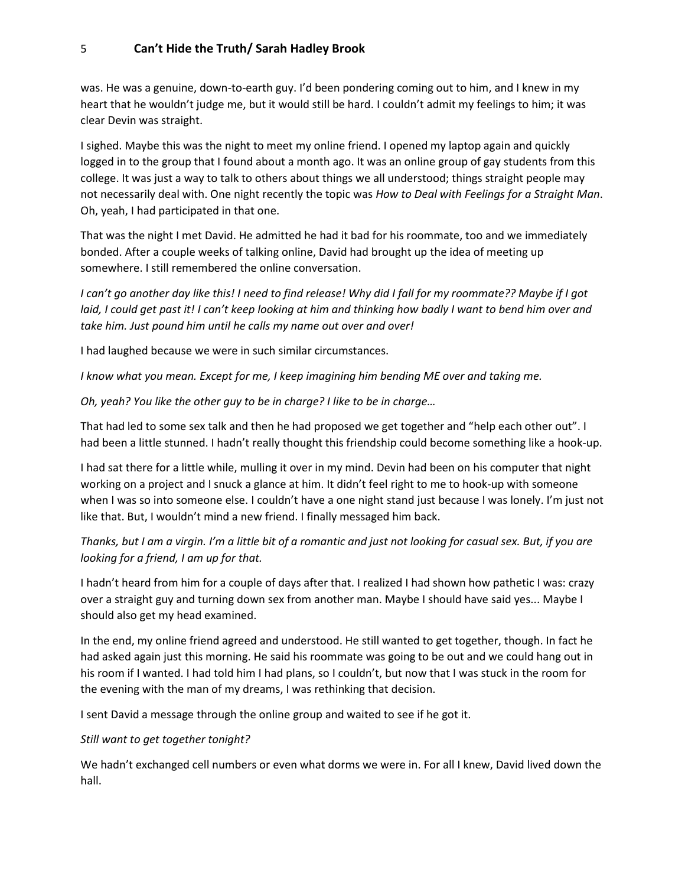was. He was a genuine, down-to-earth guy. I'd been pondering coming out to him, and I knew in my heart that he wouldn't judge me, but it would still be hard. I couldn't admit my feelings to him; it was clear Devin was straight.

I sighed. Maybe this was the night to meet my online friend. I opened my laptop again and quickly logged in to the group that I found about a month ago. It was an online group of gay students from this college. It was just a way to talk to others about things we all understood; things straight people may not necessarily deal with. One night recently the topic was *How to Deal with Feelings for a Straight Man*. Oh, yeah, I had participated in that one.

That was the night I met David. He admitted he had it bad for his roommate, too and we immediately bonded. After a couple weeks of talking online, David had brought up the idea of meeting up somewhere. I still remembered the online conversation.

*I can't go another day like this! I need to find release! Why did I fall for my roommate?? Maybe if I got laid, I could get past it! I can't keep looking at him and thinking how badly I want to bend him over and take him. Just pound him until he calls my name out over and over!*

I had laughed because we were in such similar circumstances.

*I know what you mean. Except for me, I keep imagining him bending ME over and taking me.*

*Oh, yeah? You like the other guy to be in charge? I like to be in charge…*

That had led to some sex talk and then he had proposed we get together and "help each other out". I had been a little stunned. I hadn't really thought this friendship could become something like a hook-up.

I had sat there for a little while, mulling it over in my mind. Devin had been on his computer that night working on a project and I snuck a glance at him. It didn't feel right to me to hook-up with someone when I was so into someone else. I couldn't have a one night stand just because I was lonely. I'm just not like that. But, I wouldn't mind a new friend. I finally messaged him back.

*Thanks, but I am a virgin. I'm a little bit of a romantic and just not looking for casual sex. But, if you are looking for a friend, I am up for that.*

I hadn't heard from him for a couple of days after that. I realized I had shown how pathetic I was: crazy over a straight guy and turning down sex from another man. Maybe I should have said yes... Maybe I should also get my head examined.

In the end, my online friend agreed and understood. He still wanted to get together, though. In fact he had asked again just this morning. He said his roommate was going to be out and we could hang out in his room if I wanted. I had told him I had plans, so I couldn't, but now that I was stuck in the room for the evening with the man of my dreams, I was rethinking that decision.

I sent David a message through the online group and waited to see if he got it.

*Still want to get together tonight?*

We hadn't exchanged cell numbers or even what dorms we were in. For all I knew, David lived down the hall.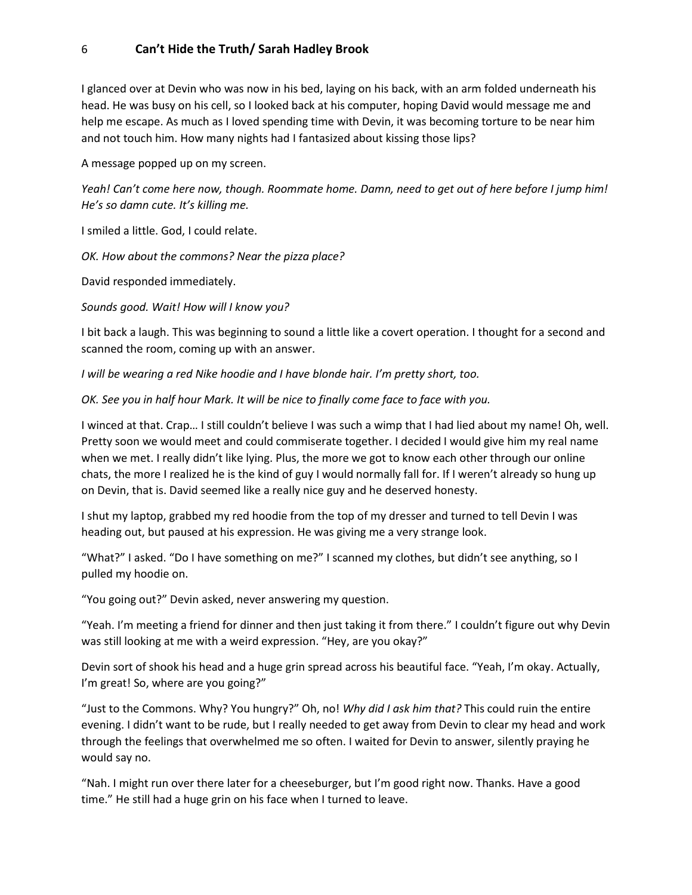I glanced over at Devin who was now in his bed, laying on his back, with an arm folded underneath his head. He was busy on his cell, so I looked back at his computer, hoping David would message me and help me escape. As much as I loved spending time with Devin, it was becoming torture to be near him and not touch him. How many nights had I fantasized about kissing those lips?

A message popped up on my screen.

*Yeah! Can't come here now, though. Roommate home. Damn, need to get out of here before I jump him! He's so damn cute. It's killing me.*

I smiled a little. God, I could relate.

*OK. How about the commons? Near the pizza place?*

David responded immediately.

*Sounds good. Wait! How will I know you?*

I bit back a laugh. This was beginning to sound a little like a covert operation. I thought for a second and scanned the room, coming up with an answer.

*I will be wearing a red Nike hoodie and I have blonde hair. I'm pretty short, too.*

*OK. See you in half hour Mark. It will be nice to finally come face to face with you.*

I winced at that. Crap… I still couldn't believe I was such a wimp that I had lied about my name! Oh, well. Pretty soon we would meet and could commiserate together. I decided I would give him my real name when we met. I really didn't like lying. Plus, the more we got to know each other through our online chats, the more I realized he is the kind of guy I would normally fall for. If I weren't already so hung up on Devin, that is. David seemed like a really nice guy and he deserved honesty.

I shut my laptop, grabbed my red hoodie from the top of my dresser and turned to tell Devin I was heading out, but paused at his expression. He was giving me a very strange look.

"What?" I asked. "Do I have something on me?" I scanned my clothes, but didn't see anything, so I pulled my hoodie on.

"You going out?" Devin asked, never answering my question.

"Yeah. I'm meeting a friend for dinner and then just taking it from there." I couldn't figure out why Devin was still looking at me with a weird expression. "Hey, are you okay?"

Devin sort of shook his head and a huge grin spread across his beautiful face. "Yeah, I'm okay. Actually, I'm great! So, where are you going?"

"Just to the Commons. Why? You hungry?" Oh, no! *Why did I ask him that?* This could ruin the entire evening. I didn't want to be rude, but I really needed to get away from Devin to clear my head and work through the feelings that overwhelmed me so often. I waited for Devin to answer, silently praying he would say no.

"Nah. I might run over there later for a cheeseburger, but I'm good right now. Thanks. Have a good time." He still had a huge grin on his face when I turned to leave.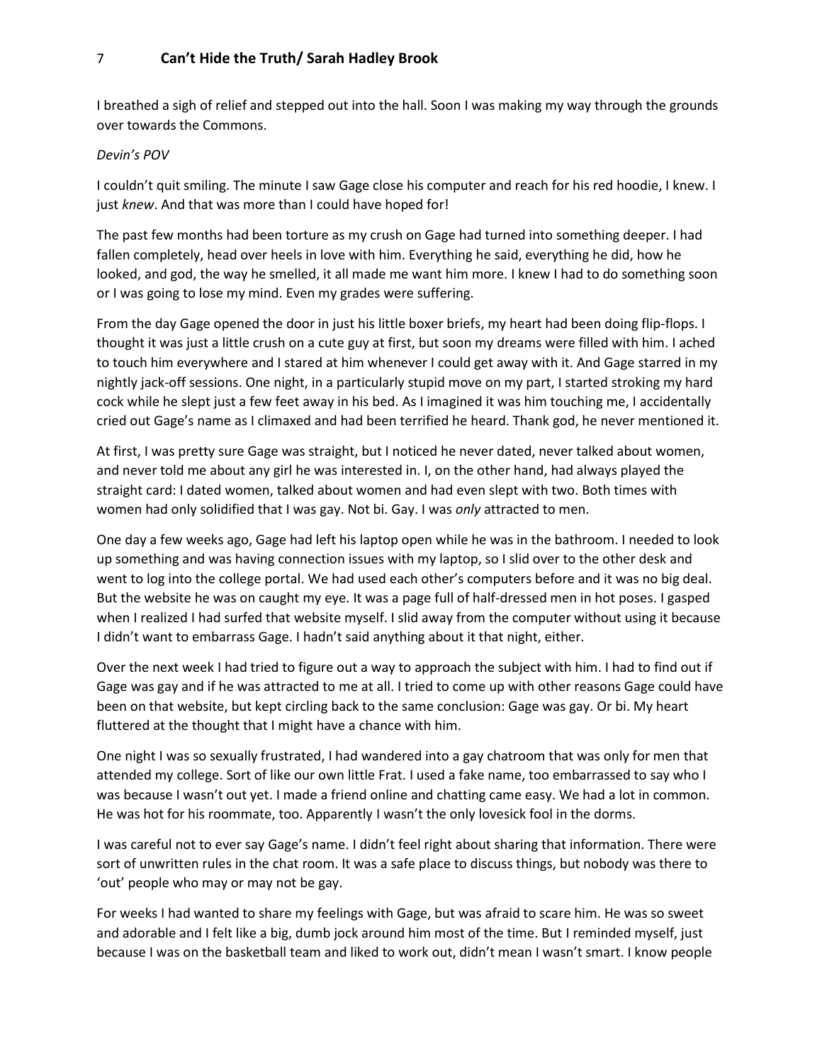I breathed a sigh of relief and stepped out into the hall. Soon I was making my way through the grounds over towards the Commons.

*Devin's POV*

I couldn't quit smiling. The minute I saw Gage close his computer and reach for his red hoodie, I knew. I just *knew*. And that was more than I could have hoped for!

The past few months had been torture as my crush on Gage had turned into something deeper. I had fallen completely, head over heels in love with him. Everything he said, everything he did, how he looked, and god, the way he smelled, it all made me want him more. I knew I had to do something soon or I was going to lose my mind. Even my grades were suffering.

From the day Gage opened the door in just his little boxer briefs, my heart had been doing flip-flops. I thought it was just a little crush on a cute guy at first, but soon my dreams were filled with him. I ached to touch him everywhere and I stared at him whenever I could get away with it. And Gage starred in my nightly jack-off sessions. One night, in a particularly stupid move on my part, I started stroking my hard cock while he slept just a few feet away in his bed. As I imagined it was him touching me, I accidentally cried out Gage's name as I climaxed and had been terrified he heard. Thank god, he never mentioned it.

At first, I was pretty sure Gage was straight, but I noticed he never dated, never talked about women, and never told me about any girl he was interested in. I, on the other hand, had always played the straight card: I dated women, talked about women and had even slept with two. Both times with women had only solidified that I was gay. Not bi. Gay. I was *only* attracted to men.

One day a few weeks ago, Gage had left his laptop open while he was in the bathroom. I needed to look up something and was having connection issues with my laptop, so I slid over to the other desk and went to log into the college portal. We had used each other's computers before and it was no big deal. But the website he was on caught my eye. It was a page full of half-dressed men in hot poses. I gasped when I realized I had surfed that website myself. I slid away from the computer without using it because I didn't want to embarrass Gage. I hadn't said anything about it that night, either.

Over the next week I had tried to figure out a way to approach the subject with him. I had to find out if Gage was gay and if he was attracted to me at all. I tried to come up with other reasons Gage could have been on that website, but kept circling back to the same conclusion: Gage was gay. Or bi. My heart fluttered at the thought that I might have a chance with him.

One night I was so sexually frustrated, I had wandered into a gay chatroom that was only for men that attended my college. Sort of like our own little Frat. I used a fake name, too embarrassed to say who I was because I wasn't out yet. I made a friend online and chatting came easy. We had a lot in common. He was hot for his roommate, too. Apparently I wasn't the only lovesick fool in the dorms.

I was careful not to ever say Gage's name. I didn't feel right about sharing that information. There were sort of unwritten rules in the chat room. It was a safe place to discuss things, but nobody was there to 'out' people who may or may not be gay.

For weeks I had wanted to share my feelings with Gage, but was afraid to scare him. He was so sweet and adorable and I felt like a big, dumb jock around him most of the time. But I reminded myself, just because I was on the basketball team and liked to work out, didn't mean I wasn't smart. I know people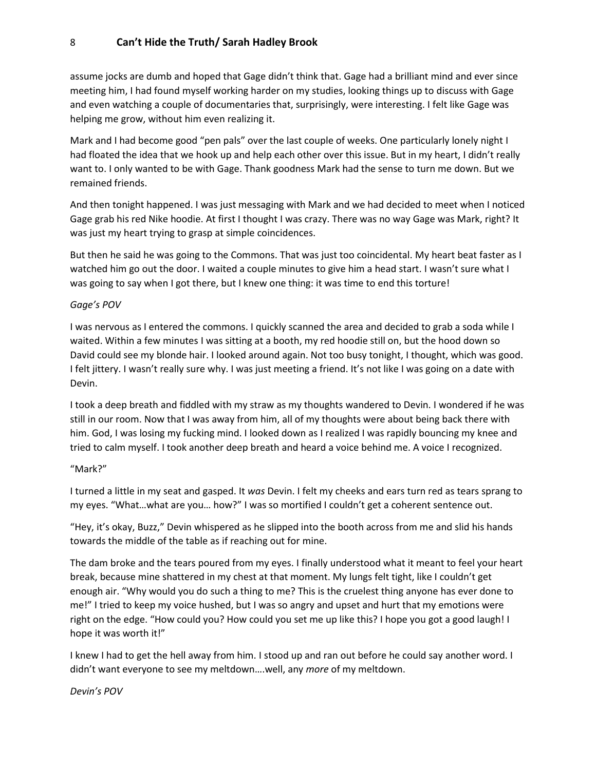assume jocks are dumb and hoped that Gage didn't think that. Gage had a brilliant mind and ever since meeting him, I had found myself working harder on my studies, looking things up to discuss with Gage and even watching a couple of documentaries that, surprisingly, were interesting. I felt like Gage was helping me grow, without him even realizing it.

Mark and I had become good "pen pals" over the last couple of weeks. One particularly lonely night I had floated the idea that we hook up and help each other over this issue. But in my heart, I didn't really want to. I only wanted to be with Gage. Thank goodness Mark had the sense to turn me down. But we remained friends.

And then tonight happened. I was just messaging with Mark and we had decided to meet when I noticed Gage grab his red Nike hoodie. At first I thought I was crazy. There was no way Gage was Mark, right? It was just my heart trying to grasp at simple coincidences.

But then he said he was going to the Commons. That was just too coincidental. My heart beat faster as I watched him go out the door. I waited a couple minutes to give him a head start. I wasn't sure what I was going to say when I got there, but I knew one thing: it was time to end this torture!

*Gage's POV*

I was nervous as I entered the commons. I quickly scanned the area and decided to grab a soda while I waited. Within a few minutes I was sitting at a booth, my red hoodie still on, but the hood down so David could see my blonde hair. I looked around again. Not too busy tonight, I thought, which was good. I felt jittery. I wasn't really sure why. I was just meeting a friend. It's not like I was going on a date with Devin.

I took a deep breath and fiddled with my straw as my thoughts wandered to Devin. I wondered if he was still in our room. Now that I was away from him, all of my thoughts were about being back there with him. God, I was losing my fucking mind. I looked down as I realized I was rapidly bouncing my knee and tried to calm myself. I took another deep breath and heard a voice behind me. A voice I recognized.

"Mark?"

I turned a little in my seat and gasped. It *was* Devin. I felt my cheeks and ears turn red as tears sprang to my eyes. "What…what are you… how?" I was so mortified I couldn't get a coherent sentence out.

"Hey, it's okay, Buzz," Devin whispered as he slipped into the booth across from me and slid his hands towards the middle of the table as if reaching out for mine.

The dam broke and the tears poured from my eyes. I finally understood what it meant to feel your heart break, because mine shattered in my chest at that moment. My lungs felt tight, like I couldn't get enough air. "Why would you do such a thing to me? This is the cruelest thing anyone has ever done to me!" I tried to keep my voice hushed, but I was so angry and upset and hurt that my emotions were right on the edge. "How could you? How could you set me up like this? I hope you got a good laugh! I hope it was worth it!"

I knew I had to get the hell away from him. I stood up and ran out before he could say another word. I didn't want everyone to see my meltdown….well, any *more* of my meltdown.

*Devin's POV*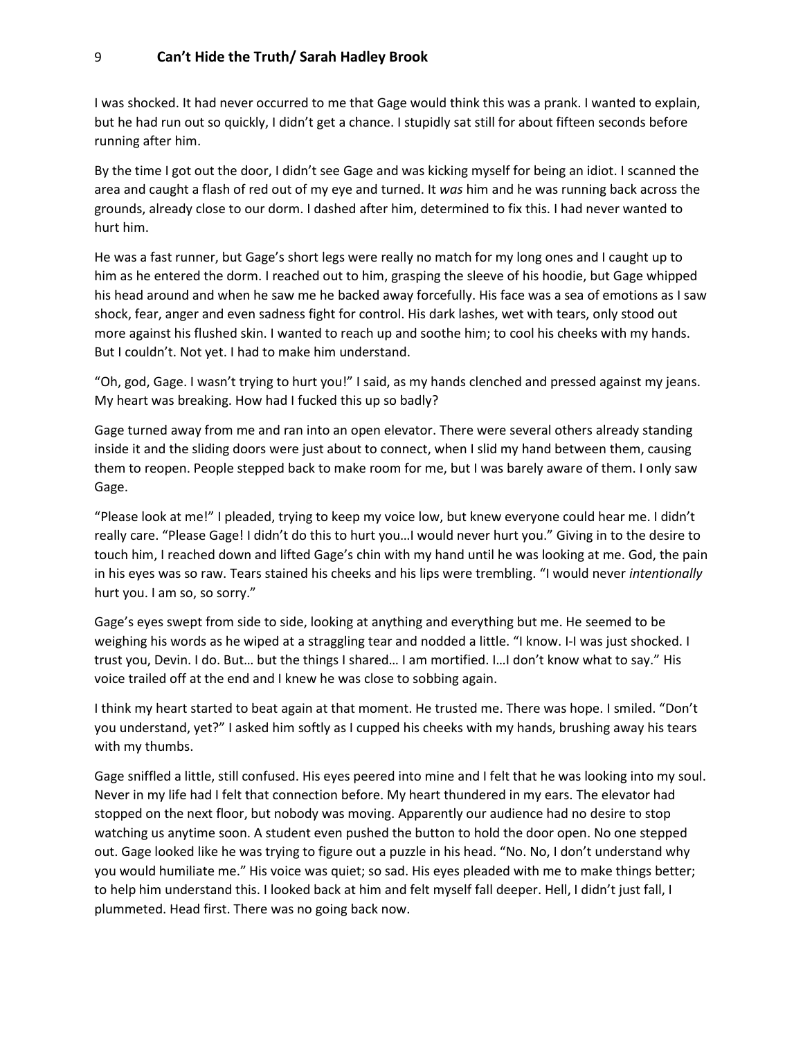I was shocked. It had never occurred to me that Gage would think this was a prank. I wanted to explain, but he had run out so quickly, I didn't get a chance. I stupidly sat still for about fifteen seconds before running after him.

By the time I got out the door, I didn't see Gage and was kicking myself for being an idiot. I scanned the area and caught a flash of red out of my eye and turned. It *was* him and he was running back across the grounds, already close to our dorm. I dashed after him, determined to fix this. I had never wanted to hurt him.

He was a fast runner, but Gage's short legs were really no match for my long ones and I caught up to him as he entered the dorm. I reached out to him, grasping the sleeve of his hoodie, but Gage whipped his head around and when he saw me he backed away forcefully. His face was a sea of emotions as I saw shock, fear, anger and even sadness fight for control. His dark lashes, wet with tears, only stood out more against his flushed skin. I wanted to reach up and soothe him; to cool his cheeks with my hands. But I couldn't. Not yet. I had to make him understand.

"Oh, god, Gage. I wasn't trying to hurt you!" I said, as my hands clenched and pressed against my jeans. My heart was breaking. How had I fucked this up so badly?

Gage turned away from me and ran into an open elevator. There were several others already standing inside it and the sliding doors were just about to connect, when I slid my hand between them, causing them to reopen. People stepped back to make room for me, but I was barely aware of them. I only saw Gage.

"Please look at me!" I pleaded, trying to keep my voice low, but knew everyone could hear me. I didn't really care. "Please Gage! I didn't do this to hurt you…I would never hurt you." Giving in to the desire to touch him, I reached down and lifted Gage's chin with my hand until he was looking at me. God, the pain in his eyes was so raw. Tears stained his cheeks and his lips were trembling. "I would never *intentionally* hurt you. I am so, so sorry."

Gage's eyes swept from side to side, looking at anything and everything but me. He seemed to be weighing his words as he wiped at a straggling tear and nodded a little. "I know. I-I was just shocked. I trust you, Devin. I do. But… but the things I shared… I am mortified. I…I don't know what to say." His voice trailed off at the end and I knew he was close to sobbing again.

I think my heart started to beat again at that moment. He trusted me. There was hope. I smiled. "Don't you understand, yet?" I asked him softly as I cupped his cheeks with my hands, brushing away his tears with my thumbs.

Gage sniffled a little, still confused. His eyes peered into mine and I felt that he was looking into my soul. Never in my life had I felt that connection before. My heart thundered in my ears. The elevator had stopped on the next floor, but nobody was moving. Apparently our audience had no desire to stop watching us anytime soon. A student even pushed the button to hold the door open. No one stepped out. Gage looked like he was trying to figure out a puzzle in his head. "No. No, I don't understand why you would humiliate me." His voice was quiet; so sad. His eyes pleaded with me to make things better; to help him understand this. I looked back at him and felt myself fall deeper. Hell, I didn't just fall, I plummeted. Head first. There was no going back now.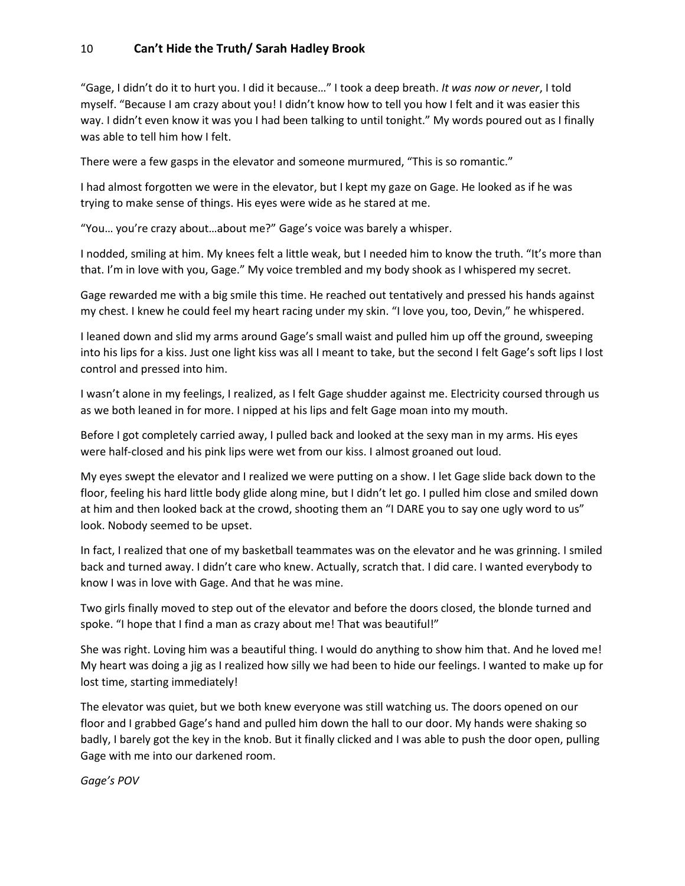"Gage, I didn't do it to hurt you. I did it because…" I took a deep breath. *It was now or never*, I told myself. "Because I am crazy about you! I didn't know how to tell you how I felt and it was easier this way. I didn't even know it was you I had been talking to until tonight." My words poured out as I finally was able to tell him how I felt.

There were a few gasps in the elevator and someone murmured, "This is so romantic."

I had almost forgotten we were in the elevator, but I kept my gaze on Gage. He looked as if he was trying to make sense of things. His eyes were wide as he stared at me.

"You… you're crazy about…about me?" Gage's voice was barely a whisper.

I nodded, smiling at him. My knees felt a little weak, but I needed him to know the truth. "It's more than that. I'm in love with you, Gage." My voice trembled and my body shook as I whispered my secret.

Gage rewarded me with a big smile this time. He reached out tentatively and pressed his hands against my chest. I knew he could feel my heart racing under my skin. "I love you, too, Devin," he whispered.

I leaned down and slid my arms around Gage's small waist and pulled him up off the ground, sweeping into his lips for a kiss. Just one light kiss was all I meant to take, but the second I felt Gage's soft lips I lost control and pressed into him.

I wasn't alone in my feelings, I realized, as I felt Gage shudder against me. Electricity coursed through us as we both leaned in for more. I nipped at his lips and felt Gage moan into my mouth.

Before I got completely carried away, I pulled back and looked at the sexy man in my arms. His eyes were half-closed and his pink lips were wet from our kiss. I almost groaned out loud.

My eyes swept the elevator and I realized we were putting on a show. I let Gage slide back down to the floor, feeling his hard little body glide along mine, but I didn't let go. I pulled him close and smiled down at him and then looked back at the crowd, shooting them an "I DARE you to say one ugly word to us" look. Nobody seemed to be upset.

In fact, I realized that one of my basketball teammates was on the elevator and he was grinning. I smiled back and turned away. I didn't care who knew. Actually, scratch that. I did care. I wanted everybody to know I was in love with Gage. And that he was mine.

Two girls finally moved to step out of the elevator and before the doors closed, the blonde turned and spoke. "I hope that I find a man as crazy about me! That was beautiful!"

She was right. Loving him was a beautiful thing. I would do anything to show him that. And he loved me! My heart was doing a jig as I realized how silly we had been to hide our feelings. I wanted to make up for lost time, starting immediately!

The elevator was quiet, but we both knew everyone was still watching us. The doors opened on our floor and I grabbed Gage's hand and pulled him down the hall to our door. My hands were shaking so badly, I barely got the key in the knob. But it finally clicked and I was able to push the door open, pulling Gage with me into our darkened room.

*Gage's POV*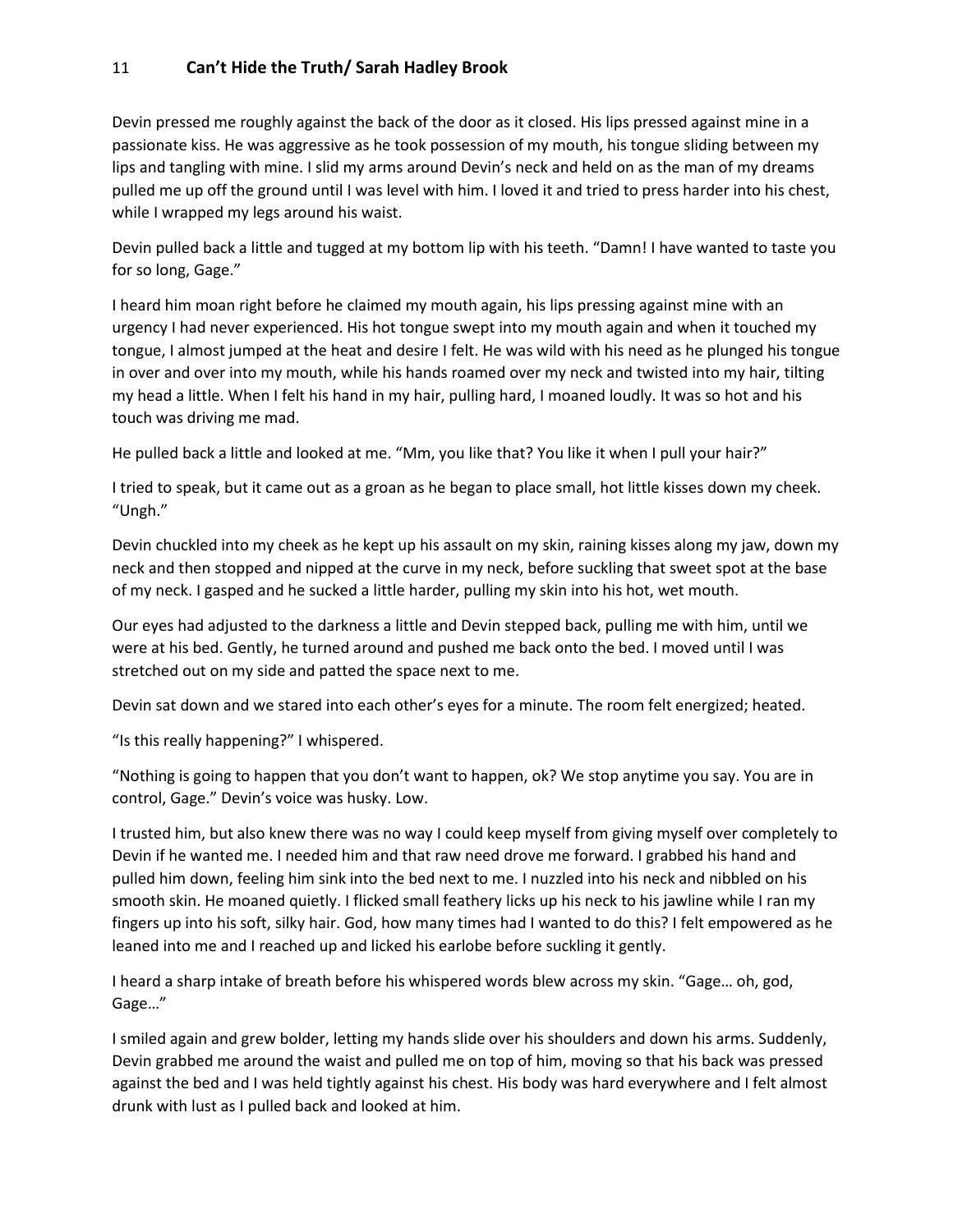Devin pressed me roughly against the back of the door as it closed. His lips pressed against mine in a passionate kiss. He was aggressive as he took possession of my mouth, his tongue sliding between my lips and tangling with mine. I slid my arms around Devin's neck and held on as the man of my dreams pulled me up off the ground until I was level with him. I loved it and tried to press harder into his chest, while I wrapped my legs around his waist.

Devin pulled back a little and tugged at my bottom lip with his teeth. "Damn! I have wanted to taste you for so long, Gage."

I heard him moan right before he claimed my mouth again, his lips pressing against mine with an urgency I had never experienced. His hot tongue swept into my mouth again and when it touched my tongue, I almost jumped at the heat and desire I felt. He was wild with his need as he plunged his tongue in over and over into my mouth, while his hands roamed over my neck and twisted into my hair, tilting my head a little. When I felt his hand in my hair, pulling hard, I moaned loudly. It was so hot and his touch was driving me mad.

He pulled back a little and looked at me. "Mm, you like that? You like it when I pull your hair?"

I tried to speak, but it came out as a groan as he began to place small, hot little kisses down my cheek. "Ungh."

Devin chuckled into my cheek as he kept up his assault on my skin, raining kisses along my jaw, down my neck and then stopped and nipped at the curve in my neck, before suckling that sweet spot at the base of my neck. I gasped and he sucked a little harder, pulling my skin into his hot, wet mouth.

Our eyes had adjusted to the darkness a little and Devin stepped back, pulling me with him, until we were at his bed. Gently, he turned around and pushed me back onto the bed. I moved until I was stretched out on my side and patted the space next to me.

Devin sat down and we stared into each other's eyes for a minute. The room felt energized; heated.

"Is this really happening?" I whispered.

"Nothing is going to happen that you don't want to happen, ok? We stop anytime you say. You are in control, Gage." Devin's voice was husky. Low.

I trusted him, but also knew there was no way I could keep myself from giving myself over completely to Devin if he wanted me. I needed him and that raw need drove me forward. I grabbed his hand and pulled him down, feeling him sink into the bed next to me. I nuzzled into his neck and nibbled on his smooth skin. He moaned quietly. I flicked small feathery licks up his neck to his jawline while I ran my fingers up into his soft, silky hair. God, how many times had I wanted to do this? I felt empowered as he leaned into me and I reached up and licked his earlobe before suckling it gently.

I heard a sharp intake of breath before his whispered words blew across my skin. "Gage… oh, god, Gage…"

I smiled again and grew bolder, letting my hands slide over his shoulders and down his arms. Suddenly, Devin grabbed me around the waist and pulled me on top of him, moving so that his back was pressed against the bed and I was held tightly against his chest. His body was hard everywhere and I felt almost drunk with lust as I pulled back and looked at him.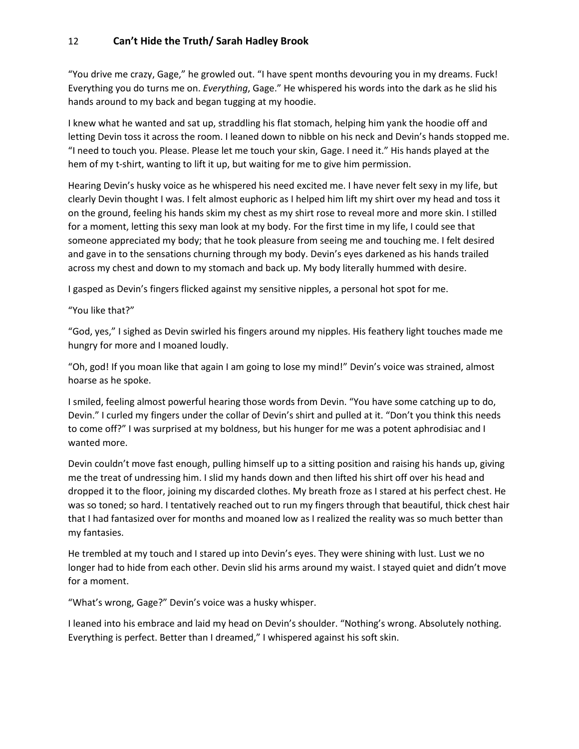"You drive me crazy, Gage," he growled out. "I have spent months devouring you in my dreams. Fuck! Everything you do turns me on. *Everything*, Gage." He whispered his words into the dark as he slid his hands around to my back and began tugging at my hoodie.

I knew what he wanted and sat up, straddling his flat stomach, helping him yank the hoodie off and letting Devin toss it across the room. I leaned down to nibble on his neck and Devin's hands stopped me. "I need to touch you. Please. Please let me touch your skin, Gage. I need it." His hands played at the hem of my t-shirt, wanting to lift it up, but waiting for me to give him permission.

Hearing Devin's husky voice as he whispered his need excited me. I have never felt sexy in my life, but clearly Devin thought I was. I felt almost euphoric as I helped him lift my shirt over my head and toss it on the ground, feeling his hands skim my chest as my shirt rose to reveal more and more skin. I stilled for a moment, letting this sexy man look at my body. For the first time in my life, I could see that someone appreciated my body; that he took pleasure from seeing me and touching me. I felt desired and gave in to the sensations churning through my body. Devin's eyes darkened as his hands trailed across my chest and down to my stomach and back up. My body literally hummed with desire.

I gasped as Devin's fingers flicked against my sensitive nipples, a personal hot spot for me.

"You like that?"

"God, yes," I sighed as Devin swirled his fingers around my nipples. His feathery light touches made me hungry for more and I moaned loudly.

"Oh, god! If you moan like that again I am going to lose my mind!" Devin's voice was strained, almost hoarse as he spoke.

I smiled, feeling almost powerful hearing those words from Devin. "You have some catching up to do, Devin." I curled my fingers under the collar of Devin's shirt and pulled at it. "Don't you think this needs to come off?" I was surprised at my boldness, but his hunger for me was a potent aphrodisiac and I wanted more.

Devin couldn't move fast enough, pulling himself up to a sitting position and raising his hands up, giving me the treat of undressing him. I slid my hands down and then lifted his shirt off over his head and dropped it to the floor, joining my discarded clothes. My breath froze as I stared at his perfect chest. He was so toned; so hard. I tentatively reached out to run my fingers through that beautiful, thick chest hair that I had fantasized over for months and moaned low as I realized the reality was so much better than my fantasies.

He trembled at my touch and I stared up into Devin's eyes. They were shining with lust. Lust we no longer had to hide from each other. Devin slid his arms around my waist. I stayed quiet and didn't move for a moment.

"What's wrong, Gage?" Devin's voice was a husky whisper.

I leaned into his embrace and laid my head on Devin's shoulder. "Nothing's wrong. Absolutely nothing. Everything is perfect. Better than I dreamed," I whispered against his soft skin.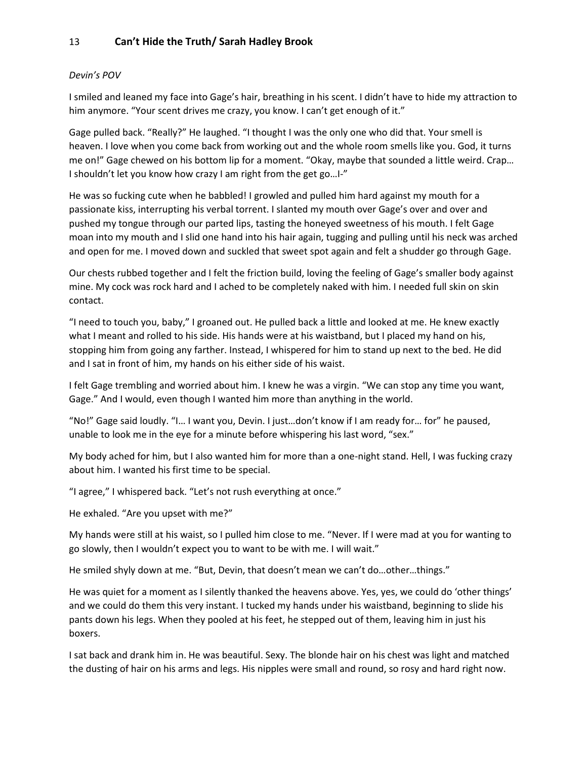*Devin's POV*

I smiled and leaned my face into Gage's hair, breathing in his scent. I didn't have to hide my attraction to him anymore. "Your scent drives me crazy, you know. I can't get enough of it."

Gage pulled back. "Really?" He laughed. "I thought I was the only one who did that. Your smell is heaven. I love when you come back from working out and the whole room smells like you. God, it turns me on!" Gage chewed on his bottom lip for a moment. "Okay, maybe that sounded a little weird. Crap… I shouldn't let you know how crazy I am right from the get go…I-"

He was so fucking cute when he babbled! I growled and pulled him hard against my mouth for a passionate kiss, interrupting his verbal torrent. I slanted my mouth over Gage's over and over and pushed my tongue through our parted lips, tasting the honeyed sweetness of his mouth. I felt Gage moan into my mouth and I slid one hand into his hair again, tugging and pulling until his neck was arched and open for me. I moved down and suckled that sweet spot again and felt a shudder go through Gage.

Our chests rubbed together and I felt the friction build, loving the feeling of Gage's smaller body against mine. My cock was rock hard and I ached to be completely naked with him. I needed full skin on skin contact.

"I need to touch you, baby," I groaned out. He pulled back a little and looked at me. He knew exactly what I meant and rolled to his side. His hands were at his waistband, but I placed my hand on his, stopping him from going any farther. Instead, I whispered for him to stand up next to the bed. He did and I sat in front of him, my hands on his either side of his waist.

I felt Gage trembling and worried about him. I knew he was a virgin. "We can stop any time you want, Gage." And I would, even though I wanted him more than anything in the world.

"No!" Gage said loudly. "I… I want you, Devin. I just…don't know if I am ready for… for" he paused, unable to look me in the eye for a minute before whispering his last word, "sex."

My body ached for him, but I also wanted him for more than a one-night stand. Hell, I was fucking crazy about him. I wanted his first time to be special.

"I agree," I whispered back. "Let's not rush everything at once."

He exhaled. "Are you upset with me?"

My hands were still at his waist, so I pulled him close to me. "Never. If I were mad at you for wanting to go slowly, then I wouldn't expect you to want to be with me. I will wait."

He smiled shyly down at me. "But, Devin, that doesn't mean we can't do…other…things."

He was quiet for a moment as I silently thanked the heavens above. Yes, yes, we could do 'other things' and we could do them this very instant. I tucked my hands under his waistband, beginning to slide his pants down his legs. When they pooled at his feet, he stepped out of them, leaving him in just his boxers.

I sat back and drank him in. He was beautiful. Sexy. The blonde hair on his chest was light and matched the dusting of hair on his arms and legs. His nipples were small and round, so rosy and hard right now.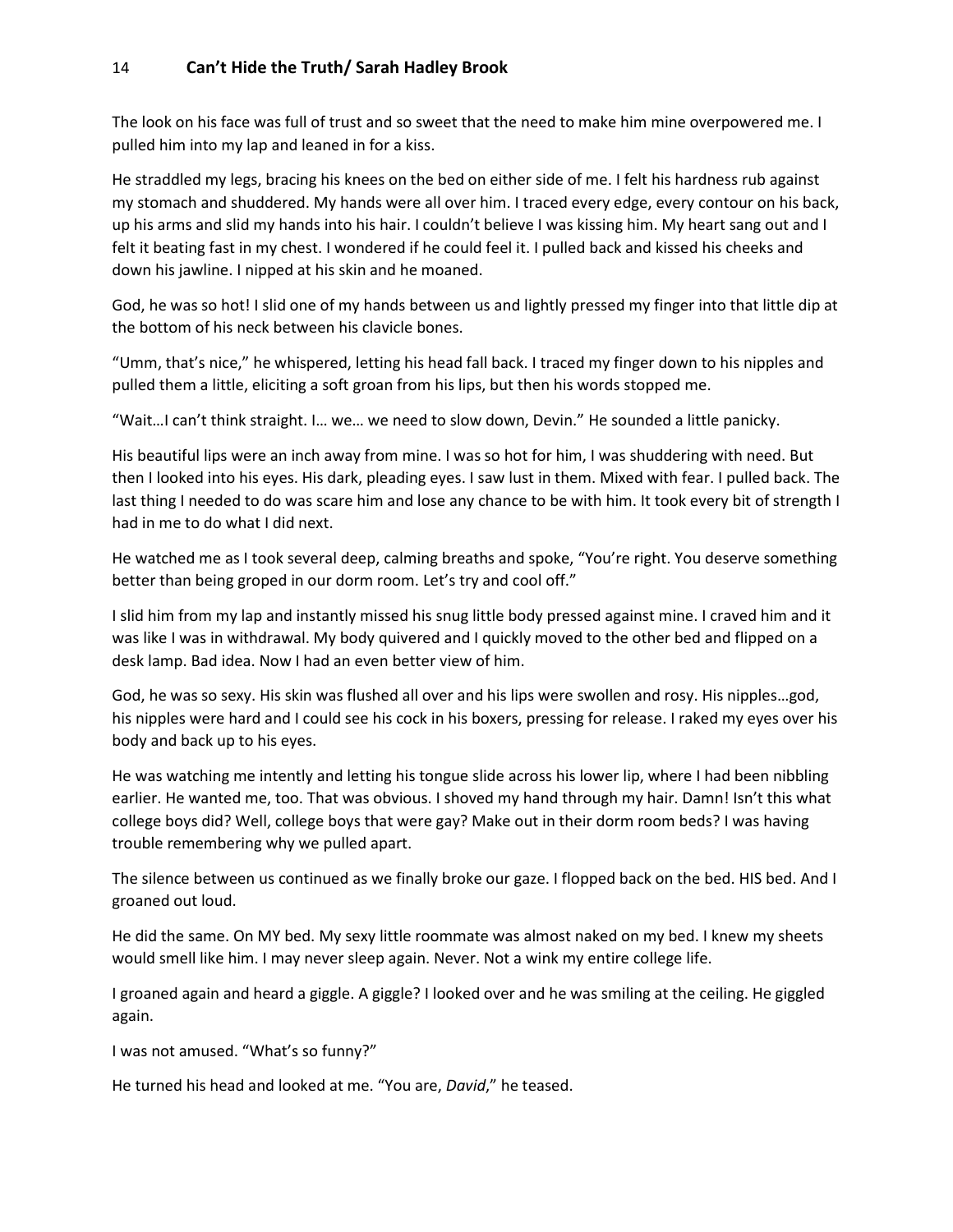The look on his face was full of trust and so sweet that the need to make him mine overpowered me. I pulled him into my lap and leaned in for a kiss.

He straddled my legs, bracing his knees on the bed on either side of me. I felt his hardness rub against my stomach and shuddered. My hands were all over him. I traced every edge, every contour on his back, up his arms and slid my hands into his hair. I couldn't believe I was kissing him. My heart sang out and I felt it beating fast in my chest. I wondered if he could feel it. I pulled back and kissed his cheeks and down his jawline. I nipped at his skin and he moaned.

God, he was so hot! I slid one of my hands between us and lightly pressed my finger into that little dip at the bottom of his neck between his clavicle bones.

"Umm, that's nice," he whispered, letting his head fall back. I traced my finger down to his nipples and pulled them a little, eliciting a soft groan from his lips, but then his words stopped me.

"Wait…I can't think straight. I… we… we need to slow down, Devin." He sounded a little panicky.

His beautiful lips were an inch away from mine. I was so hot for him, I was shuddering with need. But then I looked into his eyes. His dark, pleading eyes. I saw lust in them. Mixed with fear. I pulled back. The last thing I needed to do was scare him and lose any chance to be with him. It took every bit of strength I had in me to do what I did next.

He watched me as I took several deep, calming breaths and spoke, "You're right. You deserve something better than being groped in our dorm room. Let's try and cool off."

I slid him from my lap and instantly missed his snug little body pressed against mine. I craved him and it was like I was in withdrawal. My body quivered and I quickly moved to the other bed and flipped on a desk lamp. Bad idea. Now I had an even better view of him.

God, he was so sexy. His skin was flushed all over and his lips were swollen and rosy. His nipples…god, his nipples were hard and I could see his cock in his boxers, pressing for release. I raked my eyes over his body and back up to his eyes.

He was watching me intently and letting his tongue slide across his lower lip, where I had been nibbling earlier. He wanted me, too. That was obvious. I shoved my hand through my hair. Damn! Isn't this what college boys did? Well, college boys that were gay? Make out in their dorm room beds? I was having trouble remembering why we pulled apart.

The silence between us continued as we finally broke our gaze. I flopped back on the bed. HIS bed. And I groaned out loud.

He did the same. On MY bed. My sexy little roommate was almost naked on my bed. I knew my sheets would smell like him. I may never sleep again. Never. Not a wink my entire college life.

I groaned again and heard a giggle. A giggle? I looked over and he was smiling at the ceiling. He giggled again.

I was not amused. "What's so funny?"

He turned his head and looked at me. "You are, *David*," he teased.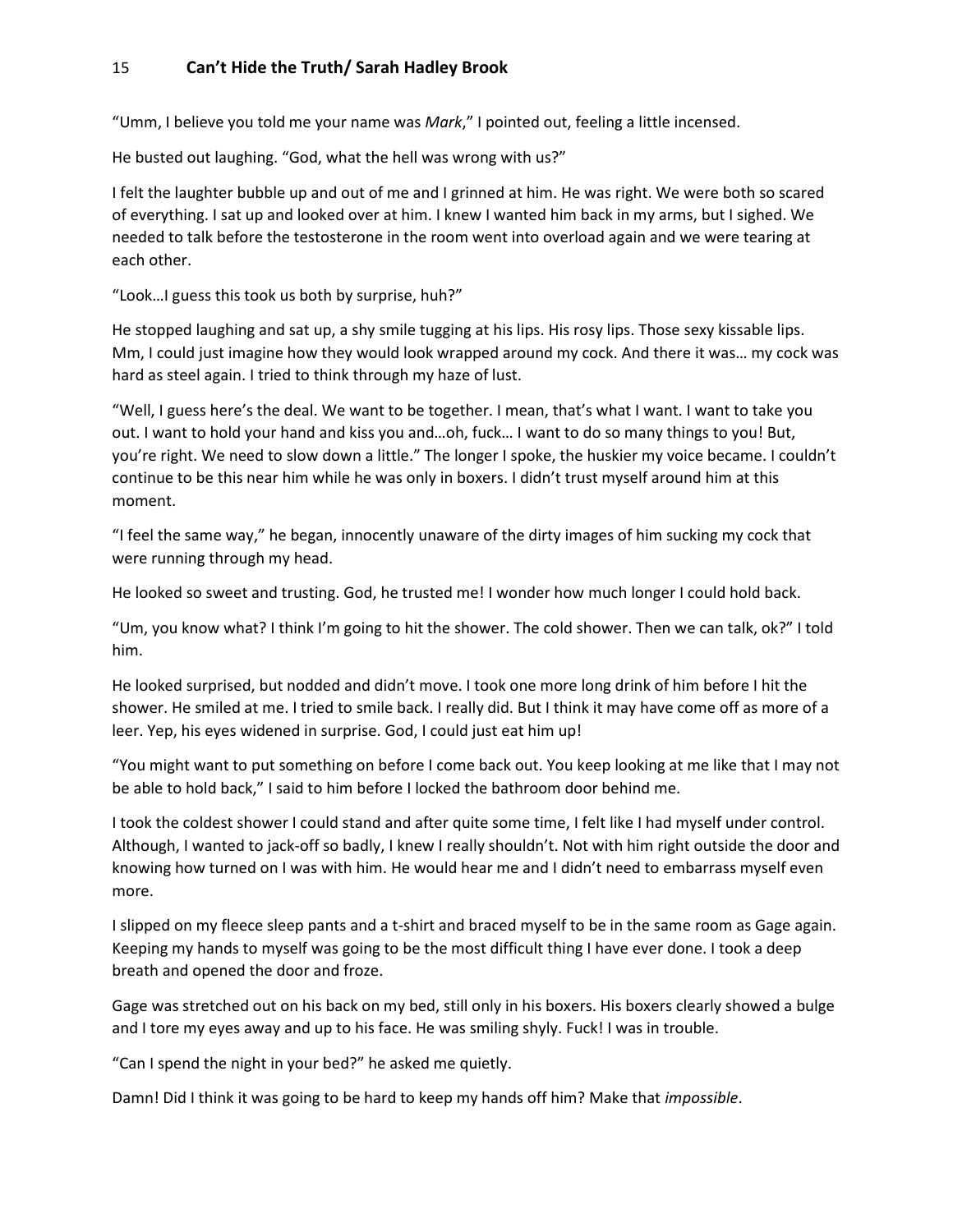"Umm, I believe you told me your name was *Mark*," I pointed out, feeling a little incensed.

He busted out laughing. "God, what the hell was wrong with us?"

I felt the laughter bubble up and out of me and I grinned at him. He was right. We were both so scared of everything. I sat up and looked over at him. I knew I wanted him back in my arms, but I sighed. We needed to talk before the testosterone in the room went into overload again and we were tearing at each other.

"Look…I guess this took us both by surprise, huh?"

He stopped laughing and sat up, a shy smile tugging at his lips. His rosy lips. Those sexy kissable lips. Mm, I could just imagine how they would look wrapped around my cock. And there it was… my cock was hard as steel again. I tried to think through my haze of lust.

"Well, I guess here's the deal. We want to be together. I mean, that's what I want. I want to take you out. I want to hold your hand and kiss you and…oh, fuck… I want to do so many things to you! But, you're right. We need to slow down a little." The longer I spoke, the huskier my voice became. I couldn't continue to be this near him while he was only in boxers. I didn't trust myself around him at this moment.

"I feel the same way," he began, innocently unaware of the dirty images of him sucking my cock that were running through my head.

He looked so sweet and trusting. God, he trusted me! I wonder how much longer I could hold back.

"Um, you know what? I think I'm going to hit the shower. The cold shower. Then we can talk, ok?" I told him.

He looked surprised, but nodded and didn't move. I took one more long drink of him before I hit the shower. He smiled at me. I tried to smile back. I really did. But I think it may have come off as more of a leer. Yep, his eyes widened in surprise. God, I could just eat him up!

"You might want to put something on before I come back out. You keep looking at me like that I may not be able to hold back," I said to him before I locked the bathroom door behind me.

I took the coldest shower I could stand and after quite some time, I felt like I had myself under control. Although, I wanted to jack-off so badly, I knew I really shouldn't. Not with him right outside the door and knowing how turned on I was with him. He would hear me and I didn't need to embarrass myself even more.

I slipped on my fleece sleep pants and a t-shirt and braced myself to be in the same room as Gage again. Keeping my hands to myself was going to be the most difficult thing I have ever done. I took a deep breath and opened the door and froze.

Gage was stretched out on his back on my bed, still only in his boxers. His boxers clearly showed a bulge and I tore my eyes away and up to his face. He was smiling shyly. Fuck! I was in trouble.

"Can I spend the night in your bed?" he asked me quietly.

Damn! Did I think it was going to be hard to keep my hands off him? Make that *impossible*.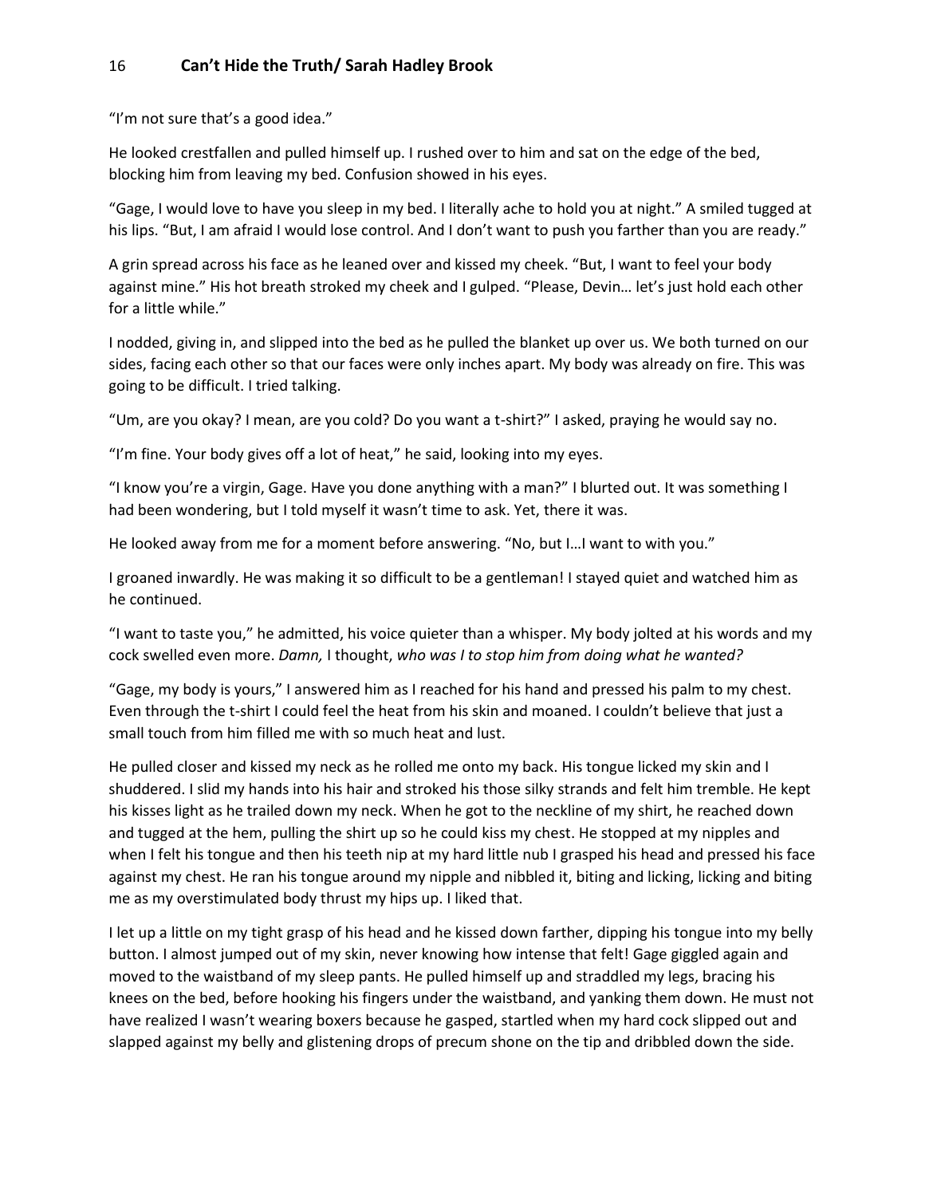"I'm not sure that's a good idea."

He looked crestfallen and pulled himself up. I rushed over to him and sat on the edge of the bed, blocking him from leaving my bed. Confusion showed in his eyes.

"Gage, I would love to have you sleep in my bed. I literally ache to hold you at night." A smiled tugged at his lips. "But, I am afraid I would lose control. And I don't want to push you farther than you are ready."

A grin spread across his face as he leaned over and kissed my cheek. "But, I want to feel your body against mine." His hot breath stroked my cheek and I gulped. "Please, Devin… let's just hold each other for a little while."

I nodded, giving in, and slipped into the bed as he pulled the blanket up over us. We both turned on our sides, facing each other so that our faces were only inches apart. My body was already on fire. This was going to be difficult. I tried talking.

"Um, are you okay? I mean, are you cold? Do you want a t-shirt?" I asked, praying he would say no.

"I'm fine. Your body gives off a lot of heat," he said, looking into my eyes.

"I know you're a virgin, Gage. Have you done anything with a man?" I blurted out. It was something I had been wondering, but I told myself it wasn't time to ask. Yet, there it was.

He looked away from me for a moment before answering. "No, but I…I want to with you."

I groaned inwardly. He was making it so difficult to be a gentleman! I stayed quiet and watched him as he continued.

"I want to taste you," he admitted, his voice quieter than a whisper. My body jolted at his words and my cock swelled even more. *Damn,* I thought, *who was I to stop him from doing what he wanted?*

"Gage, my body is yours," I answered him as I reached for his hand and pressed his palm to my chest. Even through the t-shirt I could feel the heat from his skin and moaned. I couldn't believe that just a small touch from him filled me with so much heat and lust.

He pulled closer and kissed my neck as he rolled me onto my back. His tongue licked my skin and I shuddered. I slid my hands into his hair and stroked his those silky strands and felt him tremble. He kept his kisses light as he trailed down my neck. When he got to the neckline of my shirt, he reached down and tugged at the hem, pulling the shirt up so he could kiss my chest. He stopped at my nipples and when I felt his tongue and then his teeth nip at my hard little nub I grasped his head and pressed his face against my chest. He ran his tongue around my nipple and nibbled it, biting and licking, licking and biting me as my overstimulated body thrust my hips up. I liked that.

I let up a little on my tight grasp of his head and he kissed down farther, dipping his tongue into my belly button. I almost jumped out of my skin, never knowing how intense that felt! Gage giggled again and moved to the waistband of my sleep pants. He pulled himself up and straddled my legs, bracing his knees on the bed, before hooking his fingers under the waistband, and yanking them down. He must not have realized I wasn't wearing boxers because he gasped, startled when my hard cock slipped out and slapped against my belly and glistening drops of precum shone on the tip and dribbled down the side.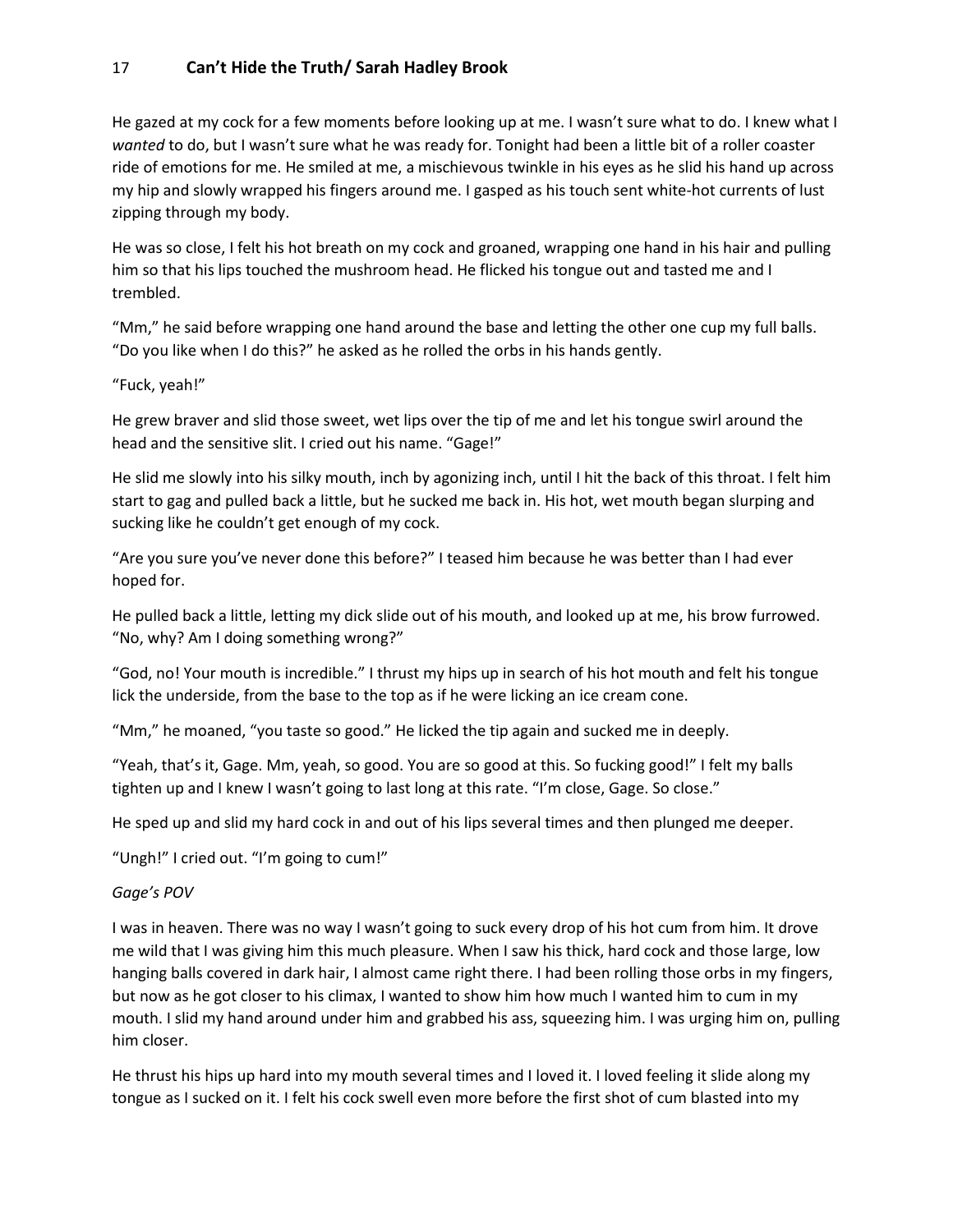He gazed at my cock for a few moments before looking up at me. I wasn't sure what to do. I knew what I *wanted* to do, but I wasn't sure what he was ready for. Tonight had been a little bit of a roller coaster ride of emotions for me. He smiled at me, a mischievous twinkle in his eyes as he slid his hand up across my hip and slowly wrapped his fingers around me. I gasped as his touch sent white-hot currents of lust zipping through my body.

He was so close, I felt his hot breath on my cock and groaned, wrapping one hand in his hair and pulling him so that his lips touched the mushroom head. He flicked his tongue out and tasted me and I trembled.

"Mm," he said before wrapping one hand around the base and letting the other one cup my full balls. "Do you like when I do this?" he asked as he rolled the orbs in his hands gently.

"Fuck, yeah!"

He grew braver and slid those sweet, wet lips over the tip of me and let his tongue swirl around the head and the sensitive slit. I cried out his name. "Gage!"

He slid me slowly into his silky mouth, inch by agonizing inch, until I hit the back of this throat. I felt him start to gag and pulled back a little, but he sucked me back in. His hot, wet mouth began slurping and sucking like he couldn't get enough of my cock.

"Are you sure you've never done this before?" I teased him because he was better than I had ever hoped for.

He pulled back a little, letting my dick slide out of his mouth, and looked up at me, his brow furrowed. "No, why? Am I doing something wrong?"

"God, no! Your mouth is incredible." I thrust my hips up in search of his hot mouth and felt his tongue lick the underside, from the base to the top as if he were licking an ice cream cone.

"Mm," he moaned, "you taste so good." He licked the tip again and sucked me in deeply.

"Yeah, that's it, Gage. Mm, yeah, so good. You are so good at this. So fucking good!" I felt my balls tighten up and I knew I wasn't going to last long at this rate. "I'm close, Gage. So close."

He sped up and slid my hard cock in and out of his lips several times and then plunged me deeper.

"Ungh!" I cried out. "I'm going to cum!"

*Gage's POV*

I was in heaven. There was no way I wasn't going to suck every drop of his hot cum from him. It drove me wild that I was giving him this much pleasure. When I saw his thick, hard cock and those large, low hanging balls covered in dark hair, I almost came right there. I had been rolling those orbs in my fingers, but now as he got closer to his climax, I wanted to show him how much I wanted him to cum in my mouth. I slid my hand around under him and grabbed his ass, squeezing him. I was urging him on, pulling him closer.

He thrust his hips up hard into my mouth several times and I loved it. I loved feeling it slide along my tongue as I sucked on it. I felt his cock swell even more before the first shot of cum blasted into my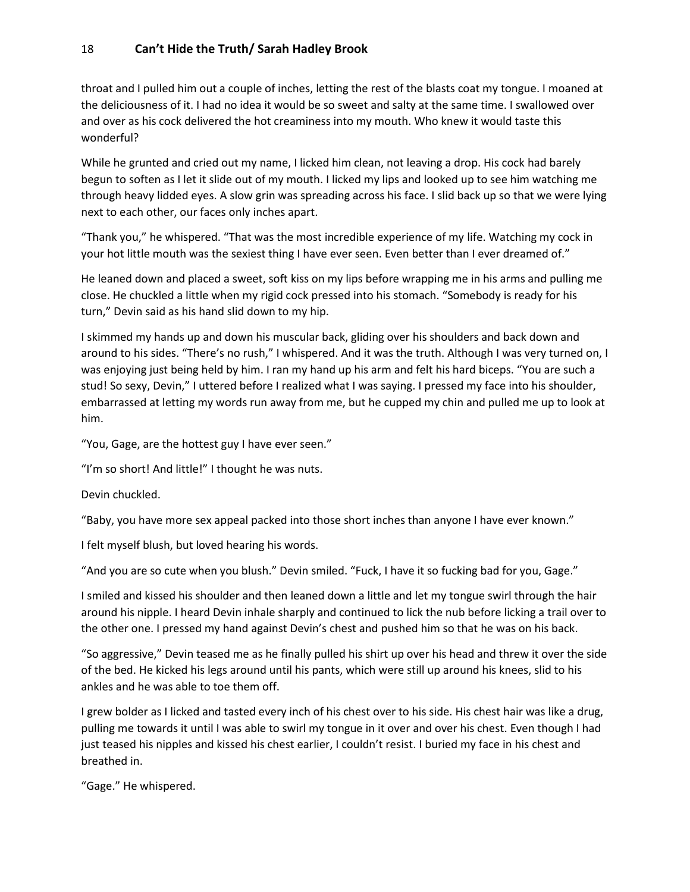throat and I pulled him out a couple of inches, letting the rest of the blasts coat my tongue. I moaned at the deliciousness of it. I had no idea it would be so sweet and salty at the same time. I swallowed over and over as his cock delivered the hot creaminess into my mouth. Who knew it would taste this wonderful?

While he grunted and cried out my name, I licked him clean, not leaving a drop. His cock had barely begun to soften as I let it slide out of my mouth. I licked my lips and looked up to see him watching me through heavy lidded eyes. A slow grin was spreading across his face. I slid back up so that we were lying next to each other, our faces only inches apart.

"Thank you," he whispered. "That was the most incredible experience of my life. Watching my cock in your hot little mouth was the sexiest thing I have ever seen. Even better than I ever dreamed of."

He leaned down and placed a sweet, soft kiss on my lips before wrapping me in his arms and pulling me close. He chuckled a little when my rigid cock pressed into his stomach. "Somebody is ready for his turn," Devin said as his hand slid down to my hip.

I skimmed my hands up and down his muscular back, gliding over his shoulders and back down and around to his sides. "There's no rush," I whispered. And it was the truth. Although I was very turned on, I was enjoying just being held by him. I ran my hand up his arm and felt his hard biceps. "You are such a stud! So sexy, Devin," I uttered before I realized what I was saying. I pressed my face into his shoulder, embarrassed at letting my words run away from me, but he cupped my chin and pulled me up to look at him.

"You, Gage, are the hottest guy I have ever seen."

"I'm so short! And little!" I thought he was nuts.

Devin chuckled.

"Baby, you have more sex appeal packed into those short inches than anyone I have ever known."

I felt myself blush, but loved hearing his words.

"And you are so cute when you blush." Devin smiled. "Fuck, I have it so fucking bad for you, Gage."

I smiled and kissed his shoulder and then leaned down a little and let my tongue swirl through the hair around his nipple. I heard Devin inhale sharply and continued to lick the nub before licking a trail over to the other one. I pressed my hand against Devin's chest and pushed him so that he was on his back.

"So aggressive," Devin teased me as he finally pulled his shirt up over his head and threw it over the side of the bed. He kicked his legs around until his pants, which were still up around his knees, slid to his ankles and he was able to toe them off.

I grew bolder as I licked and tasted every inch of his chest over to his side. His chest hair was like a drug, pulling me towards it until I was able to swirl my tongue in it over and over his chest. Even though I had just teased his nipples and kissed his chest earlier, I couldn't resist. I buried my face in his chest and breathed in.

"Gage." He whispered.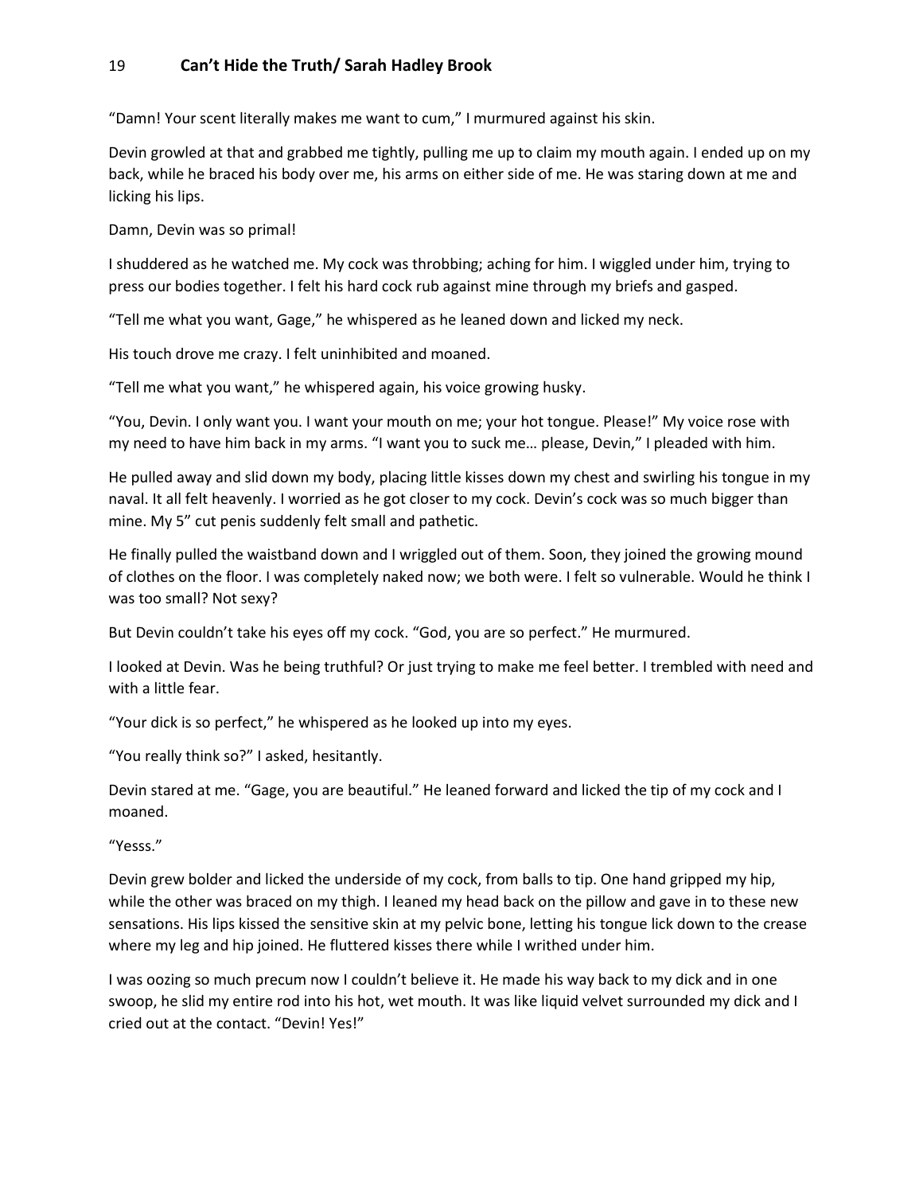"Damn! Your scent literally makes me want to cum," I murmured against his skin.

Devin growled at that and grabbed me tightly, pulling me up to claim my mouth again. I ended up on my back, while he braced his body over me, his arms on either side of me. He was staring down at me and licking his lips.

Damn, Devin was so primal!

I shuddered as he watched me. My cock was throbbing; aching for him. I wiggled under him, trying to press our bodies together. I felt his hard cock rub against mine through my briefs and gasped.

"Tell me what you want, Gage," he whispered as he leaned down and licked my neck.

His touch drove me crazy. I felt uninhibited and moaned.

"Tell me what you want," he whispered again, his voice growing husky.

"You, Devin. I only want you. I want your mouth on me; your hot tongue. Please!" My voice rose with my need to have him back in my arms. "I want you to suck me… please, Devin," I pleaded with him.

He pulled away and slid down my body, placing little kisses down my chest and swirling his tongue in my naval. It all felt heavenly. I worried as he got closer to my cock. Devin's cock was so much bigger than mine. My 5" cut penis suddenly felt small and pathetic.

He finally pulled the waistband down and I wriggled out of them. Soon, they joined the growing mound of clothes on the floor. I was completely naked now; we both were. I felt so vulnerable. Would he think I was too small? Not sexy?

But Devin couldn't take his eyes off my cock. "God, you are so perfect." He murmured.

I looked at Devin. Was he being truthful? Or just trying to make me feel better. I trembled with need and with a little fear.

"Your dick is so perfect," he whispered as he looked up into my eyes.

"You really think so?" I asked, hesitantly.

Devin stared at me. "Gage, you are beautiful." He leaned forward and licked the tip of my cock and I moaned.

"Yesss."

Devin grew bolder and licked the underside of my cock, from balls to tip. One hand gripped my hip, while the other was braced on my thigh. I leaned my head back on the pillow and gave in to these new sensations. His lips kissed the sensitive skin at my pelvic bone, letting his tongue lick down to the crease where my leg and hip joined. He fluttered kisses there while I writhed under him.

I was oozing so much precum now I couldn't believe it. He made his way back to my dick and in one swoop, he slid my entire rod into his hot, wet mouth. It was like liquid velvet surrounded my dick and I cried out at the contact. "Devin! Yes!"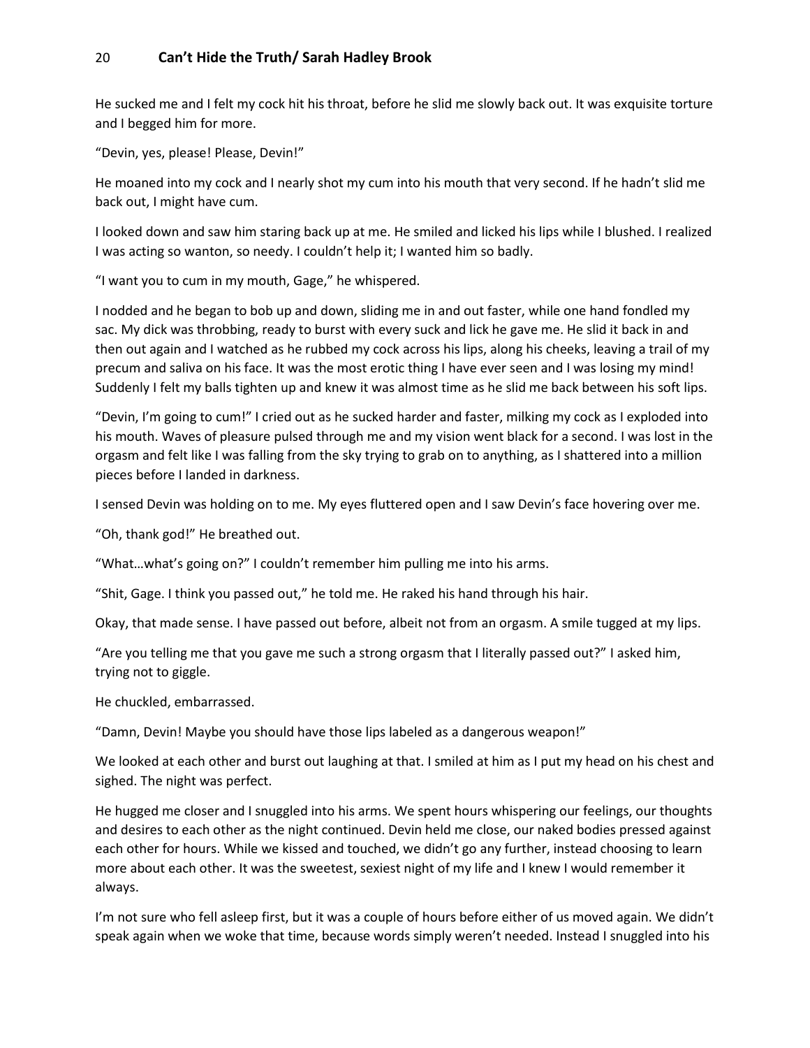He sucked me and I felt my cock hit his throat, before he slid me slowly back out. It was exquisite torture and I begged him for more.

"Devin, yes, please! Please, Devin!"

He moaned into my cock and I nearly shot my cum into his mouth that very second. If he hadn't slid me back out, I might have cum.

I looked down and saw him staring back up at me. He smiled and licked his lips while I blushed. I realized I was acting so wanton, so needy. I couldn't help it; I wanted him so badly.

"I want you to cum in my mouth, Gage," he whispered.

I nodded and he began to bob up and down, sliding me in and out faster, while one hand fondled my sac. My dick was throbbing, ready to burst with every suck and lick he gave me. He slid it back in and then out again and I watched as he rubbed my cock across his lips, along his cheeks, leaving a trail of my precum and saliva on his face. It was the most erotic thing I have ever seen and I was losing my mind! Suddenly I felt my balls tighten up and knew it was almost time as he slid me back between his soft lips.

"Devin, I'm going to cum!" I cried out as he sucked harder and faster, milking my cock as I exploded into his mouth. Waves of pleasure pulsed through me and my vision went black for a second. I was lost in the orgasm and felt like I was falling from the sky trying to grab on to anything, as I shattered into a million pieces before I landed in darkness.

I sensed Devin was holding on to me. My eyes fluttered open and I saw Devin's face hovering over me.

"Oh, thank god!" He breathed out.

"What…what's going on?" I couldn't remember him pulling me into his arms.

"Shit, Gage. I think you passed out," he told me. He raked his hand through his hair.

Okay, that made sense. I have passed out before, albeit not from an orgasm. A smile tugged at my lips.

"Are you telling me that you gave me such a strong orgasm that I literally passed out?" I asked him, trying not to giggle.

He chuckled, embarrassed.

"Damn, Devin! Maybe you should have those lips labeled as a dangerous weapon!"

We looked at each other and burst out laughing at that. I smiled at him as I put my head on his chest and sighed. The night was perfect.

He hugged me closer and I snuggled into his arms. We spent hours whispering our feelings, our thoughts and desires to each other as the night continued. Devin held me close, our naked bodies pressed against each other for hours. While we kissed and touched, we didn't go any further, instead choosing to learn more about each other. It was the sweetest, sexiest night of my life and I knew I would remember it always.

I'm not sure who fell asleep first, but it was a couple of hours before either of us moved again. We didn't speak again when we woke that time, because words simply weren't needed. Instead I snuggled into his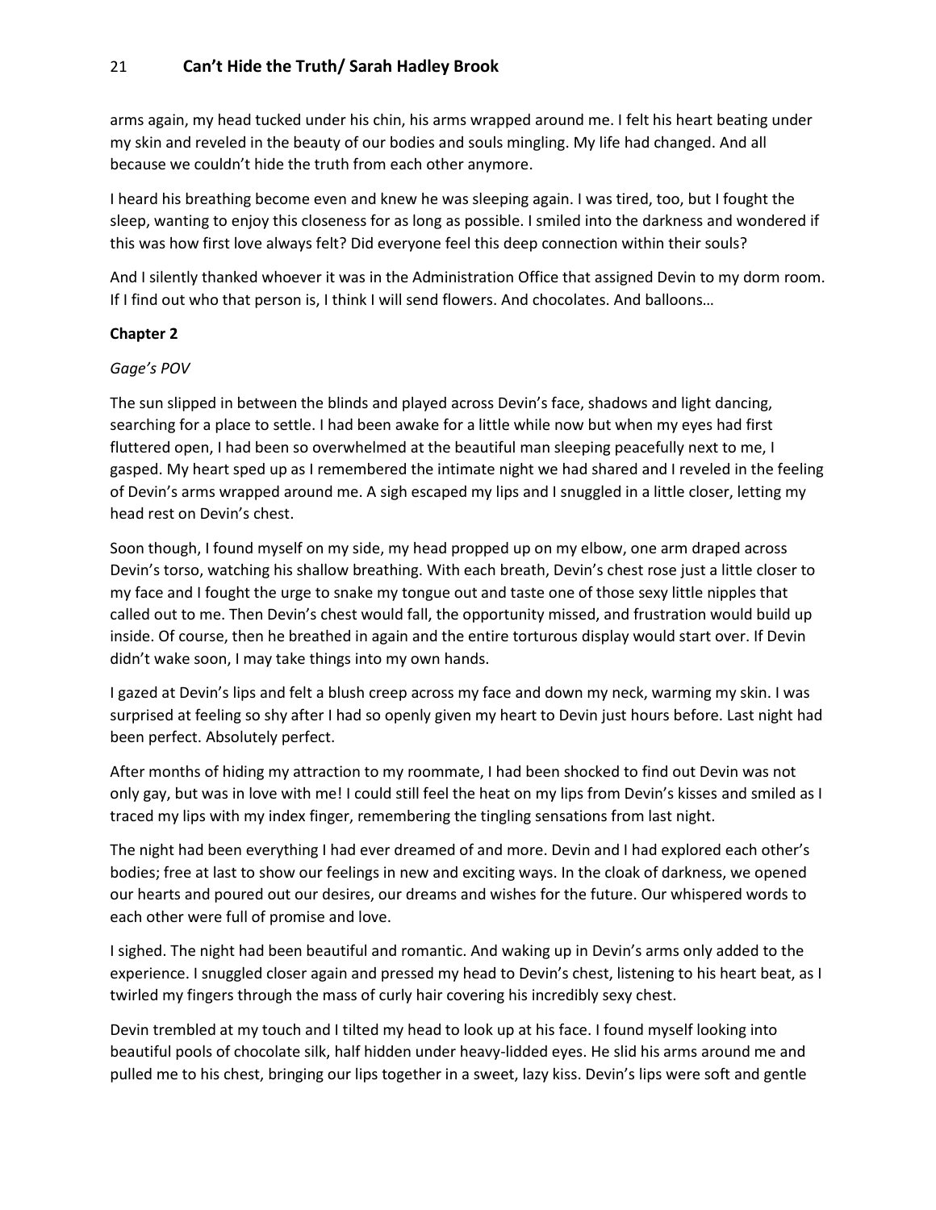arms again, my head tucked under his chin, his arms wrapped around me. I felt his heart beating under my skin and reveled in the beauty of our bodies and souls mingling. My life had changed. And all because we couldn't hide the truth from each other anymore.

I heard his breathing become even and knew he was sleeping again. I was tired, too, but I fought the sleep, wanting to enjoy this closeness for as long as possible. I smiled into the darkness and wondered if this was how first love always felt? Did everyone feel this deep connection within their souls?

And I silently thanked whoever it was in the Administration Office that assigned Devin to my dorm room. If I find out who that person is, I think I will send flowers. And chocolates. And balloons…

## Chapter 2

*Gage's POV*

The sun slipped in between the blinds and played across Devin's face, shadows and light dancing, searching for a place to settle. I had been awake for a little while now but when my eyes had first fluttered open, I had been so overwhelmed at the beautiful man sleeping peacefully next to me, I gasped. My heart sped up as I remembered the intimate night we had shared and I reveled in the feeling of Devin's arms wrapped around me. A sigh escaped my lips and I snuggled in a little closer, letting my head rest on Devin's chest.

Soon though, I found myself on my side, my head propped up on my elbow, one arm draped across Devin's torso, watching his shallow breathing. With each breath, Devin's chest rose just a little closer to my face and I fought the urge to snake my tongue out and taste one of those sexy little nipples that called out to me. Then Devin's chest would fall, the opportunity missed, and frustration would build up inside. Of course, then he breathed in again and the entire torturous display would start over. If Devin didn't wake soon, I may take things into my own hands.

I gazed at Devin's lips and felt a blush creep across my face and down my neck, warming my skin. I was surprised at feeling so shy after I had so openly given my heart to Devin just hours before. Last night had been perfect. Absolutely perfect.

After months of hiding my attraction to my roommate, I had been shocked to find out Devin was not only gay, but was in love with me! I could still feel the heat on my lips from Devin's kisses and smiled as I traced my lips with my index finger, remembering the tingling sensations from last night.

The night had been everything I had ever dreamed of and more. Devin and I had explored each other's bodies; free at last to show our feelings in new and exciting ways. In the cloak of darkness, we opened our hearts and poured out our desires, our dreams and wishes for the future. Our whispered words to each other were full of promise and love.

I sighed. The night had been beautiful and romantic. And waking up in Devin's arms only added to the experience. I snuggled closer again and pressed my head to Devin's chest, listening to his heart beat, as I twirled my fingers through the mass of curly hair covering his incredibly sexy chest.

Devin trembled at my touch and I tilted my head to look up at his face. I found myself looking into beautiful pools of chocolate silk, half hidden under heavy-lidded eyes. He slid his arms around me and pulled me to his chest, bringing our lips together in a sweet, lazy kiss. Devin's lips were soft and gentle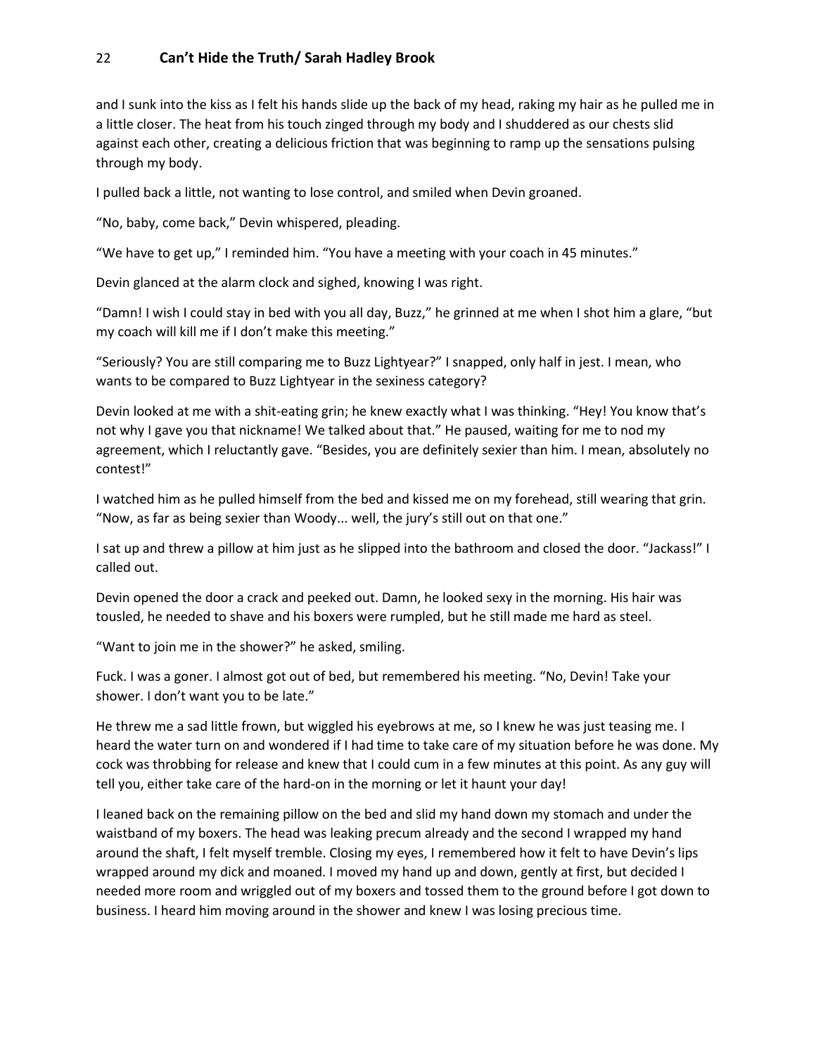and I sunk into the kiss as I felt his hands slide up the back of my head, raking my hair as he pulled me in a little closer. The heat from his touch zinged through my body and I shuddered as our chests slid against each other, creating a delicious friction that was beginning to ramp up the sensations pulsing through my body.

I pulled back a little, not wanting to lose control, and smiled when Devin groaned.

"No, baby, come back," Devin whispered, pleading.

"We have to get up," I reminded him. "You have a meeting with your coach in 45 minutes."

Devin glanced at the alarm clock and sighed, knowing I was right.

"Damn! I wish I could stay in bed with you all day, Buzz," he grinned at me when I shot him a glare, "but my coach will kill me if I don't make this meeting."

"Seriously? You are still comparing me to Buzz Lightyear?" I snapped, only half in jest. I mean, who wants to be compared to Buzz Lightyear in the sexiness category?

Devin looked at me with a shit-eating grin; he knew exactly what I was thinking. "Hey! You know that's not why I gave you that nickname! We talked about that." He paused, waiting for me to nod my agreement, which I reluctantly gave. "Besides, you are definitely sexier than him. I mean, absolutely no contest!"

I watched him as he pulled himself from the bed and kissed me on my forehead, still wearing that grin. "Now, as far as being sexier than Woody... well, the jury's still out on that one."

I sat up and threw a pillow at him just as he slipped into the bathroom and closed the door. "Jackass!" I called out.

Devin opened the door a crack and peeked out. Damn, he looked sexy in the morning. His hair was tousled, he needed to shave and his boxers were rumpled, but he still made me hard as steel.

"Want to join me in the shower?" he asked, smiling.

Fuck. I was a goner. I almost got out of bed, but remembered his meeting. "No, Devin! Take your shower. I don't want you to be late."

He threw me a sad little frown, but wiggled his eyebrows at me, so I knew he was just teasing me. I heard the water turn on and wondered if I had time to take care of my situation before he was done. My cock was throbbing for release and knew that I could cum in a few minutes at this point. As any guy will tell you, either take care of the hard-on in the morning or let it haunt your day!

I leaned back on the remaining pillow on the bed and slid my hand down my stomach and under the waistband of my boxers. The head was leaking precum already and the second I wrapped my hand around the shaft, I felt myself tremble. Closing my eyes, I remembered how it felt to have Devin's lips wrapped around my dick and moaned. I moved my hand up and down, gently at first, but decided I needed more room and wriggled out of my boxers and tossed them to the ground before I got down to business. I heard him moving around in the shower and knew I was losing precious time.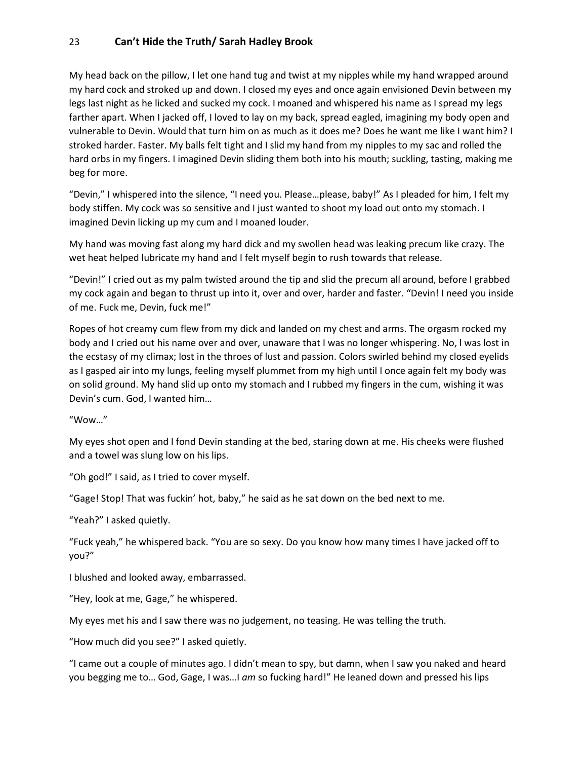My head back on the pillow, I let one hand tug and twist at my nipples while my hand wrapped around my hard cock and stroked up and down. I closed my eyes and once again envisioned Devin between my legs last night as he licked and sucked my cock. I moaned and whispered his name as I spread my legs farther apart. When I jacked off, I loved to lay on my back, spread eagled, imagining my body open and vulnerable to Devin. Would that turn him on as much as it does me? Does he want me like I want him? I stroked harder. Faster. My balls felt tight and I slid my hand from my nipples to my sac and rolled the hard orbs in my fingers. I imagined Devin sliding them both into his mouth; suckling, tasting, making me beg for more.

"Devin," I whispered into the silence, "I need you. Please…please, baby!" As I pleaded for him, I felt my body stiffen. My cock was so sensitive and I just wanted to shoot my load out onto my stomach. I imagined Devin licking up my cum and I moaned louder.

My hand was moving fast along my hard dick and my swollen head was leaking precum like crazy. The wet heat helped lubricate my hand and I felt myself begin to rush towards that release.

"Devin!" I cried out as my palm twisted around the tip and slid the precum all around, before I grabbed my cock again and began to thrust up into it, over and over, harder and faster. "Devin! I need you inside of me. Fuck me, Devin, fuck me!"

Ropes of hot creamy cum flew from my dick and landed on my chest and arms. The orgasm rocked my body and I cried out his name over and over, unaware that I was no longer whispering. No, I was lost in the ecstasy of my climax; lost in the throes of lust and passion. Colors swirled behind my closed eyelids as I gasped air into my lungs, feeling myself plummet from my high until I once again felt my body was on solid ground. My hand slid up onto my stomach and I rubbed my fingers in the cum, wishing it was Devin's cum. God, I wanted him…

"Wow…"

My eyes shot open and I fond Devin standing at the bed, staring down at me. His cheeks were flushed and a towel was slung low on his lips.

"Oh god!" I said, as I tried to cover myself.

"Gage! Stop! That was fuckin' hot, baby," he said as he sat down on the bed next to me.

"Yeah?" I asked quietly.

"Fuck yeah," he whispered back. "You are so sexy. Do you know how many times I have jacked off to you?"

I blushed and looked away, embarrassed.

"Hey, look at me, Gage," he whispered.

My eyes met his and I saw there was no judgement, no teasing. He was telling the truth.

"How much did you see?" I asked quietly.

"I came out a couple of minutes ago. I didn't mean to spy, but damn, when I saw you naked and heard you begging me to… God, Gage, I was…I *am* so fucking hard!" He leaned down and pressed his lips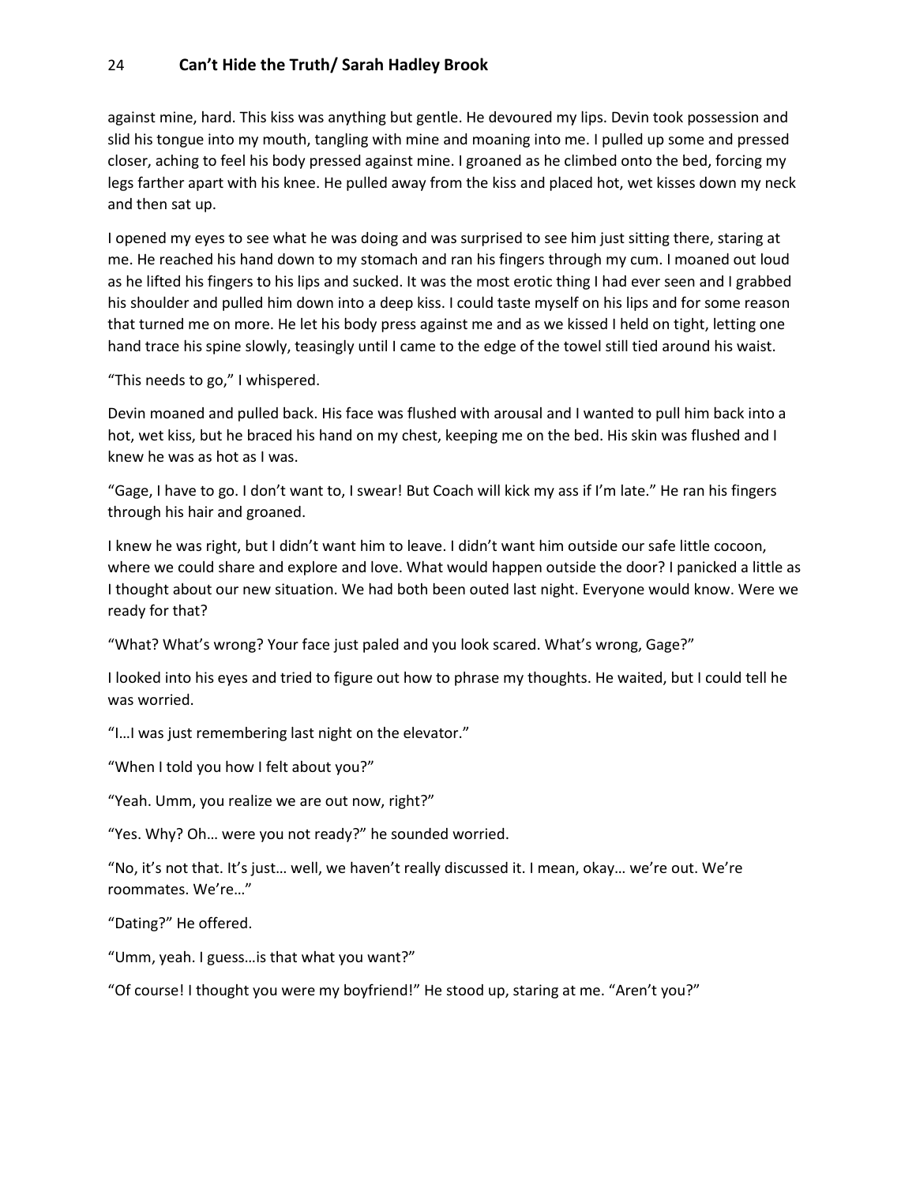against mine, hard. This kiss was anything but gentle. He devoured my lips. Devin took possession and slid his tongue into my mouth, tangling with mine and moaning into me. I pulled up some and pressed closer, aching to feel his body pressed against mine. I groaned as he climbed onto the bed, forcing my legs farther apart with his knee. He pulled away from the kiss and placed hot, wet kisses down my neck and then sat up.

I opened my eyes to see what he was doing and was surprised to see him just sitting there, staring at me. He reached his hand down to my stomach and ran his fingers through my cum. I moaned out loud as he lifted his fingers to his lips and sucked. It was the most erotic thing I had ever seen and I grabbed his shoulder and pulled him down into a deep kiss. I could taste myself on his lips and for some reason that turned me on more. He let his body press against me and as we kissed I held on tight, letting one hand trace his spine slowly, teasingly until I came to the edge of the towel still tied around his waist.

"This needs to go," I whispered.

Devin moaned and pulled back. His face was flushed with arousal and I wanted to pull him back into a hot, wet kiss, but he braced his hand on my chest, keeping me on the bed. His skin was flushed and I knew he was as hot as I was.

"Gage, I have to go. I don't want to, I swear! But Coach will kick my ass if I'm late." He ran his fingers through his hair and groaned.

I knew he was right, but I didn't want him to leave. I didn't want him outside our safe little cocoon, where we could share and explore and love. What would happen outside the door? I panicked a little as I thought about our new situation. We had both been outed last night. Everyone would know. Were we ready for that?

"What? What's wrong? Your face just paled and you look scared. What's wrong, Gage?"

I looked into his eyes and tried to figure out how to phrase my thoughts. He waited, but I could tell he was worried.

"I…I was just remembering last night on the elevator."

"When I told you how I felt about you?"

"Yeah. Umm, you realize we are out now, right?"

"Yes. Why? Oh… were you not ready?" he sounded worried.

"No, it's not that. It's just… well, we haven't really discussed it. I mean, okay… we're out. We're roommates. We're…"

"Dating?" He offered.

"Umm, yeah. I guess…is that what you want?"

"Of course! I thought you were my boyfriend!" He stood up, staring at me. "Aren't you?"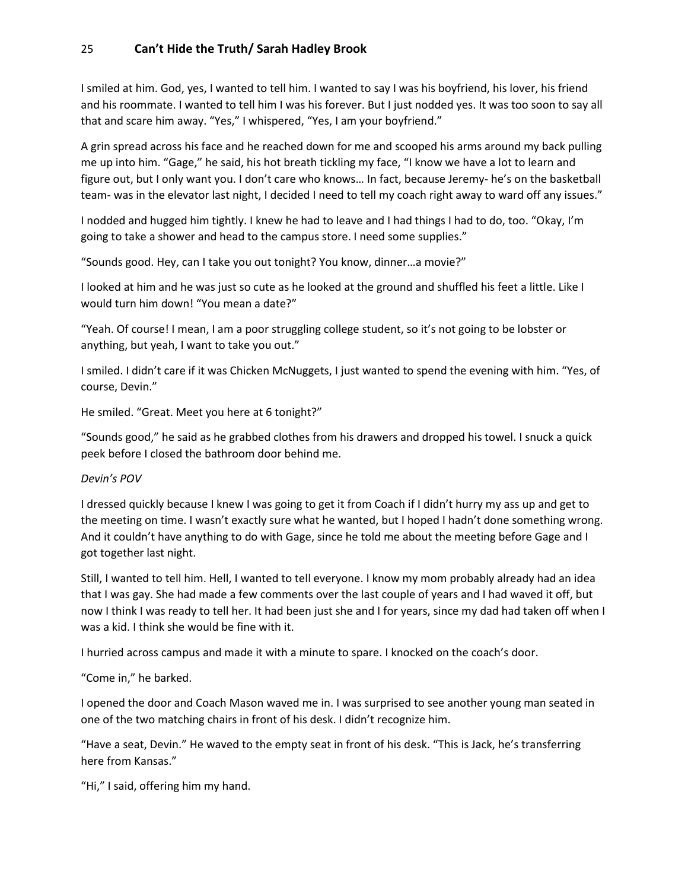I smiled at him. God, yes, I wanted to tell him. I wanted to say I was his boyfriend, his lover, his friend and his roommate. I wanted to tell him I was his forever. But I just nodded yes. It was too soon to say all that and scare him away. "Yes," I whispered, "Yes, I am your boyfriend."

A grin spread across his face and he reached down for me and scooped his arms around my back pulling me up into him. "Gage," he said, his hot breath tickling my face, "I know we have a lot to learn and figure out, but I only want you. I don't care who knows… In fact, because Jeremy- he's on the basketball team- was in the elevator last night, I decided I need to tell my coach right away to ward off any issues."

I nodded and hugged him tightly. I knew he had to leave and I had things I had to do, too. "Okay, I'm going to take a shower and head to the campus store. I need some supplies."

"Sounds good. Hey, can I take you out tonight? You know, dinner…a movie?"

I looked at him and he was just so cute as he looked at the ground and shuffled his feet a little. Like I would turn him down! "You mean a date?"

"Yeah. Of course! I mean, I am a poor struggling college student, so it's not going to be lobster or anything, but yeah, I want to take you out."

I smiled. I didn't care if it was Chicken McNuggets, I just wanted to spend the evening with him. "Yes, of course, Devin."

He smiled. "Great. Meet you here at 6 tonight?"

"Sounds good," he said as he grabbed clothes from his drawers and dropped his towel. I snuck a quick peek before I closed the bathroom door behind me.

*Devin's POV*

I dressed quickly because I knew I was going to get it from Coach if I didn't hurry my ass up and get to the meeting on time. I wasn't exactly sure what he wanted, but I hoped I hadn't done something wrong. And it couldn't have anything to do with Gage, since he told me about the meeting before Gage and I got together last night.

Still, I wanted to tell him. Hell, I wanted to tell everyone. I know my mom probably already had an idea that I was gay. She had made a few comments over the last couple of years and I had waved it off, but now I think I was ready to tell her. It had been just she and I for years, since my dad had taken off when I was a kid. I think she would be fine with it.

I hurried across campus and made it with a minute to spare. I knocked on the coach's door.

"Come in," he barked.

I opened the door and Coach Mason waved me in. I was surprised to see another young man seated in one of the two matching chairs in front of his desk. I didn't recognize him.

"Have a seat, Devin." He waved to the empty seat in front of his desk. "This is Jack, he's transferring here from Kansas."

"Hi," I said, offering him my hand.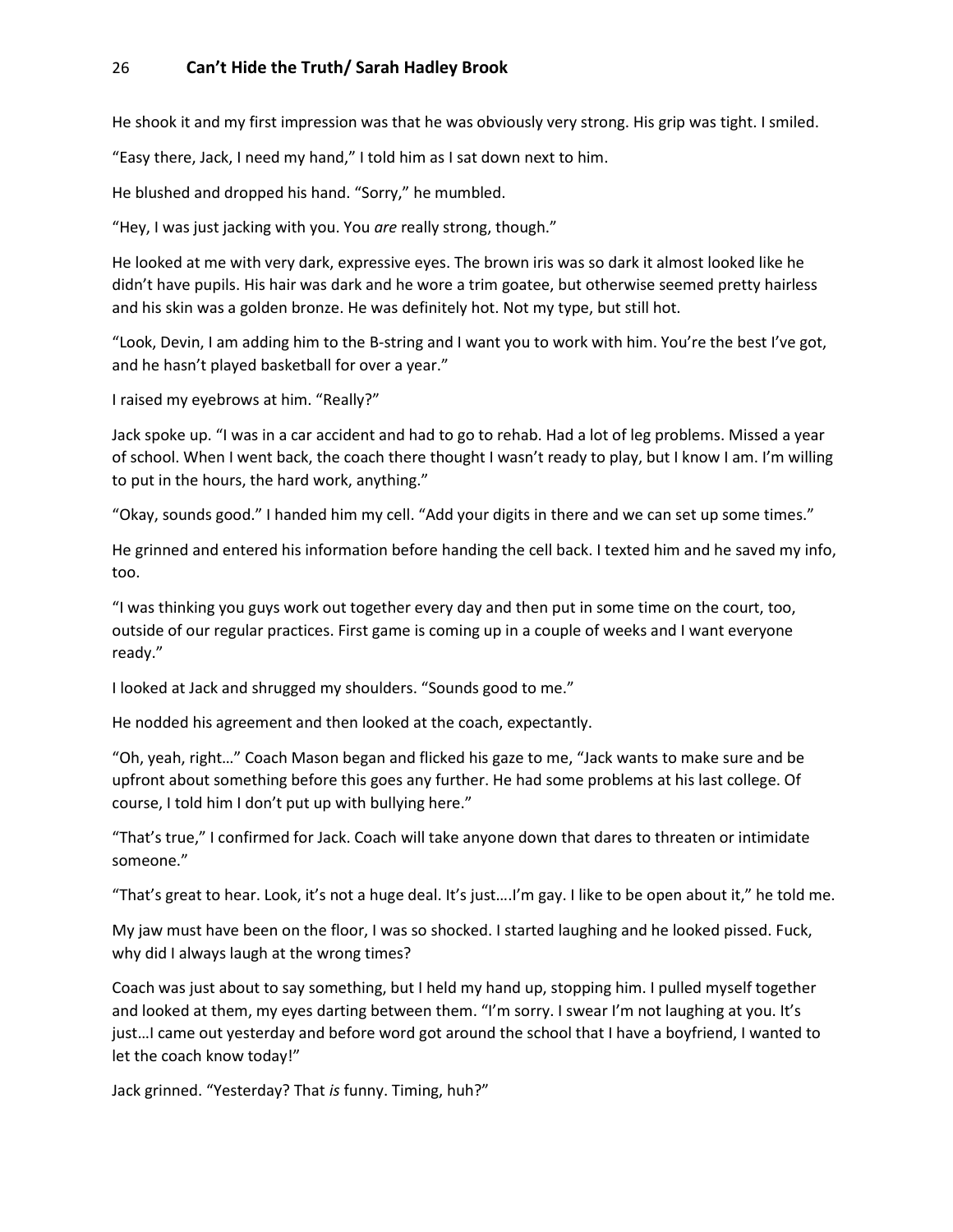He shook it and my first impression was that he was obviously very strong. His grip was tight. I smiled.

“Easy there, Jack, I need my hand,” I told him as I sat down next to him.

He blushed and dropped his hand. “Sorry,” he mumbled.

“Hey, I was just jacking with you. You *are* really strong, though.”

He looked at me with very dark, expressive eyes. The brown iris was so dark it almost looked like he didn’t have pupils. His hair was dark and he wore a trim goatee, but otherwise seemed pretty hairless and his skin was a golden bronze. He was definitely hot. Not my type, but still hot.

“Look, Devin, I am adding him to the B-string and I want you to work with him. You’re the best I’ve got, and he hasn’t played basketball for over a year.”

I raised my eyebrows at him. “Really?”

Jack spoke up. “I was in a car accident and had to go to rehab. Had a lot of leg problems. Missed a year of school. When I went back, the coach there thought I wasn’t ready to play, but I know I am. I’m willing to put in the hours, the hard work, anything.”

“Okay, sounds good.” I handed him my cell. “Add your digits in there and we can set up some times.”

He grinned and entered his information before handing the cell back. I texted him and he saved my info, too.

“I was thinking you guys work out together every day and then put in some time on the court, too, outside of our regular practices. First game is coming up in a couple of weeks and I want everyone ready.”

I looked at Jack and shrugged my shoulders. “Sounds good to me.”

He nodded his agreement and then looked at the coach, expectantly.

“Oh, yeah, right…” Coach Mason began and flicked his gaze to me, “Jack wants to make sure and be upfront about something before this goes any further. He had some problems at his last college. Of course, I told him I don’t put up with bullying here.”

“That’s true,” I confirmed for Jack. Coach will take anyone down that dares to threaten or intimidate someone.”

“That’s great to hear. Look, it’s not a huge deal. It’s just….I’m gay. I like to be open about it,” he told me.

My jaw must have been on the floor, I was so shocked. I started laughing and he looked pissed. Fuck, why did I always laugh at the wrong times?

Coach was just about to say something, but I held my hand up, stopping him. I pulled myself together and looked at them, my eyes darting between them. “I’m sorry. I swear I’m not laughing at you. It’s just…I came out yesterday and before word got around the school that I have a boyfriend, I wanted to let the coach know today!”

Jack grinned. “Yesterday? That *is* funny. Timing, huh?”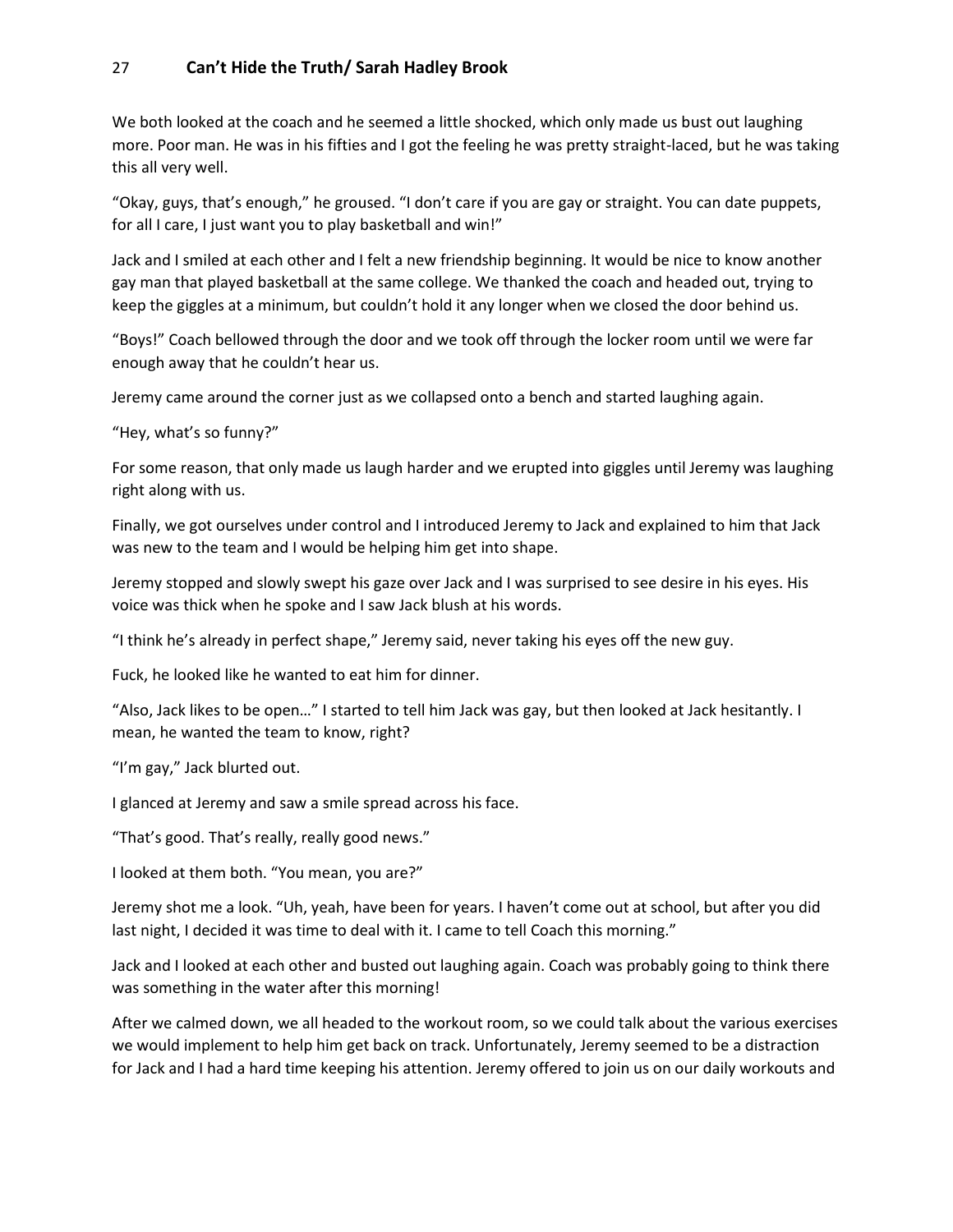We both looked at the coach and he seemed a little shocked, which only made us bust out laughing more. Poor man. He was in his fifties and I got the feeling he was pretty straight-laced, but he was taking this all very well.

"Okay, guys, that's enough," he groused. "I don't care if you are gay or straight. You can date puppets, for all I care, I just want you to play basketball and win!"

Jack and I smiled at each other and I felt a new friendship beginning. It would be nice to know another gay man that played basketball at the same college. We thanked the coach and headed out, trying to keep the giggles at a minimum, but couldn't hold it any longer when we closed the door behind us.

"Boys!" Coach bellowed through the door and we took off through the locker room until we were far enough away that he couldn't hear us.

Jeremy came around the corner just as we collapsed onto a bench and started laughing again.

"Hey, what's so funny?"

For some reason, that only made us laugh harder and we erupted into giggles until Jeremy was laughing right along with us.

Finally, we got ourselves under control and I introduced Jeremy to Jack and explained to him that Jack was new to the team and I would be helping him get into shape.

Jeremy stopped and slowly swept his gaze over Jack and I was surprised to see desire in his eyes. His voice was thick when he spoke and I saw Jack blush at his words.

"I think he's already in perfect shape," Jeremy said, never taking his eyes off the new guy.

Fuck, he looked like he wanted to eat him for dinner.

"Also, Jack likes to be open…" I started to tell him Jack was gay, but then looked at Jack hesitantly. I mean, he wanted the team to know, right?

"I'm gay," Jack blurted out.

I glanced at Jeremy and saw a smile spread across his face.

"That's good. That's really, really good news."

I looked at them both. "You mean, you are?"

Jeremy shot me a look. "Uh, yeah, have been for years. I haven't come out at school, but after you did last night, I decided it was time to deal with it. I came to tell Coach this morning."

Jack and I looked at each other and busted out laughing again. Coach was probably going to think there was something in the water after this morning!

After we calmed down, we all headed to the workout room, so we could talk about the various exercises we would implement to help him get back on track. Unfortunately, Jeremy seemed to be a distraction for Jack and I had a hard time keeping his attention. Jeremy offered to join us on our daily workouts and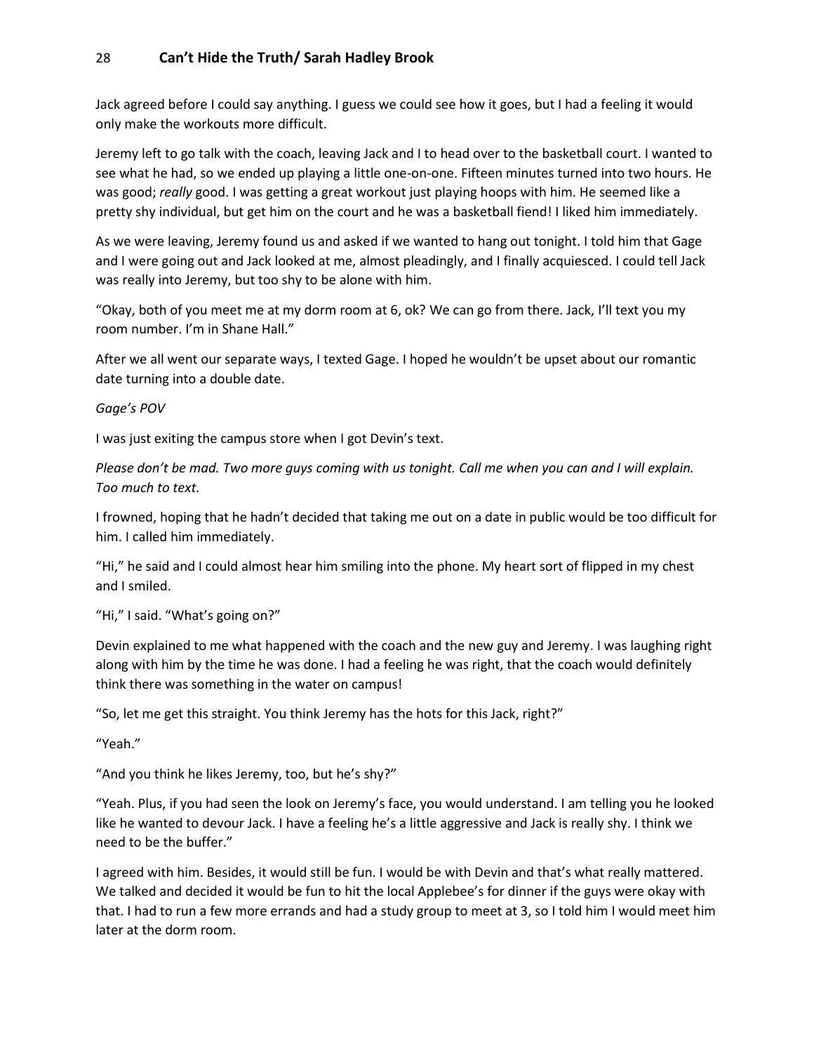Jack agreed before I could say anything. I guess we could see how it goes, but I had a feeling it would only make the workouts more difficult.

Jeremy left to go talk with the coach, leaving Jack and I to head over to the basketball court. I wanted to see what he had, so we ended up playing a little one-on-one. Fifteen minutes turned into two hours. He was good; *really* good. I was getting a great workout just playing hoops with him. He seemed like a pretty shy individual, but get him on the court and he was a basketball fiend! I liked him immediately.

As we were leaving, Jeremy found us and asked if we wanted to hang out tonight. I told him that Gage and I were going out and Jack looked at me, almost pleadingly, and I finally acquiesced. I could tell Jack was really into Jeremy, but too shy to be alone with him.

"Okay, both of you meet me at my dorm room at 6, ok? We can go from there. Jack, I'll text you my room number. I'm in Shane Hall."

After we all went our separate ways, I texted Gage. I hoped he wouldn't be upset about our romantic date turning into a double date.

*Gage's POV*

I was just exiting the campus store when I got Devin's text.

*Please don't be mad. Two more guys coming with us tonight. Call me when you can and I will explain. Too much to text.*

I frowned, hoping that he hadn't decided that taking me out on a date in public would be too difficult for him. I called him immediately.

"Hi," he said and I could almost hear him smiling into the phone. My heart sort of flipped in my chest and I smiled.

"Hi," I said. "What's going on?"

Devin explained to me what happened with the coach and the new guy and Jeremy. I was laughing right along with him by the time he was done. I had a feeling he was right, that the coach would definitely think there was something in the water on campus!

"So, let me get this straight. You think Jeremy has the hots for this Jack, right?"

"Yeah."

"And you think he likes Jeremy, too, but he's shy?"

"Yeah. Plus, if you had seen the look on Jeremy's face, you would understand. I am telling you he looked like he wanted to devour Jack. I have a feeling he's a little aggressive and Jack is really shy. I think we need to be the buffer."

I agreed with him. Besides, it would still be fun. I would be with Devin and that's what really mattered. We talked and decided it would be fun to hit the local Applebee's for dinner if the guys were okay with that. I had to run a few more errands and had a study group to meet at 3, so I told him I would meet him later at the dorm room.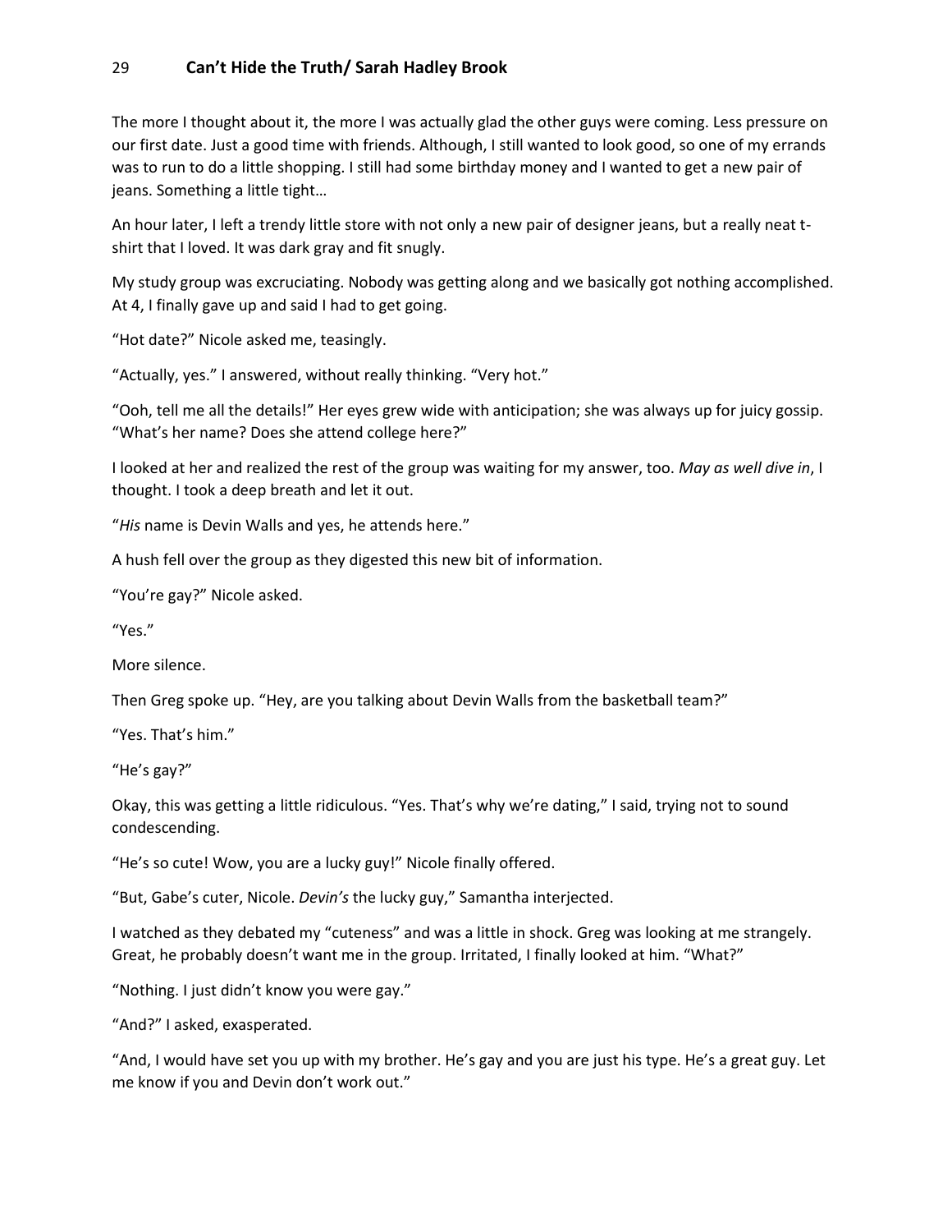The more I thought about it, the more I was actually glad the other guys were coming. Less pressure on our first date. Just a good time with friends. Although, I still wanted to look good, so one of my errands was to run to do a little shopping. I still had some birthday money and I wanted to get a new pair of jeans. Something a little tight…

An hour later, I left a trendy little store with not only a new pair of designer jeans, but a really neat t-shirt that I loved. It was dark gray and fit snugly.

My study group was excruciating. Nobody was getting along and we basically got nothing accomplished. At 4, I finally gave up and said I had to get going.

"Hot date?" Nicole asked me, teasingly.

"Actually, yes." I answered, without really thinking. "Very hot."

"Ooh, tell me all the details!" Her eyes grew wide with anticipation; she was always up for juicy gossip. "What's her name? Does she attend college here?"

I looked at her and realized the rest of the group was waiting for my answer, too. *May as well dive in*, I thought. I took a deep breath and let it out.

"*His* name is Devin Walls and yes, he attends here."

A hush fell over the group as they digested this new bit of information.

"You're gay?" Nicole asked.

"Yes."

More silence.

Then Greg spoke up. "Hey, are you talking about Devin Walls from the basketball team?"

"Yes. That's him."

"He's gay?"

Okay, this was getting a little ridiculous. "Yes. That's why we're dating," I said, trying not to sound condescending.

"He's so cute! Wow, you are a lucky guy!" Nicole finally offered.

"But, Gabe's cuter, Nicole. *Devin's* the lucky guy," Samantha interjected.

I watched as they debated my "cuteness" and was a little in shock. Greg was looking at me strangely. Great, he probably doesn't want me in the group. Irritated, I finally looked at him. "What?"

"Nothing. I just didn't know you were gay."

"And?" I asked, exasperated.

"And, I would have set you up with my brother. He's gay and you are just his type. He's a great guy. Let me know if you and Devin don't work out."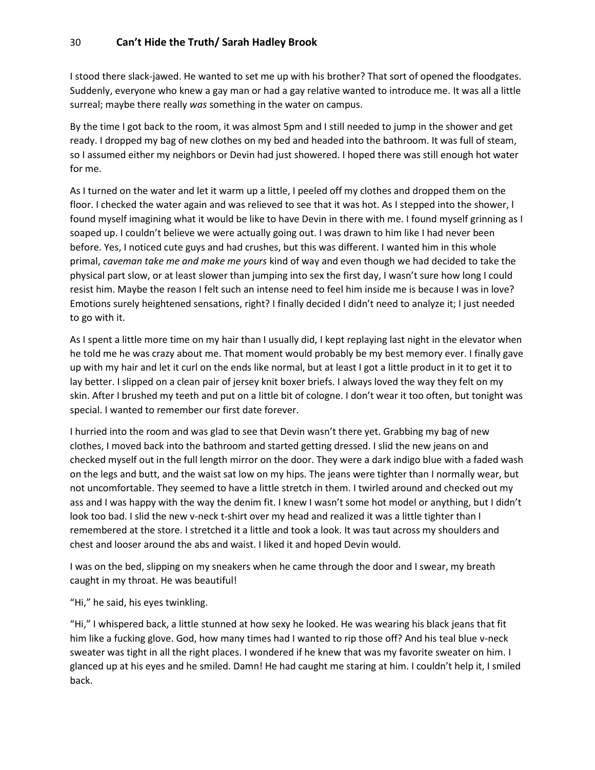I stood there slack-jawed. He wanted to set me up with his brother? That sort of opened the floodgates. Suddenly, everyone who knew a gay man or had a gay relative wanted to introduce me. It was all a little surreal; maybe there really *was* something in the water on campus.

By the time I got back to the room, it was almost 5pm and I still needed to jump in the shower and get ready. I dropped my bag of new clothes on my bed and headed into the bathroom. It was full of steam, so I assumed either my neighbors or Devin had just showered. I hoped there was still enough hot water for me.

As I turned on the water and let it warm up a little, I peeled off my clothes and dropped them on the floor. I checked the water again and was relieved to see that it was hot. As I stepped into the shower, I found myself imagining what it would be like to have Devin in there with me. I found myself grinning as I soaped up. I couldn't believe we were actually going out. I was drawn to him like I had never been before. Yes, I noticed cute guys and had crushes, but this was different. I wanted him in this whole primal, *caveman take me and make me yours* kind of way and even though we had decided to take the physical part slow, or at least slower than jumping into sex the first day, I wasn't sure how long I could resist him. Maybe the reason I felt such an intense need to feel him inside me is because I was in love? Emotions surely heightened sensations, right? I finally decided I didn't need to analyze it; I just needed to go with it.

As I spent a little more time on my hair than I usually did, I kept replaying last night in the elevator when he told me he was crazy about me. That moment would probably be my best memory ever. I finally gave up with my hair and let it curl on the ends like normal, but at least I got a little product in it to get it to lay better. I slipped on a clean pair of jersey knit boxer briefs. I always loved the way they felt on my skin. After I brushed my teeth and put on a little bit of cologne. I don't wear it too often, but tonight was special. I wanted to remember our first date forever.

I hurried into the room and was glad to see that Devin wasn't there yet. Grabbing my bag of new clothes, I moved back into the bathroom and started getting dressed. I slid the new jeans on and checked myself out in the full length mirror on the door. They were a dark indigo blue with a faded wash on the legs and butt, and the waist sat low on my hips. The jeans were tighter than I normally wear, but not uncomfortable. They seemed to have a little stretch in them. I twirled around and checked out my ass and I was happy with the way the denim fit. I knew I wasn't some hot model or anything, but I didn't look too bad. I slid the new v-neck t-shirt over my head and realized it was a little tighter than I remembered at the store. I stretched it a little and took a look. It was taut across my shoulders and chest and looser around the abs and waist. I liked it and hoped Devin would.

I was on the bed, slipping on my sneakers when he came through the door and I swear, my breath caught in my throat. He was beautiful!

"Hi," he said, his eyes twinkling.

"Hi," I whispered back, a little stunned at how sexy he looked. He was wearing his black jeans that fit him like a fucking glove. God, how many times had I wanted to rip those off? And his teal blue v-neck sweater was tight in all the right places. I wondered if he knew that was my favorite sweater on him. I glanced up at his eyes and he smiled. Damn! He had caught me staring at him. I couldn't help it, I smiled back.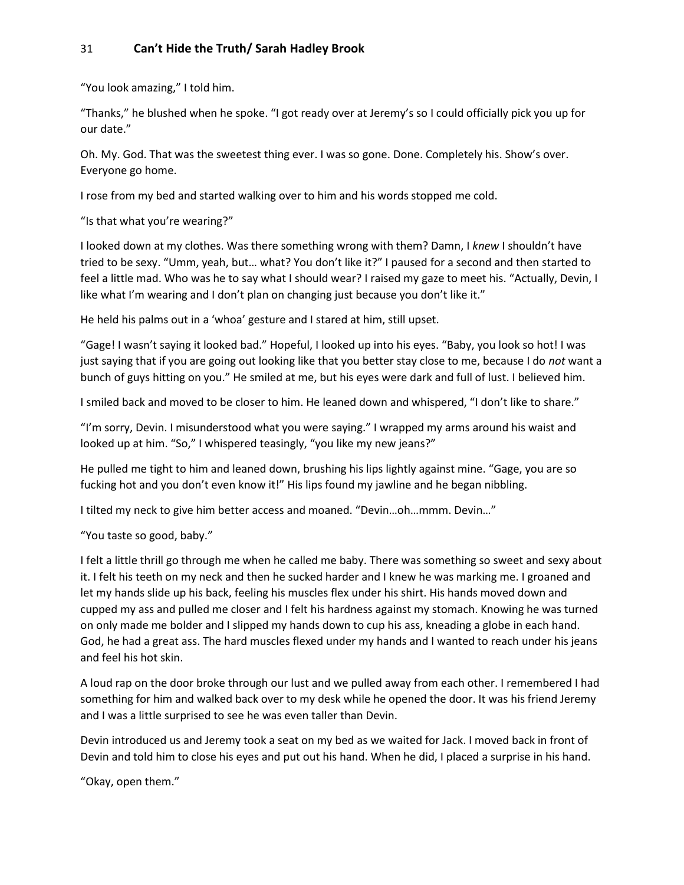"You look amazing," I told him.

"Thanks," he blushed when he spoke. "I got ready over at Jeremy's so I could officially pick you up for our date."

Oh. My. God. That was the sweetest thing ever. I was so gone. Done. Completely his. Show's over. Everyone go home.

I rose from my bed and started walking over to him and his words stopped me cold.

"Is that what you're wearing?"

I looked down at my clothes. Was there something wrong with them? Damn, I *knew* I shouldn't have tried to be sexy. "Umm, yeah, but… what? You don't like it?" I paused for a second and then started to feel a little mad. Who was he to say what I should wear? I raised my gaze to meet his. "Actually, Devin, I like what I'm wearing and I don't plan on changing just because you don't like it."

He held his palms out in a 'whoa' gesture and I stared at him, still upset.

"Gage! I wasn't saying it looked bad." Hopeful, I looked up into his eyes. "Baby, you look so hot! I was just saying that if you are going out looking like that you better stay close to me, because I do *not* want a bunch of guys hitting on you." He smiled at me, but his eyes were dark and full of lust. I believed him.

I smiled back and moved to be closer to him. He leaned down and whispered, "I don't like to share."

"I'm sorry, Devin. I misunderstood what you were saying." I wrapped my arms around his waist and looked up at him. "So," I whispered teasingly, "you like my new jeans?"

He pulled me tight to him and leaned down, brushing his lips lightly against mine. "Gage, you are so fucking hot and you don't even know it!" His lips found my jawline and he began nibbling.

I tilted my neck to give him better access and moaned. "Devin…oh…mmm. Devin…"

"You taste so good, baby."

I felt a little thrill go through me when he called me baby. There was something so sweet and sexy about it. I felt his teeth on my neck and then he sucked harder and I knew he was marking me. I groaned and let my hands slide up his back, feeling his muscles flex under his shirt. His hands moved down and cupped my ass and pulled me closer and I felt his hardness against my stomach. Knowing he was turned on only made me bolder and I slipped my hands down to cup his ass, kneading a globe in each hand. God, he had a great ass. The hard muscles flexed under my hands and I wanted to reach under his jeans and feel his hot skin.

A loud rap on the door broke through our lust and we pulled away from each other. I remembered I had something for him and walked back over to my desk while he opened the door. It was his friend Jeremy and I was a little surprised to see he was even taller than Devin.

Devin introduced us and Jeremy took a seat on my bed as we waited for Jack. I moved back in front of Devin and told him to close his eyes and put out his hand. When he did, I placed a surprise in his hand.

"Okay, open them."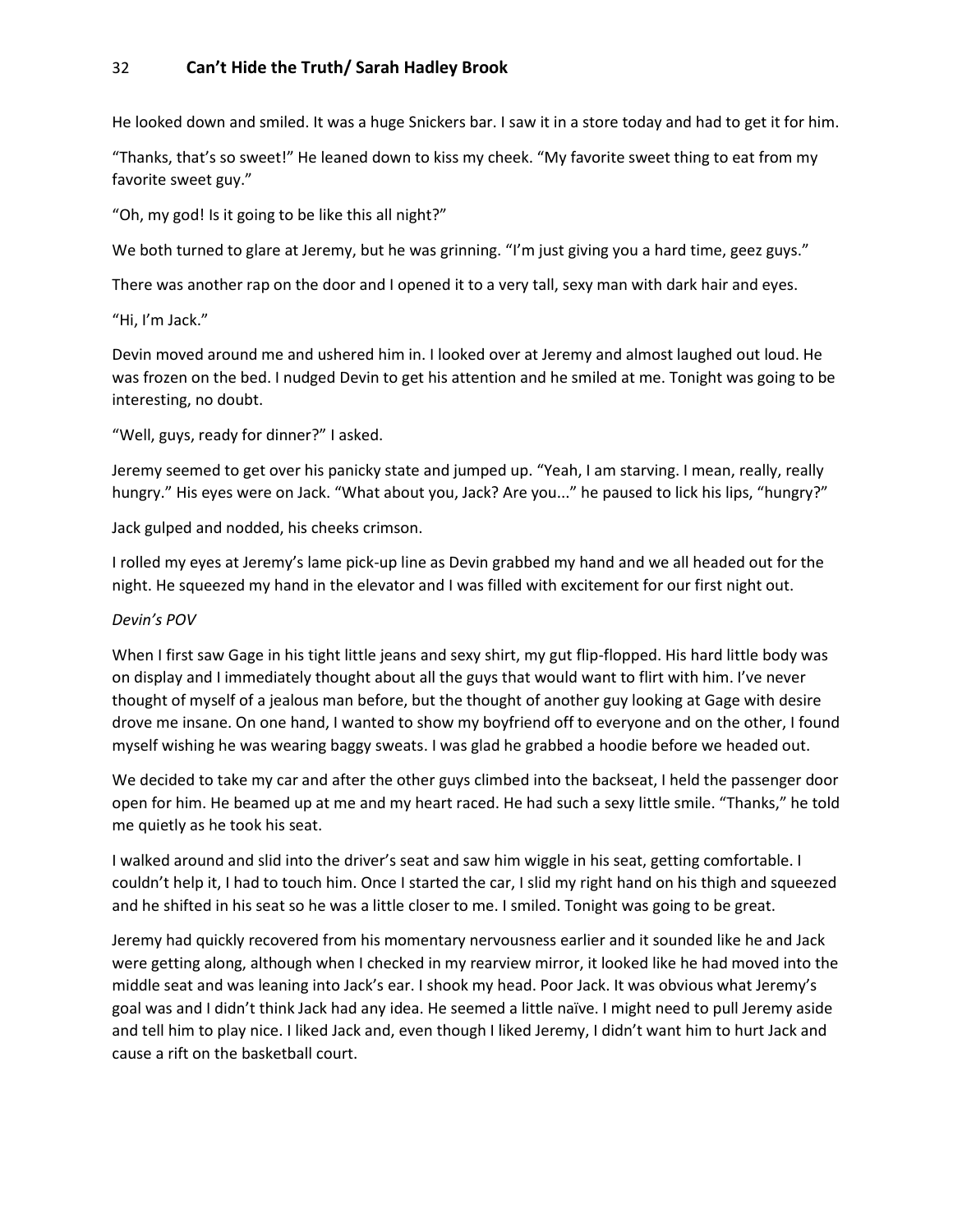He looked down and smiled. It was a huge Snickers bar. I saw it in a store today and had to get it for him.

“Thanks, that’s so sweet!” He leaned down to kiss my cheek. “My favorite sweet thing to eat from my favorite sweet guy.”

“Oh, my god! Is it going to be like this all night?”

We both turned to glare at Jeremy, but he was grinning. “I’m just giving you a hard time, geez guys.”

There was another rap on the door and I opened it to a very tall, sexy man with dark hair and eyes.

“Hi, I’m Jack.”

Devin moved around me and ushered him in. I looked over at Jeremy and almost laughed out loud. He was frozen on the bed. I nudged Devin to get his attention and he smiled at me. Tonight was going to be interesting, no doubt.

“Well, guys, ready for dinner?” I asked.

Jeremy seemed to get over his panicky state and jumped up. “Yeah, I am starving. I mean, really, really hungry.” His eyes were on Jack. “What about you, Jack? Are you...” he paused to lick his lips, “hungry?”

Jack gulped and nodded, his cheeks crimson.

I rolled my eyes at Jeremy’s lame pick-up line as Devin grabbed my hand and we all headed out for the night. He squeezed my hand in the elevator and I was filled with excitement for our first night out.

*Devin’s POV*

When I first saw Gage in his tight little jeans and sexy shirt, my gut flip-flopped. His hard little body was on display and I immediately thought about all the guys that would want to flirt with him. I’ve never thought of myself of a jealous man before, but the thought of another guy looking at Gage with desire drove me insane. On one hand, I wanted to show my boyfriend off to everyone and on the other, I found myself wishing he was wearing baggy sweats. I was glad he grabbed a hoodie before we headed out.

We decided to take my car and after the other guys climbed into the backseat, I held the passenger door open for him. He beamed up at me and my heart raced. He had such a sexy little smile. “Thanks,” he told me quietly as he took his seat.

I walked around and slid into the driver’s seat and saw him wiggle in his seat, getting comfortable. I couldn’t help it, I had to touch him. Once I started the car, I slid my right hand on his thigh and squeezed and he shifted in his seat so he was a little closer to me. I smiled. Tonight was going to be great.

Jeremy had quickly recovered from his momentary nervousness earlier and it sounded like he and Jack were getting along, although when I checked in my rearview mirror, it looked like he had moved into the middle seat and was leaning into Jack’s ear. I shook my head. Poor Jack. It was obvious what Jeremy’s goal was and I didn’t think Jack had any idea. He seemed a little naïve. I might need to pull Jeremy aside and tell him to play nice. I liked Jack and, even though I liked Jeremy, I didn’t want him to hurt Jack and cause a rift on the basketball court.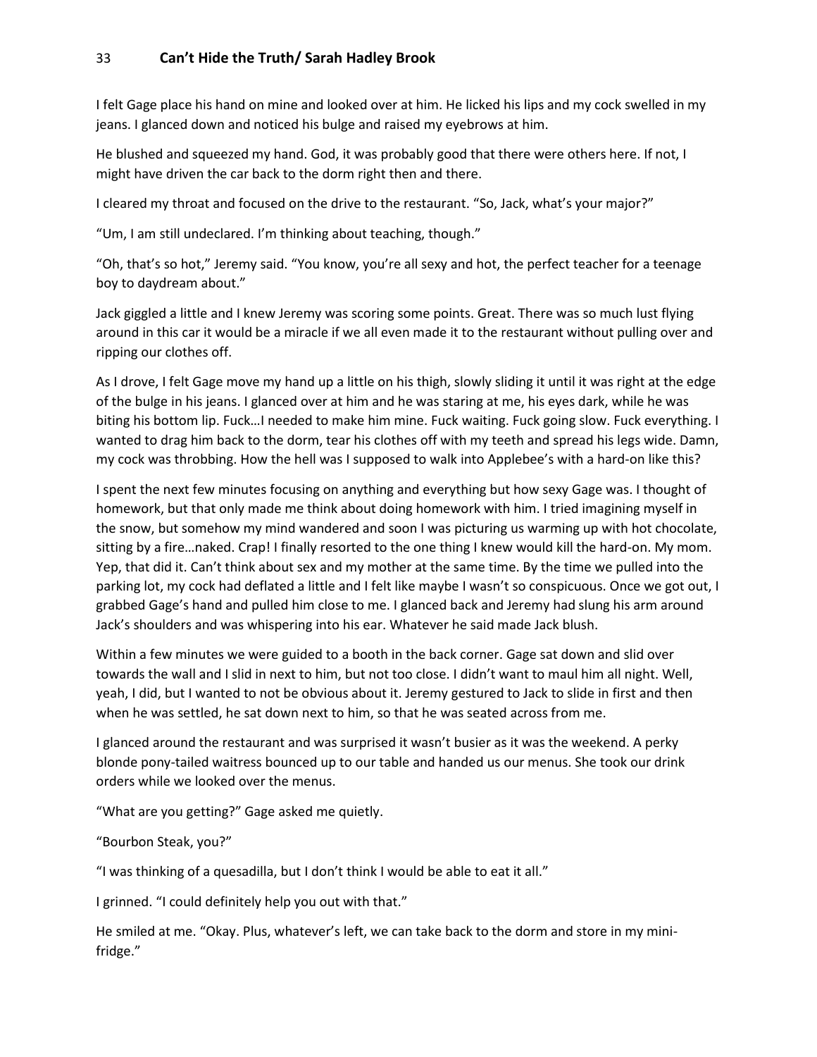I felt Gage place his hand on mine and looked over at him. He licked his lips and my cock swelled in my jeans. I glanced down and noticed his bulge and raised my eyebrows at him.

He blushed and squeezed my hand. God, it was probably good that there were others here. If not, I might have driven the car back to the dorm right then and there.

I cleared my throat and focused on the drive to the restaurant. "So, Jack, what's your major?"

"Um, I am still undeclared. I'm thinking about teaching, though."

"Oh, that's so hot," Jeremy said. "You know, you're all sexy and hot, the perfect teacher for a teenage boy to daydream about."

Jack giggled a little and I knew Jeremy was scoring some points. Great. There was so much lust flying around in this car it would be a miracle if we all even made it to the restaurant without pulling over and ripping our clothes off.

As I drove, I felt Gage move my hand up a little on his thigh, slowly sliding it until it was right at the edge of the bulge in his jeans. I glanced over at him and he was staring at me, his eyes dark, while he was biting his bottom lip. Fuck…I needed to make him mine. Fuck waiting. Fuck going slow. Fuck everything. I wanted to drag him back to the dorm, tear his clothes off with my teeth and spread his legs wide. Damn, my cock was throbbing. How the hell was I supposed to walk into Applebee's with a hard-on like this?

I spent the next few minutes focusing on anything and everything but how sexy Gage was. I thought of homework, but that only made me think about doing homework with him. I tried imagining myself in the snow, but somehow my mind wandered and soon I was picturing us warming up with hot chocolate, sitting by a fire…naked. Crap! I finally resorted to the one thing I knew would kill the hard-on. My mom. Yep, that did it. Can't think about sex and my mother at the same time. By the time we pulled into the parking lot, my cock had deflated a little and I felt like maybe I wasn't so conspicuous. Once we got out, I grabbed Gage's hand and pulled him close to me. I glanced back and Jeremy had slung his arm around Jack's shoulders and was whispering into his ear. Whatever he said made Jack blush.

Within a few minutes we were guided to a booth in the back corner. Gage sat down and slid over towards the wall and I slid in next to him, but not too close. I didn't want to maul him all night. Well, yeah, I did, but I wanted to not be obvious about it. Jeremy gestured to Jack to slide in first and then when he was settled, he sat down next to him, so that he was seated across from me.

I glanced around the restaurant and was surprised it wasn't busier as it was the weekend. A perky blonde pony-tailed waitress bounced up to our table and handed us our menus. She took our drink orders while we looked over the menus.

"What are you getting?" Gage asked me quietly.

"Bourbon Steak, you?"

"I was thinking of a quesadilla, but I don't think I would be able to eat it all."

I grinned. "I could definitely help you out with that."

He smiled at me. "Okay. Plus, whatever's left, we can take back to the dorm and store in my mini-fridge."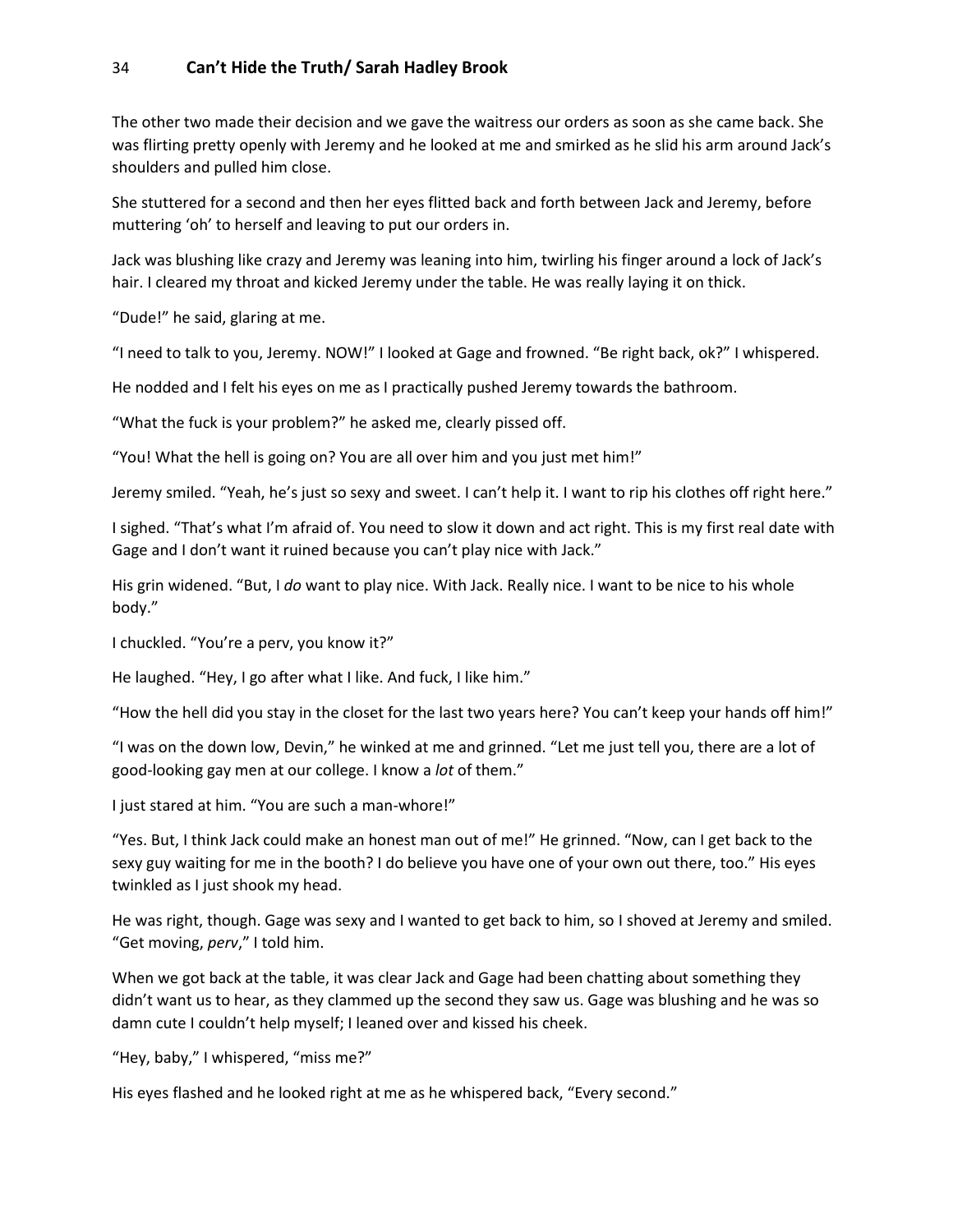The other two made their decision and we gave the waitress our orders as soon as she came back. She was flirting pretty openly with Jeremy and he looked at me and smirked as he slid his arm around Jack's shoulders and pulled him close.

She stuttered for a second and then her eyes flitted back and forth between Jack and Jeremy, before muttering 'oh' to herself and leaving to put our orders in.

Jack was blushing like crazy and Jeremy was leaning into him, twirling his finger around a lock of Jack's hair. I cleared my throat and kicked Jeremy under the table. He was really laying it on thick.

"Dude!" he said, glaring at me.

"I need to talk to you, Jeremy. NOW!" I looked at Gage and frowned. "Be right back, ok?" I whispered.

He nodded and I felt his eyes on me as I practically pushed Jeremy towards the bathroom.

"What the fuck is your problem?" he asked me, clearly pissed off.

"You! What the hell is going on? You are all over him and you just met him!"

Jeremy smiled. "Yeah, he's just so sexy and sweet. I can't help it. I want to rip his clothes off right here."

I sighed. "That's what I'm afraid of. You need to slow it down and act right. This is my first real date with Gage and I don't want it ruined because you can't play nice with Jack."

His grin widened. "But, I *do* want to play nice. With Jack. Really nice. I want to be nice to his whole body."

I chuckled. "You're a perv, you know it?"

He laughed. "Hey, I go after what I like. And fuck, I like him."

"How the hell did you stay in the closet for the last two years here? You can't keep your hands off him!"

"I was on the down low, Devin," he winked at me and grinned. "Let me just tell you, there are a lot of good-looking gay men at our college. I know a *lot* of them."

I just stared at him. "You are such a man-whore!"

"Yes. But, I think Jack could make an honest man out of me!" He grinned. "Now, can I get back to the sexy guy waiting for me in the booth? I do believe you have one of your own out there, too." His eyes twinkled as I just shook my head.

He was right, though. Gage was sexy and I wanted to get back to him, so I shoved at Jeremy and smiled. "Get moving, *perv*," I told him.

When we got back at the table, it was clear Jack and Gage had been chatting about something they didn't want us to hear, as they clammed up the second they saw us. Gage was blushing and he was so damn cute I couldn't help myself; I leaned over and kissed his cheek.

"Hey, baby," I whispered, "miss me?"

His eyes flashed and he looked right at me as he whispered back, "Every second."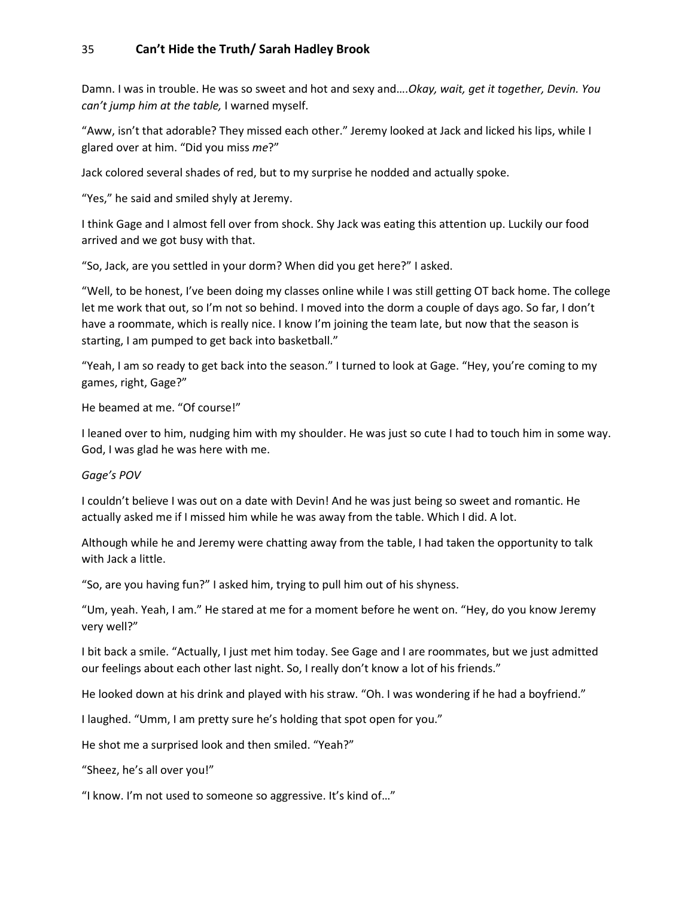Damn. I was in trouble. He was so sweet and hot and sexy and….*Okay, wait, get it together, Devin. You can't jump him at the table,* I warned myself.

"Aww, isn't that adorable? They missed each other." Jeremy looked at Jack and licked his lips, while I glared over at him. "Did you miss *me*?"

Jack colored several shades of red, but to my surprise he nodded and actually spoke.

"Yes," he said and smiled shyly at Jeremy.

I think Gage and I almost fell over from shock. Shy Jack was eating this attention up. Luckily our food arrived and we got busy with that.

"So, Jack, are you settled in your dorm? When did you get here?" I asked.

"Well, to be honest, I've been doing my classes online while I was still getting OT back home. The college let me work that out, so I'm not so behind. I moved into the dorm a couple of days ago. So far, I don't have a roommate, which is really nice. I know I'm joining the team late, but now that the season is starting, I am pumped to get back into basketball."

"Yeah, I am so ready to get back into the season." I turned to look at Gage. "Hey, you're coming to my games, right, Gage?"

He beamed at me. "Of course!"

I leaned over to him, nudging him with my shoulder. He was just so cute I had to touch him in some way. God, I was glad he was here with me.

*Gage's POV*

I couldn't believe I was out on a date with Devin! And he was just being so sweet and romantic. He actually asked me if I missed him while he was away from the table. Which I did. A lot.

Although while he and Jeremy were chatting away from the table, I had taken the opportunity to talk with Jack a little.

"So, are you having fun?" I asked him, trying to pull him out of his shyness.

"Um, yeah. Yeah, I am." He stared at me for a moment before he went on. "Hey, do you know Jeremy very well?"

I bit back a smile. "Actually, I just met him today. See Gage and I are roommates, but we just admitted our feelings about each other last night. So, I really don't know a lot of his friends."

He looked down at his drink and played with his straw. "Oh. I was wondering if he had a boyfriend."

I laughed. "Umm, I am pretty sure he's holding that spot open for you."

He shot me a surprised look and then smiled. "Yeah?"

"Sheez, he's all over you!"

"I know. I'm not used to someone so aggressive. It's kind of…"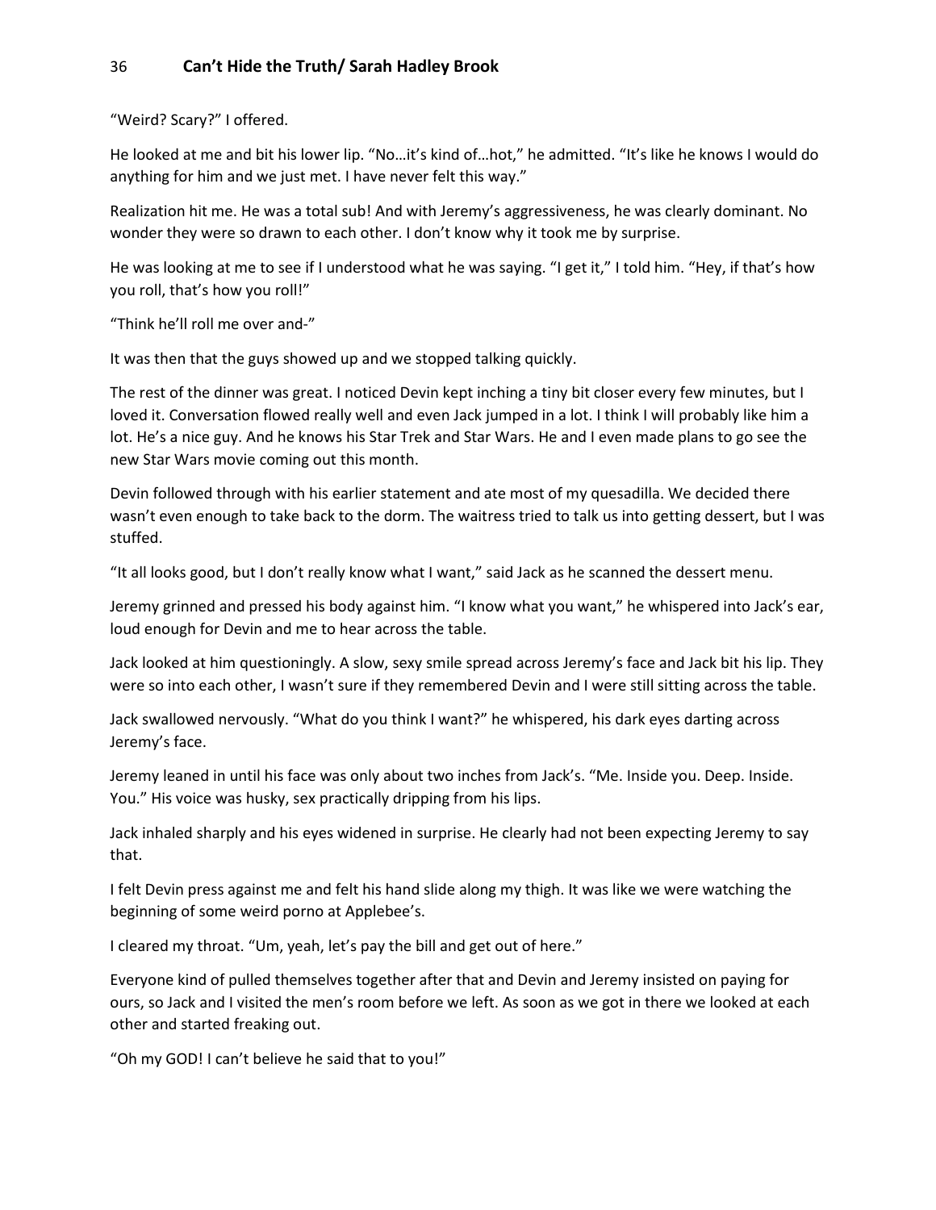"Weird? Scary?" I offered.

He looked at me and bit his lower lip. "No…it's kind of…hot," he admitted. "It's like he knows I would do anything for him and we just met. I have never felt this way."

Realization hit me. He was a total sub! And with Jeremy's aggressiveness, he was clearly dominant. No wonder they were so drawn to each other. I don't know why it took me by surprise.

He was looking at me to see if I understood what he was saying. "I get it," I told him. "Hey, if that's how you roll, that's how you roll!"

"Think he'll roll me over and-"

It was then that the guys showed up and we stopped talking quickly.

The rest of the dinner was great. I noticed Devin kept inching a tiny bit closer every few minutes, but I loved it. Conversation flowed really well and even Jack jumped in a lot. I think I will probably like him a lot. He's a nice guy. And he knows his Star Trek and Star Wars. He and I even made plans to go see the new Star Wars movie coming out this month.

Devin followed through with his earlier statement and ate most of my quesadilla. We decided there wasn't even enough to take back to the dorm. The waitress tried to talk us into getting dessert, but I was stuffed.

"It all looks good, but I don't really know what I want," said Jack as he scanned the dessert menu.

Jeremy grinned and pressed his body against him. "I know what you want," he whispered into Jack's ear, loud enough for Devin and me to hear across the table.

Jack looked at him questioningly. A slow, sexy smile spread across Jeremy's face and Jack bit his lip. They were so into each other, I wasn't sure if they remembered Devin and I were still sitting across the table.

Jack swallowed nervously. "What do you think I want?" he whispered, his dark eyes darting across Jeremy's face.

Jeremy leaned in until his face was only about two inches from Jack's. "Me. Inside you. Deep. Inside. You." His voice was husky, sex practically dripping from his lips.

Jack inhaled sharply and his eyes widened in surprise. He clearly had not been expecting Jeremy to say that.

I felt Devin press against me and felt his hand slide along my thigh. It was like we were watching the beginning of some weird porno at Applebee's.

I cleared my throat. "Um, yeah, let's pay the bill and get out of here."

Everyone kind of pulled themselves together after that and Devin and Jeremy insisted on paying for ours, so Jack and I visited the men's room before we left. As soon as we got in there we looked at each other and started freaking out.

"Oh my GOD! I can't believe he said that to you!"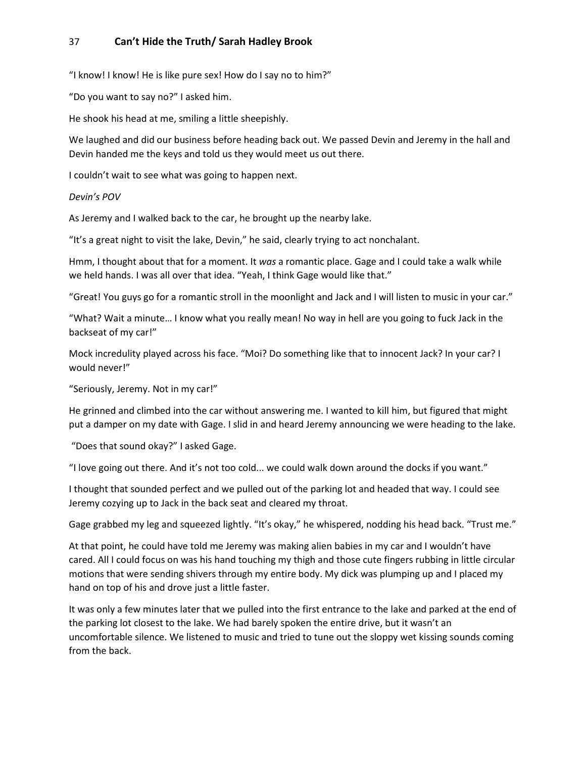“I know! I know! He is like pure sex! How do I say no to him?”

“Do you want to say no?” I asked him.

He shook his head at me, smiling a little sheepishly.

We laughed and did our business before heading back out. We passed Devin and Jeremy in the hall and Devin handed me the keys and told us they would meet us out there.

I couldn’t wait to see what was going to happen next.

*Devin’s POV*

As Jeremy and I walked back to the car, he brought up the nearby lake.

“It’s a great night to visit the lake, Devin,” he said, clearly trying to act nonchalant.

Hmm, I thought about that for a moment. It *was* a romantic place. Gage and I could take a walk while we held hands. I was all over that idea. “Yeah, I think Gage would like that.”

“Great! You guys go for a romantic stroll in the moonlight and Jack and I will listen to music in your car.”

“What? Wait a minute… I know what you really mean! No way in hell are you going to fuck Jack in the backseat of my car!”

Mock incredulity played across his face. “Moi? Do something like that to innocent Jack? In your car? I would never!”

“Seriously, Jeremy. Not in my car!”

He grinned and climbed into the car without answering me. I wanted to kill him, but figured that might put a damper on my date with Gage. I slid in and heard Jeremy announcing we were heading to the lake.

“Does that sound okay?” I asked Gage.

“I love going out there. And it’s not too cold... we could walk down around the docks if you want.”

I thought that sounded perfect and we pulled out of the parking lot and headed that way. I could see Jeremy cozying up to Jack in the back seat and cleared my throat.

Gage grabbed my leg and squeezed lightly. “It’s okay,” he whispered, nodding his head back. “Trust me.”

At that point, he could have told me Jeremy was making alien babies in my car and I wouldn’t have cared. All I could focus on was his hand touching my thigh and those cute fingers rubbing in little circular motions that were sending shivers through my entire body. My dick was plumping up and I placed my hand on top of his and drove just a little faster.

It was only a few minutes later that we pulled into the first entrance to the lake and parked at the end of the parking lot closest to the lake. We had barely spoken the entire drive, but it wasn’t an uncomfortable silence. We listened to music and tried to tune out the sloppy wet kissing sounds coming from the back.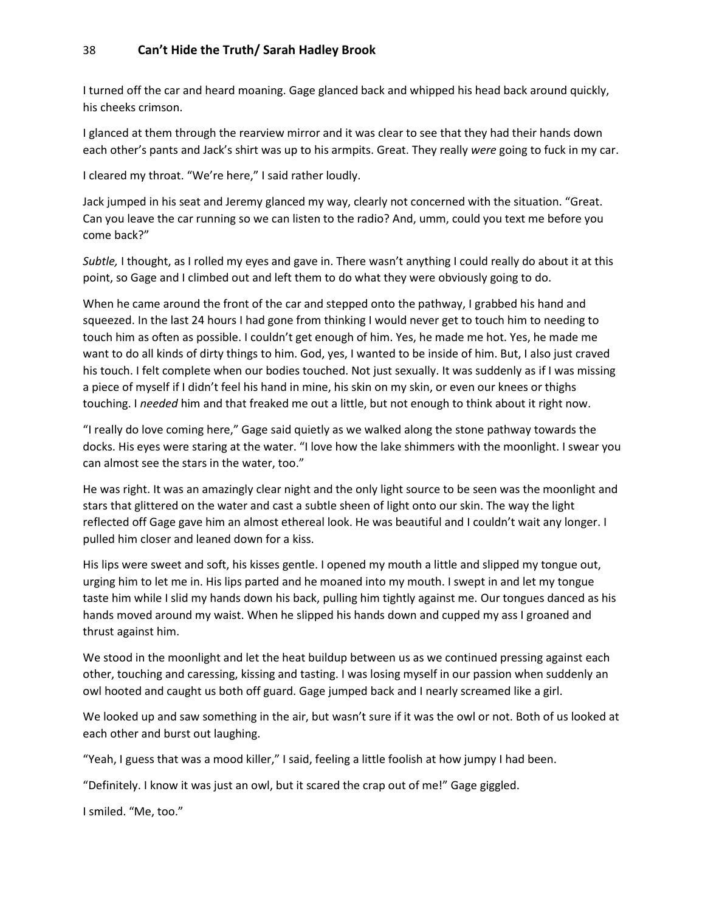I turned off the car and heard moaning. Gage glanced back and whipped his head back around quickly, his cheeks crimson.

I glanced at them through the rearview mirror and it was clear to see that they had their hands down each other's pants and Jack's shirt was up to his armpits. Great. They really *were* going to fuck in my car.

I cleared my throat. "We're here," I said rather loudly.

Jack jumped in his seat and Jeremy glanced my way, clearly not concerned with the situation. "Great. Can you leave the car running so we can listen to the radio? And, umm, could you text me before you come back?"

*Subtle,* I thought, as I rolled my eyes and gave in. There wasn't anything I could really do about it at this point, so Gage and I climbed out and left them to do what they were obviously going to do.

When he came around the front of the car and stepped onto the pathway, I grabbed his hand and squeezed. In the last 24 hours I had gone from thinking I would never get to touch him to needing to touch him as often as possible. I couldn't get enough of him. Yes, he made me hot. Yes, he made me want to do all kinds of dirty things to him. God, yes, I wanted to be inside of him. But, I also just craved his touch. I felt complete when our bodies touched. Not just sexually. It was suddenly as if I was missing a piece of myself if I didn't feel his hand in mine, his skin on my skin, or even our knees or thighs touching. I *needed* him and that freaked me out a little, but not enough to think about it right now.

"I really do love coming here," Gage said quietly as we walked along the stone pathway towards the docks. His eyes were staring at the water. "I love how the lake shimmers with the moonlight. I swear you can almost see the stars in the water, too."

He was right. It was an amazingly clear night and the only light source to be seen was the moonlight and stars that glittered on the water and cast a subtle sheen of light onto our skin. The way the light reflected off Gage gave him an almost ethereal look. He was beautiful and I couldn't wait any longer. I pulled him closer and leaned down for a kiss.

His lips were sweet and soft, his kisses gentle. I opened my mouth a little and slipped my tongue out, urging him to let me in. His lips parted and he moaned into my mouth. I swept in and let my tongue taste him while I slid my hands down his back, pulling him tightly against me. Our tongues danced as his hands moved around my waist. When he slipped his hands down and cupped my ass I groaned and thrust against him.

We stood in the moonlight and let the heat buildup between us as we continued pressing against each other, touching and caressing, kissing and tasting. I was losing myself in our passion when suddenly an owl hooted and caught us both off guard. Gage jumped back and I nearly screamed like a girl.

We looked up and saw something in the air, but wasn't sure if it was the owl or not. Both of us looked at each other and burst out laughing.

"Yeah, I guess that was a mood killer," I said, feeling a little foolish at how jumpy I had been.

"Definitely. I know it was just an owl, but it scared the crap out of me!" Gage giggled.

I smiled. "Me, too."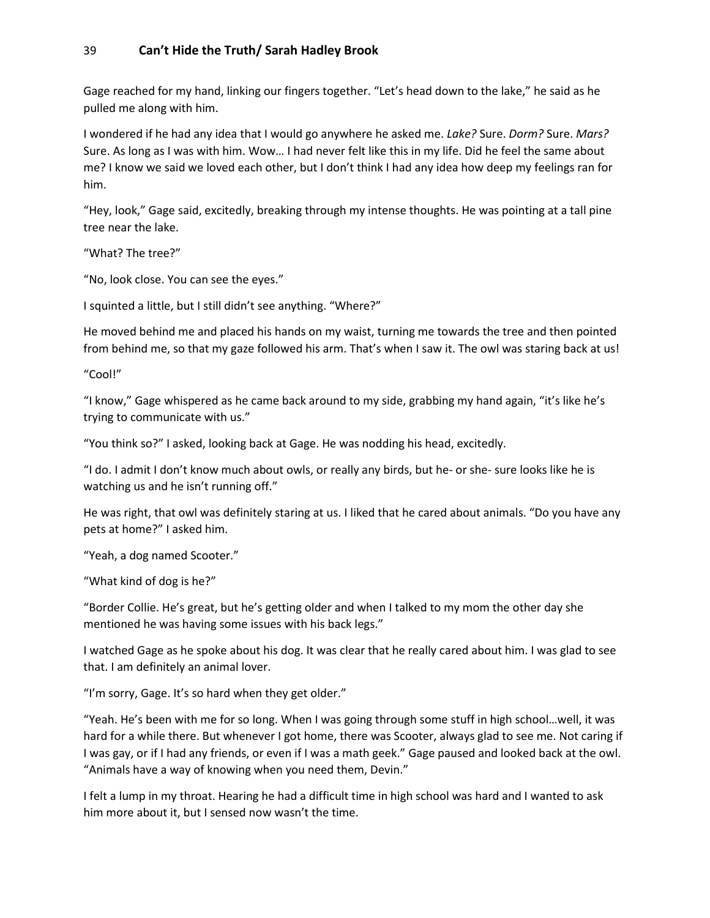Gage reached for my hand, linking our fingers together. "Let's head down to the lake," he said as he pulled me along with him.

I wondered if he had any idea that I would go anywhere he asked me. *Lake?* Sure. *Dorm?* Sure. *Mars?* Sure. As long as I was with him. Wow… I had never felt like this in my life. Did he feel the same about me? I know we said we loved each other, but I don't think I had any idea how deep my feelings ran for him.

"Hey, look," Gage said, excitedly, breaking through my intense thoughts. He was pointing at a tall pine tree near the lake.

"What? The tree?"

"No, look close. You can see the eyes."

I squinted a little, but I still didn't see anything. "Where?"

He moved behind me and placed his hands on my waist, turning me towards the tree and then pointed from behind me, so that my gaze followed his arm. That's when I saw it. The owl was staring back at us!

"Cool!"

"I know," Gage whispered as he came back around to my side, grabbing my hand again, "it's like he's trying to communicate with us."

"You think so?" I asked, looking back at Gage. He was nodding his head, excitedly.

"I do. I admit I don't know much about owls, or really any birds, but he- or she- sure looks like he is watching us and he isn't running off."

He was right, that owl was definitely staring at us. I liked that he cared about animals. "Do you have any pets at home?" I asked him.

"Yeah, a dog named Scooter."

"What kind of dog is he?"

"Border Collie. He's great, but he's getting older and when I talked to my mom the other day she mentioned he was having some issues with his back legs."

I watched Gage as he spoke about his dog. It was clear that he really cared about him. I was glad to see that. I am definitely an animal lover.

"I'm sorry, Gage. It's so hard when they get older."

"Yeah. He's been with me for so long. When I was going through some stuff in high school…well, it was hard for a while there. But whenever I got home, there was Scooter, always glad to see me. Not caring if I was gay, or if I had any friends, or even if I was a math geek." Gage paused and looked back at the owl. "Animals have a way of knowing when you need them, Devin."

I felt a lump in my throat. Hearing he had a difficult time in high school was hard and I wanted to ask him more about it, but I sensed now wasn't the time.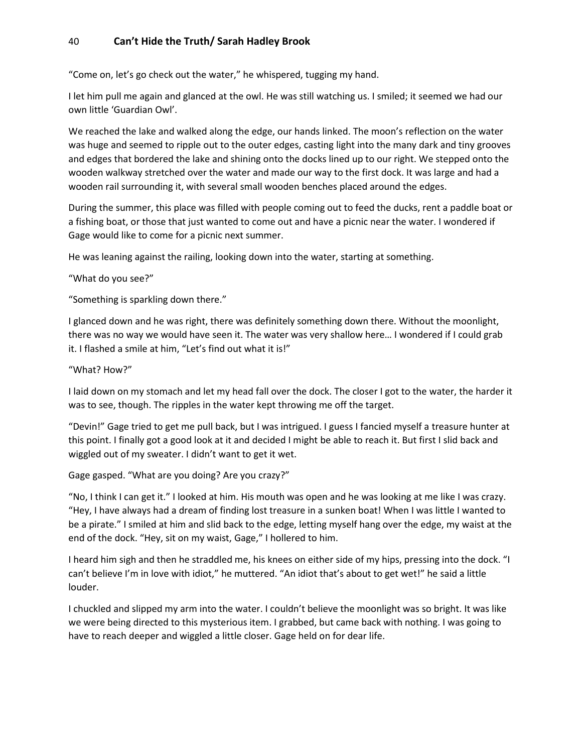"Come on, let's go check out the water," he whispered, tugging my hand.

I let him pull me again and glanced at the owl. He was still watching us. I smiled; it seemed we had our own little 'Guardian Owl'.

We reached the lake and walked along the edge, our hands linked. The moon's reflection on the water was huge and seemed to ripple out to the outer edges, casting light into the many dark and tiny grooves and edges that bordered the lake and shining onto the docks lined up to our right. We stepped onto the wooden walkway stretched over the water and made our way to the first dock. It was large and had a wooden rail surrounding it, with several small wooden benches placed around the edges.

During the summer, this place was filled with people coming out to feed the ducks, rent a paddle boat or a fishing boat, or those that just wanted to come out and have a picnic near the water. I wondered if Gage would like to come for a picnic next summer.

He was leaning against the railing, looking down into the water, starting at something.

"What do you see?"

"Something is sparkling down there."

I glanced down and he was right, there was definitely something down there. Without the moonlight, there was no way we would have seen it. The water was very shallow here… I wondered if I could grab it. I flashed a smile at him, "Let's find out what it is!"

"What? How?"

I laid down on my stomach and let my head fall over the dock. The closer I got to the water, the harder it was to see, though. The ripples in the water kept throwing me off the target.

"Devin!" Gage tried to get me pull back, but I was intrigued. I guess I fancied myself a treasure hunter at this point. I finally got a good look at it and decided I might be able to reach it. But first I slid back and wiggled out of my sweater. I didn't want to get it wet.

Gage gasped. "What are you doing? Are you crazy?"

"No, I think I can get it." I looked at him. His mouth was open and he was looking at me like I was crazy. "Hey, I have always had a dream of finding lost treasure in a sunken boat! When I was little I wanted to be a pirate." I smiled at him and slid back to the edge, letting myself hang over the edge, my waist at the end of the dock. "Hey, sit on my waist, Gage," I hollered to him.

I heard him sigh and then he straddled me, his knees on either side of my hips, pressing into the dock. "I can't believe I'm in love with idiot," he muttered. "An idiot that's about to get wet!" he said a little louder.

I chuckled and slipped my arm into the water. I couldn't believe the moonlight was so bright. It was like we were being directed to this mysterious item. I grabbed, but came back with nothing. I was going to have to reach deeper and wiggled a little closer. Gage held on for dear life.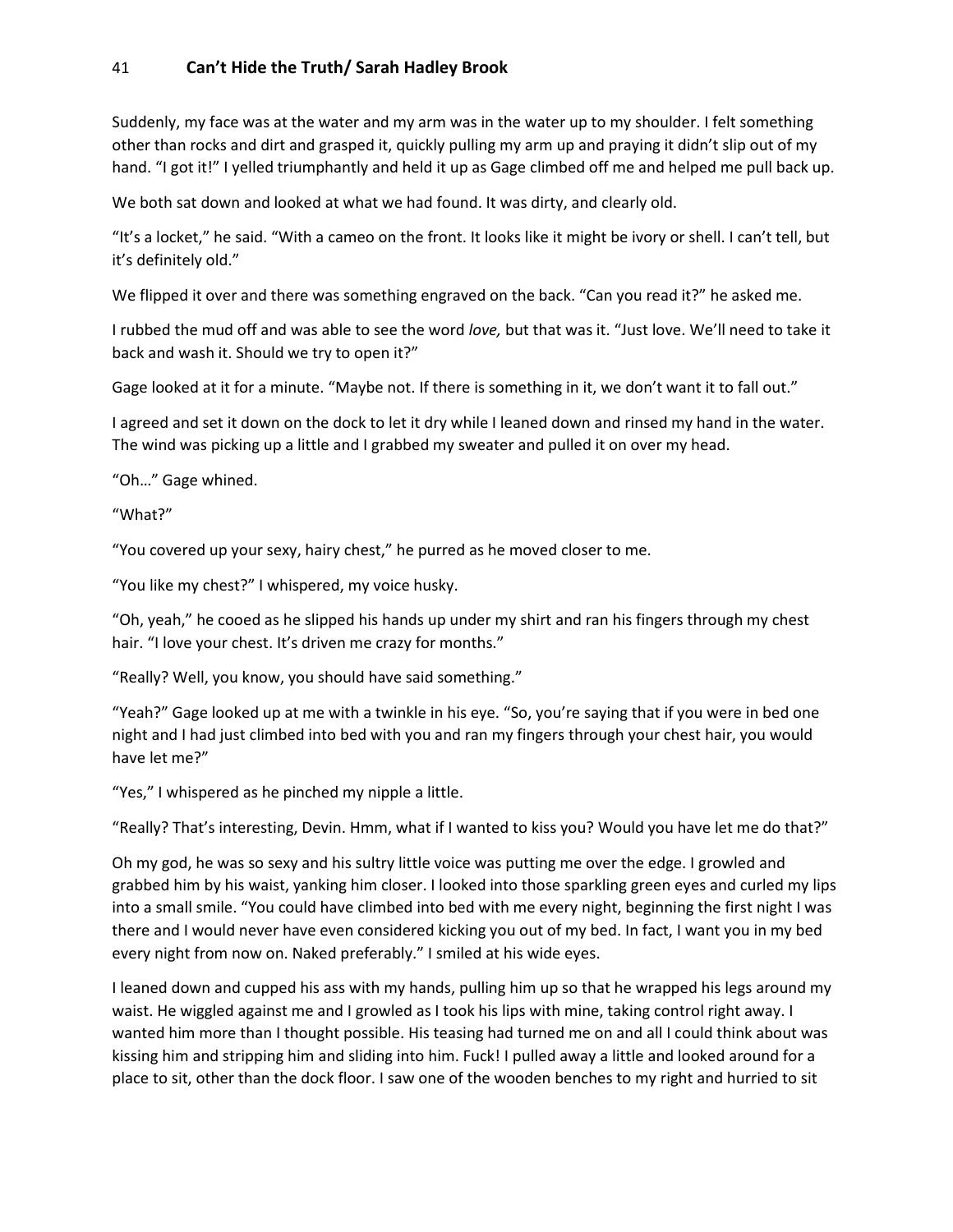Suddenly, my face was at the water and my arm was in the water up to my shoulder. I felt something other than rocks and dirt and grasped it, quickly pulling my arm up and praying it didn't slip out of my hand. "I got it!" I yelled triumphantly and held it up as Gage climbed off me and helped me pull back up.

We both sat down and looked at what we had found. It was dirty, and clearly old.

"It's a locket," he said. "With a cameo on the front. It looks like it might be ivory or shell. I can't tell, but it's definitely old."

We flipped it over and there was something engraved on the back. "Can you read it?" he asked me.

I rubbed the mud off and was able to see the word *love,* but that was it. "Just love. We'll need to take it back and wash it. Should we try to open it?"

Gage looked at it for a minute. "Maybe not. If there is something in it, we don't want it to fall out."

I agreed and set it down on the dock to let it dry while I leaned down and rinsed my hand in the water. The wind was picking up a little and I grabbed my sweater and pulled it on over my head.

"Oh…" Gage whined.

"What?"

"You covered up your sexy, hairy chest," he purred as he moved closer to me.

"You like my chest?" I whispered, my voice husky.

"Oh, yeah," he cooed as he slipped his hands up under my shirt and ran his fingers through my chest hair. "I love your chest. It's driven me crazy for months."

"Really? Well, you know, you should have said something."

"Yeah?" Gage looked up at me with a twinkle in his eye. "So, you're saying that if you were in bed one night and I had just climbed into bed with you and ran my fingers through your chest hair, you would have let me?"

"Yes," I whispered as he pinched my nipple a little.

"Really? That's interesting, Devin. Hmm, what if I wanted to kiss you? Would you have let me do that?"

Oh my god, he was so sexy and his sultry little voice was putting me over the edge. I growled and grabbed him by his waist, yanking him closer. I looked into those sparkling green eyes and curled my lips into a small smile. "You could have climbed into bed with me every night, beginning the first night I was there and I would never have even considered kicking you out of my bed. In fact, I want you in my bed every night from now on. Naked preferably." I smiled at his wide eyes.

I leaned down and cupped his ass with my hands, pulling him up so that he wrapped his legs around my waist. He wiggled against me and I growled as I took his lips with mine, taking control right away. I wanted him more than I thought possible. His teasing had turned me on and all I could think about was kissing him and stripping him and sliding into him. Fuck! I pulled away a little and looked around for a place to sit, other than the dock floor. I saw one of the wooden benches to my right and hurried to sit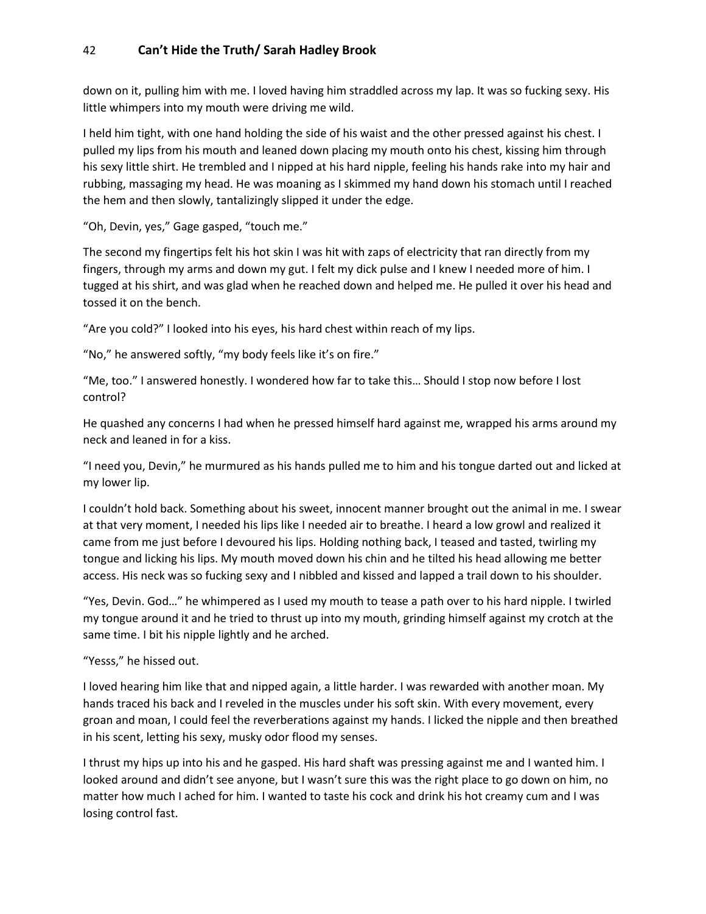down on it, pulling him with me. I loved having him straddled across my lap. It was so fucking sexy. His little whimpers into my mouth were driving me wild.

I held him tight, with one hand holding the side of his waist and the other pressed against his chest. I pulled my lips from his mouth and leaned down placing my mouth onto his chest, kissing him through his sexy little shirt. He trembled and I nipped at his hard nipple, feeling his hands rake into my hair and rubbing, massaging my head. He was moaning as I skimmed my hand down his stomach until I reached the hem and then slowly, tantalizingly slipped it under the edge.

“Oh, Devin, yes,” Gage gasped, “touch me.”

The second my fingertips felt his hot skin I was hit with zaps of electricity that ran directly from my fingers, through my arms and down my gut. I felt my dick pulse and I knew I needed more of him. I tugged at his shirt, and was glad when he reached down and helped me. He pulled it over his head and tossed it on the bench.

“Are you cold?” I looked into his eyes, his hard chest within reach of my lips.

“No,” he answered softly, “my body feels like it’s on fire.”

“Me, too.” I answered honestly. I wondered how far to take this… Should I stop now before I lost control?

He quashed any concerns I had when he pressed himself hard against me, wrapped his arms around my neck and leaned in for a kiss.

“I need you, Devin,” he murmured as his hands pulled me to him and his tongue darted out and licked at my lower lip.

I couldn’t hold back. Something about his sweet, innocent manner brought out the animal in me. I swear at that very moment, I needed his lips like I needed air to breathe. I heard a low growl and realized it came from me just before I devoured his lips. Holding nothing back, I teased and tasted, twirling my tongue and licking his lips. My mouth moved down his chin and he tilted his head allowing me better access. His neck was so fucking sexy and I nibbled and kissed and lapped a trail down to his shoulder.

“Yes, Devin. God…” he whimpered as I used my mouth to tease a path over to his hard nipple. I twirled my tongue around it and he tried to thrust up into my mouth, grinding himself against my crotch at the same time. I bit his nipple lightly and he arched.

“Yesss,” he hissed out.

I loved hearing him like that and nipped again, a little harder. I was rewarded with another moan. My hands traced his back and I reveled in the muscles under his soft skin. With every movement, every groan and moan, I could feel the reverberations against my hands. I licked the nipple and then breathed in his scent, letting his sexy, musky odor flood my senses.

I thrust my hips up into his and he gasped. His hard shaft was pressing against me and I wanted him. I looked around and didn’t see anyone, but I wasn’t sure this was the right place to go down on him, no matter how much I ached for him. I wanted to taste his cock and drink his hot creamy cum and I was losing control fast.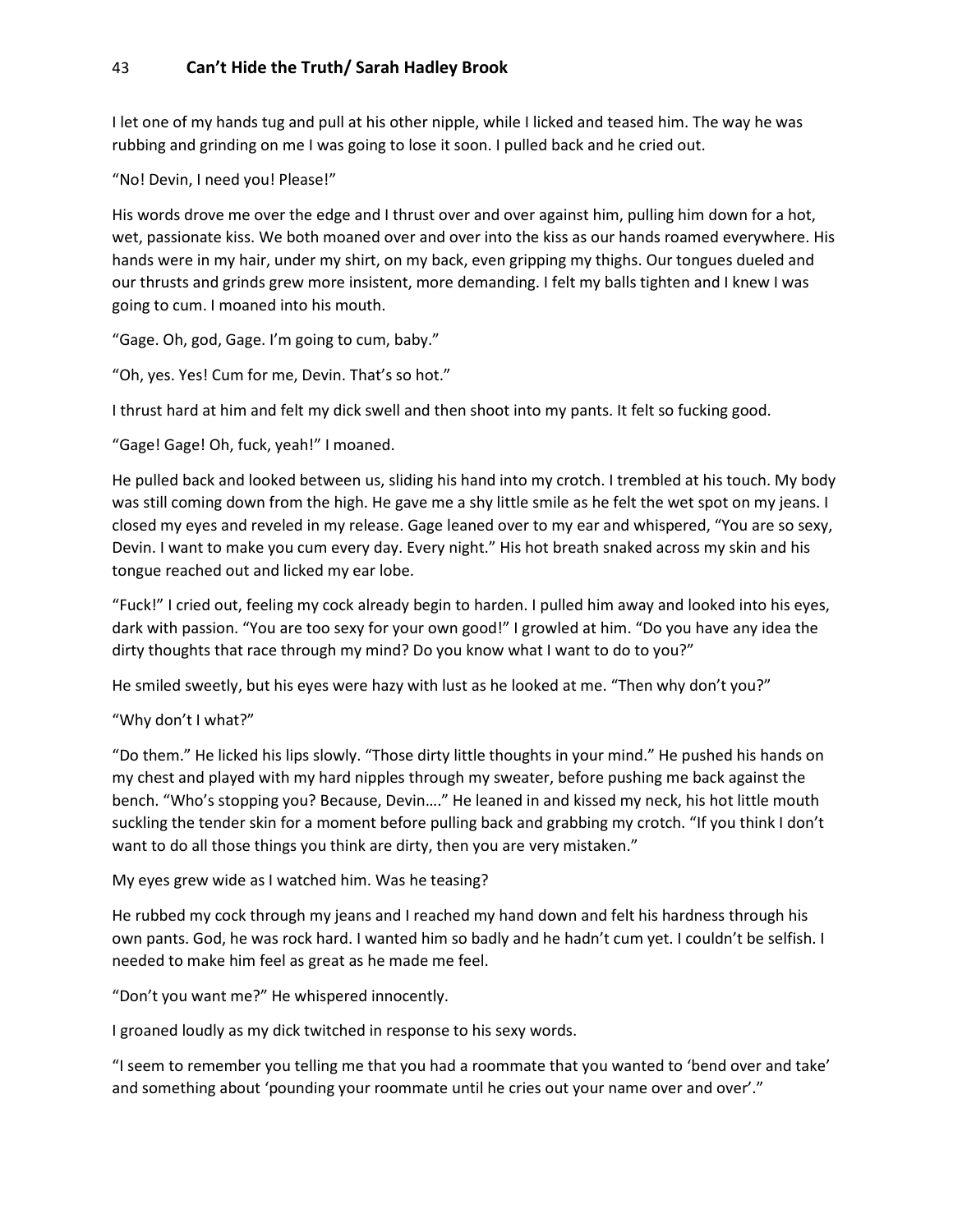I let one of my hands tug and pull at his other nipple, while I licked and teased him. The way he was rubbing and grinding on me I was going to lose it soon. I pulled back and he cried out.

"No! Devin, I need you! Please!"

His words drove me over the edge and I thrust over and over against him, pulling him down for a hot, wet, passionate kiss. We both moaned over and over into the kiss as our hands roamed everywhere. His hands were in my hair, under my shirt, on my back, even gripping my thighs. Our tongues dueled and our thrusts and grinds grew more insistent, more demanding. I felt my balls tighten and I knew I was going to cum. I moaned into his mouth.

"Gage. Oh, god, Gage. I'm going to cum, baby."

"Oh, yes. Yes! Cum for me, Devin. That's so hot."

I thrust hard at him and felt my dick swell and then shoot into my pants. It felt so fucking good.

"Gage! Gage! Oh, fuck, yeah!" I moaned.

He pulled back and looked between us, sliding his hand into my crotch. I trembled at his touch. My body was still coming down from the high. He gave me a shy little smile as he felt the wet spot on my jeans. I closed my eyes and reveled in my release. Gage leaned over to my ear and whispered, "You are so sexy, Devin. I want to make you cum every day. Every night." His hot breath snaked across my skin and his tongue reached out and licked my ear lobe.

"Fuck!" I cried out, feeling my cock already begin to harden. I pulled him away and looked into his eyes, dark with passion. "You are too sexy for your own good!" I growled at him. "Do you have any idea the dirty thoughts that race through my mind? Do you know what I want to do to you?"

He smiled sweetly, but his eyes were hazy with lust as he looked at me. "Then why don't you?"

"Why don't I what?"

"Do them." He licked his lips slowly. "Those dirty little thoughts in your mind." He pushed his hands on my chest and played with my hard nipples through my sweater, before pushing me back against the bench. "Who's stopping you? Because, Devin…." He leaned in and kissed my neck, his hot little mouth suckling the tender skin for a moment before pulling back and grabbing my crotch. "If you think I don't want to do all those things you think are dirty, then you are very mistaken."

My eyes grew wide as I watched him. Was he teasing?

He rubbed my cock through my jeans and I reached my hand down and felt his hardness through his own pants. God, he was rock hard. I wanted him so badly and he hadn't cum yet. I couldn't be selfish. I needed to make him feel as great as he made me feel.

"Don't you want me?" He whispered innocently.

I groaned loudly as my dick twitched in response to his sexy words.

"I seem to remember you telling me that you had a roommate that you wanted to 'bend over and take' and something about 'pounding your roommate until he cries out your name over and over'."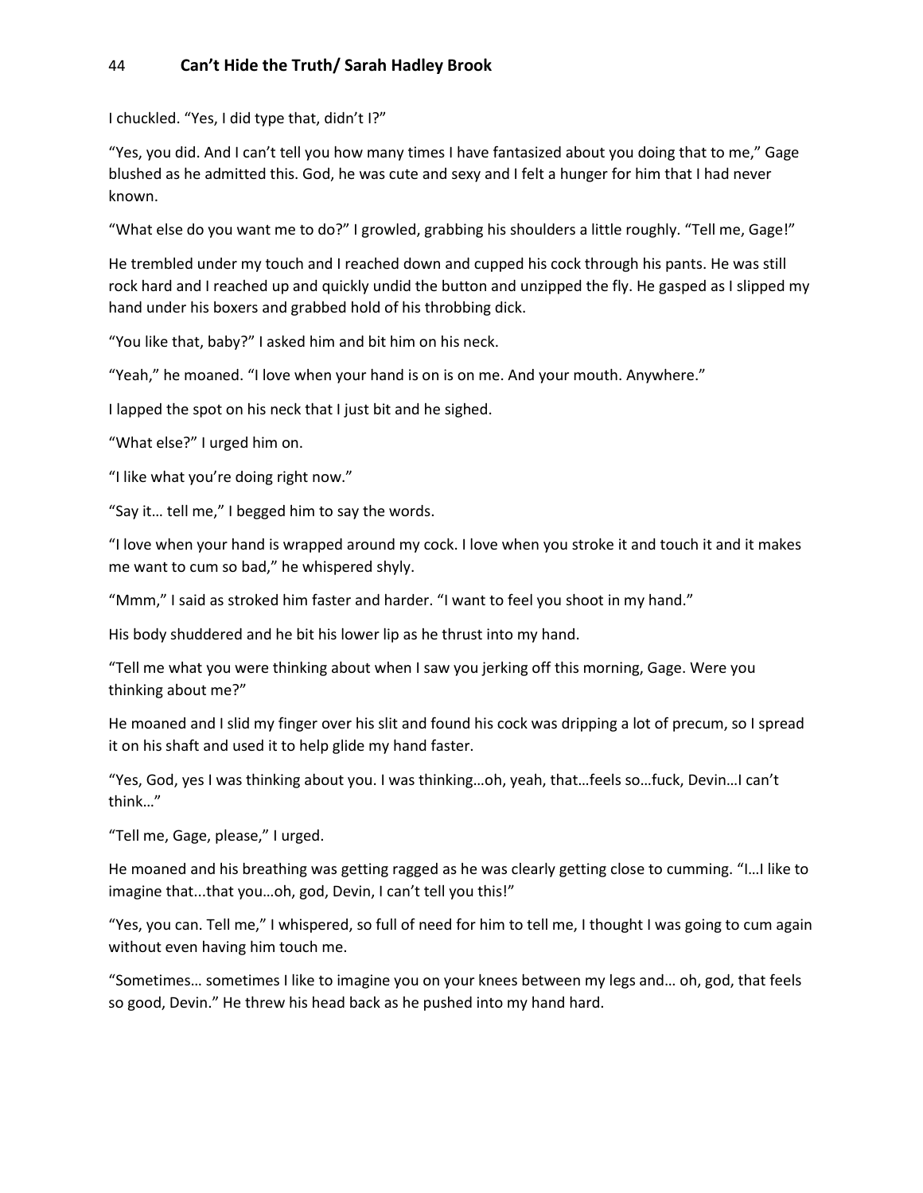I chuckled. "Yes, I did type that, didn't I?"

"Yes, you did. And I can't tell you how many times I have fantasized about you doing that to me," Gage blushed as he admitted this. God, he was cute and sexy and I felt a hunger for him that I had never known.

"What else do you want me to do?" I growled, grabbing his shoulders a little roughly. "Tell me, Gage!"

He trembled under my touch and I reached down and cupped his cock through his pants. He was still rock hard and I reached up and quickly undid the button and unzipped the fly. He gasped as I slipped my hand under his boxers and grabbed hold of his throbbing dick.

"You like that, baby?" I asked him and bit him on his neck.

"Yeah," he moaned. "I love when your hand is on is on me. And your mouth. Anywhere."

I lapped the spot on his neck that I just bit and he sighed.

"What else?" I urged him on.

"I like what you're doing right now."

"Say it… tell me," I begged him to say the words.

"I love when your hand is wrapped around my cock. I love when you stroke it and touch it and it makes me want to cum so bad," he whispered shyly.

"Mmm," I said as stroked him faster and harder. "I want to feel you shoot in my hand."

His body shuddered and he bit his lower lip as he thrust into my hand.

"Tell me what you were thinking about when I saw you jerking off this morning, Gage. Were you thinking about me?"

He moaned and I slid my finger over his slit and found his cock was dripping a lot of precum, so I spread it on his shaft and used it to help glide my hand faster.

"Yes, God, yes I was thinking about you. I was thinking…oh, yeah, that…feels so…fuck, Devin…I can't think…"

"Tell me, Gage, please," I urged.

He moaned and his breathing was getting ragged as he was clearly getting close to cumming. "I…I like to imagine that...that you…oh, god, Devin, I can't tell you this!"

"Yes, you can. Tell me," I whispered, so full of need for him to tell me, I thought I was going to cum again without even having him touch me.

"Sometimes… sometimes I like to imagine you on your knees between my legs and… oh, god, that feels so good, Devin." He threw his head back as he pushed into my hand hard.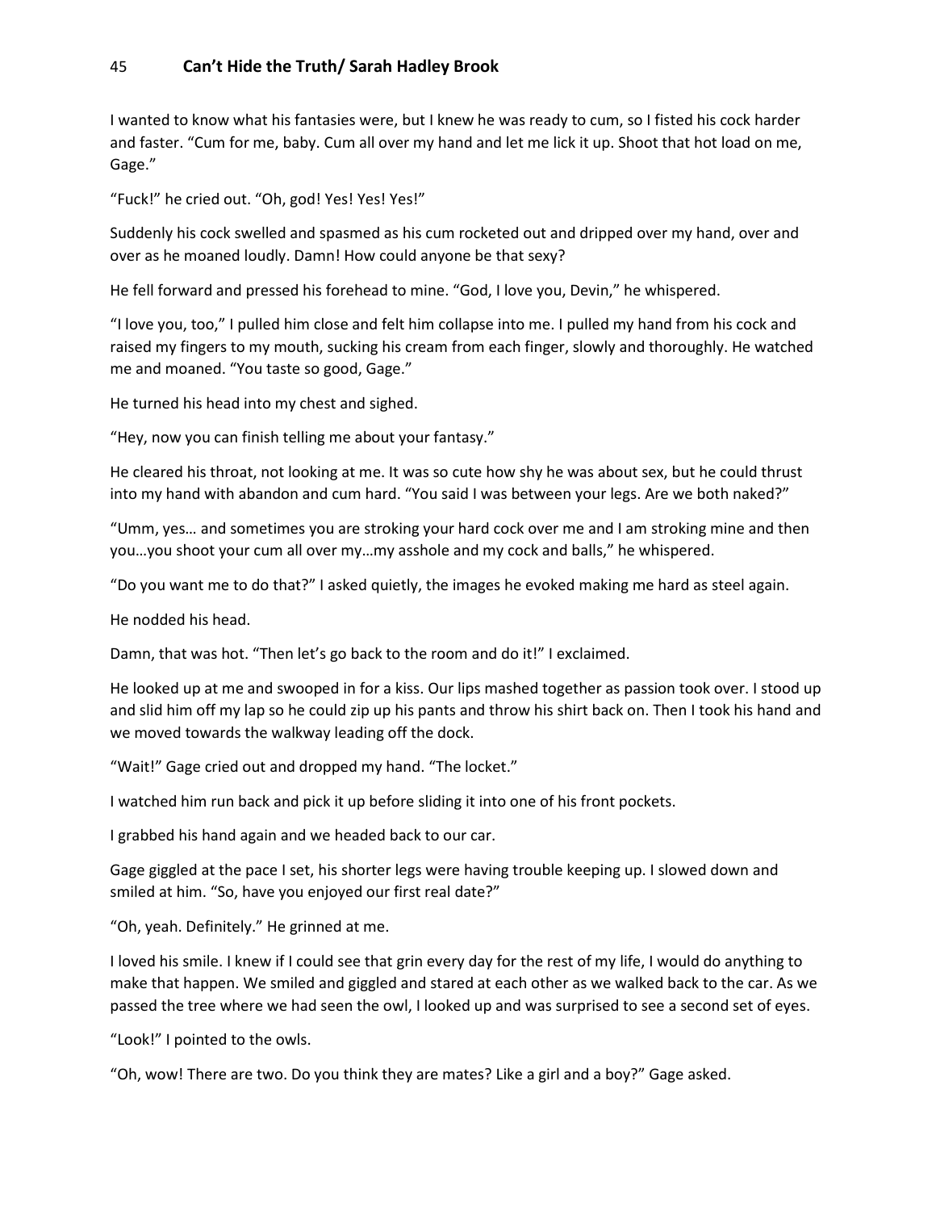I wanted to know what his fantasies were, but I knew he was ready to cum, so I fisted his cock harder and faster. "Cum for me, baby. Cum all over my hand and let me lick it up. Shoot that hot load on me, Gage."

"Fuck!" he cried out. "Oh, god! Yes! Yes! Yes!"

Suddenly his cock swelled and spasmed as his cum rocketed out and dripped over my hand, over and over as he moaned loudly. Damn! How could anyone be that sexy?

He fell forward and pressed his forehead to mine. "God, I love you, Devin," he whispered.

"I love you, too," I pulled him close and felt him collapse into me. I pulled my hand from his cock and raised my fingers to my mouth, sucking his cream from each finger, slowly and thoroughly. He watched me and moaned. "You taste so good, Gage."

He turned his head into my chest and sighed.

"Hey, now you can finish telling me about your fantasy."

He cleared his throat, not looking at me. It was so cute how shy he was about sex, but he could thrust into my hand with abandon and cum hard. "You said I was between your legs. Are we both naked?"

"Umm, yes… and sometimes you are stroking your hard cock over me and I am stroking mine and then you…you shoot your cum all over my…my asshole and my cock and balls," he whispered.

"Do you want me to do that?" I asked quietly, the images he evoked making me hard as steel again.

He nodded his head.

Damn, that was hot. "Then let's go back to the room and do it!" I exclaimed.

He looked up at me and swooped in for a kiss. Our lips mashed together as passion took over. I stood up and slid him off my lap so he could zip up his pants and throw his shirt back on. Then I took his hand and we moved towards the walkway leading off the dock.

"Wait!" Gage cried out and dropped my hand. "The locket."

I watched him run back and pick it up before sliding it into one of his front pockets.

I grabbed his hand again and we headed back to our car.

Gage giggled at the pace I set, his shorter legs were having trouble keeping up. I slowed down and smiled at him. "So, have you enjoyed our first real date?"

"Oh, yeah. Definitely." He grinned at me.

I loved his smile. I knew if I could see that grin every day for the rest of my life, I would do anything to make that happen. We smiled and giggled and stared at each other as we walked back to the car. As we passed the tree where we had seen the owl, I looked up and was surprised to see a second set of eyes.

"Look!" I pointed to the owls.

"Oh, wow! There are two. Do you think they are mates? Like a girl and a boy?" Gage asked.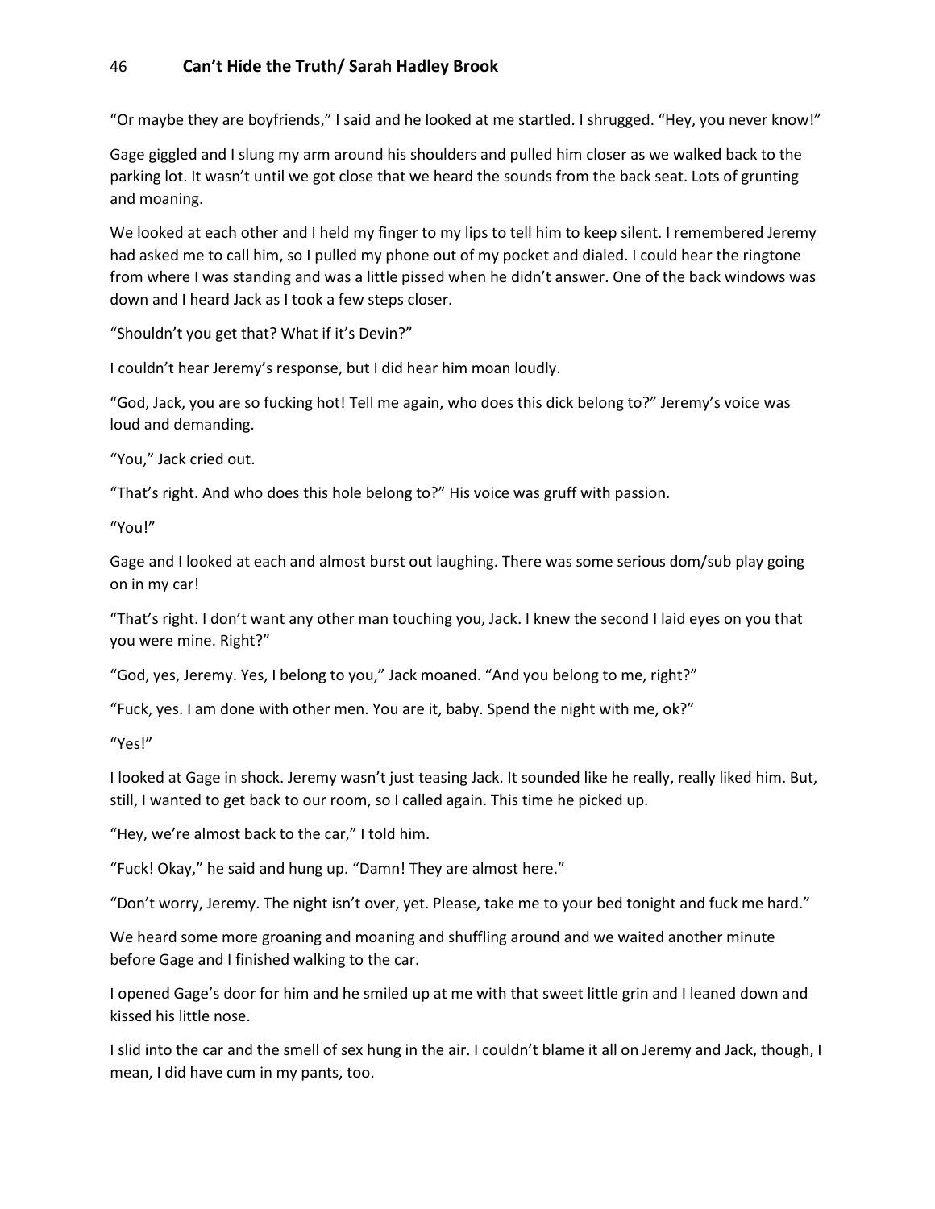"Or maybe they are boyfriends," I said and he looked at me startled. I shrugged. "Hey, you never know!"

Gage giggled and I slung my arm around his shoulders and pulled him closer as we walked back to the parking lot. It wasn't until we got close that we heard the sounds from the back seat. Lots of grunting and moaning.

We looked at each other and I held my finger to my lips to tell him to keep silent. I remembered Jeremy had asked me to call him, so I pulled my phone out of my pocket and dialed. I could hear the ringtone from where I was standing and was a little pissed when he didn't answer. One of the back windows was down and I heard Jack as I took a few steps closer.

"Shouldn't you get that? What if it's Devin?"

I couldn't hear Jeremy's response, but I did hear him moan loudly.

"God, Jack, you are so fucking hot! Tell me again, who does this dick belong to?" Jeremy's voice was loud and demanding.

"You," Jack cried out.

"That's right. And who does this hole belong to?" His voice was gruff with passion.

"You!"

Gage and I looked at each and almost burst out laughing. There was some serious dom/sub play going on in my car!

"That's right. I don't want any other man touching you, Jack. I knew the second I laid eyes on you that you were mine. Right?"

"God, yes, Jeremy. Yes, I belong to you," Jack moaned. "And you belong to me, right?"

"Fuck, yes. I am done with other men. You are it, baby. Spend the night with me, ok?"

"Yes!"

I looked at Gage in shock. Jeremy wasn't just teasing Jack. It sounded like he really, really liked him. But, still, I wanted to get back to our room, so I called again. This time he picked up.

"Hey, we're almost back to the car," I told him.

"Fuck! Okay," he said and hung up. "Damn! They are almost here."

"Don't worry, Jeremy. The night isn't over, yet. Please, take me to your bed tonight and fuck me hard."

We heard some more groaning and moaning and shuffling around and we waited another minute before Gage and I finished walking to the car.

I opened Gage's door for him and he smiled up at me with that sweet little grin and I leaned down and kissed his little nose.

I slid into the car and the smell of sex hung in the air. I couldn't blame it all on Jeremy and Jack, though, I mean, I did have cum in my pants, too.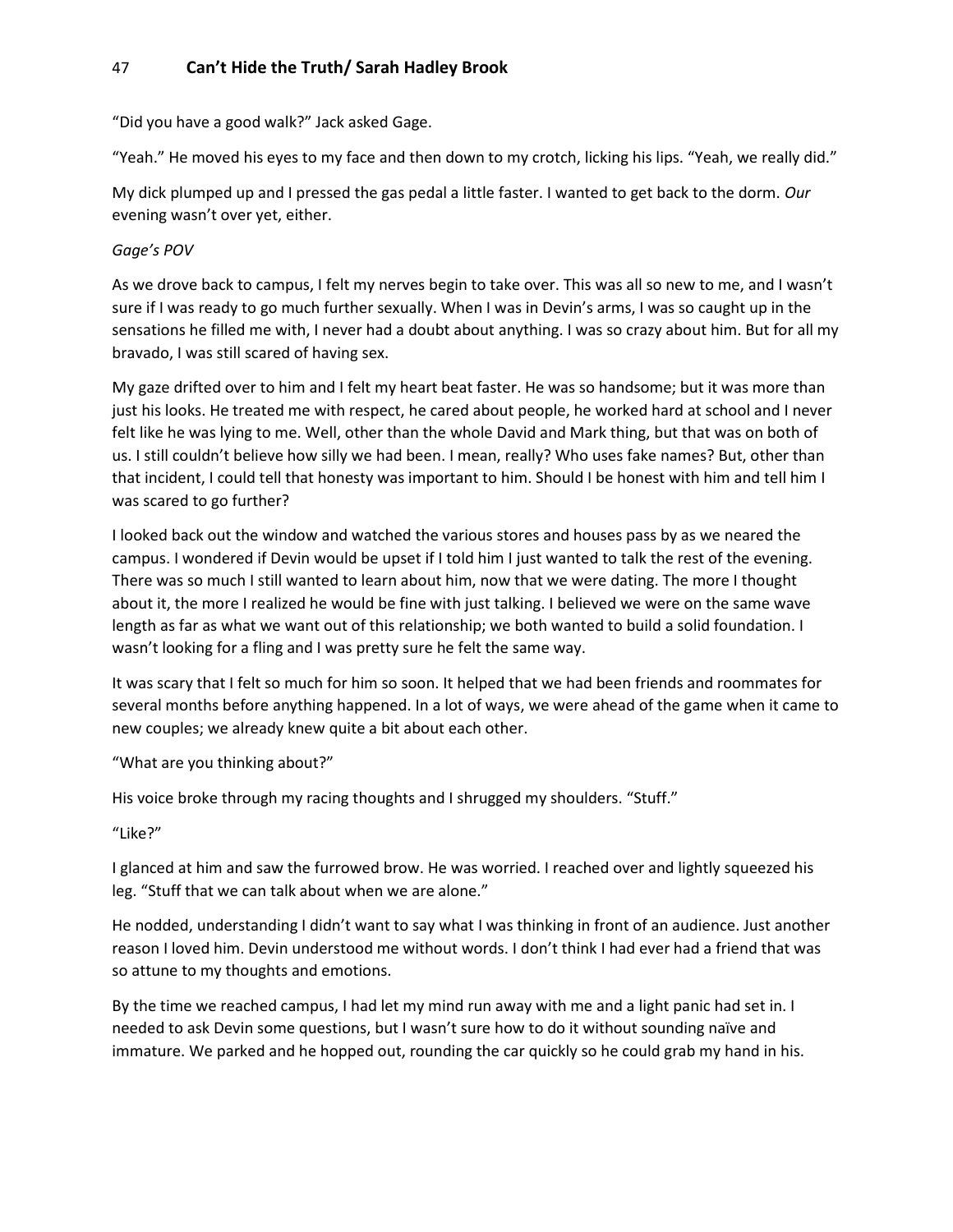"Did you have a good walk?" Jack asked Gage.

"Yeah." He moved his eyes to my face and then down to my crotch, licking his lips. "Yeah, we really did."

My dick plumped up and I pressed the gas pedal a little faster. I wanted to get back to the dorm. *Our* evening wasn't over yet, either.

*Gage's POV*

As we drove back to campus, I felt my nerves begin to take over. This was all so new to me, and I wasn't sure if I was ready to go much further sexually. When I was in Devin's arms, I was so caught up in the sensations he filled me with, I never had a doubt about anything. I was so crazy about him. But for all my bravado, I was still scared of having sex.

My gaze drifted over to him and I felt my heart beat faster. He was so handsome; but it was more than just his looks. He treated me with respect, he cared about people, he worked hard at school and I never felt like he was lying to me. Well, other than the whole David and Mark thing, but that was on both of us. I still couldn't believe how silly we had been. I mean, really? Who uses fake names? But, other than that incident, I could tell that honesty was important to him. Should I be honest with him and tell him I was scared to go further?

I looked back out the window and watched the various stores and houses pass by as we neared the campus. I wondered if Devin would be upset if I told him I just wanted to talk the rest of the evening. There was so much I still wanted to learn about him, now that we were dating. The more I thought about it, the more I realized he would be fine with just talking. I believed we were on the same wave length as far as what we want out of this relationship; we both wanted to build a solid foundation. I wasn't looking for a fling and I was pretty sure he felt the same way.

It was scary that I felt so much for him so soon. It helped that we had been friends and roommates for several months before anything happened. In a lot of ways, we were ahead of the game when it came to new couples; we already knew quite a bit about each other.

"What are you thinking about?"

His voice broke through my racing thoughts and I shrugged my shoulders. "Stuff."

"Like?"

I glanced at him and saw the furrowed brow. He was worried. I reached over and lightly squeezed his leg. "Stuff that we can talk about when we are alone."

He nodded, understanding I didn't want to say what I was thinking in front of an audience. Just another reason I loved him. Devin understood me without words. I don't think I had ever had a friend that was so attune to my thoughts and emotions.

By the time we reached campus, I had let my mind run away with me and a light panic had set in. I needed to ask Devin some questions, but I wasn't sure how to do it without sounding naïve and immature. We parked and he hopped out, rounding the car quickly so he could grab my hand in his.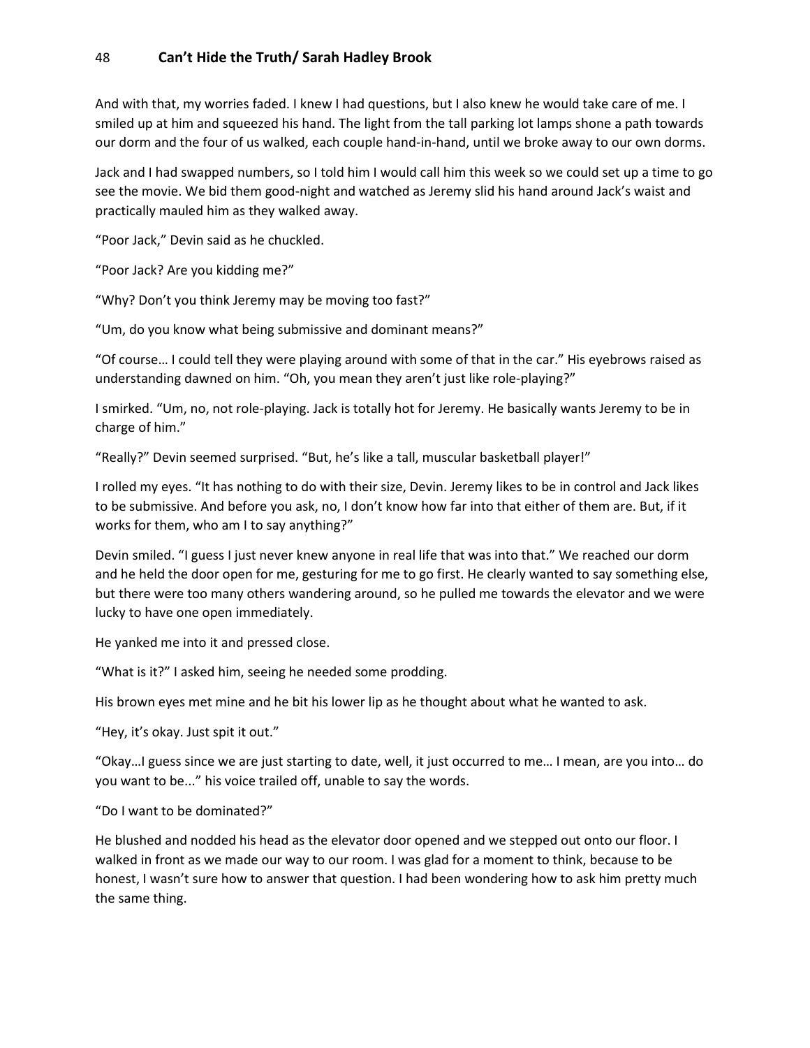And with that, my worries faded. I knew I had questions, but I also knew he would take care of me. I smiled up at him and squeezed his hand. The light from the tall parking lot lamps shone a path towards our dorm and the four of us walked, each couple hand-in-hand, until we broke away to our own dorms.

Jack and I had swapped numbers, so I told him I would call him this week so we could set up a time to go see the movie. We bid them good-night and watched as Jeremy slid his hand around Jack's waist and practically mauled him as they walked away.

"Poor Jack," Devin said as he chuckled.

"Poor Jack? Are you kidding me?"

"Why? Don't you think Jeremy may be moving too fast?"

"Um, do you know what being submissive and dominant means?"

"Of course… I could tell they were playing around with some of that in the car." His eyebrows raised as understanding dawned on him. "Oh, you mean they aren't just like role-playing?"

I smirked. "Um, no, not role-playing. Jack is totally hot for Jeremy. He basically wants Jeremy to be in charge of him."

"Really?" Devin seemed surprised. "But, he's like a tall, muscular basketball player!"

I rolled my eyes. "It has nothing to do with their size, Devin. Jeremy likes to be in control and Jack likes to be submissive. And before you ask, no, I don't know how far into that either of them are. But, if it works for them, who am I to say anything?"

Devin smiled. "I guess I just never knew anyone in real life that was into that." We reached our dorm and he held the door open for me, gesturing for me to go first. He clearly wanted to say something else, but there were too many others wandering around, so he pulled me towards the elevator and we were lucky to have one open immediately.

He yanked me into it and pressed close.

"What is it?" I asked him, seeing he needed some prodding.

His brown eyes met mine and he bit his lower lip as he thought about what he wanted to ask.

"Hey, it's okay. Just spit it out."

"Okay…I guess since we are just starting to date, well, it just occurred to me… I mean, are you into… do you want to be..." his voice trailed off, unable to say the words.

"Do I want to be dominated?"

He blushed and nodded his head as the elevator door opened and we stepped out onto our floor. I walked in front as we made our way to our room. I was glad for a moment to think, because to be honest, I wasn't sure how to answer that question. I had been wondering how to ask him pretty much the same thing.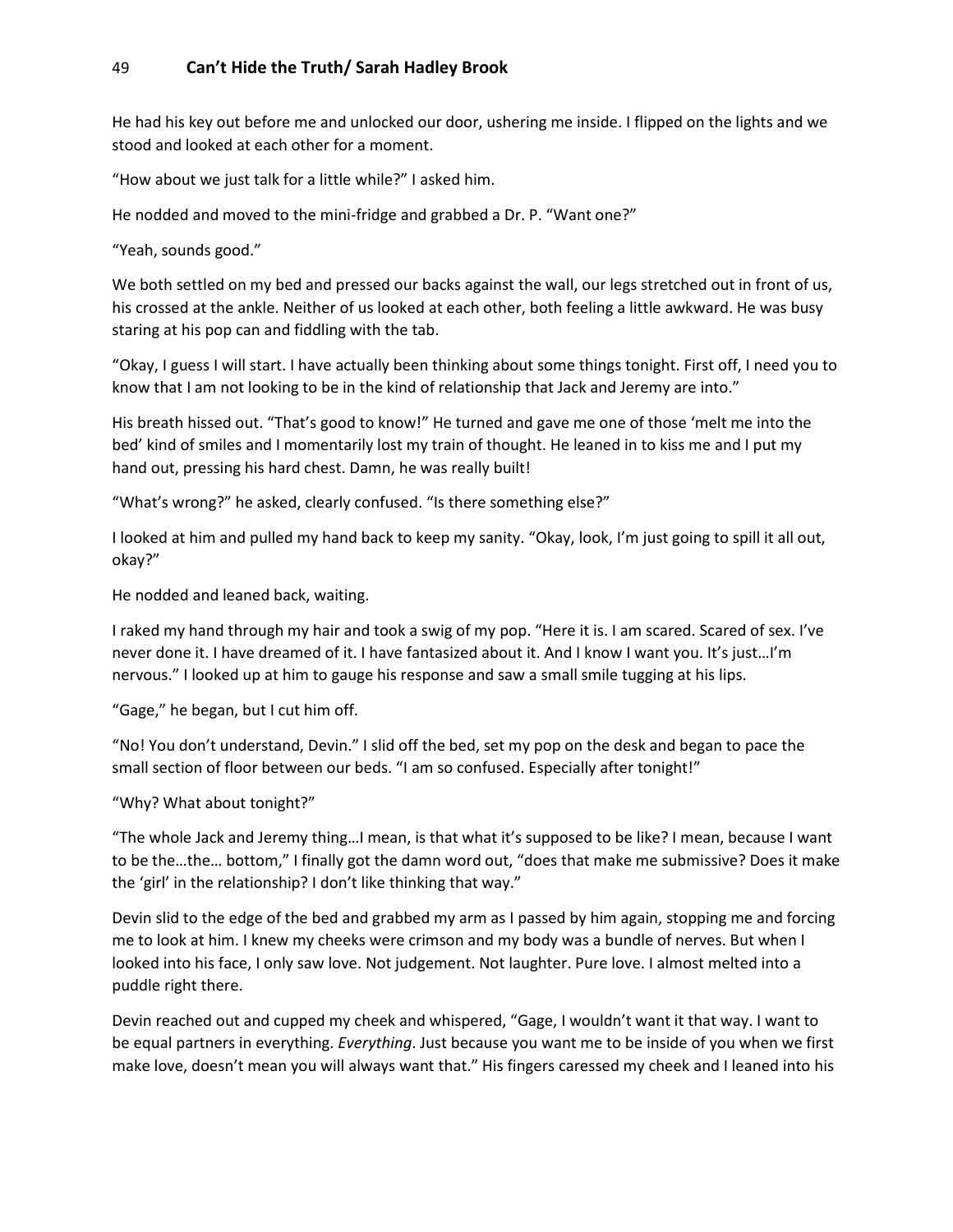He had his key out before me and unlocked our door, ushering me inside. I flipped on the lights and we stood and looked at each other for a moment.

"How about we just talk for a little while?" I asked him.

He nodded and moved to the mini-fridge and grabbed a Dr. P. "Want one?"

"Yeah, sounds good."

We both settled on my bed and pressed our backs against the wall, our legs stretched out in front of us, his crossed at the ankle. Neither of us looked at each other, both feeling a little awkward. He was busy staring at his pop can and fiddling with the tab.

"Okay, I guess I will start. I have actually been thinking about some things tonight. First off, I need you to know that I am not looking to be in the kind of relationship that Jack and Jeremy are into."

His breath hissed out. "That's good to know!" He turned and gave me one of those 'melt me into the bed' kind of smiles and I momentarily lost my train of thought. He leaned in to kiss me and I put my hand out, pressing his hard chest. Damn, he was really built!

"What's wrong?" he asked, clearly confused. "Is there something else?"

I looked at him and pulled my hand back to keep my sanity. "Okay, look, I'm just going to spill it all out, okay?"

He nodded and leaned back, waiting.

I raked my hand through my hair and took a swig of my pop. "Here it is. I am scared. Scared of sex. I've never done it. I have dreamed of it. I have fantasized about it. And I know I want you. It's just…I'm nervous." I looked up at him to gauge his response and saw a small smile tugging at his lips.

"Gage," he began, but I cut him off.

"No! You don't understand, Devin." I slid off the bed, set my pop on the desk and began to pace the small section of floor between our beds. "I am so confused. Especially after tonight!"

"Why? What about tonight?"

"The whole Jack and Jeremy thing…I mean, is that what it's supposed to be like? I mean, because I want to be the…the… bottom," I finally got the damn word out, "does that make me submissive? Does it make the 'girl' in the relationship? I don't like thinking that way."

Devin slid to the edge of the bed and grabbed my arm as I passed by him again, stopping me and forcing me to look at him. I knew my cheeks were crimson and my body was a bundle of nerves. But when I looked into his face, I only saw love. Not judgement. Not laughter. Pure love. I almost melted into a puddle right there.

Devin reached out and cupped my cheek and whispered, "Gage, I wouldn't want it that way. I want to be equal partners in everything. *Everything*. Just because you want me to be inside of you when we first make love, doesn't mean you will always want that." His fingers caressed my cheek and I leaned into his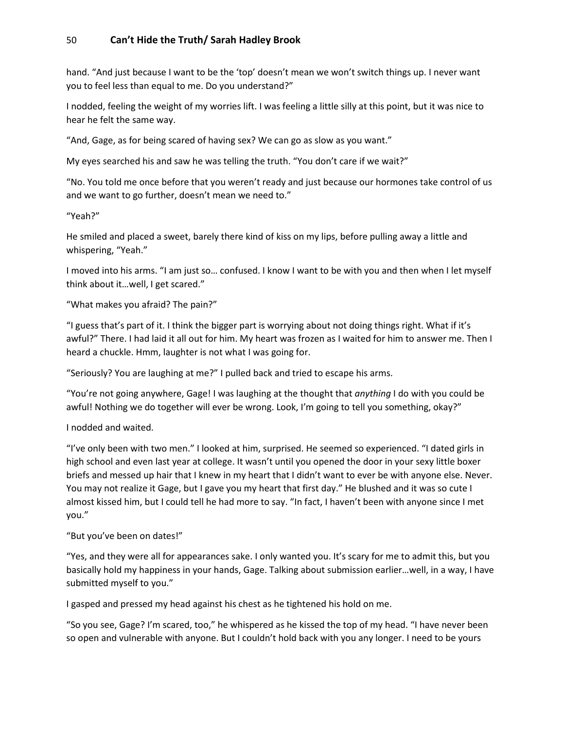hand. "And just because I want to be the 'top' doesn't mean we won't switch things up. I never want you to feel less than equal to me. Do you understand?"

I nodded, feeling the weight of my worries lift. I was feeling a little silly at this point, but it was nice to hear he felt the same way.

"And, Gage, as for being scared of having sex? We can go as slow as you want."

My eyes searched his and saw he was telling the truth. "You don't care if we wait?"

"No. You told me once before that you weren't ready and just because our hormones take control of us and we want to go further, doesn't mean we need to."

"Yeah?"

He smiled and placed a sweet, barely there kind of kiss on my lips, before pulling away a little and whispering, "Yeah."

I moved into his arms. "I am just so… confused. I know I want to be with you and then when I let myself think about it…well, I get scared."

"What makes you afraid? The pain?"

"I guess that's part of it. I think the bigger part is worrying about not doing things right. What if it's awful?" There. I had laid it all out for him. My heart was frozen as I waited for him to answer me. Then I heard a chuckle. Hmm, laughter is not what I was going for.

"Seriously? You are laughing at me?" I pulled back and tried to escape his arms.

"You're not going anywhere, Gage! I was laughing at the thought that *anything* I do with you could be awful! Nothing we do together will ever be wrong. Look, I'm going to tell you something, okay?"

I nodded and waited.

"I've only been with two men." I looked at him, surprised. He seemed so experienced. "I dated girls in high school and even last year at college. It wasn't until you opened the door in your sexy little boxer briefs and messed up hair that I knew in my heart that I didn't want to ever be with anyone else. Never. You may not realize it Gage, but I gave you my heart that first day." He blushed and it was so cute I almost kissed him, but I could tell he had more to say. "In fact, I haven't been with anyone since I met you."

"But you've been on dates!"

"Yes, and they were all for appearances sake. I only wanted you. It's scary for me to admit this, but you basically hold my happiness in your hands, Gage. Talking about submission earlier…well, in a way, I have submitted myself to you."

I gasped and pressed my head against his chest as he tightened his hold on me.

"So you see, Gage? I'm scared, too," he whispered as he kissed the top of my head. "I have never been so open and vulnerable with anyone. But I couldn't hold back with you any longer. I need to be yours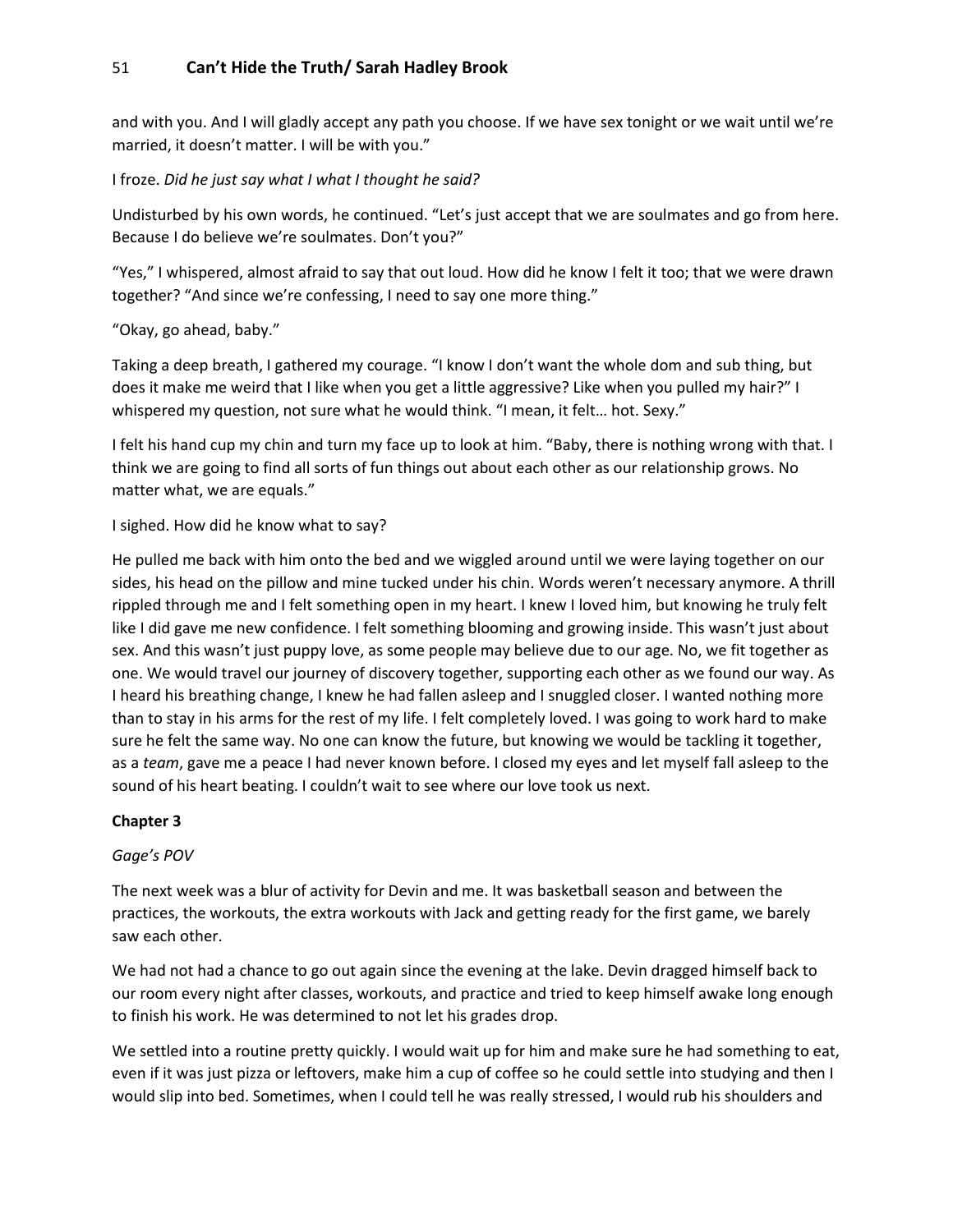and with you. And I will gladly accept any path you choose. If we have sex tonight or we wait until we're married, it doesn't matter. I will be with you."

I froze. *Did he just say what I what I thought he said?*

Undisturbed by his own words, he continued. "Let's just accept that we are soulmates and go from here. Because I do believe we're soulmates. Don't you?"

"Yes," I whispered, almost afraid to say that out loud. How did he know I felt it too; that we were drawn together? "And since we're confessing, I need to say one more thing."

"Okay, go ahead, baby."

Taking a deep breath, I gathered my courage. "I know I don't want the whole dom and sub thing, but does it make me weird that I like when you get a little aggressive? Like when you pulled my hair?" I whispered my question, not sure what he would think. "I mean, it felt… hot. Sexy."

I felt his hand cup my chin and turn my face up to look at him. "Baby, there is nothing wrong with that. I think we are going to find all sorts of fun things out about each other as our relationship grows. No matter what, we are equals."

I sighed. How did he know what to say?

He pulled me back with him onto the bed and we wiggled around until we were laying together on our sides, his head on the pillow and mine tucked under his chin. Words weren't necessary anymore. A thrill rippled through me and I felt something open in my heart. I knew I loved him, but knowing he truly felt like I did gave me new confidence. I felt something blooming and growing inside. This wasn't just about sex. And this wasn't just puppy love, as some people may believe due to our age. No, we fit together as one. We would travel our journey of discovery together, supporting each other as we found our way. As I heard his breathing change, I knew he had fallen asleep and I snuggled closer. I wanted nothing more than to stay in his arms for the rest of my life. I felt completely loved. I was going to work hard to make sure he felt the same way. No one can know the future, but knowing we would be tackling it together, as a *team*, gave me a peace I had never known before. I closed my eyes and let myself fall asleep to the sound of his heart beating. I couldn't wait to see where our love took us next.

## Chapter 3

*Gage's POV*

The next week was a blur of activity for Devin and me. It was basketball season and between the practices, the workouts, the extra workouts with Jack and getting ready for the first game, we barely saw each other.

We had not had a chance to go out again since the evening at the lake. Devin dragged himself back to our room every night after classes, workouts, and practice and tried to keep himself awake long enough to finish his work. He was determined to not let his grades drop.

We settled into a routine pretty quickly. I would wait up for him and make sure he had something to eat, even if it was just pizza or leftovers, make him a cup of coffee so he could settle into studying and then I would slip into bed. Sometimes, when I could tell he was really stressed, I would rub his shoulders and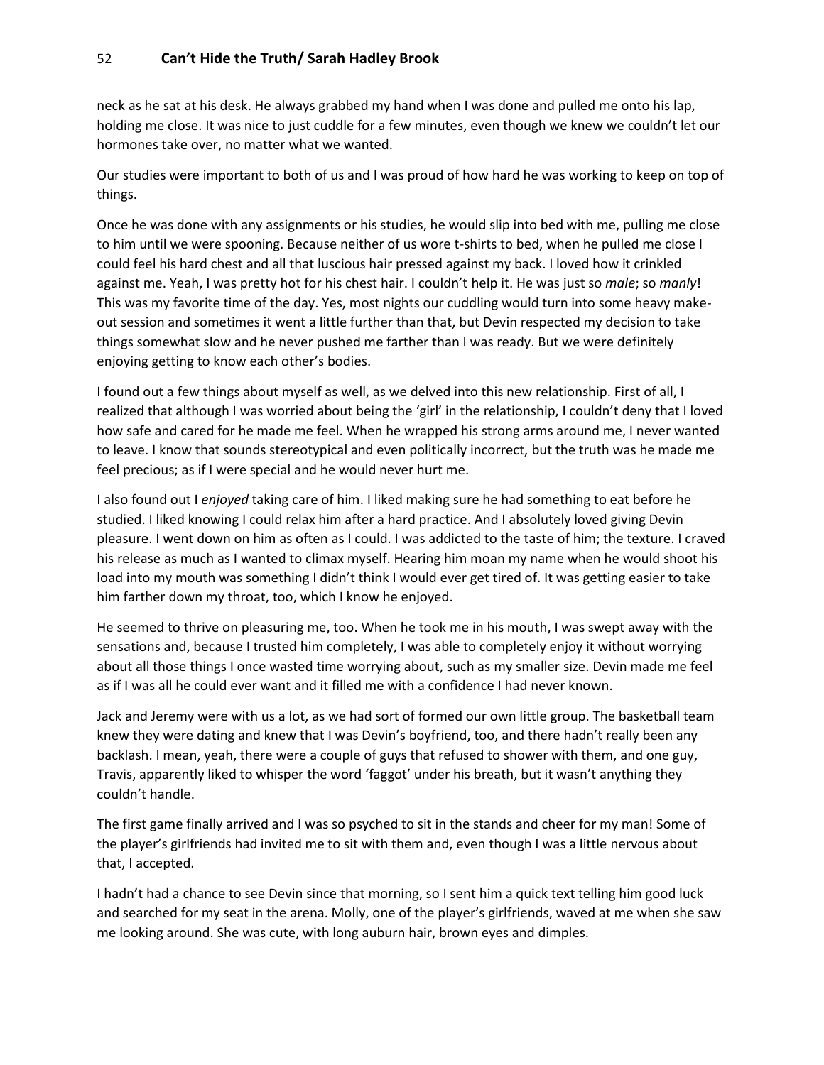neck as he sat at his desk. He always grabbed my hand when I was done and pulled me onto his lap, holding me close. It was nice to just cuddle for a few minutes, even though we knew we couldn't let our hormones take over, no matter what we wanted.

Our studies were important to both of us and I was proud of how hard he was working to keep on top of things.

Once he was done with any assignments or his studies, he would slip into bed with me, pulling me close to him until we were spooning. Because neither of us wore t-shirts to bed, when he pulled me close I could feel his hard chest and all that luscious hair pressed against my back. I loved how it crinkled against me. Yeah, I was pretty hot for his chest hair. I couldn't help it. He was just so *male*; so *manly*! This was my favorite time of the day. Yes, most nights our cuddling would turn into some heavy make-out session and sometimes it went a little further than that, but Devin respected my decision to take things somewhat slow and he never pushed me farther than I was ready. But we were definitely enjoying getting to know each other's bodies.

I found out a few things about myself as well, as we delved into this new relationship. First of all, I realized that although I was worried about being the 'girl' in the relationship, I couldn't deny that I loved how safe and cared for he made me feel. When he wrapped his strong arms around me, I never wanted to leave. I know that sounds stereotypical and even politically incorrect, but the truth was he made me feel precious; as if I were special and he would never hurt me.

I also found out I *enjoyed* taking care of him. I liked making sure he had something to eat before he studied. I liked knowing I could relax him after a hard practice. And I absolutely loved giving Devin pleasure. I went down on him as often as I could. I was addicted to the taste of him; the texture. I craved his release as much as I wanted to climax myself. Hearing him moan my name when he would shoot his load into my mouth was something I didn't think I would ever get tired of. It was getting easier to take him farther down my throat, too, which I know he enjoyed.

He seemed to thrive on pleasuring me, too. When he took me in his mouth, I was swept away with the sensations and, because I trusted him completely, I was able to completely enjoy it without worrying about all those things I once wasted time worrying about, such as my smaller size. Devin made me feel as if I was all he could ever want and it filled me with a confidence I had never known.

Jack and Jeremy were with us a lot, as we had sort of formed our own little group. The basketball team knew they were dating and knew that I was Devin's boyfriend, too, and there hadn't really been any backlash. I mean, yeah, there were a couple of guys that refused to shower with them, and one guy, Travis, apparently liked to whisper the word 'faggot' under his breath, but it wasn't anything they couldn't handle.

The first game finally arrived and I was so psyched to sit in the stands and cheer for my man! Some of the player's girlfriends had invited me to sit with them and, even though I was a little nervous about that, I accepted.

I hadn't had a chance to see Devin since that morning, so I sent him a quick text telling him good luck and searched for my seat in the arena. Molly, one of the player's girlfriends, waved at me when she saw me looking around. She was cute, with long auburn hair, brown eyes and dimples.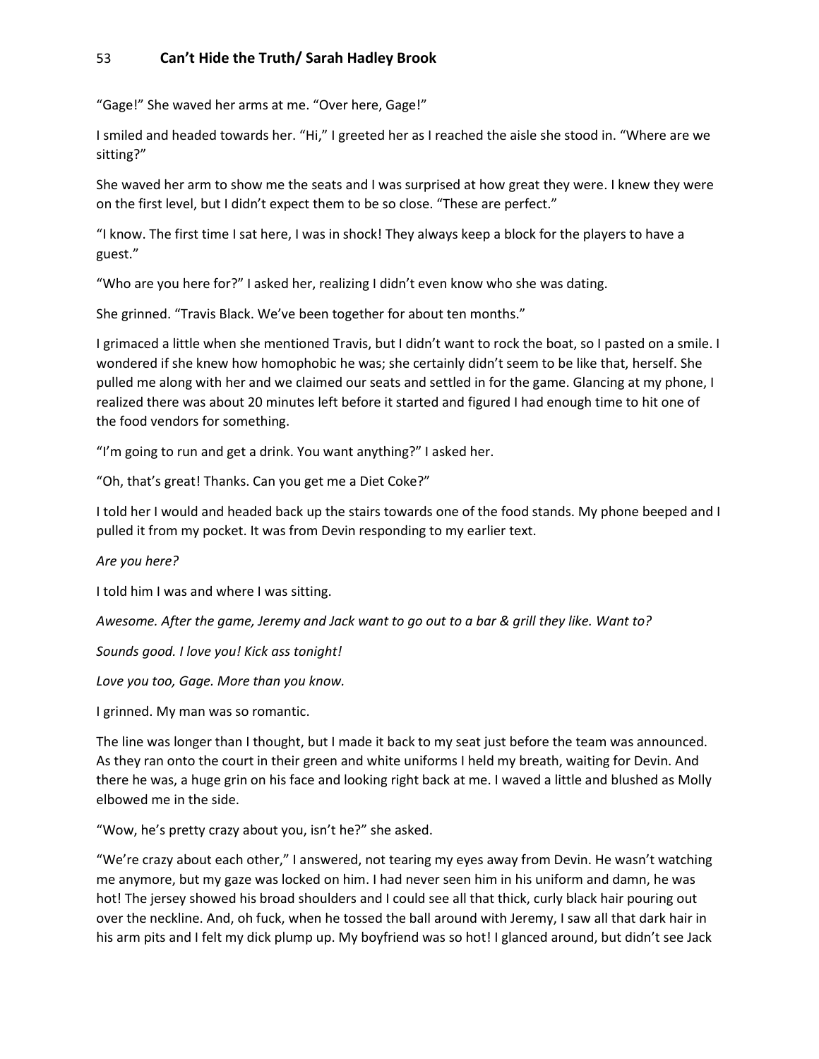"Gage!" She waved her arms at me. "Over here, Gage!"

I smiled and headed towards her. "Hi," I greeted her as I reached the aisle she stood in. "Where are we sitting?"

She waved her arm to show me the seats and I was surprised at how great they were. I knew they were on the first level, but I didn't expect them to be so close. "These are perfect."

"I know. The first time I sat here, I was in shock! They always keep a block for the players to have a guest."

"Who are you here for?" I asked her, realizing I didn't even know who she was dating.

She grinned. "Travis Black. We've been together for about ten months."

I grimaced a little when she mentioned Travis, but I didn't want to rock the boat, so I pasted on a smile. I wondered if she knew how homophobic he was; she certainly didn't seem to be like that, herself. She pulled me along with her and we claimed our seats and settled in for the game. Glancing at my phone, I realized there was about 20 minutes left before it started and figured I had enough time to hit one of the food vendors for something.

"I'm going to run and get a drink. You want anything?" I asked her.

"Oh, that's great! Thanks. Can you get me a Diet Coke?"

I told her I would and headed back up the stairs towards one of the food stands. My phone beeped and I pulled it from my pocket. It was from Devin responding to my earlier text.

*Are you here?*

I told him I was and where I was sitting.

*Awesome. After the game, Jeremy and Jack want to go out to a bar & grill they like. Want to?*

*Sounds good. I love you! Kick ass tonight!*

*Love you too, Gage. More than you know.*

I grinned. My man was so romantic.

The line was longer than I thought, but I made it back to my seat just before the team was announced. As they ran onto the court in their green and white uniforms I held my breath, waiting for Devin. And there he was, a huge grin on his face and looking right back at me. I waved a little and blushed as Molly elbowed me in the side.

"Wow, he's pretty crazy about you, isn't he?" she asked.

"We're crazy about each other," I answered, not tearing my eyes away from Devin. He wasn't watching me anymore, but my gaze was locked on him. I had never seen him in his uniform and damn, he was hot! The jersey showed his broad shoulders and I could see all that thick, curly black hair pouring out over the neckline. And, oh fuck, when he tossed the ball around with Jeremy, I saw all that dark hair in his arm pits and I felt my dick plump up. My boyfriend was so hot! I glanced around, but didn't see Jack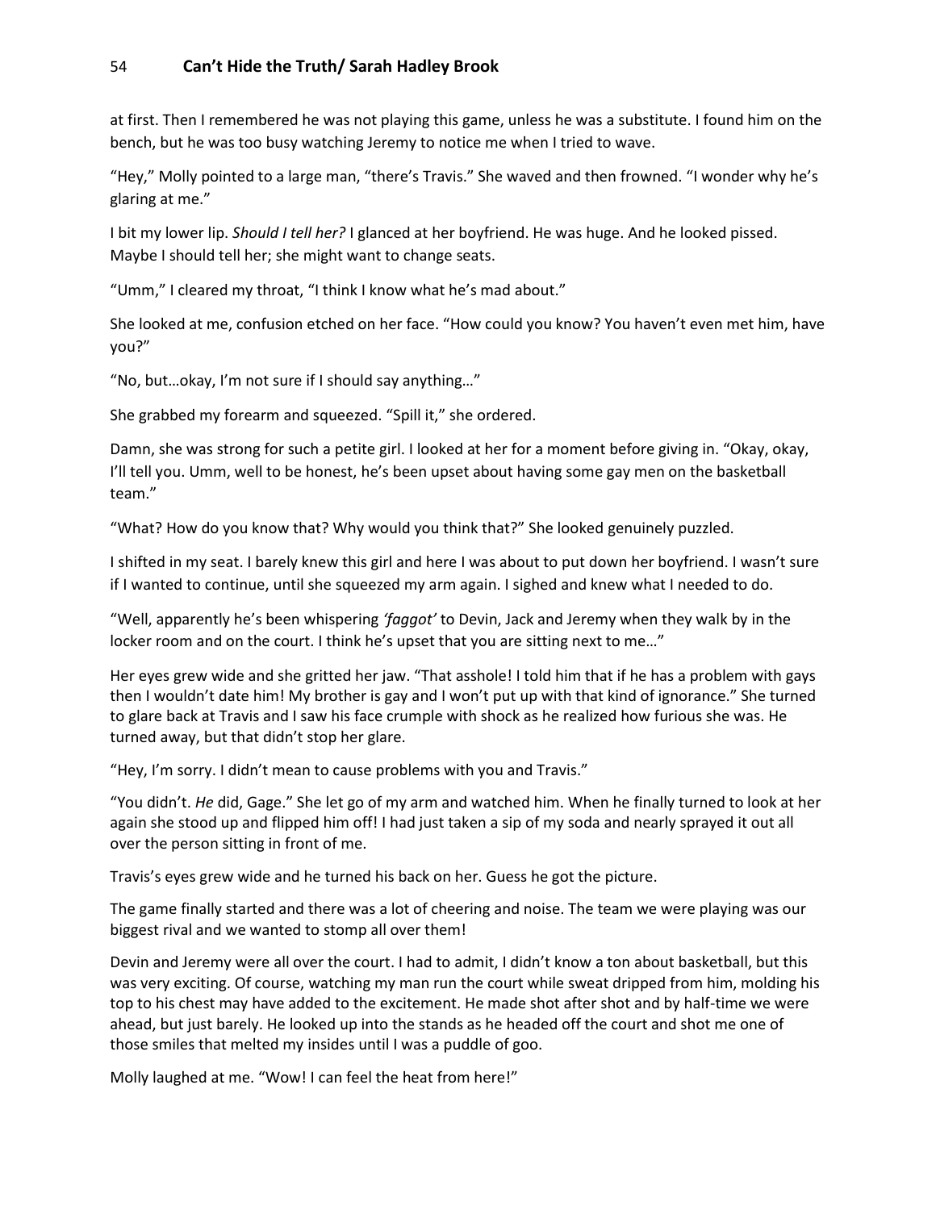at first. Then I remembered he was not playing this game, unless he was a substitute. I found him on the bench, but he was too busy watching Jeremy to notice me when I tried to wave.

"Hey," Molly pointed to a large man, "there's Travis." She waved and then frowned. "I wonder why he's glaring at me."

I bit my lower lip. *Should I tell her?* I glanced at her boyfriend. He was huge. And he looked pissed. Maybe I should tell her; she might want to change seats.

"Umm," I cleared my throat, "I think I know what he's mad about."

She looked at me, confusion etched on her face. "How could you know? You haven't even met him, have you?"

"No, but…okay, I'm not sure if I should say anything…"

She grabbed my forearm and squeezed. "Spill it," she ordered.

Damn, she was strong for such a petite girl. I looked at her for a moment before giving in. "Okay, okay, I'll tell you. Umm, well to be honest, he's been upset about having some gay men on the basketball team."

"What? How do you know that? Why would you think that?" She looked genuinely puzzled.

I shifted in my seat. I barely knew this girl and here I was about to put down her boyfriend. I wasn't sure if I wanted to continue, until she squeezed my arm again. I sighed and knew what I needed to do.

"Well, apparently he's been whispering *'faggot'* to Devin, Jack and Jeremy when they walk by in the locker room and on the court. I think he's upset that you are sitting next to me…"

Her eyes grew wide and she gritted her jaw. "That asshole! I told him that if he has a problem with gays then I wouldn't date him! My brother is gay and I won't put up with that kind of ignorance." She turned to glare back at Travis and I saw his face crumple with shock as he realized how furious she was. He turned away, but that didn't stop her glare.

"Hey, I'm sorry. I didn't mean to cause problems with you and Travis."

"You didn't. *He* did, Gage." She let go of my arm and watched him. When he finally turned to look at her again she stood up and flipped him off! I had just taken a sip of my soda and nearly sprayed it out all over the person sitting in front of me.

Travis's eyes grew wide and he turned his back on her. Guess he got the picture.

The game finally started and there was a lot of cheering and noise. The team we were playing was our biggest rival and we wanted to stomp all over them!

Devin and Jeremy were all over the court. I had to admit, I didn't know a ton about basketball, but this was very exciting. Of course, watching my man run the court while sweat dripped from him, molding his top to his chest may have added to the excitement. He made shot after shot and by half-time we were ahead, but just barely. He looked up into the stands as he headed off the court and shot me one of those smiles that melted my insides until I was a puddle of goo.

Molly laughed at me. "Wow! I can feel the heat from here!"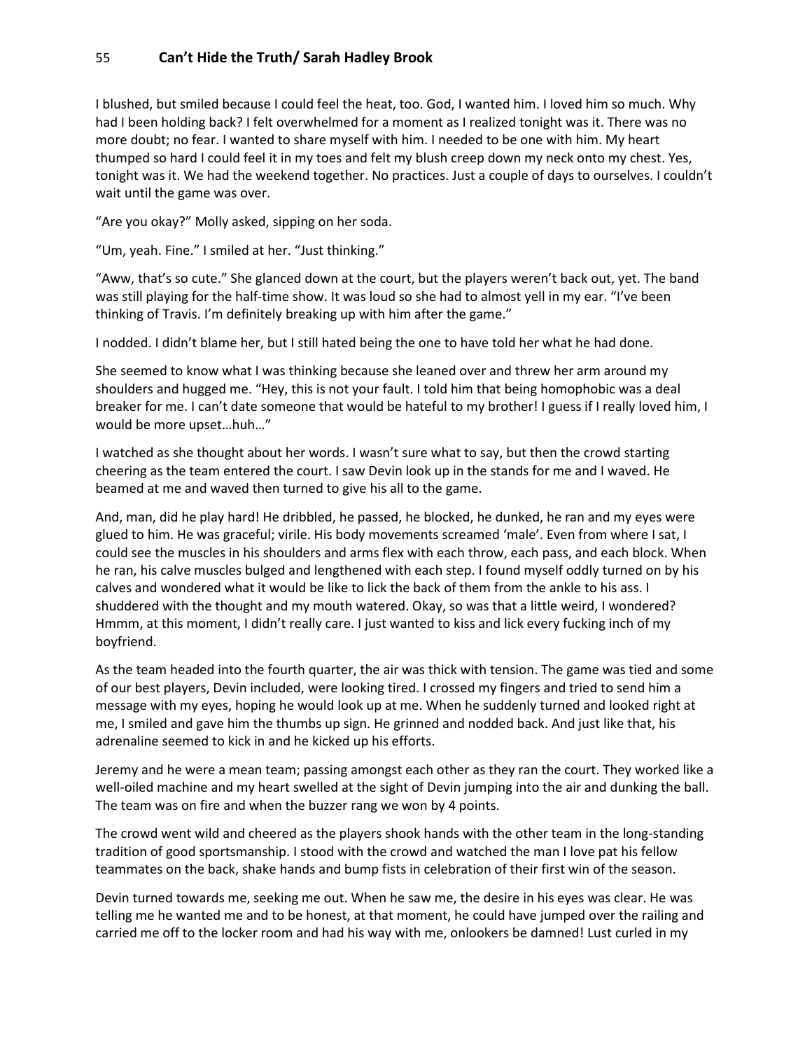I blushed, but smiled because I could feel the heat, too. God, I wanted him. I loved him so much. Why had I been holding back? I felt overwhelmed for a moment as I realized tonight was it. There was no more doubt; no fear. I wanted to share myself with him. I needed to be one with him. My heart thumped so hard I could feel it in my toes and felt my blush creep down my neck onto my chest. Yes, tonight was it. We had the weekend together. No practices. Just a couple of days to ourselves. I couldn't wait until the game was over.

"Are you okay?" Molly asked, sipping on her soda.

"Um, yeah. Fine." I smiled at her. "Just thinking."

"Aww, that's so cute." She glanced down at the court, but the players weren't back out, yet. The band was still playing for the half-time show. It was loud so she had to almost yell in my ear. "I've been thinking of Travis. I'm definitely breaking up with him after the game."

I nodded. I didn't blame her, but I still hated being the one to have told her what he had done.

She seemed to know what I was thinking because she leaned over and threw her arm around my shoulders and hugged me. "Hey, this is not your fault. I told him that being homophobic was a deal breaker for me. I can't date someone that would be hateful to my brother! I guess if I really loved him, I would be more upset…huh…"

I watched as she thought about her words. I wasn't sure what to say, but then the crowd starting cheering as the team entered the court. I saw Devin look up in the stands for me and I waved. He beamed at me and waved then turned to give his all to the game.

And, man, did he play hard! He dribbled, he passed, he blocked, he dunked, he ran and my eyes were glued to him. He was graceful; virile. His body movements screamed 'male'. Even from where I sat, I could see the muscles in his shoulders and arms flex with each throw, each pass, and each block. When he ran, his calve muscles bulged and lengthened with each step. I found myself oddly turned on by his calves and wondered what it would be like to lick the back of them from the ankle to his ass. I shuddered with the thought and my mouth watered. Okay, so was that a little weird, I wondered? Hmmm, at this moment, I didn't really care. I just wanted to kiss and lick every fucking inch of my boyfriend.

As the team headed into the fourth quarter, the air was thick with tension. The game was tied and some of our best players, Devin included, were looking tired. I crossed my fingers and tried to send him a message with my eyes, hoping he would look up at me. When he suddenly turned and looked right at me, I smiled and gave him the thumbs up sign. He grinned and nodded back. And just like that, his adrenaline seemed to kick in and he kicked up his efforts.

Jeremy and he were a mean team; passing amongst each other as they ran the court. They worked like a well-oiled machine and my heart swelled at the sight of Devin jumping into the air and dunking the ball. The team was on fire and when the buzzer rang we won by 4 points.

The crowd went wild and cheered as the players shook hands with the other team in the long-standing tradition of good sportsmanship. I stood with the crowd and watched the man I love pat his fellow teammates on the back, shake hands and bump fists in celebration of their first win of the season.

Devin turned towards me, seeking me out. When he saw me, the desire in his eyes was clear. He was telling me he wanted me and to be honest, at that moment, he could have jumped over the railing and carried me off to the locker room and had his way with me, onlookers be damned! Lust curled in my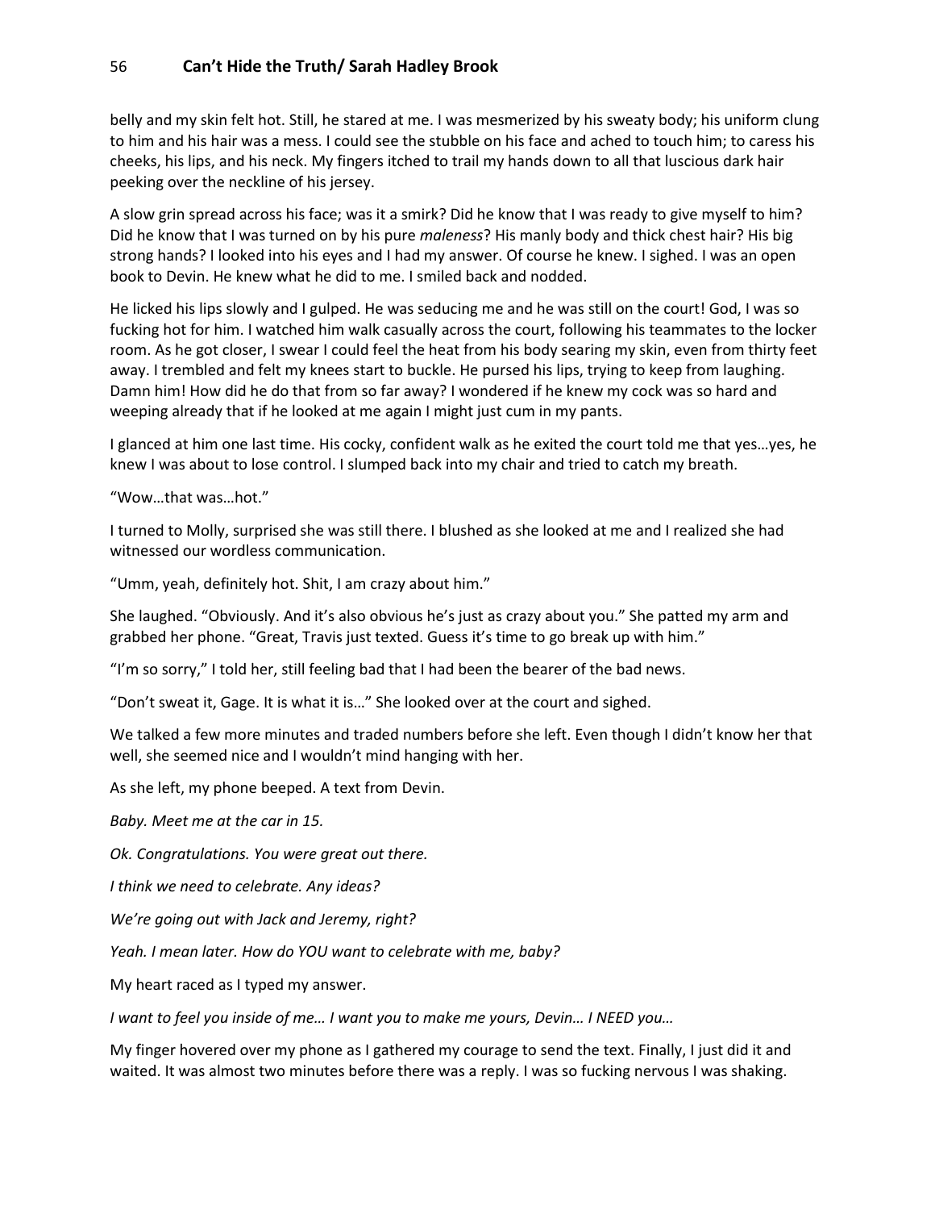belly and my skin felt hot. Still, he stared at me. I was mesmerized by his sweaty body; his uniform clung to him and his hair was a mess. I could see the stubble on his face and ached to touch him; to caress his cheeks, his lips, and his neck. My fingers itched to trail my hands down to all that luscious dark hair peeking over the neckline of his jersey.

A slow grin spread across his face; was it a smirk? Did he know that I was ready to give myself to him? Did he know that I was turned on by his pure *maleness*? His manly body and thick chest hair? His big strong hands? I looked into his eyes and I had my answer. Of course he knew. I sighed. I was an open book to Devin. He knew what he did to me. I smiled back and nodded.

He licked his lips slowly and I gulped. He was seducing me and he was still on the court! God, I was so fucking hot for him. I watched him walk casually across the court, following his teammates to the locker room. As he got closer, I swear I could feel the heat from his body searing my skin, even from thirty feet away. I trembled and felt my knees start to buckle. He pursed his lips, trying to keep from laughing. Damn him! How did he do that from so far away? I wondered if he knew my cock was so hard and weeping already that if he looked at me again I might just cum in my pants.

I glanced at him one last time. His cocky, confident walk as he exited the court told me that yes…yes, he knew I was about to lose control. I slumped back into my chair and tried to catch my breath.

"Wow…that was…hot."

I turned to Molly, surprised she was still there. I blushed as she looked at me and I realized she had witnessed our wordless communication.

"Umm, yeah, definitely hot. Shit, I am crazy about him."

She laughed. "Obviously. And it's also obvious he's just as crazy about you." She patted my arm and grabbed her phone. "Great, Travis just texted. Guess it's time to go break up with him."

"I'm so sorry," I told her, still feeling bad that I had been the bearer of the bad news.

"Don't sweat it, Gage. It is what it is…" She looked over at the court and sighed.

We talked a few more minutes and traded numbers before she left. Even though I didn't know her that well, she seemed nice and I wouldn't mind hanging with her.

As she left, my phone beeped. A text from Devin.

*Baby. Meet me at the car in 15.*

*Ok. Congratulations. You were great out there.*

*I think we need to celebrate. Any ideas?*

*We're going out with Jack and Jeremy, right?*

*Yeah. I mean later. How do YOU want to celebrate with me, baby?*

My heart raced as I typed my answer.

*I want to feel you inside of me… I want you to make me yours, Devin… I NEED you…*

My finger hovered over my phone as I gathered my courage to send the text. Finally, I just did it and waited. It was almost two minutes before there was a reply. I was so fucking nervous I was shaking.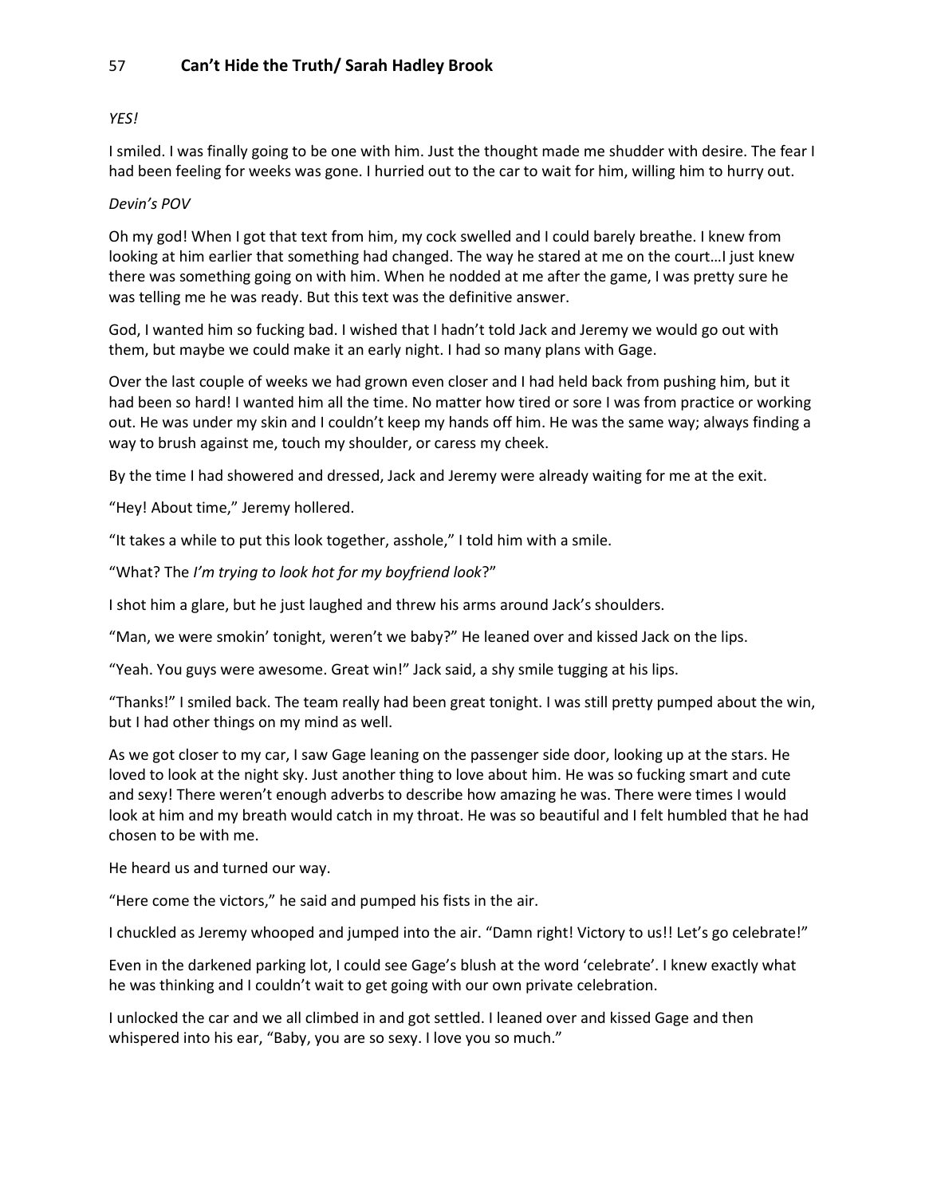*YES!*

I smiled. I was finally going to be one with him. Just the thought made me shudder with desire. The fear I had been feeling for weeks was gone. I hurried out to the car to wait for him, willing him to hurry out.

*Devin's POV*

Oh my god! When I got that text from him, my cock swelled and I could barely breathe. I knew from looking at him earlier that something had changed. The way he stared at me on the court…I just knew there was something going on with him. When he nodded at me after the game, I was pretty sure he was telling me he was ready. But this text was the definitive answer.

God, I wanted him so fucking bad. I wished that I hadn't told Jack and Jeremy we would go out with them, but maybe we could make it an early night. I had so many plans with Gage.

Over the last couple of weeks we had grown even closer and I had held back from pushing him, but it had been so hard! I wanted him all the time. No matter how tired or sore I was from practice or working out. He was under my skin and I couldn't keep my hands off him. He was the same way; always finding a way to brush against me, touch my shoulder, or caress my cheek.

By the time I had showered and dressed, Jack and Jeremy were already waiting for me at the exit.

"Hey! About time," Jeremy hollered.

"It takes a while to put this look together, asshole," I told him with a smile.

"What? The *I'm trying to look hot for my boyfriend look*?"

I shot him a glare, but he just laughed and threw his arms around Jack's shoulders.

"Man, we were smokin' tonight, weren't we baby?" He leaned over and kissed Jack on the lips.

"Yeah. You guys were awesome. Great win!" Jack said, a shy smile tugging at his lips.

"Thanks!" I smiled back. The team really had been great tonight. I was still pretty pumped about the win, but I had other things on my mind as well.

As we got closer to my car, I saw Gage leaning on the passenger side door, looking up at the stars. He loved to look at the night sky. Just another thing to love about him. He was so fucking smart and cute and sexy! There weren't enough adverbs to describe how amazing he was. There were times I would look at him and my breath would catch in my throat. He was so beautiful and I felt humbled that he had chosen to be with me.

He heard us and turned our way.

"Here come the victors," he said and pumped his fists in the air.

I chuckled as Jeremy whooped and jumped into the air. "Damn right! Victory to us!! Let's go celebrate!"

Even in the darkened parking lot, I could see Gage's blush at the word 'celebrate'. I knew exactly what he was thinking and I couldn't wait to get going with our own private celebration.

I unlocked the car and we all climbed in and got settled. I leaned over and kissed Gage and then whispered into his ear, "Baby, you are so sexy. I love you so much."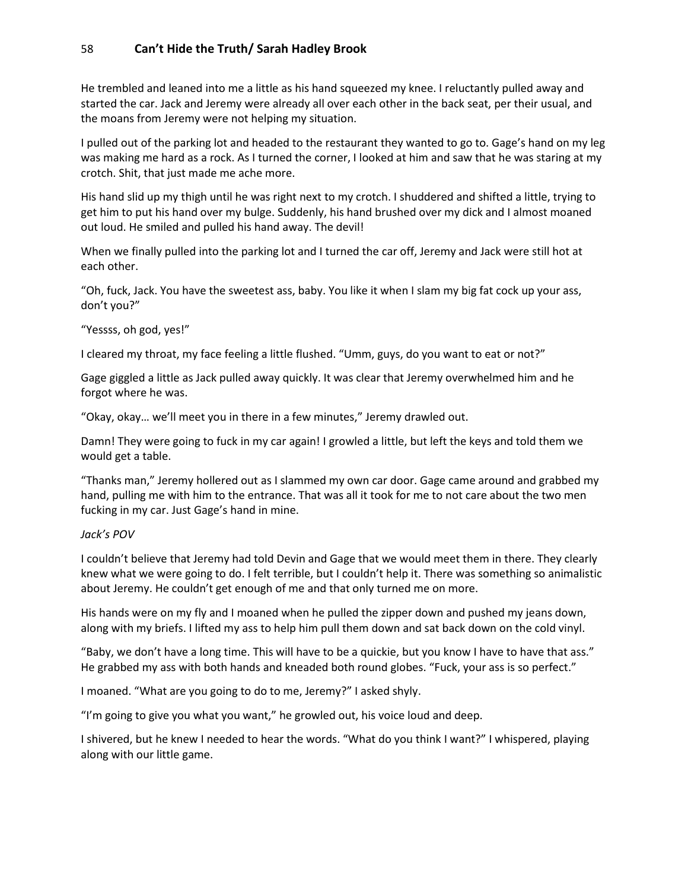He trembled and leaned into me a little as his hand squeezed my knee. I reluctantly pulled away and started the car. Jack and Jeremy were already all over each other in the back seat, per their usual, and the moans from Jeremy were not helping my situation.

I pulled out of the parking lot and headed to the restaurant they wanted to go to. Gage's hand on my leg was making me hard as a rock. As I turned the corner, I looked at him and saw that he was staring at my crotch. Shit, that just made me ache more.

His hand slid up my thigh until he was right next to my crotch. I shuddered and shifted a little, trying to get him to put his hand over my bulge. Suddenly, his hand brushed over my dick and I almost moaned out loud. He smiled and pulled his hand away. The devil!

When we finally pulled into the parking lot and I turned the car off, Jeremy and Jack were still hot at each other.

"Oh, fuck, Jack. You have the sweetest ass, baby. You like it when I slam my big fat cock up your ass, don't you?"

"Yessss, oh god, yes!"

I cleared my throat, my face feeling a little flushed. "Umm, guys, do you want to eat or not?"

Gage giggled a little as Jack pulled away quickly. It was clear that Jeremy overwhelmed him and he forgot where he was.

"Okay, okay… we'll meet you in there in a few minutes," Jeremy drawled out.

Damn! They were going to fuck in my car again! I growled a little, but left the keys and told them we would get a table.

"Thanks man," Jeremy hollered out as I slammed my own car door. Gage came around and grabbed my hand, pulling me with him to the entrance. That was all it took for me to not care about the two men fucking in my car. Just Gage's hand in mine.

*Jack's POV*

I couldn't believe that Jeremy had told Devin and Gage that we would meet them in there. They clearly knew what we were going to do. I felt terrible, but I couldn't help it. There was something so animalistic about Jeremy. He couldn't get enough of me and that only turned me on more.

His hands were on my fly and I moaned when he pulled the zipper down and pushed my jeans down, along with my briefs. I lifted my ass to help him pull them down and sat back down on the cold vinyl.

"Baby, we don't have a long time. This will have to be a quickie, but you know I have to have that ass." He grabbed my ass with both hands and kneaded both round globes. "Fuck, your ass is so perfect."

I moaned. "What are you going to do to me, Jeremy?" I asked shyly.

"I'm going to give you what you want," he growled out, his voice loud and deep.

I shivered, but he knew I needed to hear the words. "What do you think I want?" I whispered, playing along with our little game.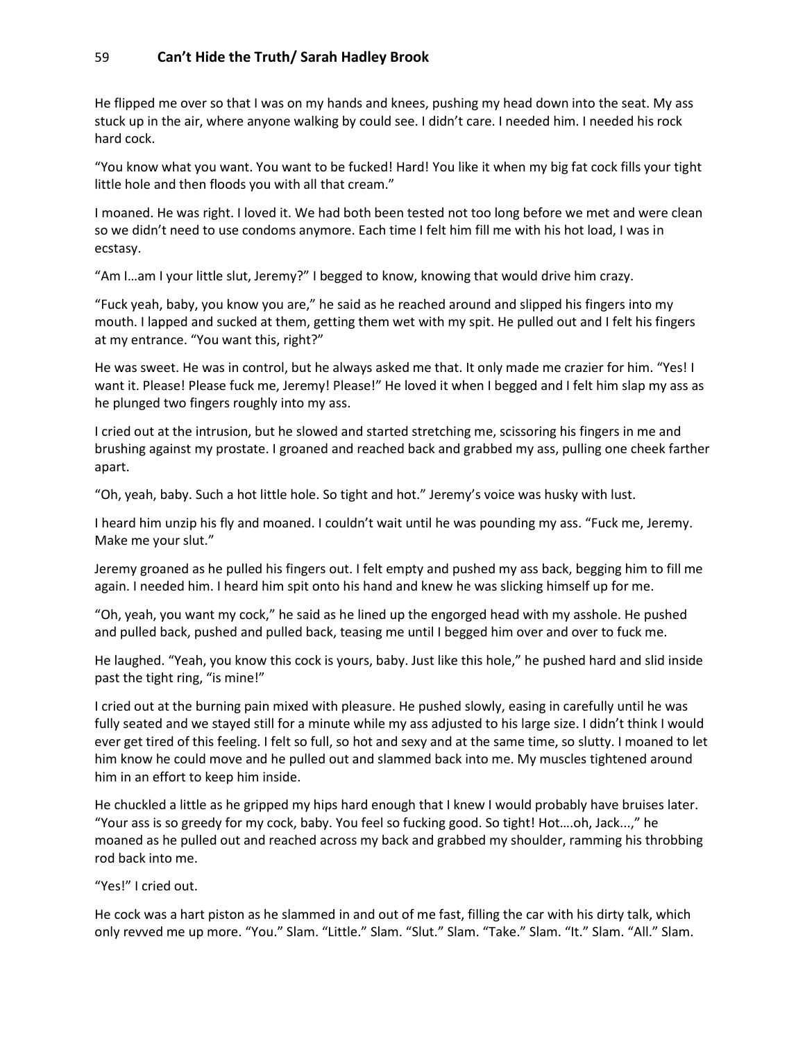He flipped me over so that I was on my hands and knees, pushing my head down into the seat. My ass stuck up in the air, where anyone walking by could see. I didn't care. I needed him. I needed his rock hard cock.

"You know what you want. You want to be fucked! Hard! You like it when my big fat cock fills your tight little hole and then floods you with all that cream."

I moaned. He was right. I loved it. We had both been tested not too long before we met and were clean so we didn't need to use condoms anymore. Each time I felt him fill me with his hot load, I was in ecstasy.

"Am I…am I your little slut, Jeremy?" I begged to know, knowing that would drive him crazy.

"Fuck yeah, baby, you know you are," he said as he reached around and slipped his fingers into my mouth. I lapped and sucked at them, getting them wet with my spit. He pulled out and I felt his fingers at my entrance. "You want this, right?"

He was sweet. He was in control, but he always asked me that. It only made me crazier for him. "Yes! I want it. Please! Please fuck me, Jeremy! Please!" He loved it when I begged and I felt him slap my ass as he plunged two fingers roughly into my ass.

I cried out at the intrusion, but he slowed and started stretching me, scissoring his fingers in me and brushing against my prostate. I groaned and reached back and grabbed my ass, pulling one cheek farther apart.

"Oh, yeah, baby. Such a hot little hole. So tight and hot." Jeremy's voice was husky with lust.

I heard him unzip his fly and moaned. I couldn't wait until he was pounding my ass. "Fuck me, Jeremy. Make me your slut."

Jeremy groaned as he pulled his fingers out. I felt empty and pushed my ass back, begging him to fill me again. I needed him. I heard him spit onto his hand and knew he was slicking himself up for me.

"Oh, yeah, you want my cock," he said as he lined up the engorged head with my asshole. He pushed and pulled back, pushed and pulled back, teasing me until I begged him over and over to fuck me.

He laughed. "Yeah, you know this cock is yours, baby. Just like this hole," he pushed hard and slid inside past the tight ring, "is mine!"

I cried out at the burning pain mixed with pleasure. He pushed slowly, easing in carefully until he was fully seated and we stayed still for a minute while my ass adjusted to his large size. I didn't think I would ever get tired of this feeling. I felt so full, so hot and sexy and at the same time, so slutty. I moaned to let him know he could move and he pulled out and slammed back into me. My muscles tightened around him in an effort to keep him inside.

He chuckled a little as he gripped my hips hard enough that I knew I would probably have bruises later. "Your ass is so greedy for my cock, baby. You feel so fucking good. So tight! Hot….oh, Jack...," he moaned as he pulled out and reached across my back and grabbed my shoulder, ramming his throbbing rod back into me.

"Yes!" I cried out.

He cock was a hart piston as he slammed in and out of me fast, filling the car with his dirty talk, which only revved me up more. "You." Slam. "Little." Slam. "Slut." Slam. "Take." Slam. "It." Slam. "All." Slam.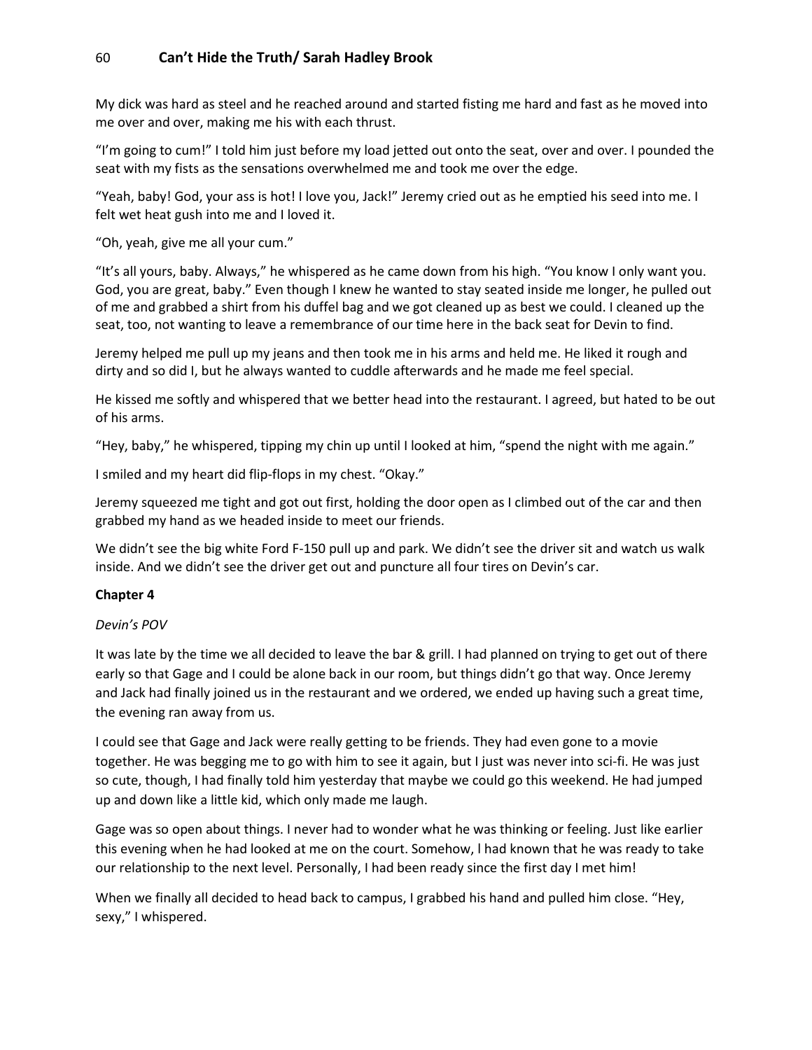My dick was hard as steel and he reached around and started fisting me hard and fast as he moved into me over and over, making me his with each thrust.

"I'm going to cum!" I told him just before my load jetted out onto the seat, over and over. I pounded the seat with my fists as the sensations overwhelmed me and took me over the edge.

"Yeah, baby! God, your ass is hot! I love you, Jack!" Jeremy cried out as he emptied his seed into me. I felt wet heat gush into me and I loved it.

"Oh, yeah, give me all your cum."

"It's all yours, baby. Always," he whispered as he came down from his high. "You know I only want you. God, you are great, baby." Even though I knew he wanted to stay seated inside me longer, he pulled out of me and grabbed a shirt from his duffel bag and we got cleaned up as best we could. I cleaned up the seat, too, not wanting to leave a remembrance of our time here in the back seat for Devin to find.

Jeremy helped me pull up my jeans and then took me in his arms and held me. He liked it rough and dirty and so did I, but he always wanted to cuddle afterwards and he made me feel special.

He kissed me softly and whispered that we better head into the restaurant. I agreed, but hated to be out of his arms.

"Hey, baby," he whispered, tipping my chin up until I looked at him, "spend the night with me again."

I smiled and my heart did flip-flops in my chest. "Okay."

Jeremy squeezed me tight and got out first, holding the door open as I climbed out of the car and then grabbed my hand as we headed inside to meet our friends.

We didn't see the big white Ford F-150 pull up and park. We didn't see the driver sit and watch us walk inside. And we didn't see the driver get out and puncture all four tires on Devin's car.

## Chapter 4

*Devin's POV*

It was late by the time we all decided to leave the bar & grill. I had planned on trying to get out of there early so that Gage and I could be alone back in our room, but things didn't go that way. Once Jeremy and Jack had finally joined us in the restaurant and we ordered, we ended up having such a great time, the evening ran away from us.

I could see that Gage and Jack were really getting to be friends. They had even gone to a movie together. He was begging me to go with him to see it again, but I just was never into sci-fi. He was just so cute, though, I had finally told him yesterday that maybe we could go this weekend. He had jumped up and down like a little kid, which only made me laugh.

Gage was so open about things. I never had to wonder what he was thinking or feeling. Just like earlier this evening when he had looked at me on the court. Somehow, I had known that he was ready to take our relationship to the next level. Personally, I had been ready since the first day I met him!

When we finally all decided to head back to campus, I grabbed his hand and pulled him close. "Hey, sexy," I whispered.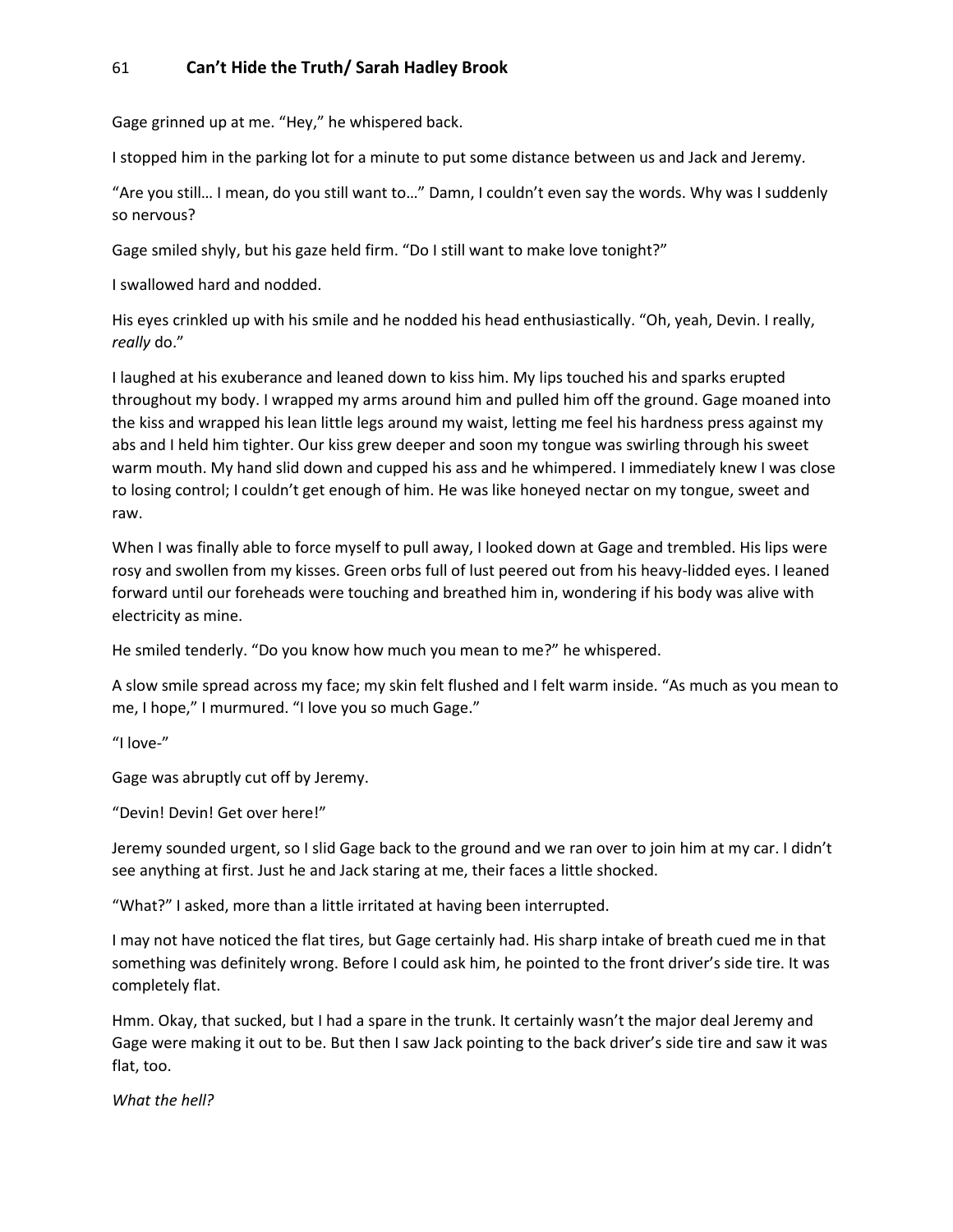Gage grinned up at me. "Hey," he whispered back.

I stopped him in the parking lot for a minute to put some distance between us and Jack and Jeremy.

"Are you still… I mean, do you still want to…" Damn, I couldn't even say the words. Why was I suddenly so nervous?

Gage smiled shyly, but his gaze held firm. "Do I still want to make love tonight?"

I swallowed hard and nodded.

His eyes crinkled up with his smile and he nodded his head enthusiastically. "Oh, yeah, Devin. I really, *really* do."

I laughed at his exuberance and leaned down to kiss him. My lips touched his and sparks erupted throughout my body. I wrapped my arms around him and pulled him off the ground. Gage moaned into the kiss and wrapped his lean little legs around my waist, letting me feel his hardness press against my abs and I held him tighter. Our kiss grew deeper and soon my tongue was swirling through his sweet warm mouth. My hand slid down and cupped his ass and he whimpered. I immediately knew I was close to losing control; I couldn't get enough of him. He was like honeyed nectar on my tongue, sweet and raw.

When I was finally able to force myself to pull away, I looked down at Gage and trembled. His lips were rosy and swollen from my kisses. Green orbs full of lust peered out from his heavy-lidded eyes. I leaned forward until our foreheads were touching and breathed him in, wondering if his body was alive with electricity as mine.

He smiled tenderly. "Do you know how much you mean to me?" he whispered.

A slow smile spread across my face; my skin felt flushed and I felt warm inside. "As much as you mean to me, I hope," I murmured. "I love you so much Gage."

"I love-"

Gage was abruptly cut off by Jeremy.

"Devin! Devin! Get over here!"

Jeremy sounded urgent, so I slid Gage back to the ground and we ran over to join him at my car. I didn't see anything at first. Just he and Jack staring at me, their faces a little shocked.

"What?" I asked, more than a little irritated at having been interrupted.

I may not have noticed the flat tires, but Gage certainly had. His sharp intake of breath cued me in that something was definitely wrong. Before I could ask him, he pointed to the front driver's side tire. It was completely flat.

Hmm. Okay, that sucked, but I had a spare in the trunk. It certainly wasn't the major deal Jeremy and Gage were making it out to be. But then I saw Jack pointing to the back driver's side tire and saw it was flat, too.

*What the hell?*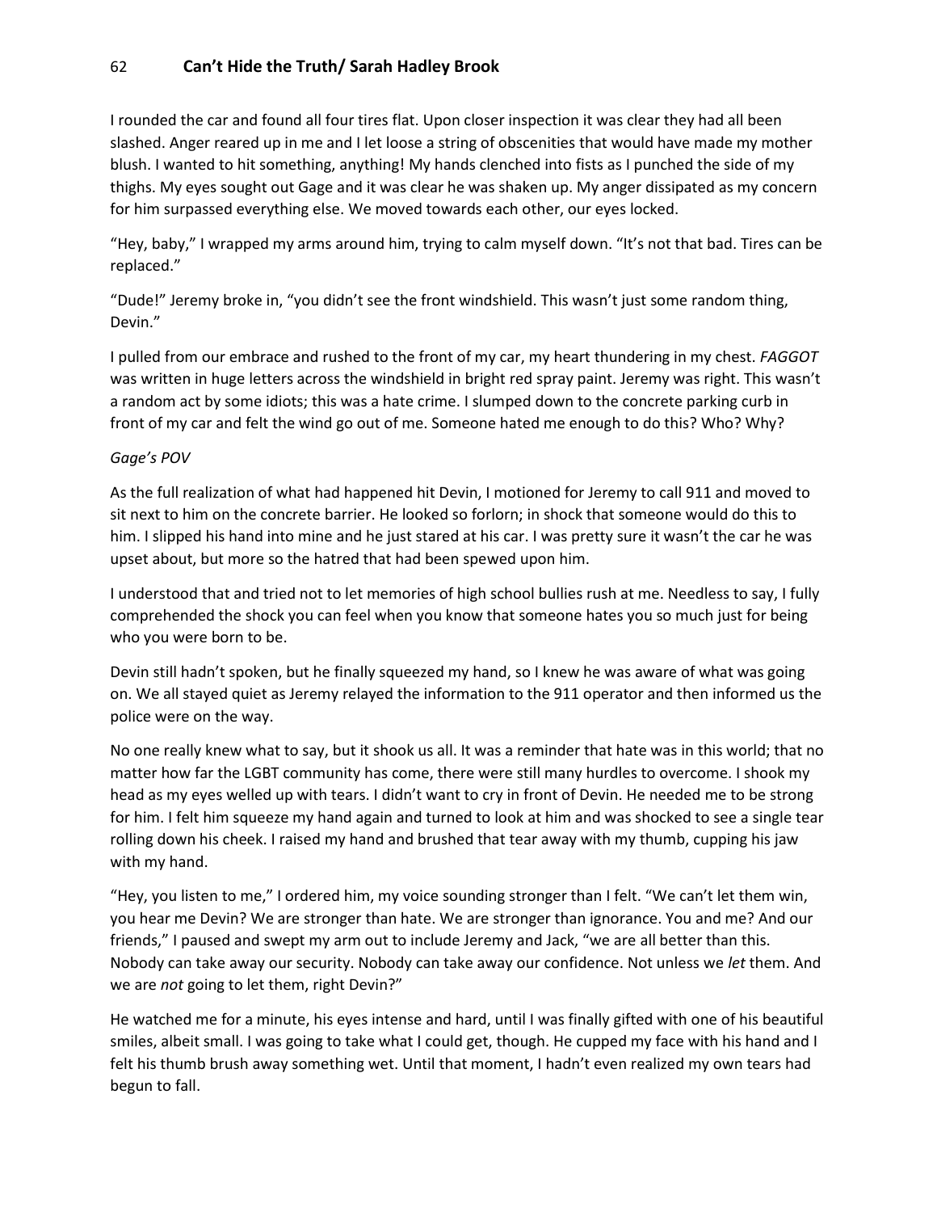I rounded the car and found all four tires flat. Upon closer inspection it was clear they had all been slashed. Anger reared up in me and I let loose a string of obscenities that would have made my mother blush. I wanted to hit something, anything! My hands clenched into fists as I punched the side of my thighs. My eyes sought out Gage and it was clear he was shaken up. My anger dissipated as my concern for him surpassed everything else. We moved towards each other, our eyes locked.

"Hey, baby," I wrapped my arms around him, trying to calm myself down. "It's not that bad. Tires can be replaced."

"Dude!" Jeremy broke in, "you didn't see the front windshield. This wasn't just some random thing, Devin."

I pulled from our embrace and rushed to the front of my car, my heart thundering in my chest. *FAGGOT* was written in huge letters across the windshield in bright red spray paint. Jeremy was right. This wasn't a random act by some idiots; this was a hate crime. I slumped down to the concrete parking curb in front of my car and felt the wind go out of me. Someone hated me enough to do this? Who? Why?

*Gage's POV*

As the full realization of what had happened hit Devin, I motioned for Jeremy to call 911 and moved to sit next to him on the concrete barrier. He looked so forlorn; in shock that someone would do this to him. I slipped his hand into mine and he just stared at his car. I was pretty sure it wasn't the car he was upset about, but more so the hatred that had been spewed upon him.

I understood that and tried not to let memories of high school bullies rush at me. Needless to say, I fully comprehended the shock you can feel when you know that someone hates you so much just for being who you were born to be.

Devin still hadn't spoken, but he finally squeezed my hand, so I knew he was aware of what was going on. We all stayed quiet as Jeremy relayed the information to the 911 operator and then informed us the police were on the way.

No one really knew what to say, but it shook us all. It was a reminder that hate was in this world; that no matter how far the LGBT community has come, there were still many hurdles to overcome. I shook my head as my eyes welled up with tears. I didn't want to cry in front of Devin. He needed me to be strong for him. I felt him squeeze my hand again and turned to look at him and was shocked to see a single tear rolling down his cheek. I raised my hand and brushed that tear away with my thumb, cupping his jaw with my hand.

"Hey, you listen to me," I ordered him, my voice sounding stronger than I felt. "We can't let them win, you hear me Devin? We are stronger than hate. We are stronger than ignorance. You and me? And our friends," I paused and swept my arm out to include Jeremy and Jack, "we are all better than this. Nobody can take away our security. Nobody can take away our confidence. Not unless we *let* them. And we are *not* going to let them, right Devin?"

He watched me for a minute, his eyes intense and hard, until I was finally gifted with one of his beautiful smiles, albeit small. I was going to take what I could get, though. He cupped my face with his hand and I felt his thumb brush away something wet. Until that moment, I hadn't even realized my own tears had begun to fall.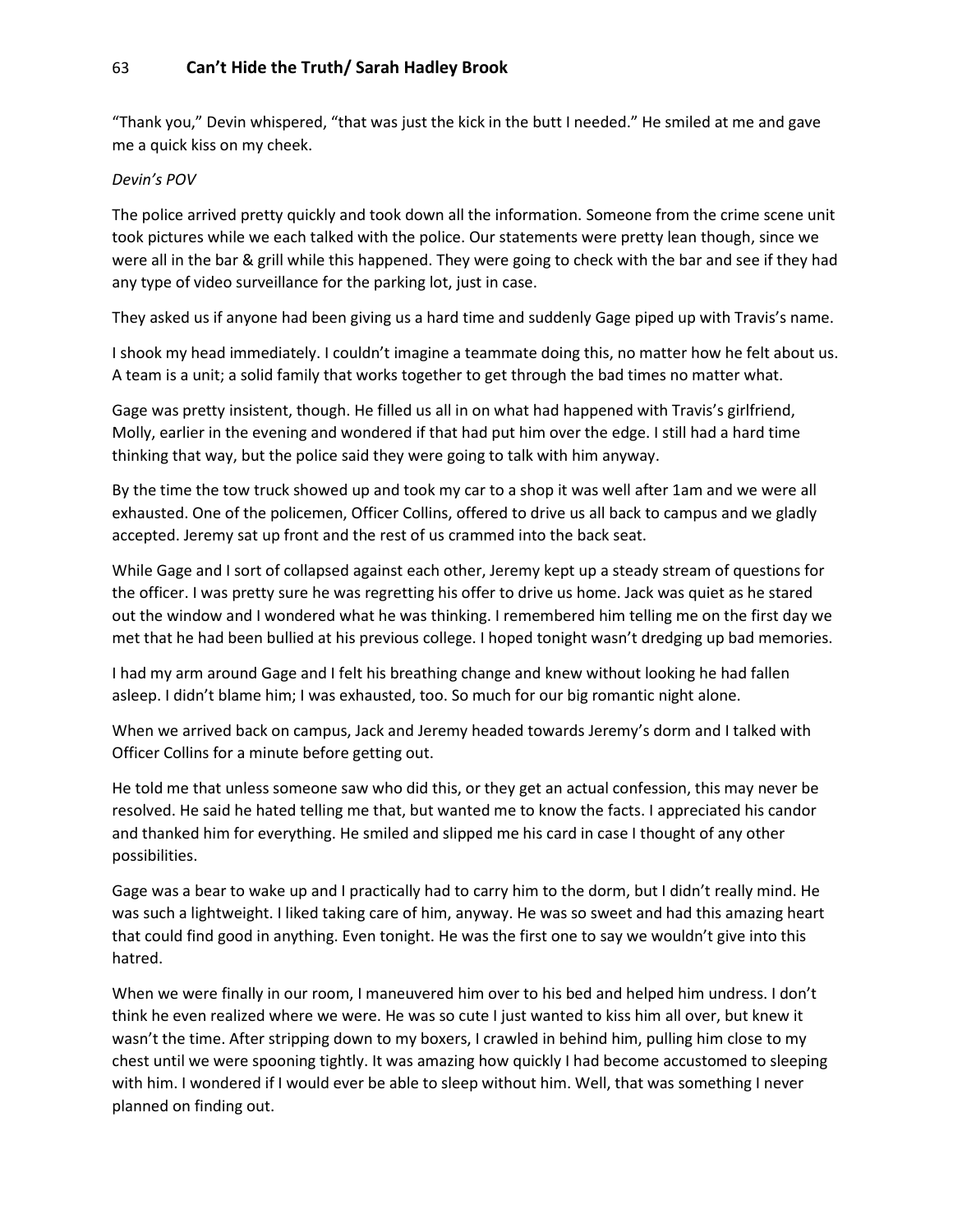"Thank you," Devin whispered, "that was just the kick in the butt I needed." He smiled at me and gave me a quick kiss on my cheek.

*Devin's POV*

The police arrived pretty quickly and took down all the information. Someone from the crime scene unit took pictures while we each talked with the police. Our statements were pretty lean though, since we were all in the bar & grill while this happened. They were going to check with the bar and see if they had any type of video surveillance for the parking lot, just in case.

They asked us if anyone had been giving us a hard time and suddenly Gage piped up with Travis's name.

I shook my head immediately. I couldn't imagine a teammate doing this, no matter how he felt about us. A team is a unit; a solid family that works together to get through the bad times no matter what.

Gage was pretty insistent, though. He filled us all in on what had happened with Travis's girlfriend, Molly, earlier in the evening and wondered if that had put him over the edge. I still had a hard time thinking that way, but the police said they were going to talk with him anyway.

By the time the tow truck showed up and took my car to a shop it was well after 1am and we were all exhausted. One of the policemen, Officer Collins, offered to drive us all back to campus and we gladly accepted. Jeremy sat up front and the rest of us crammed into the back seat.

While Gage and I sort of collapsed against each other, Jeremy kept up a steady stream of questions for the officer. I was pretty sure he was regretting his offer to drive us home. Jack was quiet as he stared out the window and I wondered what he was thinking. I remembered him telling me on the first day we met that he had been bullied at his previous college. I hoped tonight wasn't dredging up bad memories.

I had my arm around Gage and I felt his breathing change and knew without looking he had fallen asleep. I didn't blame him; I was exhausted, too. So much for our big romantic night alone.

When we arrived back on campus, Jack and Jeremy headed towards Jeremy's dorm and I talked with Officer Collins for a minute before getting out.

He told me that unless someone saw who did this, or they get an actual confession, this may never be resolved. He said he hated telling me that, but wanted me to know the facts. I appreciated his candor and thanked him for everything. He smiled and slipped me his card in case I thought of any other possibilities.

Gage was a bear to wake up and I practically had to carry him to the dorm, but I didn't really mind. He was such a lightweight. I liked taking care of him, anyway. He was so sweet and had this amazing heart that could find good in anything. Even tonight. He was the first one to say we wouldn't give into this hatred.

When we were finally in our room, I maneuvered him over to his bed and helped him undress. I don't think he even realized where we were. He was so cute I just wanted to kiss him all over, but knew it wasn't the time. After stripping down to my boxers, I crawled in behind him, pulling him close to my chest until we were spooning tightly. It was amazing how quickly I had become accustomed to sleeping with him. I wondered if I would ever be able to sleep without him. Well, that was something I never planned on finding out.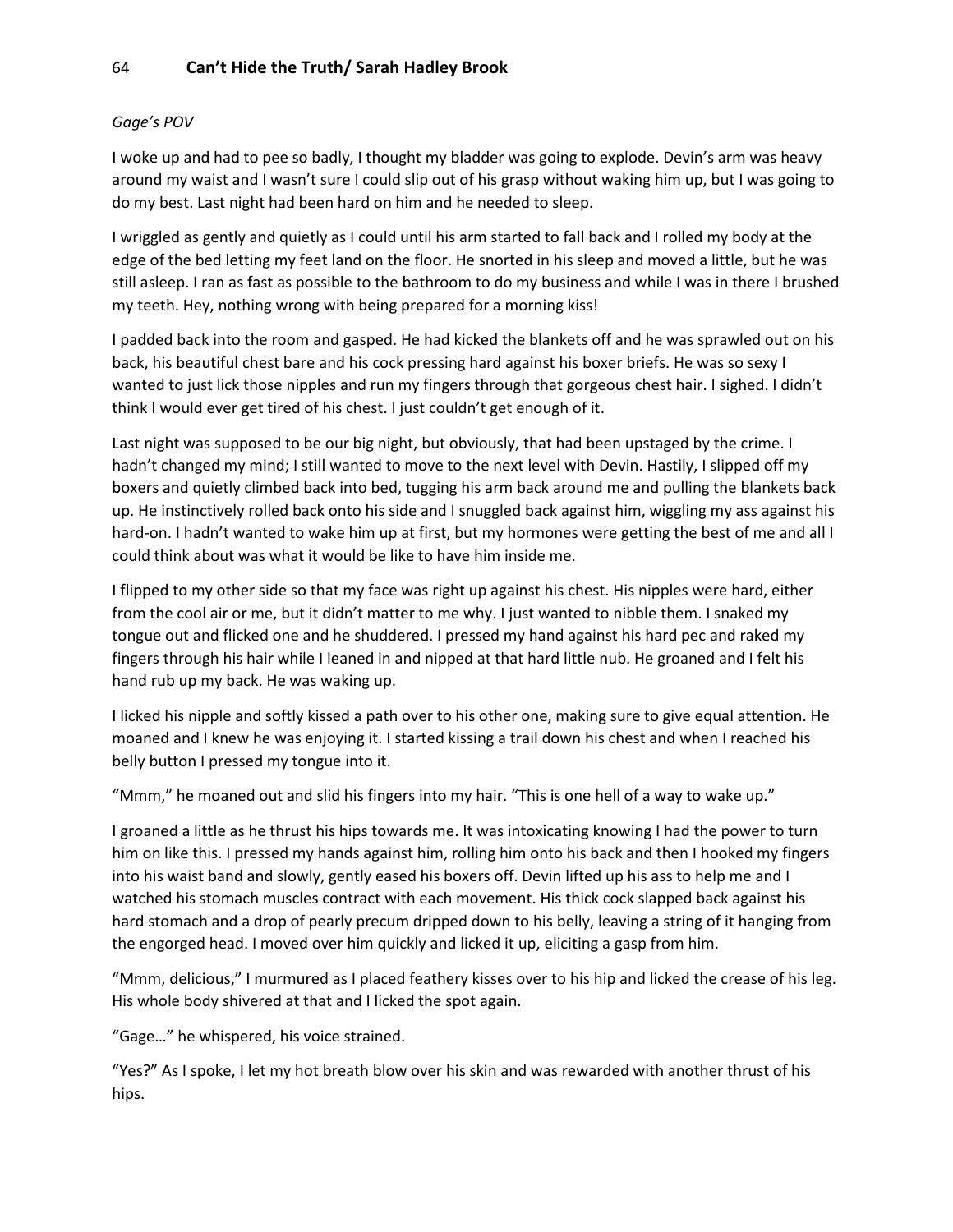*Gage's POV*

I woke up and had to pee so badly, I thought my bladder was going to explode. Devin's arm was heavy around my waist and I wasn't sure I could slip out of his grasp without waking him up, but I was going to do my best. Last night had been hard on him and he needed to sleep.

I wriggled as gently and quietly as I could until his arm started to fall back and I rolled my body at the edge of the bed letting my feet land on the floor. He snorted in his sleep and moved a little, but he was still asleep. I ran as fast as possible to the bathroom to do my business and while I was in there I brushed my teeth. Hey, nothing wrong with being prepared for a morning kiss!

I padded back into the room and gasped. He had kicked the blankets off and he was sprawled out on his back, his beautiful chest bare and his cock pressing hard against his boxer briefs. He was so sexy I wanted to just lick those nipples and run my fingers through that gorgeous chest hair. I sighed. I didn't think I would ever get tired of his chest. I just couldn't get enough of it.

Last night was supposed to be our big night, but obviously, that had been upstaged by the crime. I hadn't changed my mind; I still wanted to move to the next level with Devin. Hastily, I slipped off my boxers and quietly climbed back into bed, tugging his arm back around me and pulling the blankets back up. He instinctively rolled back onto his side and I snuggled back against him, wiggling my ass against his hard-on. I hadn't wanted to wake him up at first, but my hormones were getting the best of me and all I could think about was what it would be like to have him inside me.

I flipped to my other side so that my face was right up against his chest. His nipples were hard, either from the cool air or me, but it didn't matter to me why. I just wanted to nibble them. I snaked my tongue out and flicked one and he shuddered. I pressed my hand against his hard pec and raked my fingers through his hair while I leaned in and nipped at that hard little nub. He groaned and I felt his hand rub up my back. He was waking up.

I licked his nipple and softly kissed a path over to his other one, making sure to give equal attention. He moaned and I knew he was enjoying it. I started kissing a trail down his chest and when I reached his belly button I pressed my tongue into it.

"Mmm," he moaned out and slid his fingers into my hair. "This is one hell of a way to wake up."

I groaned a little as he thrust his hips towards me. It was intoxicating knowing I had the power to turn him on like this. I pressed my hands against him, rolling him onto his back and then I hooked my fingers into his waist band and slowly, gently eased his boxers off. Devin lifted up his ass to help me and I watched his stomach muscles contract with each movement. His thick cock slapped back against his hard stomach and a drop of pearly precum dripped down to his belly, leaving a string of it hanging from the engorged head. I moved over him quickly and licked it up, eliciting a gasp from him.

"Mmm, delicious," I murmured as I placed feathery kisses over to his hip and licked the crease of his leg. His whole body shivered at that and I licked the spot again.

"Gage…" he whispered, his voice strained.

"Yes?" As I spoke, I let my hot breath blow over his skin and was rewarded with another thrust of his hips.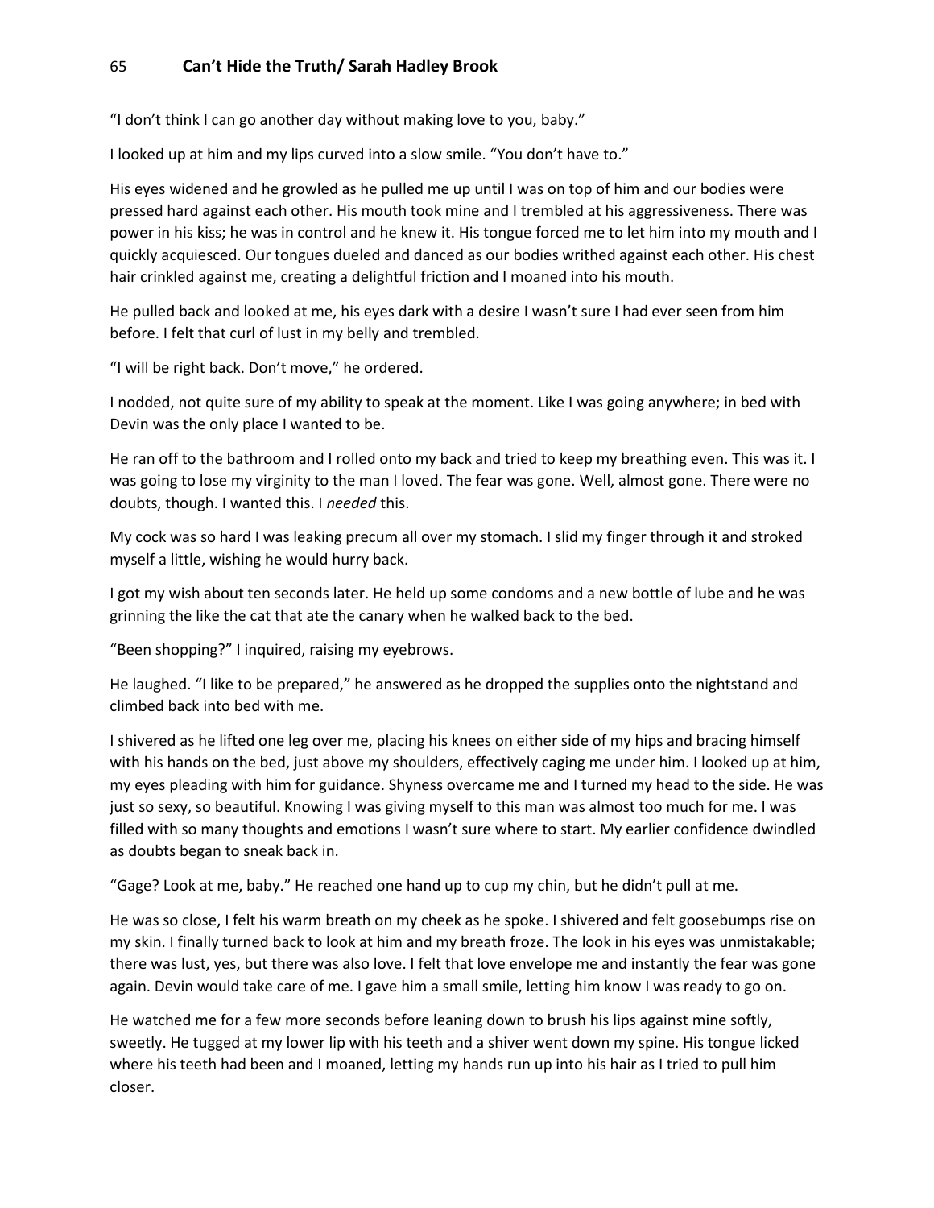"I don't think I can go another day without making love to you, baby."

I looked up at him and my lips curved into a slow smile. "You don't have to."

His eyes widened and he growled as he pulled me up until I was on top of him and our bodies were pressed hard against each other. His mouth took mine and I trembled at his aggressiveness. There was power in his kiss; he was in control and he knew it. His tongue forced me to let him into my mouth and I quickly acquiesced. Our tongues dueled and danced as our bodies writhed against each other. His chest hair crinkled against me, creating a delightful friction and I moaned into his mouth.

He pulled back and looked at me, his eyes dark with a desire I wasn't sure I had ever seen from him before. I felt that curl of lust in my belly and trembled.

"I will be right back. Don't move," he ordered.

I nodded, not quite sure of my ability to speak at the moment. Like I was going anywhere; in bed with Devin was the only place I wanted to be.

He ran off to the bathroom and I rolled onto my back and tried to keep my breathing even. This was it. I was going to lose my virginity to the man I loved. The fear was gone. Well, almost gone. There were no doubts, though. I wanted this. I *needed* this.

My cock was so hard I was leaking precum all over my stomach. I slid my finger through it and stroked myself a little, wishing he would hurry back.

I got my wish about ten seconds later. He held up some condoms and a new bottle of lube and he was grinning the like the cat that ate the canary when he walked back to the bed.

"Been shopping?" I inquired, raising my eyebrows.

He laughed. "I like to be prepared," he answered as he dropped the supplies onto the nightstand and climbed back into bed with me.

I shivered as he lifted one leg over me, placing his knees on either side of my hips and bracing himself with his hands on the bed, just above my shoulders, effectively caging me under him. I looked up at him, my eyes pleading with him for guidance. Shyness overcame me and I turned my head to the side. He was just so sexy, so beautiful. Knowing I was giving myself to this man was almost too much for me. I was filled with so many thoughts and emotions I wasn't sure where to start. My earlier confidence dwindled as doubts began to sneak back in.

"Gage? Look at me, baby." He reached one hand up to cup my chin, but he didn't pull at me.

He was so close, I felt his warm breath on my cheek as he spoke. I shivered and felt goosebumps rise on my skin. I finally turned back to look at him and my breath froze. The look in his eyes was unmistakable; there was lust, yes, but there was also love. I felt that love envelope me and instantly the fear was gone again. Devin would take care of me. I gave him a small smile, letting him know I was ready to go on.

He watched me for a few more seconds before leaning down to brush his lips against mine softly, sweetly. He tugged at my lower lip with his teeth and a shiver went down my spine. His tongue licked where his teeth had been and I moaned, letting my hands run up into his hair as I tried to pull him closer.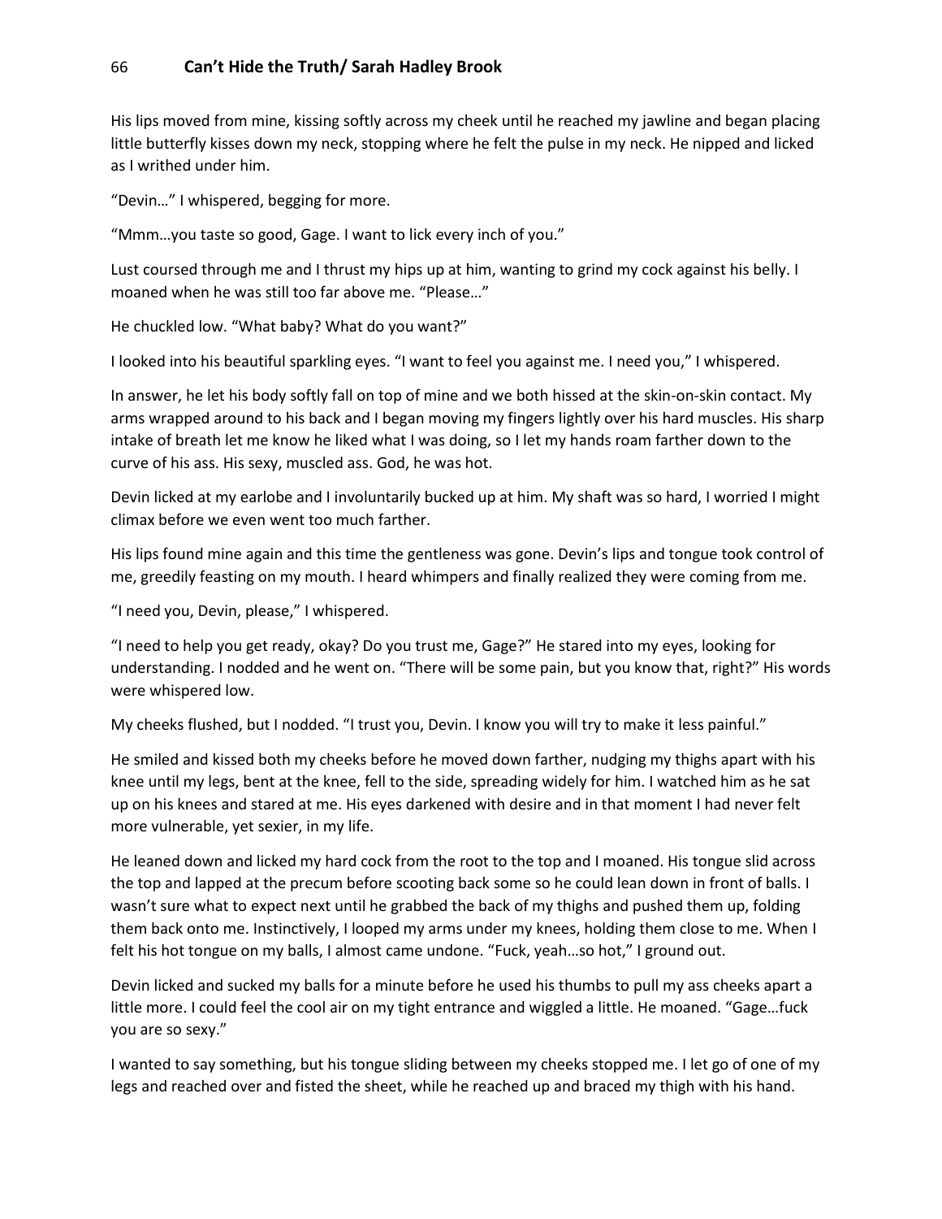His lips moved from mine, kissing softly across my cheek until he reached my jawline and began placing little butterfly kisses down my neck, stopping where he felt the pulse in my neck. He nipped and licked as I writhed under him.

"Devin…" I whispered, begging for more.

"Mmm…you taste so good, Gage. I want to lick every inch of you."

Lust coursed through me and I thrust my hips up at him, wanting to grind my cock against his belly. I moaned when he was still too far above me. "Please…"

He chuckled low. "What baby? What do you want?"

I looked into his beautiful sparkling eyes. "I want to feel you against me. I need you," I whispered.

In answer, he let his body softly fall on top of mine and we both hissed at the skin-on-skin contact. My arms wrapped around to his back and I began moving my fingers lightly over his hard muscles. His sharp intake of breath let me know he liked what I was doing, so I let my hands roam farther down to the curve of his ass. His sexy, muscled ass. God, he was hot.

Devin licked at my earlobe and I involuntarily bucked up at him. My shaft was so hard, I worried I might climax before we even went too much farther.

His lips found mine again and this time the gentleness was gone. Devin's lips and tongue took control of me, greedily feasting on my mouth. I heard whimpers and finally realized they were coming from me.

"I need you, Devin, please," I whispered.

"I need to help you get ready, okay? Do you trust me, Gage?" He stared into my eyes, looking for understanding. I nodded and he went on. "There will be some pain, but you know that, right?" His words were whispered low.

My cheeks flushed, but I nodded. "I trust you, Devin. I know you will try to make it less painful."

He smiled and kissed both my cheeks before he moved down farther, nudging my thighs apart with his knee until my legs, bent at the knee, fell to the side, spreading widely for him. I watched him as he sat up on his knees and stared at me. His eyes darkened with desire and in that moment I had never felt more vulnerable, yet sexier, in my life.

He leaned down and licked my hard cock from the root to the top and I moaned. His tongue slid across the top and lapped at the precum before scooting back some so he could lean down in front of balls. I wasn't sure what to expect next until he grabbed the back of my thighs and pushed them up, folding them back onto me. Instinctively, I looped my arms under my knees, holding them close to me. When I felt his hot tongue on my balls, I almost came undone. "Fuck, yeah…so hot," I ground out.

Devin licked and sucked my balls for a minute before he used his thumbs to pull my ass cheeks apart a little more. I could feel the cool air on my tight entrance and wiggled a little. He moaned. "Gage…fuck you are so sexy."

I wanted to say something, but his tongue sliding between my cheeks stopped me. I let go of one of my legs and reached over and fisted the sheet, while he reached up and braced my thigh with his hand.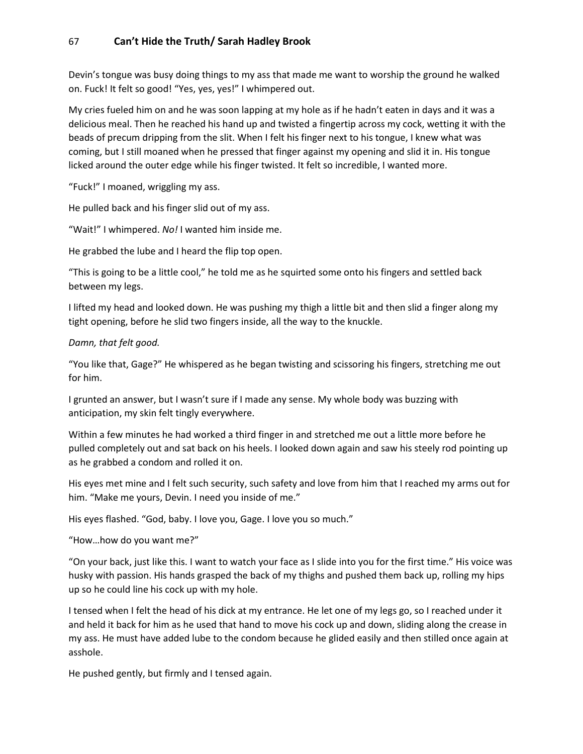Devin's tongue was busy doing things to my ass that made me want to worship the ground he walked on. Fuck! It felt so good! "Yes, yes, yes!" I whimpered out.

My cries fueled him on and he was soon lapping at my hole as if he hadn't eaten in days and it was a delicious meal. Then he reached his hand up and twisted a fingertip across my cock, wetting it with the beads of precum dripping from the slit. When I felt his finger next to his tongue, I knew what was coming, but I still moaned when he pressed that finger against my opening and slid it in. His tongue licked around the outer edge while his finger twisted. It felt so incredible, I wanted more.

"Fuck!" I moaned, wriggling my ass.

He pulled back and his finger slid out of my ass.

"Wait!" I whimpered. *No!* I wanted him inside me.

He grabbed the lube and I heard the flip top open.

"This is going to be a little cool," he told me as he squirted some onto his fingers and settled back between my legs.

I lifted my head and looked down. He was pushing my thigh a little bit and then slid a finger along my tight opening, before he slid two fingers inside, all the way to the knuckle.

*Damn, that felt good.*

"You like that, Gage?" He whispered as he began twisting and scissoring his fingers, stretching me out for him.

I grunted an answer, but I wasn't sure if I made any sense. My whole body was buzzing with anticipation, my skin felt tingly everywhere.

Within a few minutes he had worked a third finger in and stretched me out a little more before he pulled completely out and sat back on his heels. I looked down again and saw his steely rod pointing up as he grabbed a condom and rolled it on.

His eyes met mine and I felt such security, such safety and love from him that I reached my arms out for him. "Make me yours, Devin. I need you inside of me."

His eyes flashed. "God, baby. I love you, Gage. I love you so much."

"How…how do you want me?"

"On your back, just like this. I want to watch your face as I slide into you for the first time." His voice was husky with passion. His hands grasped the back of my thighs and pushed them back up, rolling my hips up so he could line his cock up with my hole.

I tensed when I felt the head of his dick at my entrance. He let one of my legs go, so I reached under it and held it back for him as he used that hand to move his cock up and down, sliding along the crease in my ass. He must have added lube to the condom because he glided easily and then stilled once again at asshole.

He pushed gently, but firmly and I tensed again.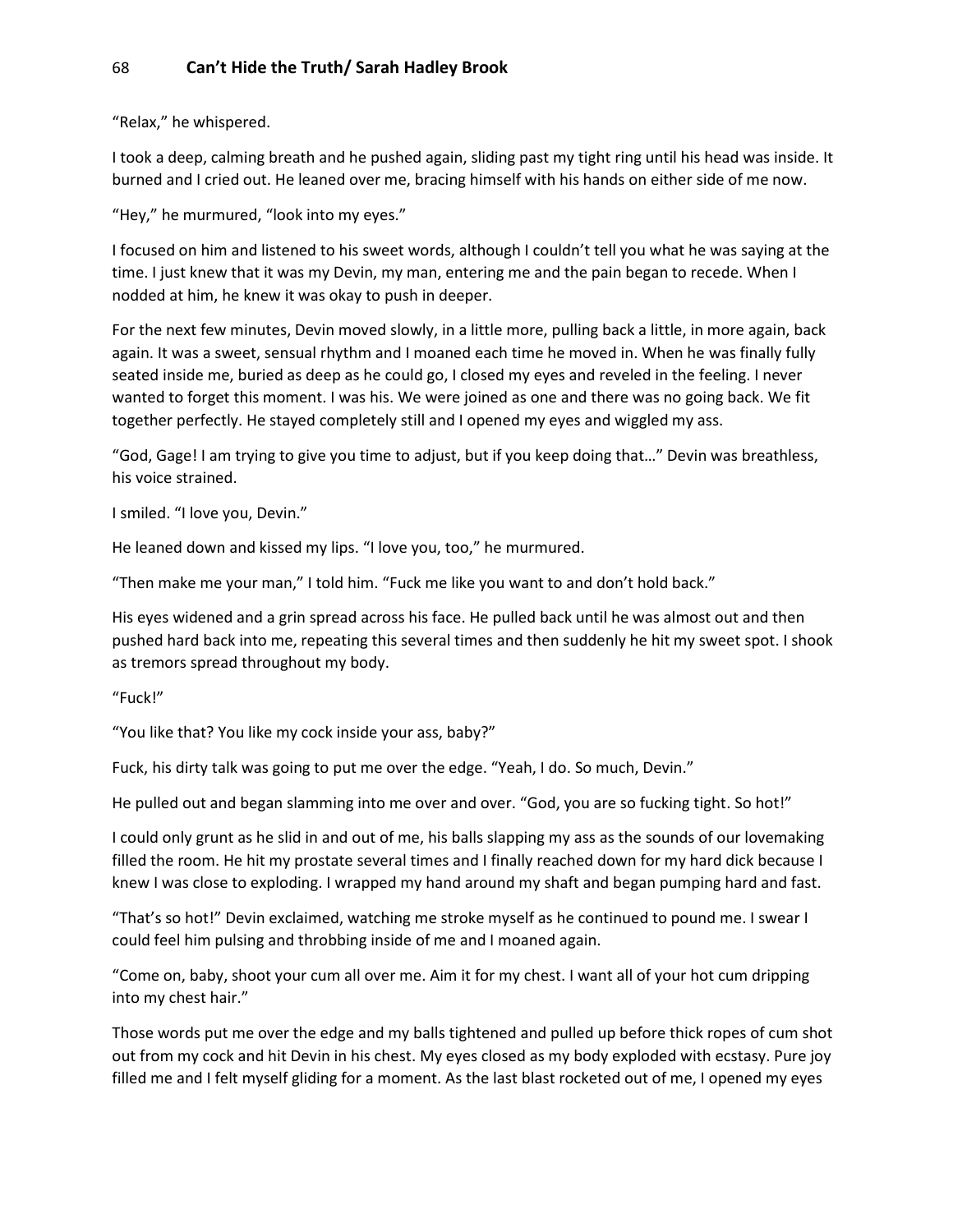"Relax," he whispered.

I took a deep, calming breath and he pushed again, sliding past my tight ring until his head was inside. It burned and I cried out. He leaned over me, bracing himself with his hands on either side of me now.

"Hey," he murmured, "look into my eyes."

I focused on him and listened to his sweet words, although I couldn't tell you what he was saying at the time. I just knew that it was my Devin, my man, entering me and the pain began to recede. When I nodded at him, he knew it was okay to push in deeper.

For the next few minutes, Devin moved slowly, in a little more, pulling back a little, in more again, back again. It was a sweet, sensual rhythm and I moaned each time he moved in. When he was finally fully seated inside me, buried as deep as he could go, I closed my eyes and reveled in the feeling. I never wanted to forget this moment. I was his. We were joined as one and there was no going back. We fit together perfectly. He stayed completely still and I opened my eyes and wiggled my ass.

"God, Gage! I am trying to give you time to adjust, but if you keep doing that…" Devin was breathless, his voice strained.

I smiled. "I love you, Devin."

He leaned down and kissed my lips. "I love you, too," he murmured.

"Then make me your man," I told him. "Fuck me like you want to and don't hold back."

His eyes widened and a grin spread across his face. He pulled back until he was almost out and then pushed hard back into me, repeating this several times and then suddenly he hit my sweet spot. I shook as tremors spread throughout my body.

"Fuck!"

"You like that? You like my cock inside your ass, baby?"

Fuck, his dirty talk was going to put me over the edge. "Yeah, I do. So much, Devin."

He pulled out and began slamming into me over and over. "God, you are so fucking tight. So hot!"

I could only grunt as he slid in and out of me, his balls slapping my ass as the sounds of our lovemaking filled the room. He hit my prostate several times and I finally reached down for my hard dick because I knew I was close to exploding. I wrapped my hand around my shaft and began pumping hard and fast.

"That's so hot!" Devin exclaimed, watching me stroke myself as he continued to pound me. I swear I could feel him pulsing and throbbing inside of me and I moaned again.

"Come on, baby, shoot your cum all over me. Aim it for my chest. I want all of your hot cum dripping into my chest hair."

Those words put me over the edge and my balls tightened and pulled up before thick ropes of cum shot out from my cock and hit Devin in his chest. My eyes closed as my body exploded with ecstasy. Pure joy filled me and I felt myself gliding for a moment. As the last blast rocketed out of me, I opened my eyes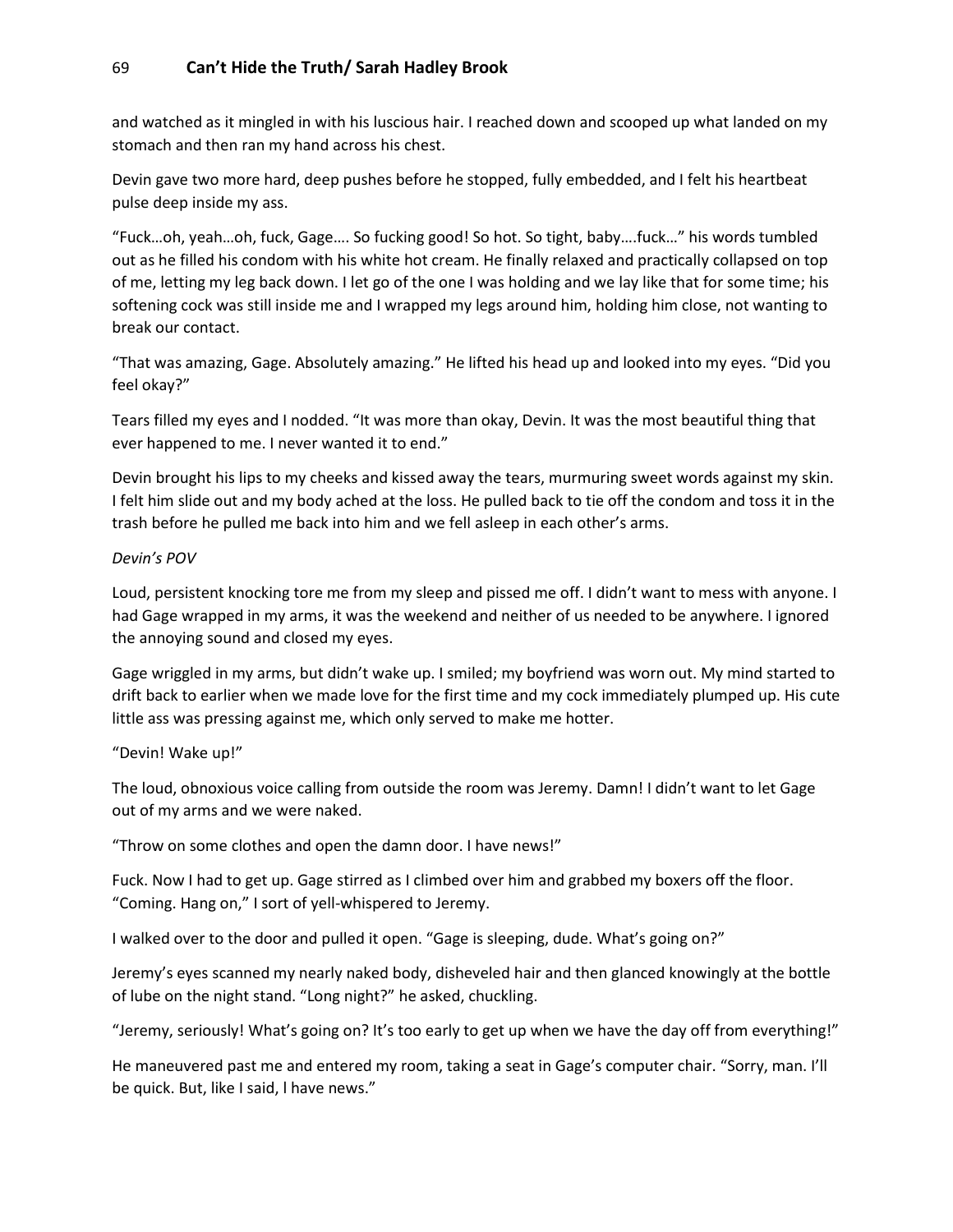and watched as it mingled in with his luscious hair. I reached down and scooped up what landed on my stomach and then ran my hand across his chest.

Devin gave two more hard, deep pushes before he stopped, fully embedded, and I felt his heartbeat pulse deep inside my ass.

"Fuck…oh, yeah…oh, fuck, Gage…. So fucking good! So hot. So tight, baby….fuck…" his words tumbled out as he filled his condom with his white hot cream. He finally relaxed and practically collapsed on top of me, letting my leg back down. I let go of the one I was holding and we lay like that for some time; his softening cock was still inside me and I wrapped my legs around him, holding him close, not wanting to break our contact.

"That was amazing, Gage. Absolutely amazing." He lifted his head up and looked into my eyes. "Did you feel okay?"

Tears filled my eyes and I nodded. "It was more than okay, Devin. It was the most beautiful thing that ever happened to me. I never wanted it to end."

Devin brought his lips to my cheeks and kissed away the tears, murmuring sweet words against my skin. I felt him slide out and my body ached at the loss. He pulled back to tie off the condom and toss it in the trash before he pulled me back into him and we fell asleep in each other's arms.

*Devin's POV*

Loud, persistent knocking tore me from my sleep and pissed me off. I didn't want to mess with anyone. I had Gage wrapped in my arms, it was the weekend and neither of us needed to be anywhere. I ignored the annoying sound and closed my eyes.

Gage wriggled in my arms, but didn't wake up. I smiled; my boyfriend was worn out. My mind started to drift back to earlier when we made love for the first time and my cock immediately plumped up. His cute little ass was pressing against me, which only served to make me hotter.

"Devin! Wake up!"

The loud, obnoxious voice calling from outside the room was Jeremy. Damn! I didn't want to let Gage out of my arms and we were naked.

"Throw on some clothes and open the damn door. I have news!"

Fuck. Now I had to get up. Gage stirred as I climbed over him and grabbed my boxers off the floor. "Coming. Hang on," I sort of yell-whispered to Jeremy.

I walked over to the door and pulled it open. "Gage is sleeping, dude. What's going on?"

Jeremy's eyes scanned my nearly naked body, disheveled hair and then glanced knowingly at the bottle of lube on the night stand. "Long night?" he asked, chuckling.

"Jeremy, seriously! What's going on? It's too early to get up when we have the day off from everything!"

He maneuvered past me and entered my room, taking a seat in Gage's computer chair. "Sorry, man. I'll be quick. But, like I said, I have news."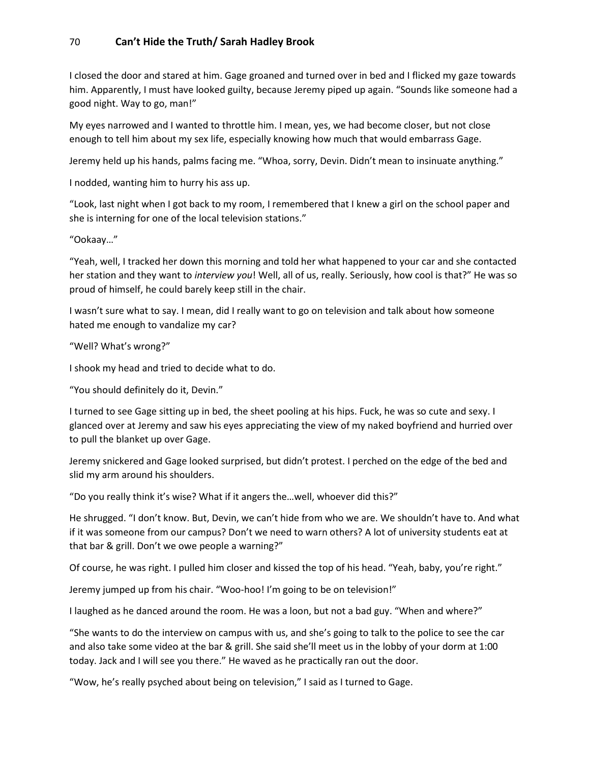I closed the door and stared at him. Gage groaned and turned over in bed and I flicked my gaze towards him. Apparently, I must have looked guilty, because Jeremy piped up again. "Sounds like someone had a good night. Way to go, man!"

My eyes narrowed and I wanted to throttle him. I mean, yes, we had become closer, but not close enough to tell him about my sex life, especially knowing how much that would embarrass Gage.

Jeremy held up his hands, palms facing me. "Whoa, sorry, Devin. Didn't mean to insinuate anything."

I nodded, wanting him to hurry his ass up.

"Look, last night when I got back to my room, I remembered that I knew a girl on the school paper and she is interning for one of the local television stations."

"Ookaay…"

"Yeah, well, I tracked her down this morning and told her what happened to your car and she contacted her station and they want to *interview you*! Well, all of us, really. Seriously, how cool is that?" He was so proud of himself, he could barely keep still in the chair.

I wasn't sure what to say. I mean, did I really want to go on television and talk about how someone hated me enough to vandalize my car?

"Well? What's wrong?"

I shook my head and tried to decide what to do.

"You should definitely do it, Devin."

I turned to see Gage sitting up in bed, the sheet pooling at his hips. Fuck, he was so cute and sexy. I glanced over at Jeremy and saw his eyes appreciating the view of my naked boyfriend and hurried over to pull the blanket up over Gage.

Jeremy snickered and Gage looked surprised, but didn't protest. I perched on the edge of the bed and slid my arm around his shoulders.

"Do you really think it's wise? What if it angers the…well, whoever did this?"

He shrugged. "I don't know. But, Devin, we can't hide from who we are. We shouldn't have to. And what if it was someone from our campus? Don't we need to warn others? A lot of university students eat at that bar & grill. Don't we owe people a warning?"

Of course, he was right. I pulled him closer and kissed the top of his head. "Yeah, baby, you're right."

Jeremy jumped up from his chair. "Woo-hoo! I'm going to be on television!"

I laughed as he danced around the room. He was a loon, but not a bad guy. "When and where?"

"She wants to do the interview on campus with us, and she's going to talk to the police to see the car and also take some video at the bar & grill. She said she'll meet us in the lobby of your dorm at 1:00 today. Jack and I will see you there." He waved as he practically ran out the door.

"Wow, he's really psyched about being on television," I said as I turned to Gage.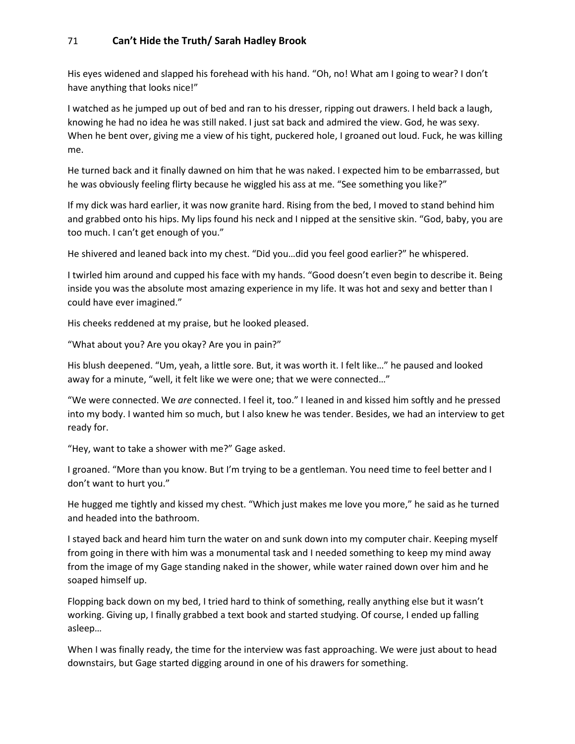His eyes widened and slapped his forehead with his hand. "Oh, no! What am I going to wear? I don't have anything that looks nice!"

I watched as he jumped up out of bed and ran to his dresser, ripping out drawers. I held back a laugh, knowing he had no idea he was still naked. I just sat back and admired the view. God, he was sexy. When he bent over, giving me a view of his tight, puckered hole, I groaned out loud. Fuck, he was killing me.

He turned back and it finally dawned on him that he was naked. I expected him to be embarrassed, but he was obviously feeling flirty because he wiggled his ass at me. "See something you like?"

If my dick was hard earlier, it was now granite hard. Rising from the bed, I moved to stand behind him and grabbed onto his hips. My lips found his neck and I nipped at the sensitive skin. "God, baby, you are too much. I can't get enough of you."

He shivered and leaned back into my chest. "Did you…did you feel good earlier?" he whispered.

I twirled him around and cupped his face with my hands. "Good doesn't even begin to describe it. Being inside you was the absolute most amazing experience in my life. It was hot and sexy and better than I could have ever imagined."

His cheeks reddened at my praise, but he looked pleased.

"What about you? Are you okay? Are you in pain?"

His blush deepened. "Um, yeah, a little sore. But, it was worth it. I felt like…" he paused and looked away for a minute, "well, it felt like we were one; that we were connected…"

"We were connected. We *are* connected. I feel it, too." I leaned in and kissed him softly and he pressed into my body. I wanted him so much, but I also knew he was tender. Besides, we had an interview to get ready for.

"Hey, want to take a shower with me?" Gage asked.

I groaned. "More than you know. But I'm trying to be a gentleman. You need time to feel better and I don't want to hurt you."

He hugged me tightly and kissed my chest. "Which just makes me love you more," he said as he turned and headed into the bathroom.

I stayed back and heard him turn the water on and sunk down into my computer chair. Keeping myself from going in there with him was a monumental task and I needed something to keep my mind away from the image of my Gage standing naked in the shower, while water rained down over him and he soaped himself up.

Flopping back down on my bed, I tried hard to think of something, really anything else but it wasn't working. Giving up, I finally grabbed a text book and started studying. Of course, I ended up falling asleep…

When I was finally ready, the time for the interview was fast approaching. We were just about to head downstairs, but Gage started digging around in one of his drawers for something.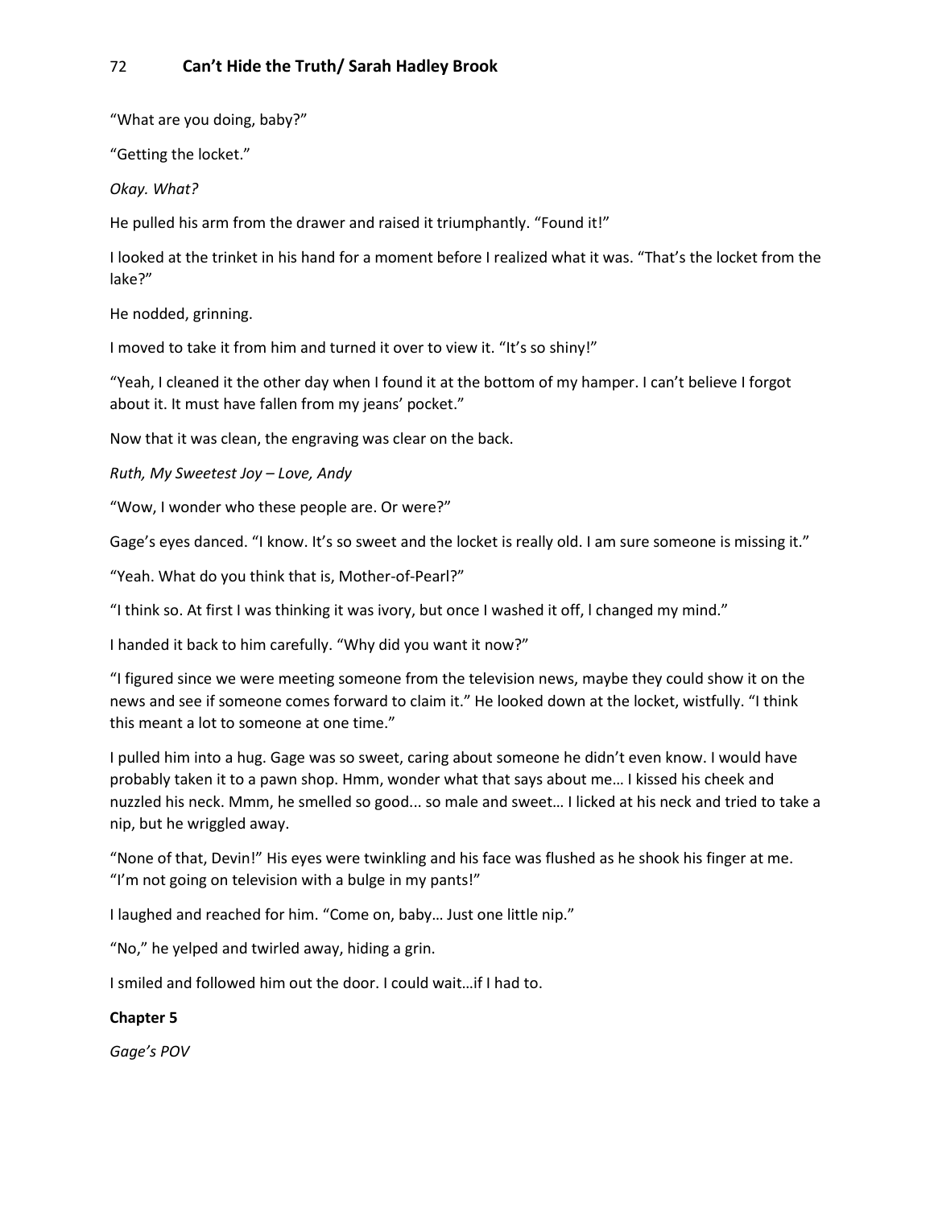"What are you doing, baby?"

"Getting the locket."

*Okay. What?*

He pulled his arm from the drawer and raised it triumphantly. "Found it!"

I looked at the trinket in his hand for a moment before I realized what it was. "That's the locket from the lake?"

He nodded, grinning.

I moved to take it from him and turned it over to view it. "It's so shiny!"

"Yeah, I cleaned it the other day when I found it at the bottom of my hamper. I can't believe I forgot about it. It must have fallen from my jeans' pocket."

Now that it was clean, the engraving was clear on the back.

*Ruth, My Sweetest Joy – Love, Andy*

"Wow, I wonder who these people are. Or were?"

Gage's eyes danced. "I know. It's so sweet and the locket is really old. I am sure someone is missing it."

"Yeah. What do you think that is, Mother-of-Pearl?"

"I think so. At first I was thinking it was ivory, but once I washed it off, I changed my mind."

I handed it back to him carefully. "Why did you want it now?"

"I figured since we were meeting someone from the television news, maybe they could show it on the news and see if someone comes forward to claim it." He looked down at the locket, wistfully. "I think this meant a lot to someone at one time."

I pulled him into a hug. Gage was so sweet, caring about someone he didn't even know. I would have probably taken it to a pawn shop. Hmm, wonder what that says about me… I kissed his cheek and nuzzled his neck. Mmm, he smelled so good... so male and sweet… I licked at his neck and tried to take a nip, but he wriggled away.

"None of that, Devin!" His eyes were twinkling and his face was flushed as he shook his finger at me. "I'm not going on television with a bulge in my pants!"

I laughed and reached for him. "Come on, baby… Just one little nip."

"No," he yelped and twirled away, hiding a grin.

I smiled and followed him out the door. I could wait…if I had to.

## Chapter 5

*Gage's POV*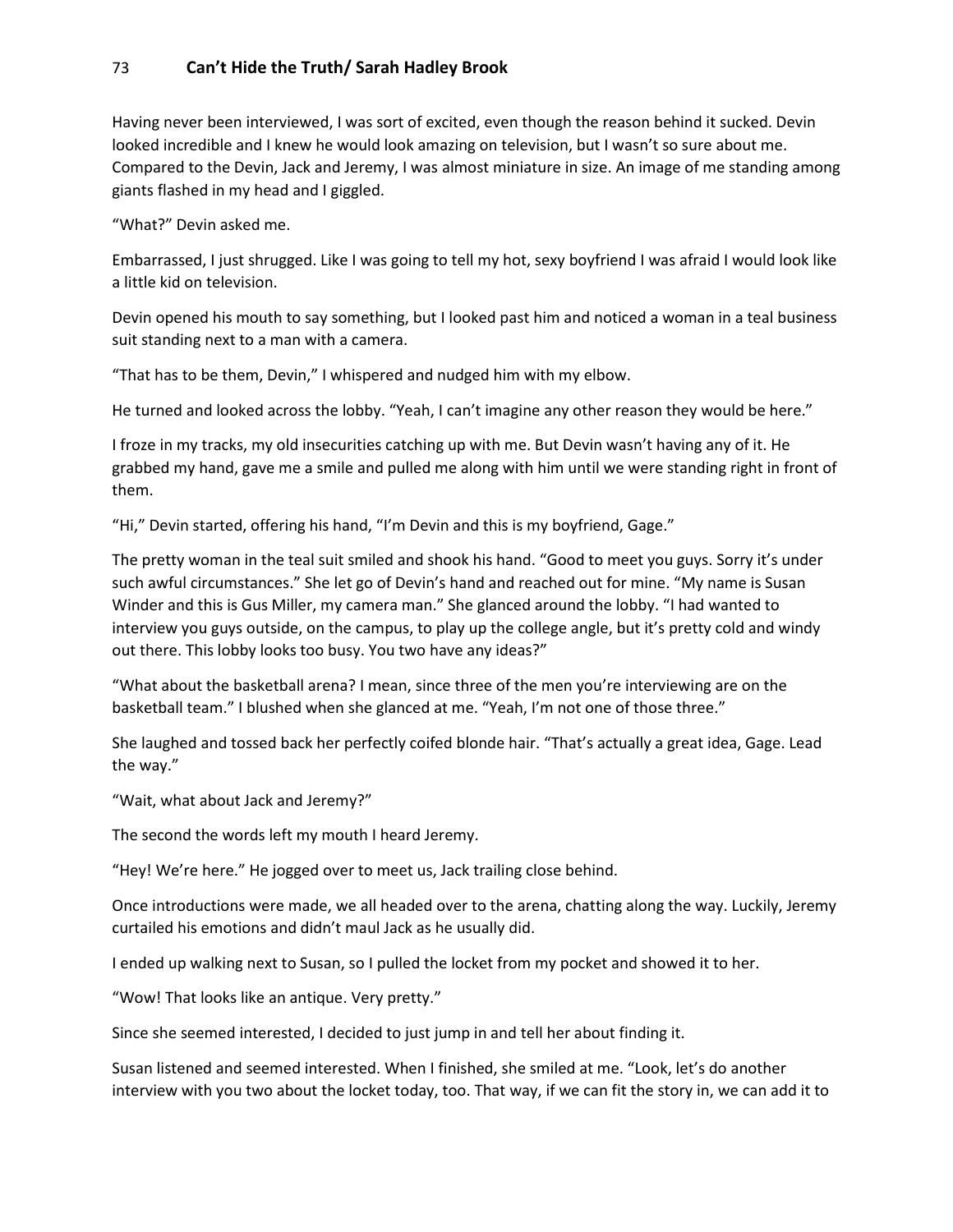Having never been interviewed, I was sort of excited, even though the reason behind it sucked. Devin looked incredible and I knew he would look amazing on television, but I wasn't so sure about me. Compared to the Devin, Jack and Jeremy, I was almost miniature in size. An image of me standing among giants flashed in my head and I giggled.

"What?" Devin asked me.

Embarrassed, I just shrugged. Like I was going to tell my hot, sexy boyfriend I was afraid I would look like a little kid on television.

Devin opened his mouth to say something, but I looked past him and noticed a woman in a teal business suit standing next to a man with a camera.

"That has to be them, Devin," I whispered and nudged him with my elbow.

He turned and looked across the lobby. "Yeah, I can't imagine any other reason they would be here."

I froze in my tracks, my old insecurities catching up with me. But Devin wasn't having any of it. He grabbed my hand, gave me a smile and pulled me along with him until we were standing right in front of them.

"Hi," Devin started, offering his hand, "I'm Devin and this is my boyfriend, Gage."

The pretty woman in the teal suit smiled and shook his hand. "Good to meet you guys. Sorry it's under such awful circumstances." She let go of Devin's hand and reached out for mine. "My name is Susan Winder and this is Gus Miller, my camera man." She glanced around the lobby. "I had wanted to interview you guys outside, on the campus, to play up the college angle, but it's pretty cold and windy out there. This lobby looks too busy. You two have any ideas?"

"What about the basketball arena? I mean, since three of the men you're interviewing are on the basketball team." I blushed when she glanced at me. "Yeah, I'm not one of those three."

She laughed and tossed back her perfectly coifed blonde hair. "That's actually a great idea, Gage. Lead the way."

"Wait, what about Jack and Jeremy?"

The second the words left my mouth I heard Jeremy.

"Hey! We're here." He jogged over to meet us, Jack trailing close behind.

Once introductions were made, we all headed over to the arena, chatting along the way. Luckily, Jeremy curtailed his emotions and didn't maul Jack as he usually did.

I ended up walking next to Susan, so I pulled the locket from my pocket and showed it to her.

"Wow! That looks like an antique. Very pretty."

Since she seemed interested, I decided to just jump in and tell her about finding it.

Susan listened and seemed interested. When I finished, she smiled at me. "Look, let's do another interview with you two about the locket today, too. That way, if we can fit the story in, we can add it to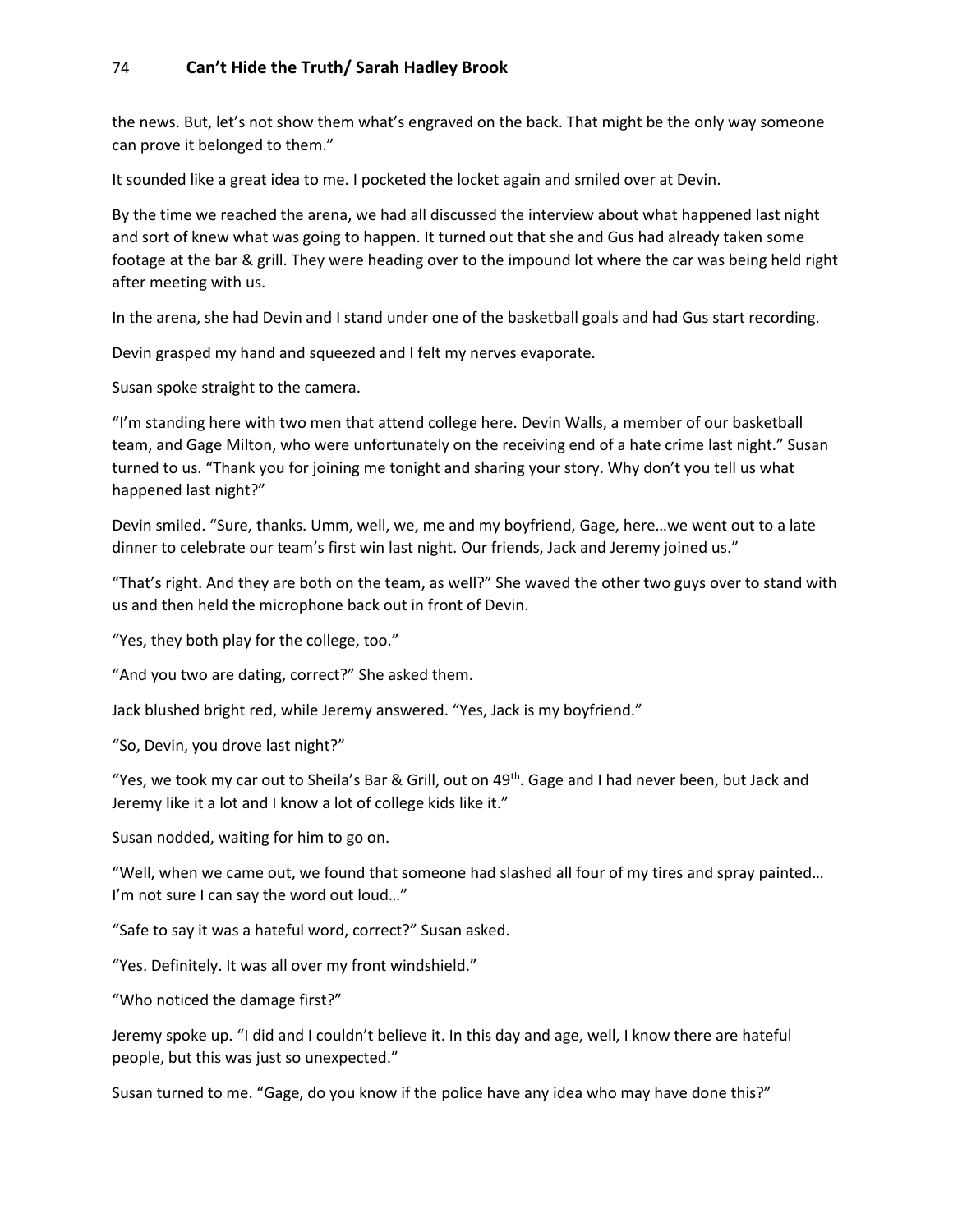the news. But, let's not show them what's engraved on the back. That might be the only way someone can prove it belonged to them."

It sounded like a great idea to me. I pocketed the locket again and smiled over at Devin.

By the time we reached the arena, we had all discussed the interview about what happened last night and sort of knew what was going to happen. It turned out that she and Gus had already taken some footage at the bar & grill. They were heading over to the impound lot where the car was being held right after meeting with us.

In the arena, she had Devin and I stand under one of the basketball goals and had Gus start recording.

Devin grasped my hand and squeezed and I felt my nerves evaporate.

Susan spoke straight to the camera.

"I'm standing here with two men that attend college here. Devin Walls, a member of our basketball team, and Gage Milton, who were unfortunately on the receiving end of a hate crime last night." Susan turned to us. "Thank you for joining me tonight and sharing your story. Why don't you tell us what happened last night?"

Devin smiled. "Sure, thanks. Umm, well, we, me and my boyfriend, Gage, here…we went out to a late dinner to celebrate our team's first win last night. Our friends, Jack and Jeremy joined us."

"That's right. And they are both on the team, as well?" She waved the other two guys over to stand with us and then held the microphone back out in front of Devin.

"Yes, they both play for the college, too."

"And you two are dating, correct?" She asked them.

Jack blushed bright red, while Jeremy answered. "Yes, Jack is my boyfriend."

"So, Devin, you drove last night?"

"Yes, we took my car out to Sheila's Bar & Grill, out on 49th. Gage and I had never been, but Jack and Jeremy like it a lot and I know a lot of college kids like it."

Susan nodded, waiting for him to go on.

"Well, when we came out, we found that someone had slashed all four of my tires and spray painted… I'm not sure I can say the word out loud…"

"Safe to say it was a hateful word, correct?" Susan asked.

"Yes. Definitely. It was all over my front windshield."

"Who noticed the damage first?"

Jeremy spoke up. "I did and I couldn't believe it. In this day and age, well, I know there are hateful people, but this was just so unexpected."

Susan turned to me. "Gage, do you know if the police have any idea who may have done this?"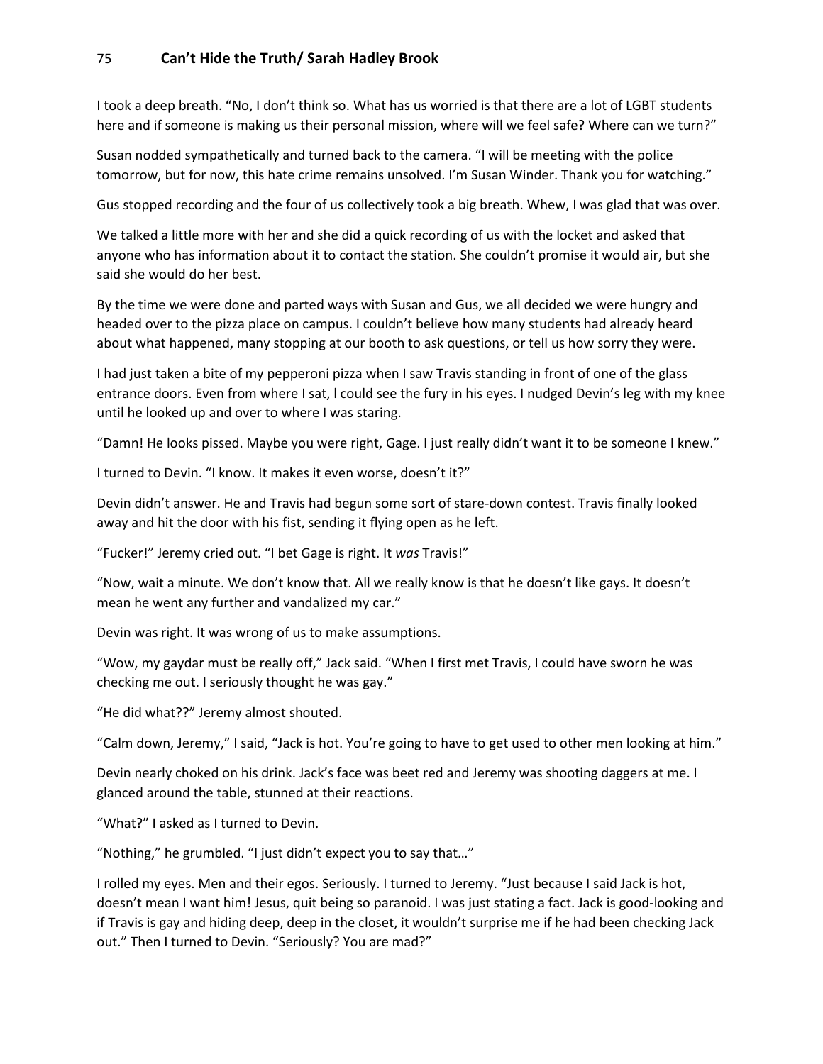I took a deep breath. "No, I don't think so. What has us worried is that there are a lot of LGBT students here and if someone is making us their personal mission, where will we feel safe? Where can we turn?"

Susan nodded sympathetically and turned back to the camera. "I will be meeting with the police tomorrow, but for now, this hate crime remains unsolved. I'm Susan Winder. Thank you for watching."

Gus stopped recording and the four of us collectively took a big breath. Whew, I was glad that was over.

We talked a little more with her and she did a quick recording of us with the locket and asked that anyone who has information about it to contact the station. She couldn't promise it would air, but she said she would do her best.

By the time we were done and parted ways with Susan and Gus, we all decided we were hungry and headed over to the pizza place on campus. I couldn't believe how many students had already heard about what happened, many stopping at our booth to ask questions, or tell us how sorry they were.

I had just taken a bite of my pepperoni pizza when I saw Travis standing in front of one of the glass entrance doors. Even from where I sat, I could see the fury in his eyes. I nudged Devin's leg with my knee until he looked up and over to where I was staring.

"Damn! He looks pissed. Maybe you were right, Gage. I just really didn't want it to be someone I knew."

I turned to Devin. "I know. It makes it even worse, doesn't it?"

Devin didn't answer. He and Travis had begun some sort of stare-down contest. Travis finally looked away and hit the door with his fist, sending it flying open as he left.

"Fucker!" Jeremy cried out. "I bet Gage is right. It *was* Travis!"

"Now, wait a minute. We don't know that. All we really know is that he doesn't like gays. It doesn't mean he went any further and vandalized my car."

Devin was right. It was wrong of us to make assumptions.

"Wow, my gaydar must be really off," Jack said. "When I first met Travis, I could have sworn he was checking me out. I seriously thought he was gay."

"He did what??" Jeremy almost shouted.

"Calm down, Jeremy," I said, "Jack is hot. You're going to have to get used to other men looking at him."

Devin nearly choked on his drink. Jack's face was beet red and Jeremy was shooting daggers at me. I glanced around the table, stunned at their reactions.

"What?" I asked as I turned to Devin.

"Nothing," he grumbled. "I just didn't expect you to say that…"

I rolled my eyes. Men and their egos. Seriously. I turned to Jeremy. "Just because I said Jack is hot, doesn't mean I want him! Jesus, quit being so paranoid. I was just stating a fact. Jack is good-looking and if Travis is gay and hiding deep, deep in the closet, it wouldn't surprise me if he had been checking Jack out." Then I turned to Devin. "Seriously? You are mad?"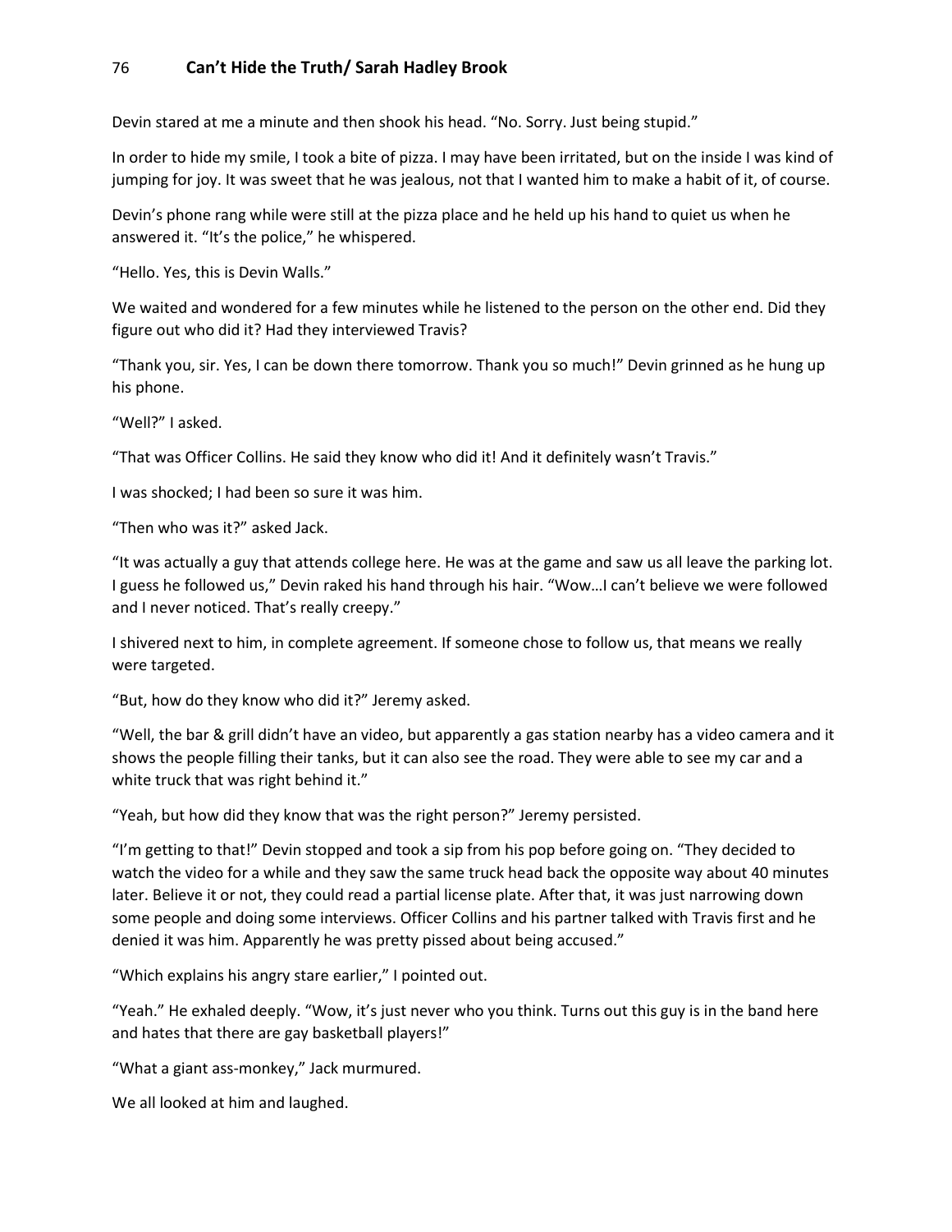Devin stared at me a minute and then shook his head. “No. Sorry. Just being stupid.”

In order to hide my smile, I took a bite of pizza. I may have been irritated, but on the inside I was kind of jumping for joy. It was sweet that he was jealous, not that I wanted him to make a habit of it, of course.

Devin’s phone rang while were still at the pizza place and he held up his hand to quiet us when he answered it. “It’s the police,” he whispered.

“Hello. Yes, this is Devin Walls.”

We waited and wondered for a few minutes while he listened to the person on the other end. Did they figure out who did it? Had they interviewed Travis?

“Thank you, sir. Yes, I can be down there tomorrow. Thank you so much!” Devin grinned as he hung up his phone.

“Well?” I asked.

“That was Officer Collins. He said they know who did it! And it definitely wasn’t Travis.”

I was shocked; I had been so sure it was him.

“Then who was it?” asked Jack.

“It was actually a guy that attends college here. He was at the game and saw us all leave the parking lot. I guess he followed us,” Devin raked his hand through his hair. “Wow…I can’t believe we were followed and I never noticed. That’s really creepy.”

I shivered next to him, in complete agreement. If someone chose to follow us, that means we really were targeted.

“But, how do they know who did it?” Jeremy asked.

“Well, the bar & grill didn’t have an video, but apparently a gas station nearby has a video camera and it shows the people filling their tanks, but it can also see the road. They were able to see my car and a white truck that was right behind it.”

“Yeah, but how did they know that was the right person?” Jeremy persisted.

“I’m getting to that!” Devin stopped and took a sip from his pop before going on. “They decided to watch the video for a while and they saw the same truck head back the opposite way about 40 minutes later. Believe it or not, they could read a partial license plate. After that, it was just narrowing down some people and doing some interviews. Officer Collins and his partner talked with Travis first and he denied it was him. Apparently he was pretty pissed about being accused.”

“Which explains his angry stare earlier,” I pointed out.

“Yeah.” He exhaled deeply. “Wow, it’s just never who you think. Turns out this guy is in the band here and hates that there are gay basketball players!”

“What a giant ass-monkey,” Jack murmured.

We all looked at him and laughed.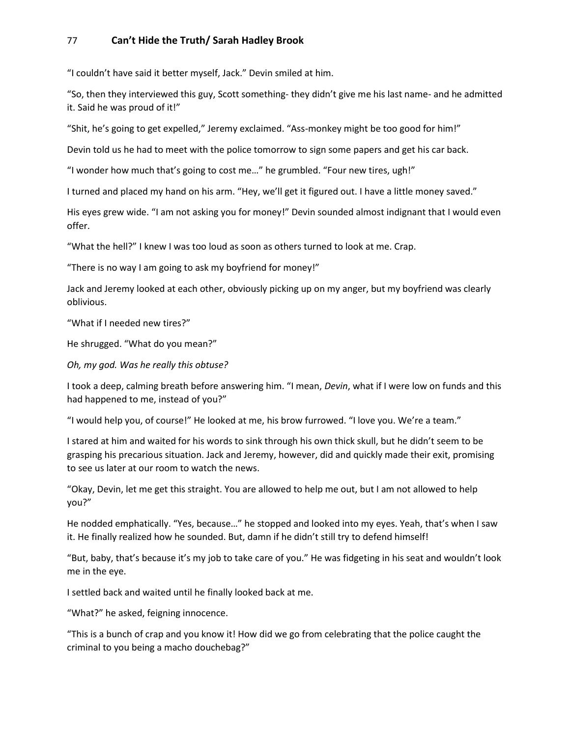"I couldn't have said it better myself, Jack." Devin smiled at him.

"So, then they interviewed this guy, Scott something- they didn't give me his last name- and he admitted it. Said he was proud of it!"

"Shit, he's going to get expelled," Jeremy exclaimed. "Ass-monkey might be too good for him!"

Devin told us he had to meet with the police tomorrow to sign some papers and get his car back.

"I wonder how much that's going to cost me…" he grumbled. "Four new tires, ugh!"

I turned and placed my hand on his arm. "Hey, we'll get it figured out. I have a little money saved."

His eyes grew wide. "I am not asking you for money!" Devin sounded almost indignant that I would even offer.

"What the hell?" I knew I was too loud as soon as others turned to look at me. Crap.

"There is no way I am going to ask my boyfriend for money!"

Jack and Jeremy looked at each other, obviously picking up on my anger, but my boyfriend was clearly oblivious.

"What if I needed new tires?"

He shrugged. "What do you mean?"

*Oh, my god. Was he really this obtuse?*

I took a deep, calming breath before answering him. "I mean, *Devin*, what if I were low on funds and this had happened to me, instead of you?"

"I would help you, of course!" He looked at me, his brow furrowed. "I love you. We're a team."

I stared at him and waited for his words to sink through his own thick skull, but he didn't seem to be grasping his precarious situation. Jack and Jeremy, however, did and quickly made their exit, promising to see us later at our room to watch the news.

"Okay, Devin, let me get this straight. You are allowed to help me out, but I am not allowed to help you?"

He nodded emphatically. "Yes, because…" he stopped and looked into my eyes. Yeah, that's when I saw it. He finally realized how he sounded. But, damn if he didn't still try to defend himself!

"But, baby, that's because it's my job to take care of you." He was fidgeting in his seat and wouldn't look me in the eye.

I settled back and waited until he finally looked back at me.

"What?" he asked, feigning innocence.

"This is a bunch of crap and you know it! How did we go from celebrating that the police caught the criminal to you being a macho douchebag?"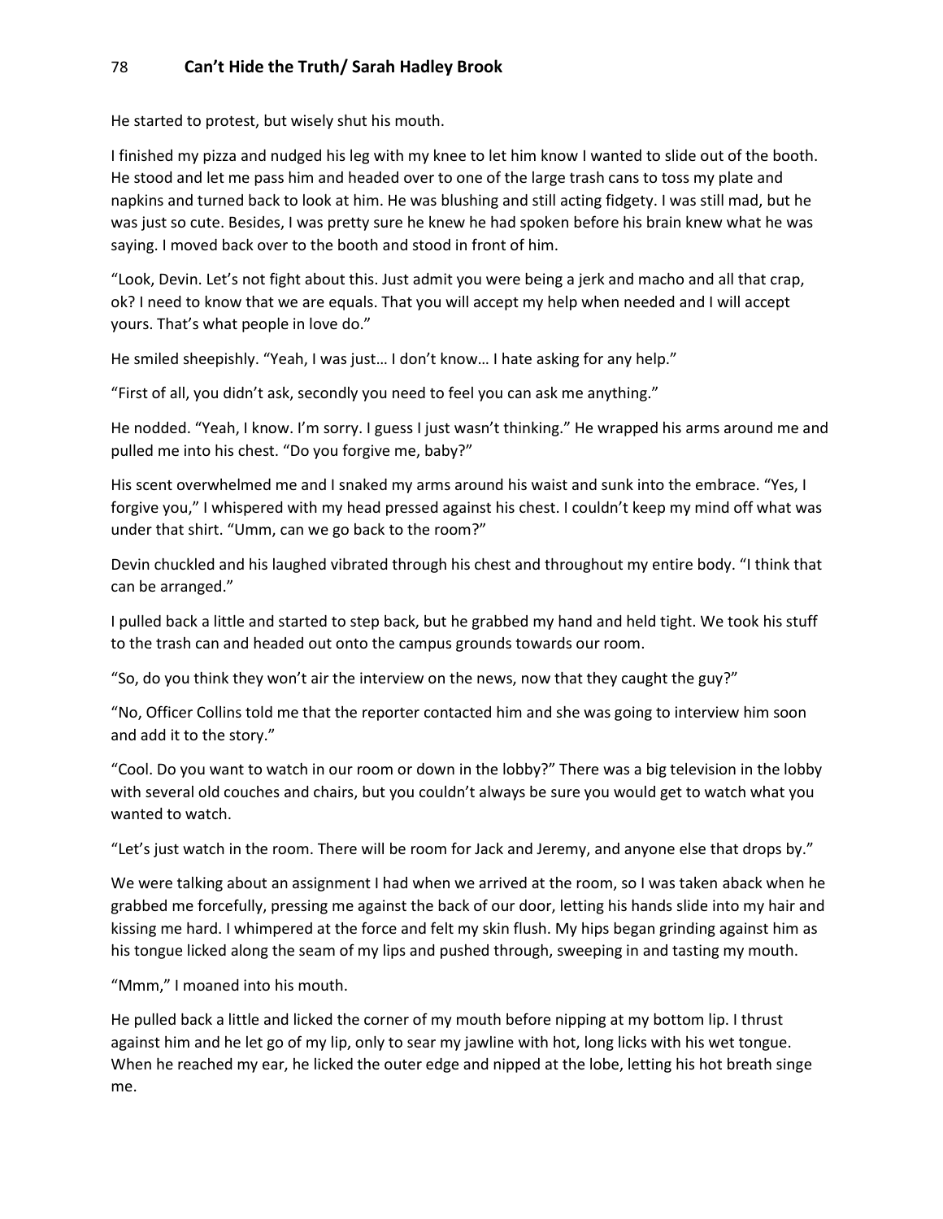He started to protest, but wisely shut his mouth.

I finished my pizza and nudged his leg with my knee to let him know I wanted to slide out of the booth. He stood and let me pass him and headed over to one of the large trash cans to toss my plate and napkins and turned back to look at him. He was blushing and still acting fidgety. I was still mad, but he was just so cute. Besides, I was pretty sure he knew he had spoken before his brain knew what he was saying. I moved back over to the booth and stood in front of him.

"Look, Devin. Let's not fight about this. Just admit you were being a jerk and macho and all that crap, ok? I need to know that we are equals. That you will accept my help when needed and I will accept yours. That's what people in love do."

He smiled sheepishly. "Yeah, I was just… I don't know… I hate asking for any help."

"First of all, you didn't ask, secondly you need to feel you can ask me anything."

He nodded. "Yeah, I know. I'm sorry. I guess I just wasn't thinking." He wrapped his arms around me and pulled me into his chest. "Do you forgive me, baby?"

His scent overwhelmed me and I snaked my arms around his waist and sunk into the embrace. "Yes, I forgive you," I whispered with my head pressed against his chest. I couldn't keep my mind off what was under that shirt. "Umm, can we go back to the room?"

Devin chuckled and his laughed vibrated through his chest and throughout my entire body. "I think that can be arranged."

I pulled back a little and started to step back, but he grabbed my hand and held tight. We took his stuff to the trash can and headed out onto the campus grounds towards our room.

"So, do you think they won't air the interview on the news, now that they caught the guy?"

"No, Officer Collins told me that the reporter contacted him and she was going to interview him soon and add it to the story."

"Cool. Do you want to watch in our room or down in the lobby?" There was a big television in the lobby with several old couches and chairs, but you couldn't always be sure you would get to watch what you wanted to watch.

"Let's just watch in the room. There will be room for Jack and Jeremy, and anyone else that drops by."

We were talking about an assignment I had when we arrived at the room, so I was taken aback when he grabbed me forcefully, pressing me against the back of our door, letting his hands slide into my hair and kissing me hard. I whimpered at the force and felt my skin flush. My hips began grinding against him as his tongue licked along the seam of my lips and pushed through, sweeping in and tasting my mouth.

"Mmm," I moaned into his mouth.

He pulled back a little and licked the corner of my mouth before nipping at my bottom lip. I thrust against him and he let go of my lip, only to sear my jawline with hot, long licks with his wet tongue. When he reached my ear, he licked the outer edge and nipped at the lobe, letting his hot breath singe me.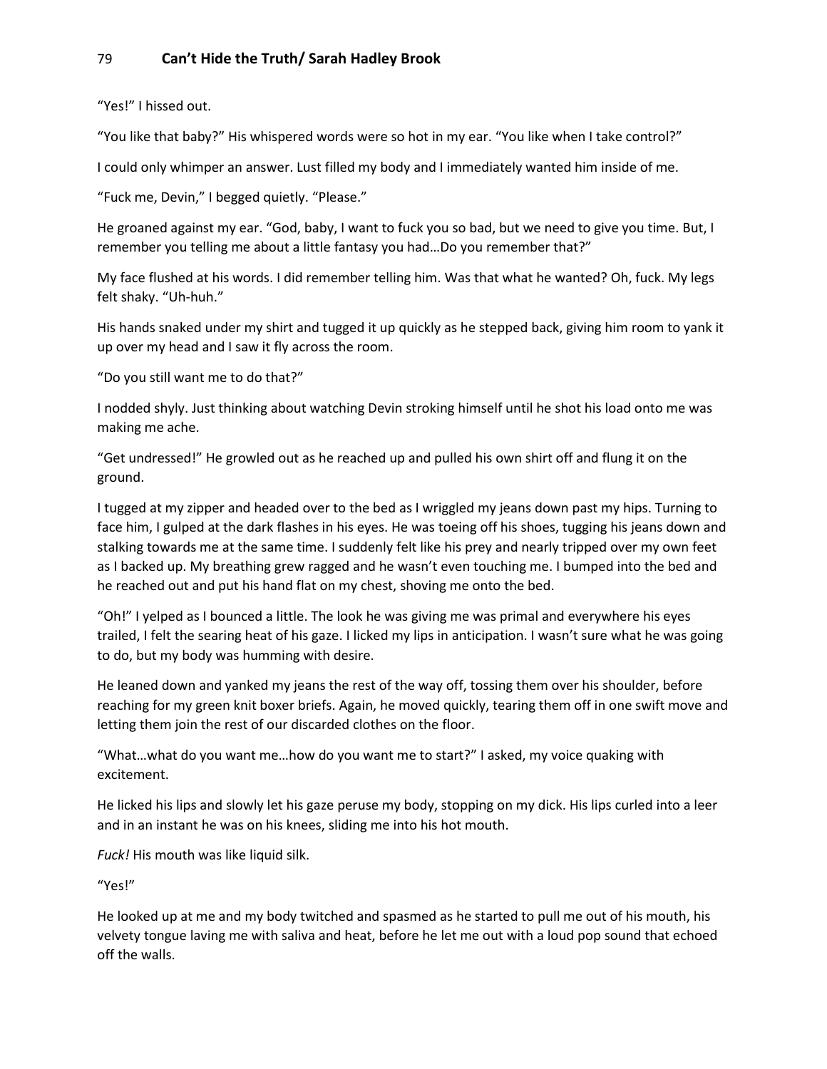“Yes!” I hissed out.

“You like that baby?” His whispered words were so hot in my ear. “You like when I take control?”

I could only whimper an answer. Lust filled my body and I immediately wanted him inside of me.

“Fuck me, Devin,” I begged quietly. “Please.”

He groaned against my ear. “God, baby, I want to fuck you so bad, but we need to give you time. But, I remember you telling me about a little fantasy you had…Do you remember that?”

My face flushed at his words. I did remember telling him. Was that what he wanted? Oh, fuck. My legs felt shaky. “Uh-huh.”

His hands snaked under my shirt and tugged it up quickly as he stepped back, giving him room to yank it up over my head and I saw it fly across the room.

“Do you still want me to do that?”

I nodded shyly. Just thinking about watching Devin stroking himself until he shot his load onto me was making me ache.

“Get undressed!” He growled out as he reached up and pulled his own shirt off and flung it on the ground.

I tugged at my zipper and headed over to the bed as I wriggled my jeans down past my hips. Turning to face him, I gulped at the dark flashes in his eyes. He was toeing off his shoes, tugging his jeans down and stalking towards me at the same time. I suddenly felt like his prey and nearly tripped over my own feet as I backed up. My breathing grew ragged and he wasn’t even touching me. I bumped into the bed and he reached out and put his hand flat on my chest, shoving me onto the bed.

“Oh!” I yelped as I bounced a little. The look he was giving me was primal and everywhere his eyes trailed, I felt the searing heat of his gaze. I licked my lips in anticipation. I wasn’t sure what he was going to do, but my body was humming with desire.

He leaned down and yanked my jeans the rest of the way off, tossing them over his shoulder, before reaching for my green knit boxer briefs. Again, he moved quickly, tearing them off in one swift move and letting them join the rest of our discarded clothes on the floor.

“What…what do you want me…how do you want me to start?” I asked, my voice quaking with excitement.

He licked his lips and slowly let his gaze peruse my body, stopping on my dick. His lips curled into a leer and in an instant he was on his knees, sliding me into his hot mouth.

*Fuck!* His mouth was like liquid silk.

“Yes!”

He looked up at me and my body twitched and spasmed as he started to pull me out of his mouth, his velvety tongue laving me with saliva and heat, before he let me out with a loud pop sound that echoed off the walls.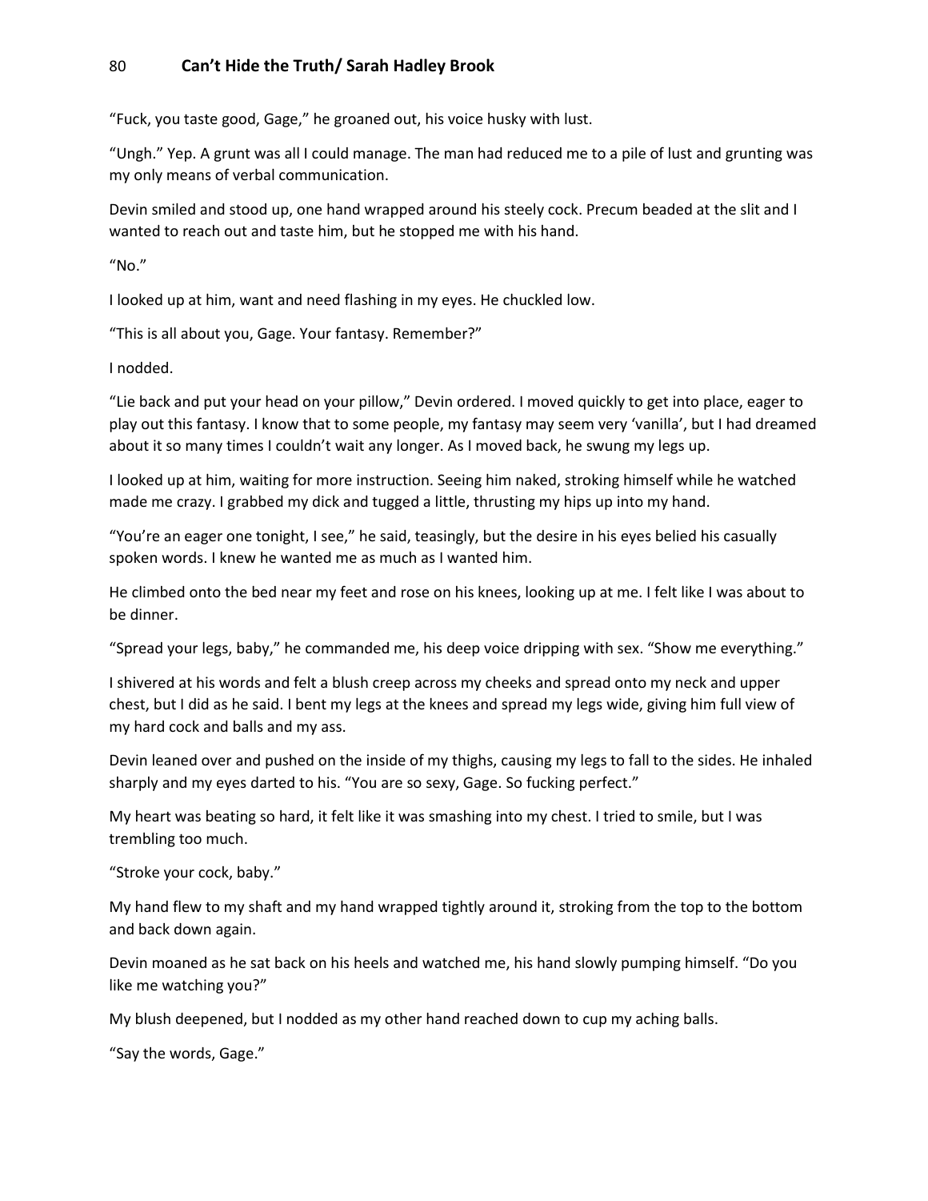“Fuck, you taste good, Gage,” he groaned out, his voice husky with lust.

“Ungh.” Yep. A grunt was all I could manage. The man had reduced me to a pile of lust and grunting was my only means of verbal communication.

Devin smiled and stood up, one hand wrapped around his steely cock. Precum beaded at the slit and I wanted to reach out and taste him, but he stopped me with his hand.

“No.”

I looked up at him, want and need flashing in my eyes. He chuckled low.

“This is all about you, Gage. Your fantasy. Remember?”

I nodded.

“Lie back and put your head on your pillow,” Devin ordered. I moved quickly to get into place, eager to play out this fantasy. I know that to some people, my fantasy may seem very ‘vanilla’, but I had dreamed about it so many times I couldn’t wait any longer. As I moved back, he swung my legs up.

I looked up at him, waiting for more instruction. Seeing him naked, stroking himself while he watched made me crazy. I grabbed my dick and tugged a little, thrusting my hips up into my hand.

“You’re an eager one tonight, I see,” he said, teasingly, but the desire in his eyes belied his casually spoken words. I knew he wanted me as much as I wanted him.

He climbed onto the bed near my feet and rose on his knees, looking up at me. I felt like I was about to be dinner.

“Spread your legs, baby,” he commanded me, his deep voice dripping with sex. “Show me everything.”

I shivered at his words and felt a blush creep across my cheeks and spread onto my neck and upper chest, but I did as he said. I bent my legs at the knees and spread my legs wide, giving him full view of my hard cock and balls and my ass.

Devin leaned over and pushed on the inside of my thighs, causing my legs to fall to the sides. He inhaled sharply and my eyes darted to his. “You are so sexy, Gage. So fucking perfect.”

My heart was beating so hard, it felt like it was smashing into my chest. I tried to smile, but I was trembling too much.

“Stroke your cock, baby.”

My hand flew to my shaft and my hand wrapped tightly around it, stroking from the top to the bottom and back down again.

Devin moaned as he sat back on his heels and watched me, his hand slowly pumping himself. “Do you like me watching you?”

My blush deepened, but I nodded as my other hand reached down to cup my aching balls.

“Say the words, Gage.”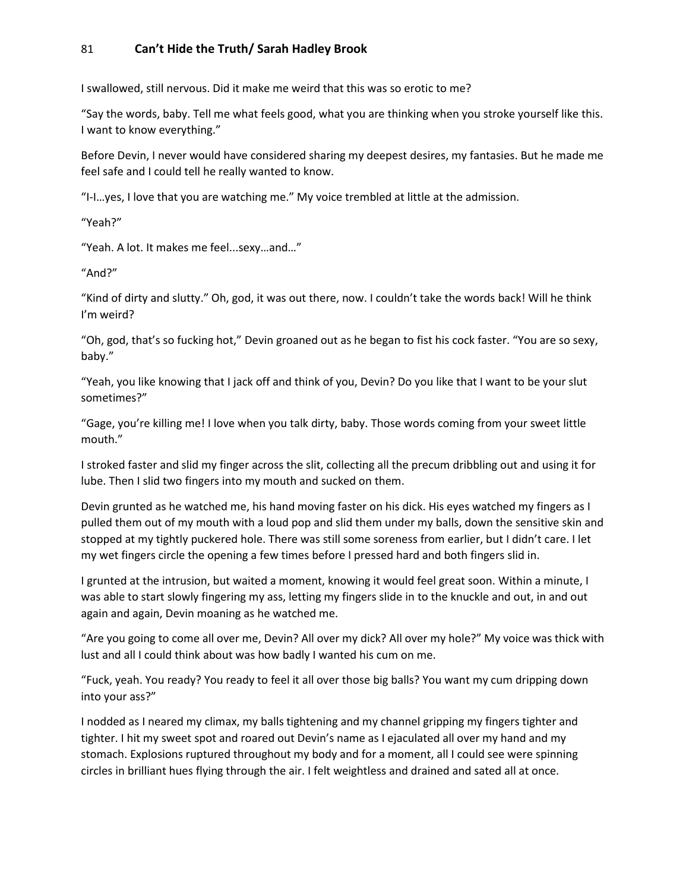I swallowed, still nervous. Did it make me weird that this was so erotic to me?

"Say the words, baby. Tell me what feels good, what you are thinking when you stroke yourself like this. I want to know everything."

Before Devin, I never would have considered sharing my deepest desires, my fantasies. But he made me feel safe and I could tell he really wanted to know.

"I-I…yes, I love that you are watching me." My voice trembled at little at the admission.

"Yeah?"

"Yeah. A lot. It makes me feel...sexy…and…"

"And?"

"Kind of dirty and slutty." Oh, god, it was out there, now. I couldn't take the words back! Will he think I'm weird?

"Oh, god, that's so fucking hot," Devin groaned out as he began to fist his cock faster. "You are so sexy, baby."

"Yeah, you like knowing that I jack off and think of you, Devin? Do you like that I want to be your slut sometimes?"

"Gage, you're killing me! I love when you talk dirty, baby. Those words coming from your sweet little mouth."

I stroked faster and slid my finger across the slit, collecting all the precum dribbling out and using it for lube. Then I slid two fingers into my mouth and sucked on them.

Devin grunted as he watched me, his hand moving faster on his dick. His eyes watched my fingers as I pulled them out of my mouth with a loud pop and slid them under my balls, down the sensitive skin and stopped at my tightly puckered hole. There was still some soreness from earlier, but I didn't care. I let my wet fingers circle the opening a few times before I pressed hard and both fingers slid in.

I grunted at the intrusion, but waited a moment, knowing it would feel great soon. Within a minute, I was able to start slowly fingering my ass, letting my fingers slide in to the knuckle and out, in and out again and again, Devin moaning as he watched me.

"Are you going to come all over me, Devin? All over my dick? All over my hole?" My voice was thick with lust and all I could think about was how badly I wanted his cum on me.

"Fuck, yeah. You ready? You ready to feel it all over those big balls? You want my cum dripping down into your ass?"

I nodded as I neared my climax, my balls tightening and my channel gripping my fingers tighter and tighter. I hit my sweet spot and roared out Devin's name as I ejaculated all over my hand and my stomach. Explosions ruptured throughout my body and for a moment, all I could see were spinning circles in brilliant hues flying through the air. I felt weightless and drained and sated all at once.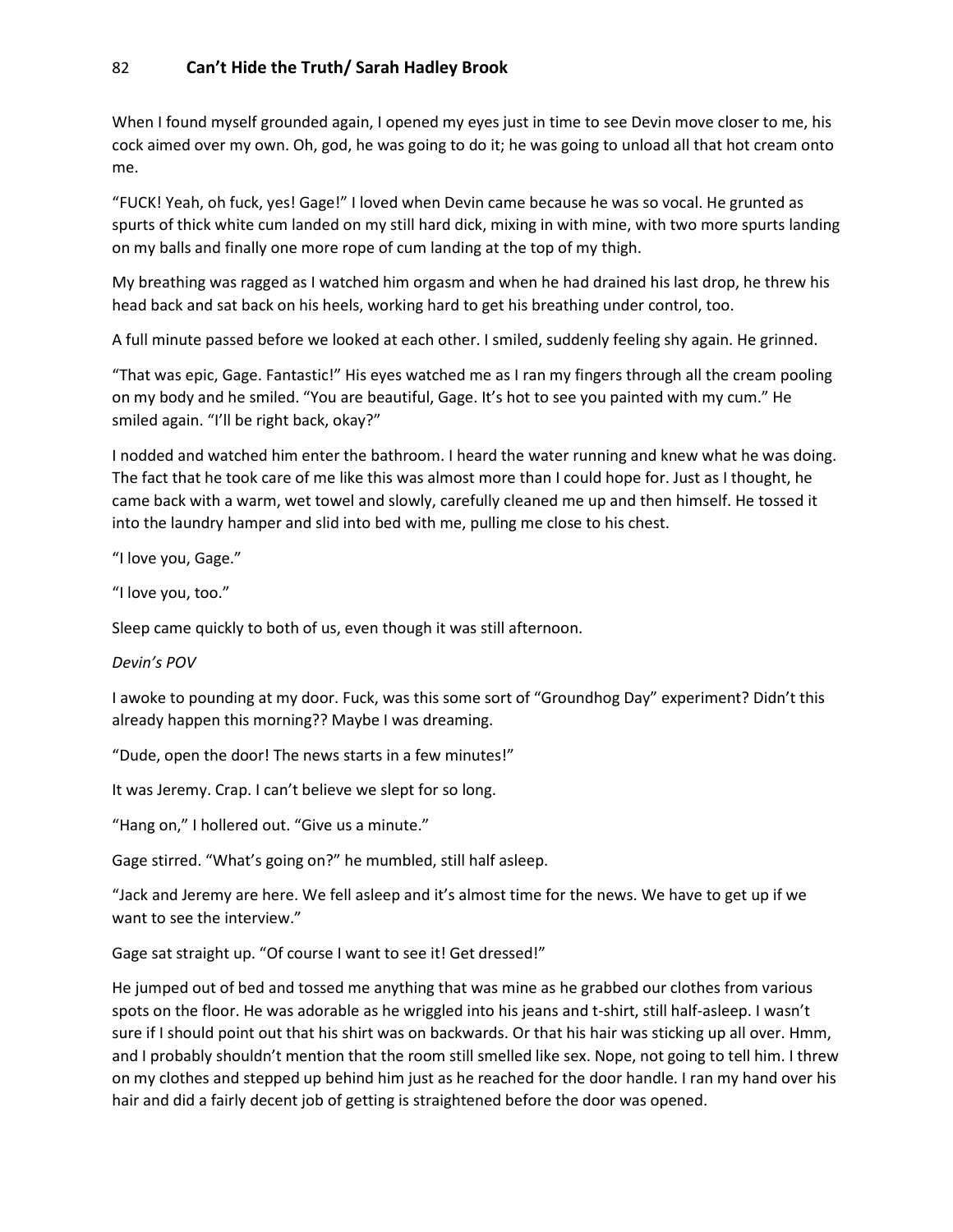When I found myself grounded again, I opened my eyes just in time to see Devin move closer to me, his cock aimed over my own. Oh, god, he was going to do it; he was going to unload all that hot cream onto me.

"FUCK! Yeah, oh fuck, yes! Gage!" I loved when Devin came because he was so vocal. He grunted as spurts of thick white cum landed on my still hard dick, mixing in with mine, with two more spurts landing on my balls and finally one more rope of cum landing at the top of my thigh.

My breathing was ragged as I watched him orgasm and when he had drained his last drop, he threw his head back and sat back on his heels, working hard to get his breathing under control, too.

A full minute passed before we looked at each other. I smiled, suddenly feeling shy again. He grinned.

"That was epic, Gage. Fantastic!" His eyes watched me as I ran my fingers through all the cream pooling on my body and he smiled. "You are beautiful, Gage. It's hot to see you painted with my cum." He smiled again. "I'll be right back, okay?"

I nodded and watched him enter the bathroom. I heard the water running and knew what he was doing. The fact that he took care of me like this was almost more than I could hope for. Just as I thought, he came back with a warm, wet towel and slowly, carefully cleaned me up and then himself. He tossed it into the laundry hamper and slid into bed with me, pulling me close to his chest.

"I love you, Gage."

"I love you, too."

Sleep came quickly to both of us, even though it was still afternoon.

*Devin's POV*

I awoke to pounding at my door. Fuck, was this some sort of "Groundhog Day" experiment? Didn't this already happen this morning?? Maybe I was dreaming.

"Dude, open the door! The news starts in a few minutes!"

It was Jeremy. Crap. I can't believe we slept for so long.

"Hang on," I hollered out. "Give us a minute."

Gage stirred. "What's going on?" he mumbled, still half asleep.

"Jack and Jeremy are here. We fell asleep and it's almost time for the news. We have to get up if we want to see the interview."

Gage sat straight up. "Of course I want to see it! Get dressed!"

He jumped out of bed and tossed me anything that was mine as he grabbed our clothes from various spots on the floor. He was adorable as he wriggled into his jeans and t-shirt, still half-asleep. I wasn't sure if I should point out that his shirt was on backwards. Or that his hair was sticking up all over. Hmm, and I probably shouldn't mention that the room still smelled like sex. Nope, not going to tell him. I threw on my clothes and stepped up behind him just as he reached for the door handle. I ran my hand over his hair and did a fairly decent job of getting is straightened before the door was opened.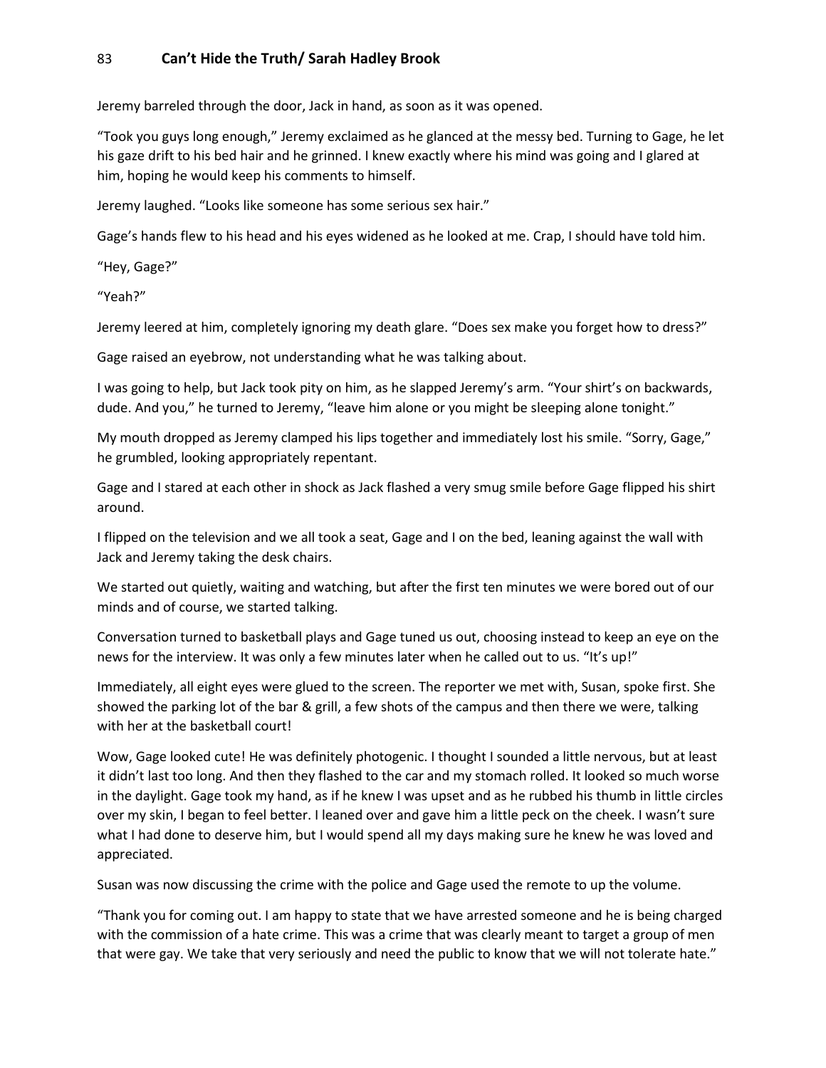Jeremy barreled through the door, Jack in hand, as soon as it was opened.

“Took you guys long enough,” Jeremy exclaimed as he glanced at the messy bed. Turning to Gage, he let his gaze drift to his bed hair and he grinned. I knew exactly where his mind was going and I glared at him, hoping he would keep his comments to himself.

Jeremy laughed. “Looks like someone has some serious sex hair.”

Gage’s hands flew to his head and his eyes widened as he looked at me. Crap, I should have told him.

“Hey, Gage?”

“Yeah?”

Jeremy leered at him, completely ignoring my death glare. “Does sex make you forget how to dress?”

Gage raised an eyebrow, not understanding what he was talking about.

I was going to help, but Jack took pity on him, as he slapped Jeremy’s arm. “Your shirt’s on backwards, dude. And you,” he turned to Jeremy, “leave him alone or you might be sleeping alone tonight.”

My mouth dropped as Jeremy clamped his lips together and immediately lost his smile. “Sorry, Gage,” he grumbled, looking appropriately repentant.

Gage and I stared at each other in shock as Jack flashed a very smug smile before Gage flipped his shirt around.

I flipped on the television and we all took a seat, Gage and I on the bed, leaning against the wall with Jack and Jeremy taking the desk chairs.

We started out quietly, waiting and watching, but after the first ten minutes we were bored out of our minds and of course, we started talking.

Conversation turned to basketball plays and Gage tuned us out, choosing instead to keep an eye on the news for the interview. It was only a few minutes later when he called out to us. “It’s up!”

Immediately, all eight eyes were glued to the screen. The reporter we met with, Susan, spoke first. She showed the parking lot of the bar & grill, a few shots of the campus and then there we were, talking with her at the basketball court!

Wow, Gage looked cute! He was definitely photogenic. I thought I sounded a little nervous, but at least it didn’t last too long. And then they flashed to the car and my stomach rolled. It looked so much worse in the daylight. Gage took my hand, as if he knew I was upset and as he rubbed his thumb in little circles over my skin, I began to feel better. I leaned over and gave him a little peck on the cheek. I wasn’t sure what I had done to deserve him, but I would spend all my days making sure he knew he was loved and appreciated.

Susan was now discussing the crime with the police and Gage used the remote to up the volume.

“Thank you for coming out. I am happy to state that we have arrested someone and he is being charged with the commission of a hate crime. This was a crime that was clearly meant to target a group of men that were gay. We take that very seriously and need the public to know that we will not tolerate hate.”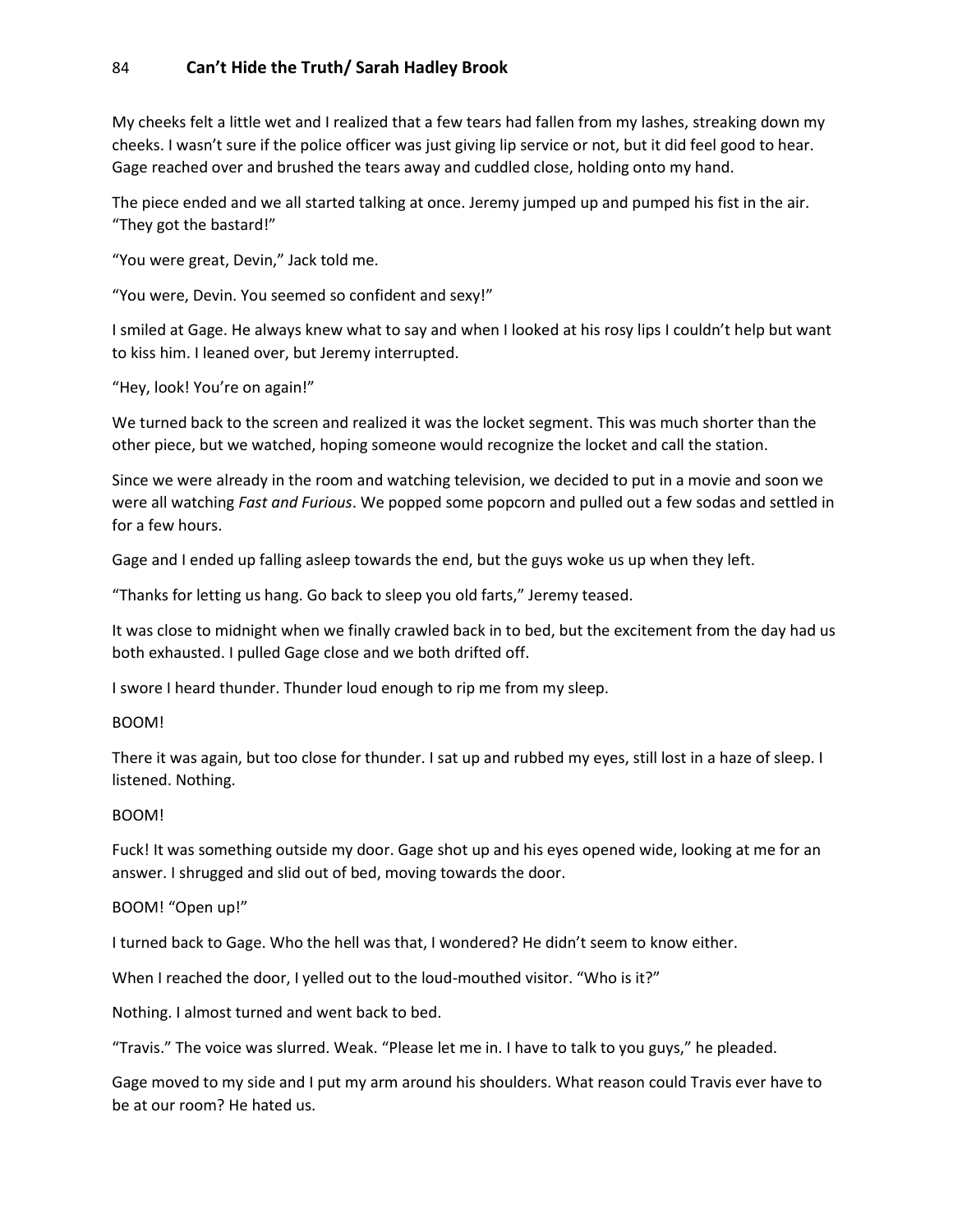My cheeks felt a little wet and I realized that a few tears had fallen from my lashes, streaking down my cheeks. I wasn't sure if the police officer was just giving lip service or not, but it did feel good to hear. Gage reached over and brushed the tears away and cuddled close, holding onto my hand.

The piece ended and we all started talking at once. Jeremy jumped up and pumped his fist in the air. "They got the bastard!"

"You were great, Devin," Jack told me.

"You were, Devin. You seemed so confident and sexy!"

I smiled at Gage. He always knew what to say and when I looked at his rosy lips I couldn't help but want to kiss him. I leaned over, but Jeremy interrupted.

"Hey, look! You're on again!"

We turned back to the screen and realized it was the locket segment. This was much shorter than the other piece, but we watched, hoping someone would recognize the locket and call the station.

Since we were already in the room and watching television, we decided to put in a movie and soon we were all watching *Fast and Furious*. We popped some popcorn and pulled out a few sodas and settled in for a few hours.

Gage and I ended up falling asleep towards the end, but the guys woke us up when they left.

"Thanks for letting us hang. Go back to sleep you old farts," Jeremy teased.

It was close to midnight when we finally crawled back in to bed, but the excitement from the day had us both exhausted. I pulled Gage close and we both drifted off.

I swore I heard thunder. Thunder loud enough to rip me from my sleep.

BOOM!

There it was again, but too close for thunder. I sat up and rubbed my eyes, still lost in a haze of sleep. I listened. Nothing.

BOOM!

Fuck! It was something outside my door. Gage shot up and his eyes opened wide, looking at me for an answer. I shrugged and slid out of bed, moving towards the door.

BOOM! "Open up!"

I turned back to Gage. Who the hell was that, I wondered? He didn't seem to know either.

When I reached the door, I yelled out to the loud-mouthed visitor. "Who is it?"

Nothing. I almost turned and went back to bed.

"Travis." The voice was slurred. Weak. "Please let me in. I have to talk to you guys," he pleaded.

Gage moved to my side and I put my arm around his shoulders. What reason could Travis ever have to be at our room? He hated us.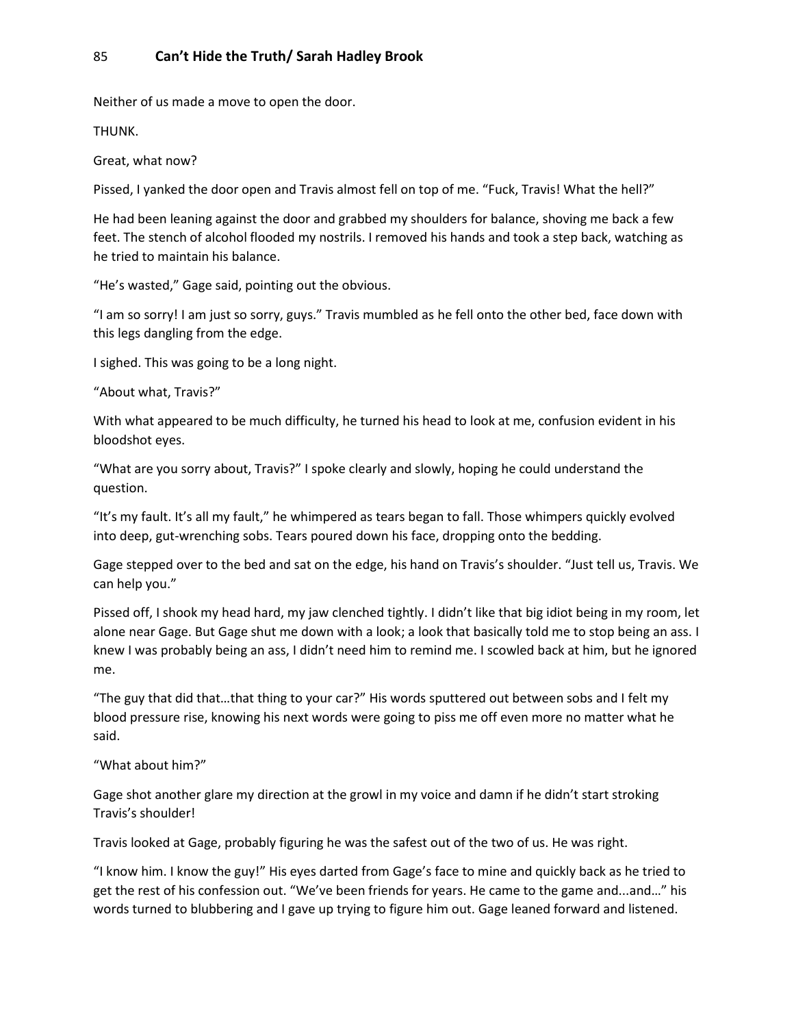Neither of us made a move to open the door.

THUNK.

Great, what now?

Pissed, I yanked the door open and Travis almost fell on top of me. "Fuck, Travis! What the hell?"

He had been leaning against the door and grabbed my shoulders for balance, shoving me back a few feet. The stench of alcohol flooded my nostrils. I removed his hands and took a step back, watching as he tried to maintain his balance.

"He's wasted," Gage said, pointing out the obvious.

"I am so sorry! I am just so sorry, guys." Travis mumbled as he fell onto the other bed, face down with this legs dangling from the edge.

I sighed. This was going to be a long night.

"About what, Travis?"

With what appeared to be much difficulty, he turned his head to look at me, confusion evident in his bloodshot eyes.

"What are you sorry about, Travis?" I spoke clearly and slowly, hoping he could understand the question.

"It's my fault. It's all my fault," he whimpered as tears began to fall. Those whimpers quickly evolved into deep, gut-wrenching sobs. Tears poured down his face, dropping onto the bedding.

Gage stepped over to the bed and sat on the edge, his hand on Travis's shoulder. "Just tell us, Travis. We can help you."

Pissed off, I shook my head hard, my jaw clenched tightly. I didn't like that big idiot being in my room, let alone near Gage. But Gage shut me down with a look; a look that basically told me to stop being an ass. I knew I was probably being an ass, I didn't need him to remind me. I scowled back at him, but he ignored me.

"The guy that did that…that thing to your car?" His words sputtered out between sobs and I felt my blood pressure rise, knowing his next words were going to piss me off even more no matter what he said.

"What about him?"

Gage shot another glare my direction at the growl in my voice and damn if he didn't start stroking Travis's shoulder!

Travis looked at Gage, probably figuring he was the safest out of the two of us. He was right.

"I know him. I know the guy!" His eyes darted from Gage's face to mine and quickly back as he tried to get the rest of his confession out. "We've been friends for years. He came to the game and...and…" his words turned to blubbering and I gave up trying to figure him out. Gage leaned forward and listened.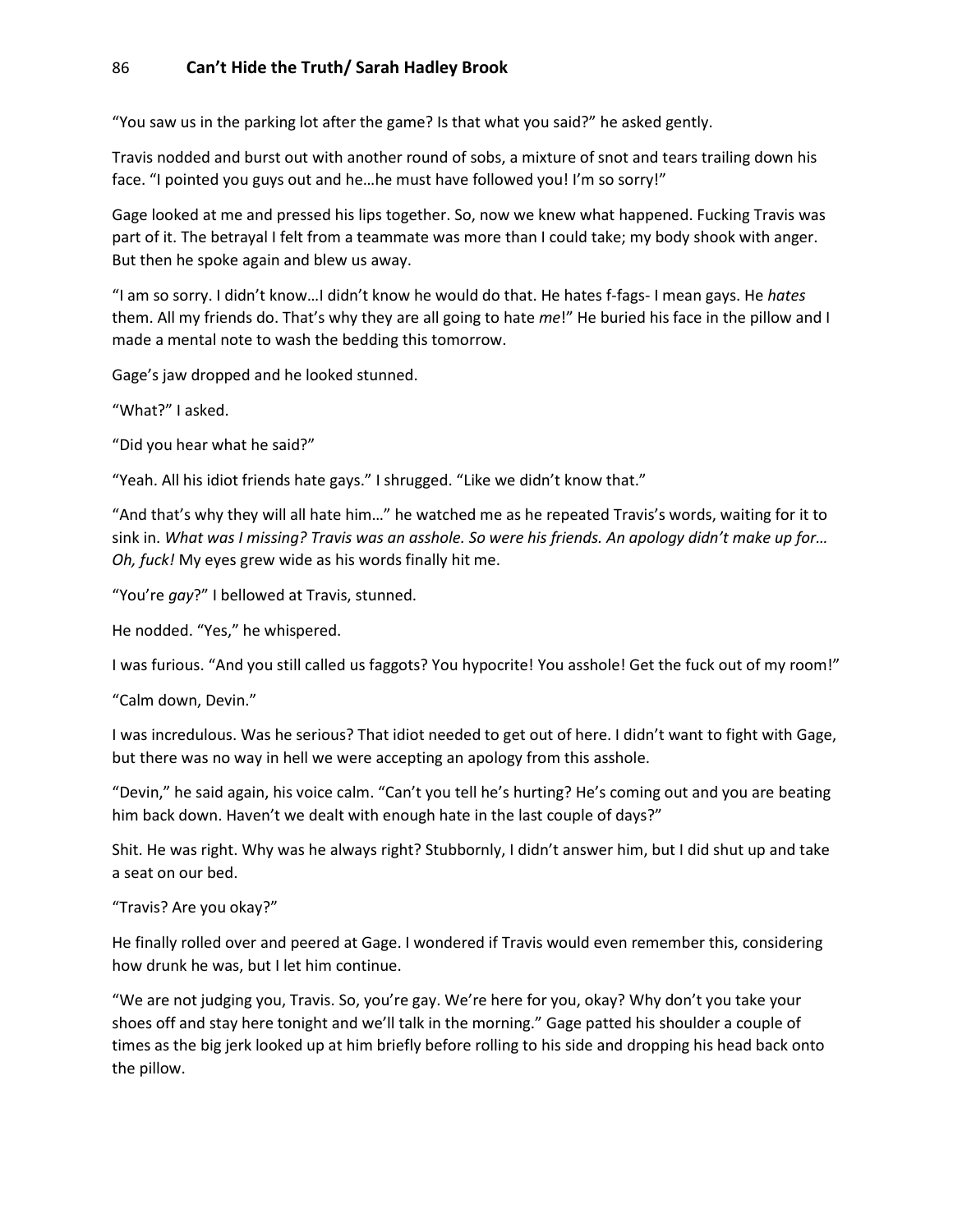"You saw us in the parking lot after the game? Is that what you said?" he asked gently.

Travis nodded and burst out with another round of sobs, a mixture of snot and tears trailing down his face. "I pointed you guys out and he…he must have followed you! I'm so sorry!"

Gage looked at me and pressed his lips together. So, now we knew what happened. Fucking Travis was part of it. The betrayal I felt from a teammate was more than I could take; my body shook with anger. But then he spoke again and blew us away.

"I am so sorry. I didn't know…I didn't know he would do that. He hates f-fags- I mean gays. He *hates* them. All my friends do. That's why they are all going to hate *me*!" He buried his face in the pillow and I made a mental note to wash the bedding this tomorrow.

Gage's jaw dropped and he looked stunned.

"What?" I asked.

"Did you hear what he said?"

"Yeah. All his idiot friends hate gays." I shrugged. "Like we didn't know that."

"And that's why they will all hate him…" he watched me as he repeated Travis's words, waiting for it to sink in. *What was I missing? Travis was an asshole. So were his friends. An apology didn't make up for… Oh, fuck!* My eyes grew wide as his words finally hit me.

"You're *gay*?" I bellowed at Travis, stunned.

He nodded. "Yes," he whispered.

I was furious. "And you still called us faggots? You hypocrite! You asshole! Get the fuck out of my room!"

"Calm down, Devin."

I was incredulous. Was he serious? That idiot needed to get out of here. I didn't want to fight with Gage, but there was no way in hell we were accepting an apology from this asshole.

"Devin," he said again, his voice calm. "Can't you tell he's hurting? He's coming out and you are beating him back down. Haven't we dealt with enough hate in the last couple of days?"

Shit. He was right. Why was he always right? Stubbornly, I didn't answer him, but I did shut up and take a seat on our bed.

"Travis? Are you okay?"

He finally rolled over and peered at Gage. I wondered if Travis would even remember this, considering how drunk he was, but I let him continue.

"We are not judging you, Travis. So, you're gay. We're here for you, okay? Why don't you take your shoes off and stay here tonight and we'll talk in the morning." Gage patted his shoulder a couple of times as the big jerk looked up at him briefly before rolling to his side and dropping his head back onto the pillow.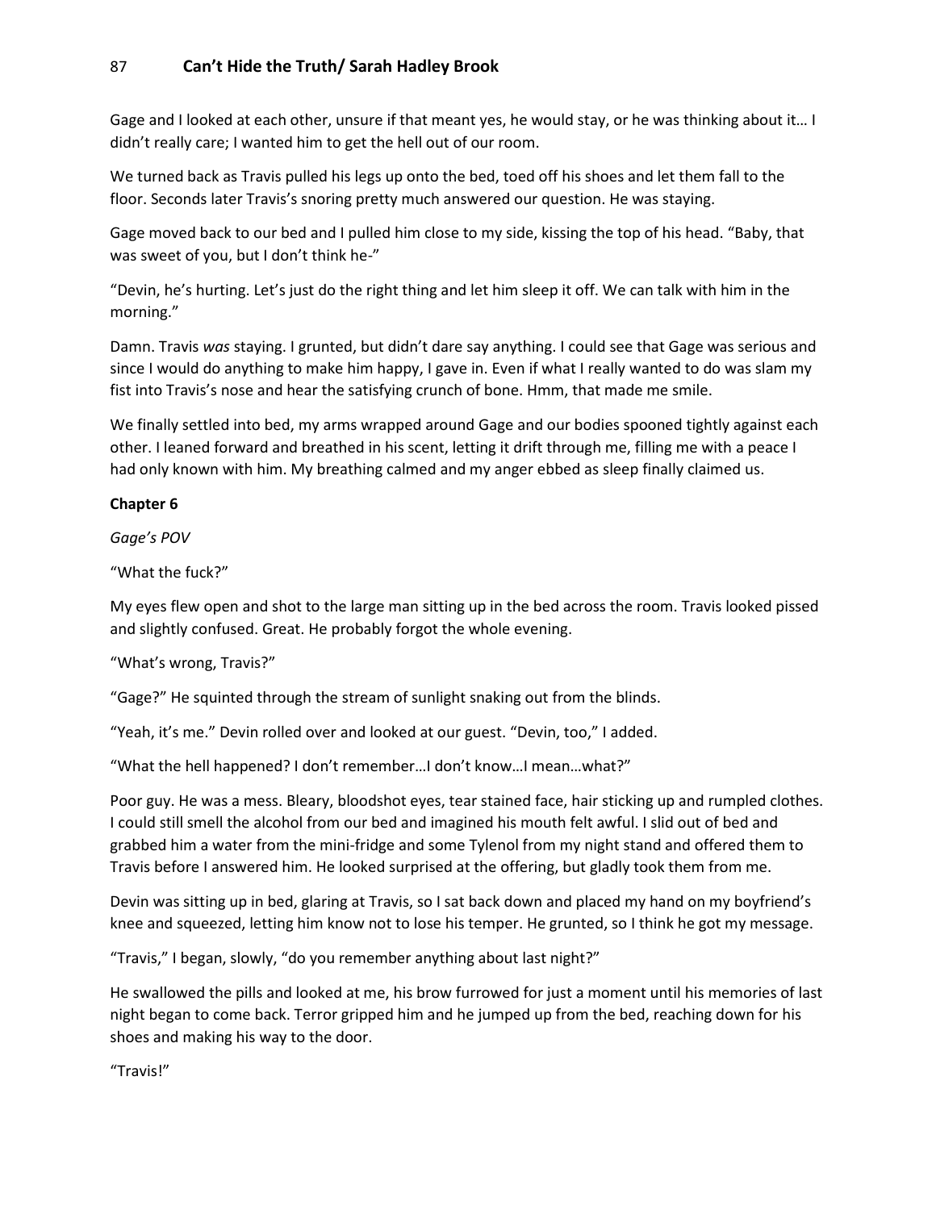Gage and I looked at each other, unsure if that meant yes, he would stay, or he was thinking about it… I didn't really care; I wanted him to get the hell out of our room.

We turned back as Travis pulled his legs up onto the bed, toed off his shoes and let them fall to the floor. Seconds later Travis's snoring pretty much answered our question. He was staying.

Gage moved back to our bed and I pulled him close to my side, kissing the top of his head. "Baby, that was sweet of you, but I don't think he-"

"Devin, he's hurting. Let's just do the right thing and let him sleep it off. We can talk with him in the morning."

Damn. Travis *was* staying. I grunted, but didn't dare say anything. I could see that Gage was serious and since I would do anything to make him happy, I gave in. Even if what I really wanted to do was slam my fist into Travis's nose and hear the satisfying crunch of bone. Hmm, that made me smile.

We finally settled into bed, my arms wrapped around Gage and our bodies spooned tightly against each other. I leaned forward and breathed in his scent, letting it drift through me, filling me with a peace I had only known with him. My breathing calmed and my anger ebbed as sleep finally claimed us.

## Chapter 6

*Gage's POV*

"What the fuck?"

My eyes flew open and shot to the large man sitting up in the bed across the room. Travis looked pissed and slightly confused. Great. He probably forgot the whole evening.

"What's wrong, Travis?"

"Gage?" He squinted through the stream of sunlight snaking out from the blinds.

"Yeah, it's me." Devin rolled over and looked at our guest. "Devin, too," I added.

"What the hell happened? I don't remember…I don't know…I mean…what?"

Poor guy. He was a mess. Bleary, bloodshot eyes, tear stained face, hair sticking up and rumpled clothes. I could still smell the alcohol from our bed and imagined his mouth felt awful. I slid out of bed and grabbed him a water from the mini-fridge and some Tylenol from my night stand and offered them to Travis before I answered him. He looked surprised at the offering, but gladly took them from me.

Devin was sitting up in bed, glaring at Travis, so I sat back down and placed my hand on my boyfriend's knee and squeezed, letting him know not to lose his temper. He grunted, so I think he got my message.

"Travis," I began, slowly, "do you remember anything about last night?"

He swallowed the pills and looked at me, his brow furrowed for just a moment until his memories of last night began to come back. Terror gripped him and he jumped up from the bed, reaching down for his shoes and making his way to the door.

"Travis!"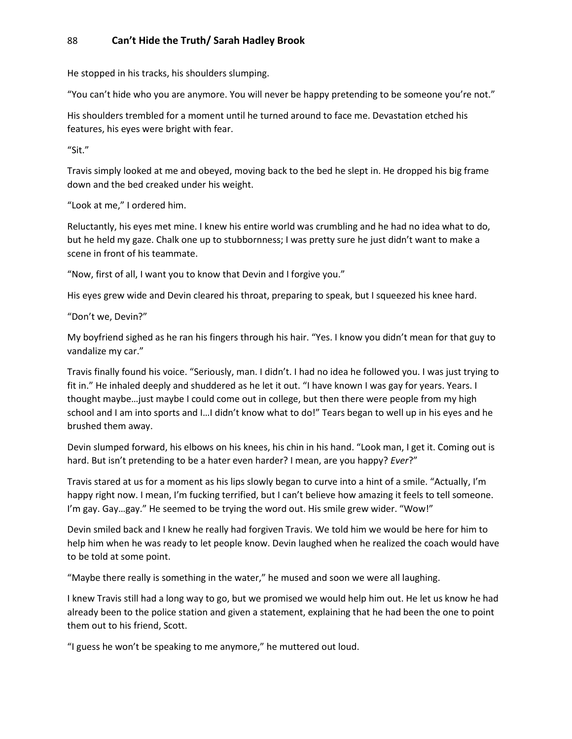He stopped in his tracks, his shoulders slumping.

“You can’t hide who you are anymore. You will never be happy pretending to be someone you’re not.”

His shoulders trembled for a moment until he turned around to face me. Devastation etched his features, his eyes were bright with fear.

“Sit.”

Travis simply looked at me and obeyed, moving back to the bed he slept in. He dropped his big frame down and the bed creaked under his weight.

“Look at me,” I ordered him.

Reluctantly, his eyes met mine. I knew his entire world was crumbling and he had no idea what to do, but he held my gaze. Chalk one up to stubbornness; I was pretty sure he just didn’t want to make a scene in front of his teammate.

“Now, first of all, I want you to know that Devin and I forgive you.”

His eyes grew wide and Devin cleared his throat, preparing to speak, but I squeezed his knee hard.

“Don’t we, Devin?”

My boyfriend sighed as he ran his fingers through his hair. “Yes. I know you didn’t mean for that guy to vandalize my car.”

Travis finally found his voice. “Seriously, man. I didn’t. I had no idea he followed you. I was just trying to fit in.” He inhaled deeply and shuddered as he let it out. “I have known I was gay for years. Years. I thought maybe…just maybe I could come out in college, but then there were people from my high school and I am into sports and I…I didn’t know what to do!” Tears began to well up in his eyes and he brushed them away.

Devin slumped forward, his elbows on his knees, his chin in his hand. “Look man, I get it. Coming out is hard. But isn’t pretending to be a hater even harder? I mean, are you happy? *Ever*?”

Travis stared at us for a moment as his lips slowly began to curve into a hint of a smile. “Actually, I’m happy right now. I mean, I’m fucking terrified, but I can’t believe how amazing it feels to tell someone. I’m gay. Gay…gay.” He seemed to be trying the word out. His smile grew wider. “Wow!”

Devin smiled back and I knew he really had forgiven Travis. We told him we would be here for him to help him when he was ready to let people know. Devin laughed when he realized the coach would have to be told at some point.

“Maybe there really is something in the water,” he mused and soon we were all laughing.

I knew Travis still had a long way to go, but we promised we would help him out. He let us know he had already been to the police station and given a statement, explaining that he had been the one to point them out to his friend, Scott.

“I guess he won’t be speaking to me anymore,” he muttered out loud.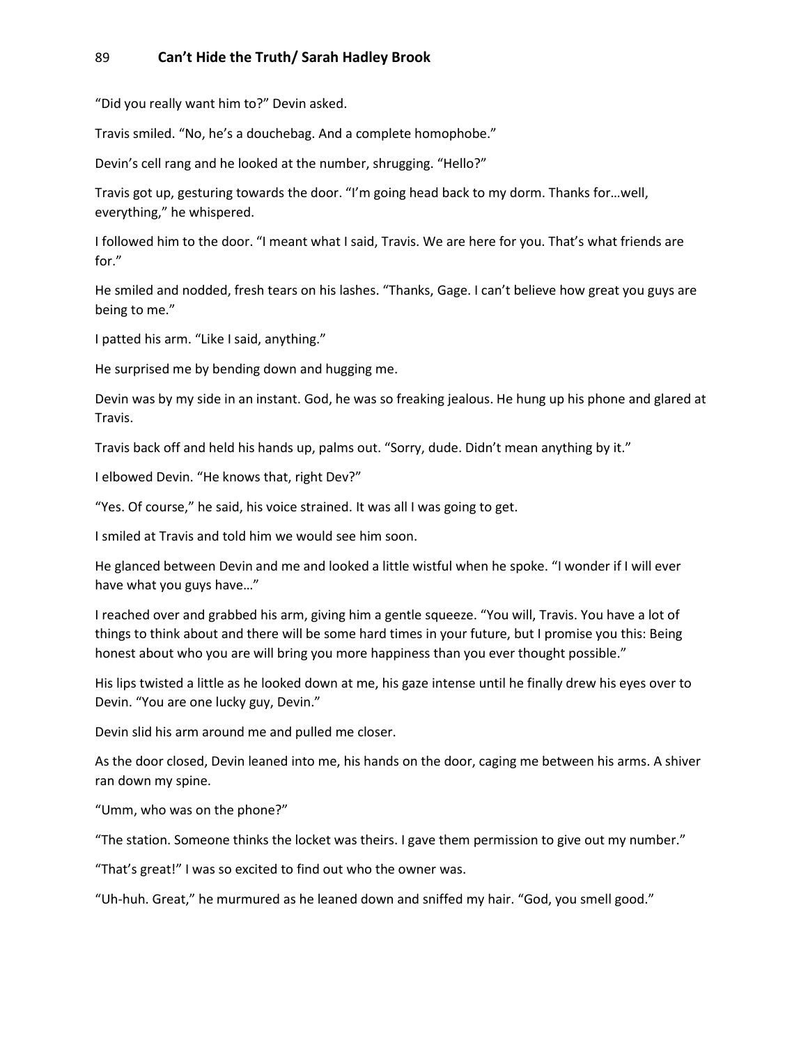"Did you really want him to?" Devin asked.

Travis smiled. "No, he's a douchebag. And a complete homophobe."

Devin's cell rang and he looked at the number, shrugging. "Hello?"

Travis got up, gesturing towards the door. "I'm going head back to my dorm. Thanks for…well, everything," he whispered.

I followed him to the door. "I meant what I said, Travis. We are here for you. That's what friends are for."

He smiled and nodded, fresh tears on his lashes. "Thanks, Gage. I can't believe how great you guys are being to me."

I patted his arm. "Like I said, anything."

He surprised me by bending down and hugging me.

Devin was by my side in an instant. God, he was so freaking jealous. He hung up his phone and glared at Travis.

Travis back off and held his hands up, palms out. "Sorry, dude. Didn't mean anything by it."

I elbowed Devin. "He knows that, right Dev?"

"Yes. Of course," he said, his voice strained. It was all I was going to get.

I smiled at Travis and told him we would see him soon.

He glanced between Devin and me and looked a little wistful when he spoke. "I wonder if I will ever have what you guys have…"

I reached over and grabbed his arm, giving him a gentle squeeze. "You will, Travis. You have a lot of things to think about and there will be some hard times in your future, but I promise you this: Being honest about who you are will bring you more happiness than you ever thought possible."

His lips twisted a little as he looked down at me, his gaze intense until he finally drew his eyes over to Devin. "You are one lucky guy, Devin."

Devin slid his arm around me and pulled me closer.

As the door closed, Devin leaned into me, his hands on the door, caging me between his arms. A shiver ran down my spine.

"Umm, who was on the phone?"

"The station. Someone thinks the locket was theirs. I gave them permission to give out my number."

"That's great!" I was so excited to find out who the owner was.

"Uh-huh. Great," he murmured as he leaned down and sniffed my hair. "God, you smell good."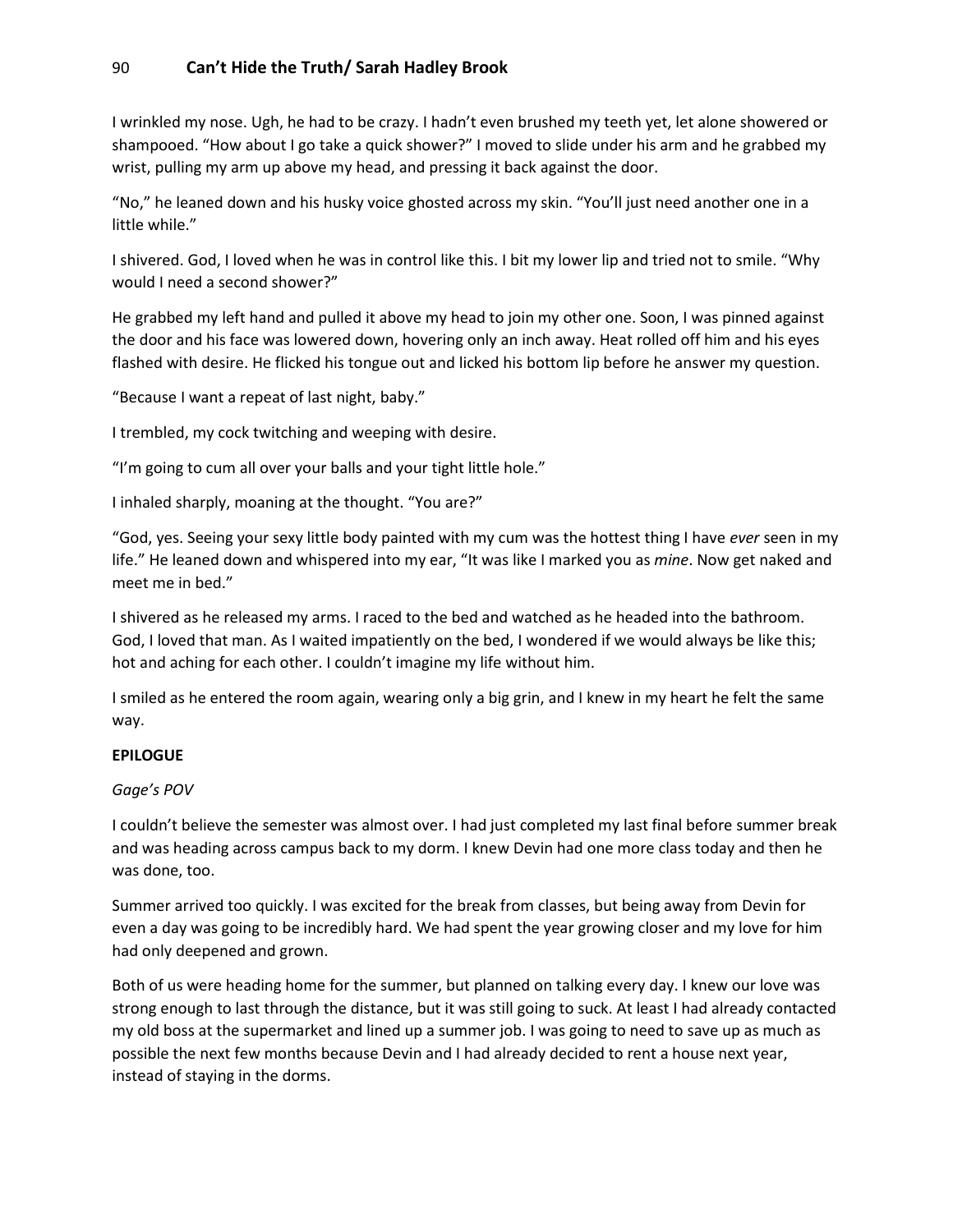I wrinkled my nose. Ugh, he had to be crazy. I hadn't even brushed my teeth yet, let alone showered or shampooed. "How about I go take a quick shower?" I moved to slide under his arm and he grabbed my wrist, pulling my arm up above my head, and pressing it back against the door.

"No," he leaned down and his husky voice ghosted across my skin. "You'll just need another one in a little while."

I shivered. God, I loved when he was in control like this. I bit my lower lip and tried not to smile. "Why would I need a second shower?"

He grabbed my left hand and pulled it above my head to join my other one. Soon, I was pinned against the door and his face was lowered down, hovering only an inch away. Heat rolled off him and his eyes flashed with desire. He flicked his tongue out and licked his bottom lip before he answer my question.

"Because I want a repeat of last night, baby."

I trembled, my cock twitching and weeping with desire.

"I'm going to cum all over your balls and your tight little hole."

I inhaled sharply, moaning at the thought. "You are?"

"God, yes. Seeing your sexy little body painted with my cum was the hottest thing I have *ever* seen in my life." He leaned down and whispered into my ear, "It was like I marked you as *mine*. Now get naked and meet me in bed."

I shivered as he released my arms. I raced to the bed and watched as he headed into the bathroom. God, I loved that man. As I waited impatiently on the bed, I wondered if we would always be like this; hot and aching for each other. I couldn't imagine my life without him.

I smiled as he entered the room again, wearing only a big grin, and I knew in my heart he felt the same way.

## EPILOGUE

*Gage's POV*

I couldn't believe the semester was almost over. I had just completed my last final before summer break and was heading across campus back to my dorm. I knew Devin had one more class today and then he was done, too.

Summer arrived too quickly. I was excited for the break from classes, but being away from Devin for even a day was going to be incredibly hard. We had spent the year growing closer and my love for him had only deepened and grown.

Both of us were heading home for the summer, but planned on talking every day. I knew our love was strong enough to last through the distance, but it was still going to suck. At least I had already contacted my old boss at the supermarket and lined up a summer job. I was going to need to save up as much as possible the next few months because Devin and I had already decided to rent a house next year, instead of staying in the dorms.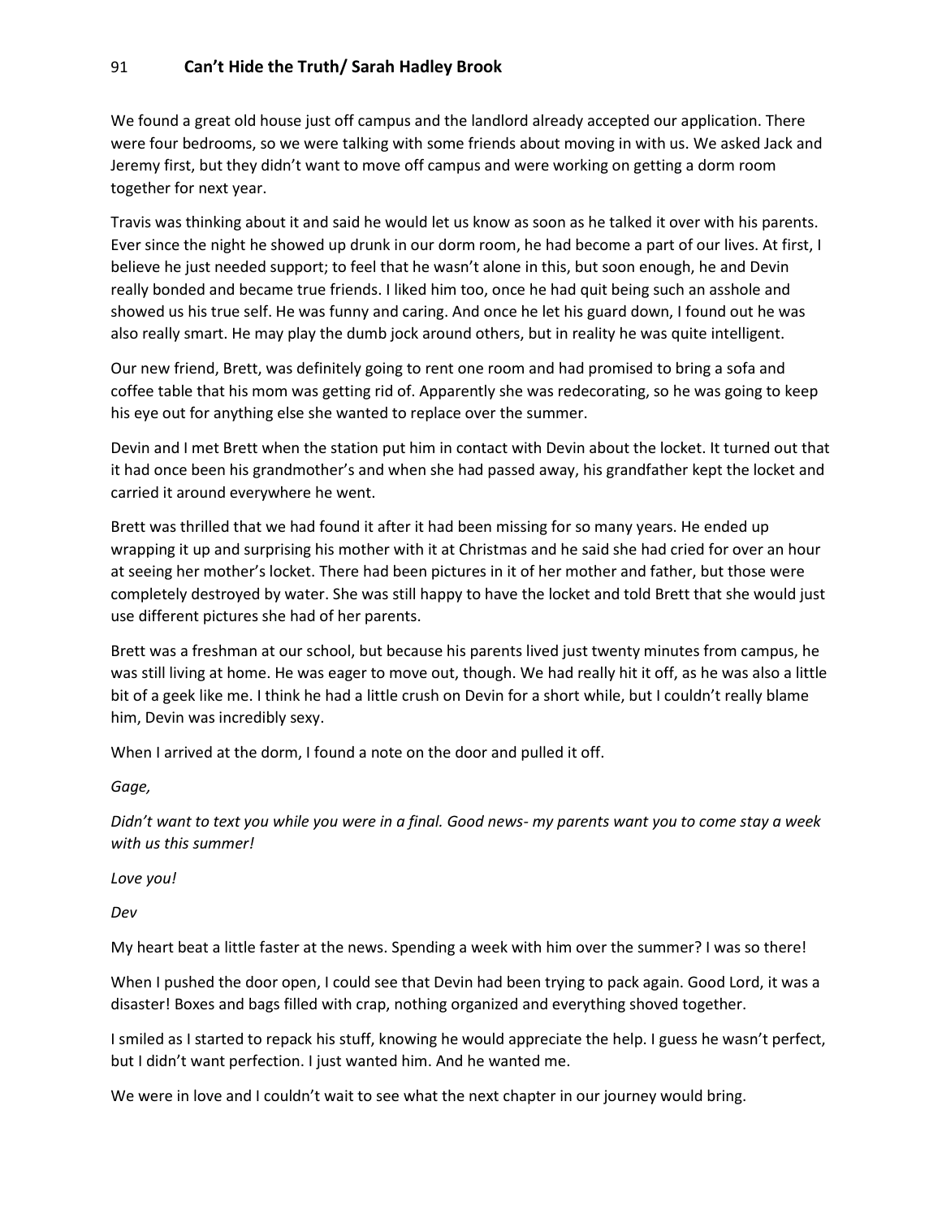We found a great old house just off campus and the landlord already accepted our application. There were four bedrooms, so we were talking with some friends about moving in with us. We asked Jack and Jeremy first, but they didn't want to move off campus and were working on getting a dorm room together for next year.

Travis was thinking about it and said he would let us know as soon as he talked it over with his parents. Ever since the night he showed up drunk in our dorm room, he had become a part of our lives. At first, I believe he just needed support; to feel that he wasn't alone in this, but soon enough, he and Devin really bonded and became true friends. I liked him too, once he had quit being such an asshole and showed us his true self. He was funny and caring. And once he let his guard down, I found out he was also really smart. He may play the dumb jock around others, but in reality he was quite intelligent.

Our new friend, Brett, was definitely going to rent one room and had promised to bring a sofa and coffee table that his mom was getting rid of. Apparently she was redecorating, so he was going to keep his eye out for anything else she wanted to replace over the summer.

Devin and I met Brett when the station put him in contact with Devin about the locket. It turned out that it had once been his grandmother's and when she had passed away, his grandfather kept the locket and carried it around everywhere he went.

Brett was thrilled that we had found it after it had been missing for so many years. He ended up wrapping it up and surprising his mother with it at Christmas and he said she had cried for over an hour at seeing her mother's locket. There had been pictures in it of her mother and father, but those were completely destroyed by water. She was still happy to have the locket and told Brett that she would just use different pictures she had of her parents.

Brett was a freshman at our school, but because his parents lived just twenty minutes from campus, he was still living at home. He was eager to move out, though. We had really hit it off, as he was also a little bit of a geek like me. I think he had a little crush on Devin for a short while, but I couldn't really blame him, Devin was incredibly sexy.

When I arrived at the dorm, I found a note on the door and pulled it off.

*Gage,*

*Didn't want to text you while you were in a final. Good news- my parents want you to come stay a week with us this summer!*

*Love you!*

*Dev*

My heart beat a little faster at the news. Spending a week with him over the summer? I was so there!

When I pushed the door open, I could see that Devin had been trying to pack again. Good Lord, it was a disaster! Boxes and bags filled with crap, nothing organized and everything shoved together.

I smiled as I started to repack his stuff, knowing he would appreciate the help. I guess he wasn't perfect, but I didn't want perfection. I just wanted him. And he wanted me.

We were in love and I couldn't wait to see what the next chapter in our journey would bring.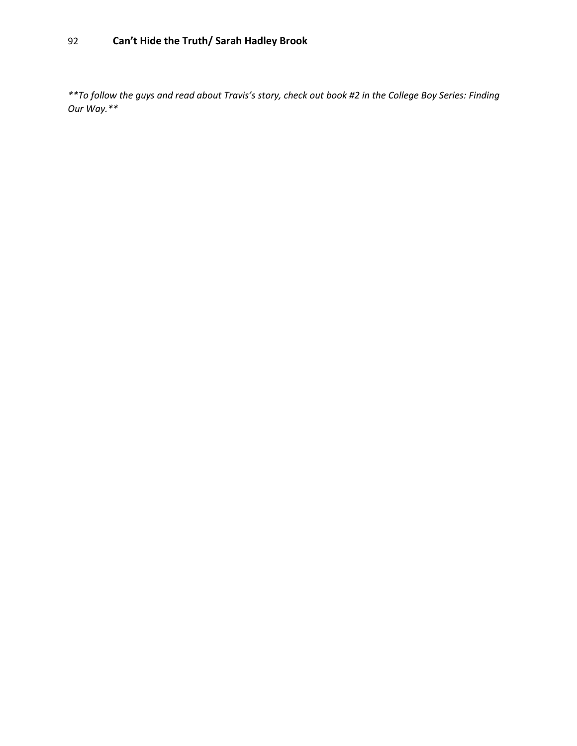*\*\*To follow the guys and read about Travis's story, check out book #2 in the College Boy Series: Finding Our Way.\*\**

***To follow the guys and read about Travis's story, check out book #2 in the College Boy Series: Finding Our Way.***